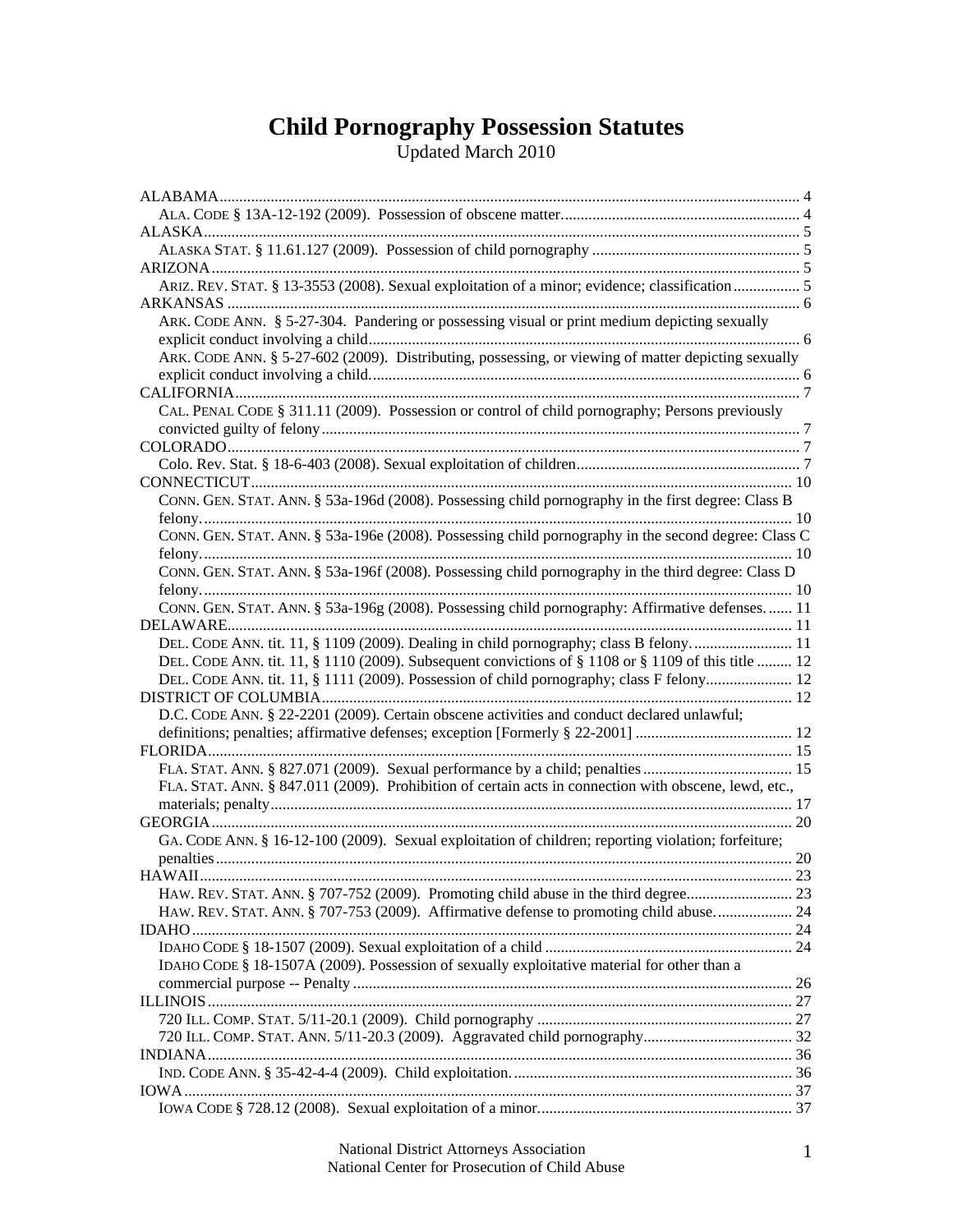# Child Pornography Possession Statutes

Updated March 2010

- ALABAMA ... 4
  - ALA. CODE § 13A-12-192 (2009). Possession of obscene matter ... 4
- ALASKA ... 5
  - ALASKA STAT. § 11.61.127 (2009). Possession of child pornography ... 5
- ARIZONA ... 5
  - ARIZ. REV. STAT. § 13-3553 (2008). Sexual exploitation of a minor; evidence; classification ... 5
- ARKANSAS ... 6
  - ARK. CODE ANN. § 5-27-304. Pandering or possessing visual or print medium depicting sexually explicit conduct involving a child ... 6
  - ARK. CODE ANN. § 5-27-602 (2009). Distributing, possessing, or viewing of matter depicting sexually explicit conduct involving a child ... 6
- CALIFORNIA ... 7
  - CAL. PENAL CODE § 311.11 (2009). Possession or control of child pornography; Persons previously convicted guilty of felony ... 7
- COLORADO ... 7
  - Colo. Rev. Stat. § 18-6-403 (2008). Sexual exploitation of children ... 7
- CONNECTICUT ... 10
  - CONN. GEN. STAT. ANN. § 53a-196d (2008). Possessing child pornography in the first degree: Class B felony ... 10
  - CONN. GEN. STAT. ANN. § 53a-196e (2008). Possessing child pornography in the second degree: Class C felony ... 10
  - CONN. GEN. STAT. ANN. § 53a-196f (2008). Possessing child pornography in the third degree: Class D felony ... 10
  - CONN. GEN. STAT. ANN. § 53a-196g (2008). Possessing child pornography: Affirmative defenses ... 11
- DELAWARE ... 11
  - DEL. CODE ANN. tit. 11, § 1109 (2009). Dealing in child pornography; class B felony ... 11
  - DEL. CODE ANN. tit. 11, § 1110 (2009). Subsequent convictions of § 1108 or § 1109 of this title ... 12
  - DEL. CODE ANN. tit. 11, § 1111 (2009). Possession of child pornography; class F felony ... 12
- DISTRICT OF COLUMBIA ... 12
  - D.C. CODE ANN. § 22-2201 (2009). Certain obscene activities and conduct declared unlawful; definitions; penalties; affirmative defenses; exception [Formerly § 22-2001] ... 12
- FLORIDA ... 15
  - FLA. STAT. ANN. § 827.071 (2009). Sexual performance by a child; penalties ... 15
  - FLA. STAT. ANN. § 847.011 (2009). Prohibition of certain acts in connection with obscene, lewd, etc., materials; penalty ... 17
- GEORGIA ... 20
  - GA. CODE ANN. § 16-12-100 (2009). Sexual exploitation of children; reporting violation; forfeiture; penalties ... 20
- HAWAII ... 23
  - HAW. REV. STAT. ANN. § 707-752 (2009). Promoting child abuse in the third degree ... 23
  - HAW. REV. STAT. ANN. § 707-753 (2009). Affirmative defense to promoting child abuse ... 24
- IDAHO ... 24
  - IDAHO CODE § 18-1507 (2009). Sexual exploitation of a child ... 24
  - IDAHO CODE § 18-1507A (2009). Possession of sexually exploitative material for other than a commercial purpose -- Penalty ... 26
- ILLINOIS ... 27
  - 720 ILL. COMP. STAT. 5/11-20.1 (2009). Child pornography ... 27
  - 720 ILL. COMP. STAT. ANN. 5/11-20.3 (2009). Aggravated child pornography ... 32
- INDIANA ... 36
  - IND. CODE ANN. § 35-42-4-4 (2009). Child exploitation ... 36
- IOWA ... 37
  - IOWA CODE § 728.12 (2008). Sexual exploitation of a minor ... 37

National District Attorneys Association
National Center for Prosecution of Child Abuse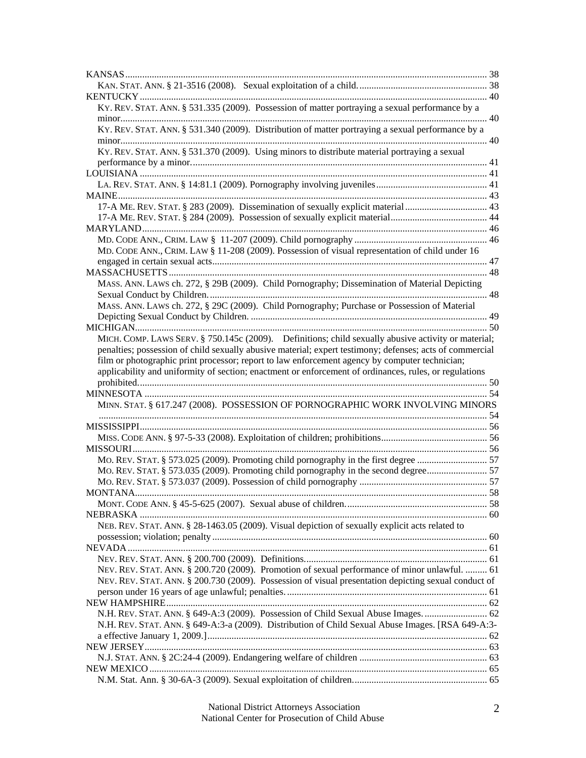KANSAS ..... 38

KAN. STAT. ANN. § 21-3516 (2008). Sexual exploitation of a child. ..... 38

KENTUCKY ..... 40

KY. REV. STAT. ANN. § 531.335 (2009). Possession of matter portraying a sexual performance by a minor. ..... 40

KY. REV. STAT. ANN. § 531.340 (2009). Distribution of matter portraying a sexual performance by a minor. ..... 40

KY. REV. STAT. ANN. § 531.370 (2009). Using minors to distribute material portraying a sexual performance by a minor. ..... 41

LOUISIANA ..... 41

LA. REV. STAT. ANN. § 14:81.1 (2009). Pornography involving juveniles ..... 41

MAINE ..... 43

17-A ME. REV. STAT. § 283 (2009). Dissemination of sexually explicit material ..... 43

17-A ME. REV. STAT. § 284 (2009). Possession of sexually explicit material ..... 44

MARYLAND ..... 46

MD. CODE ANN., CRIM. LAW § 11-207 (2009). Child pornography ..... 46

MD. CODE ANN., CRIM. LAW § 11-208 (2009). Possession of visual representation of child under 16 engaged in certain sexual acts ..... 47

MASSACHUSETTS ..... 48

MASS. ANN. LAWS ch. 272, § 29B (2009). Child Pornography; Dissemination of Material Depicting Sexual Conduct by Children. ..... 48

MASS. ANN. LAWS ch. 272, § 29C (2009). Child Pornography; Purchase or Possession of Material Depicting Sexual Conduct by Children. ..... 49

MICHIGAN ..... 50

MICH. COMP. LAWS SERV. § 750.145c (2009). Definitions; child sexually abusive activity or material; penalties; possession of child sexually abusive material; expert testimony; defenses; acts of commercial film or photographic print processor; report to law enforcement agency by computer technician; applicability and uniformity of section; enactment or enforcement of ordinances, rules, or regulations prohibited. ..... 50

MINNESOTA ..... 54

MINN. STAT. § 617.247 (2008). POSSESSION OF PORNOGRAPHIC WORK INVOLVING MINORS ..... 54

MISSISSIPPI ..... 56

MISS. CODE ANN. § 97-5-33 (2008). Exploitation of children; prohibitions ..... 56

MISSOURI ..... 56

MO. REV. STAT. § 573.025 (2009). Promoting child pornography in the first degree ..... 57

MO. REV. STAT. § 573.035 (2009). Promoting child pornography in the second degree ..... 57

MO. REV. STAT. § 573.037 (2009). Possession of child pornography ..... 57

MONTANA ..... 58

MONT. CODE ANN. § 45-5-625 (2007). Sexual abuse of children. ..... 58

NEBRASKA ..... 60

NEB. REV. STAT. ANN. § 28-1463.05 (2009). Visual depiction of sexually explicit acts related to possession; violation; penalty ..... 60

NEVADA ..... 61

NEV. REV. STAT. ANN. § 200.700 (2009). Definitions. ..... 61

NEV. REV. STAT. ANN. § 200.720 (2009). Promotion of sexual performance of minor unlawful. ..... 61

NEV. REV. STAT. ANN. § 200.730 (2009). Possession of visual presentation depicting sexual conduct of person under 16 years of age unlawful; penalties. ..... 61

NEW HAMPSHIRE ..... 62

N.H. REV. STAT. ANN. § 649-A:3 (2009). Possession of Child Sexual Abuse Images. ..... 62

N.H. REV. STAT. ANN. § 649-A:3-a (2009). Distribution of Child Sexual Abuse Images. [RSA 649-A:3-a effective January 1, 2009.] ..... 62

NEW JERSEY ..... 63

N.J. STAT. ANN. § 2C:24-4 (2009). Endangering welfare of children ..... 63

NEW MEXICO ..... 65

N.M. Stat. Ann. § 30-6A-3 (2009). Sexual exploitation of children. ..... 65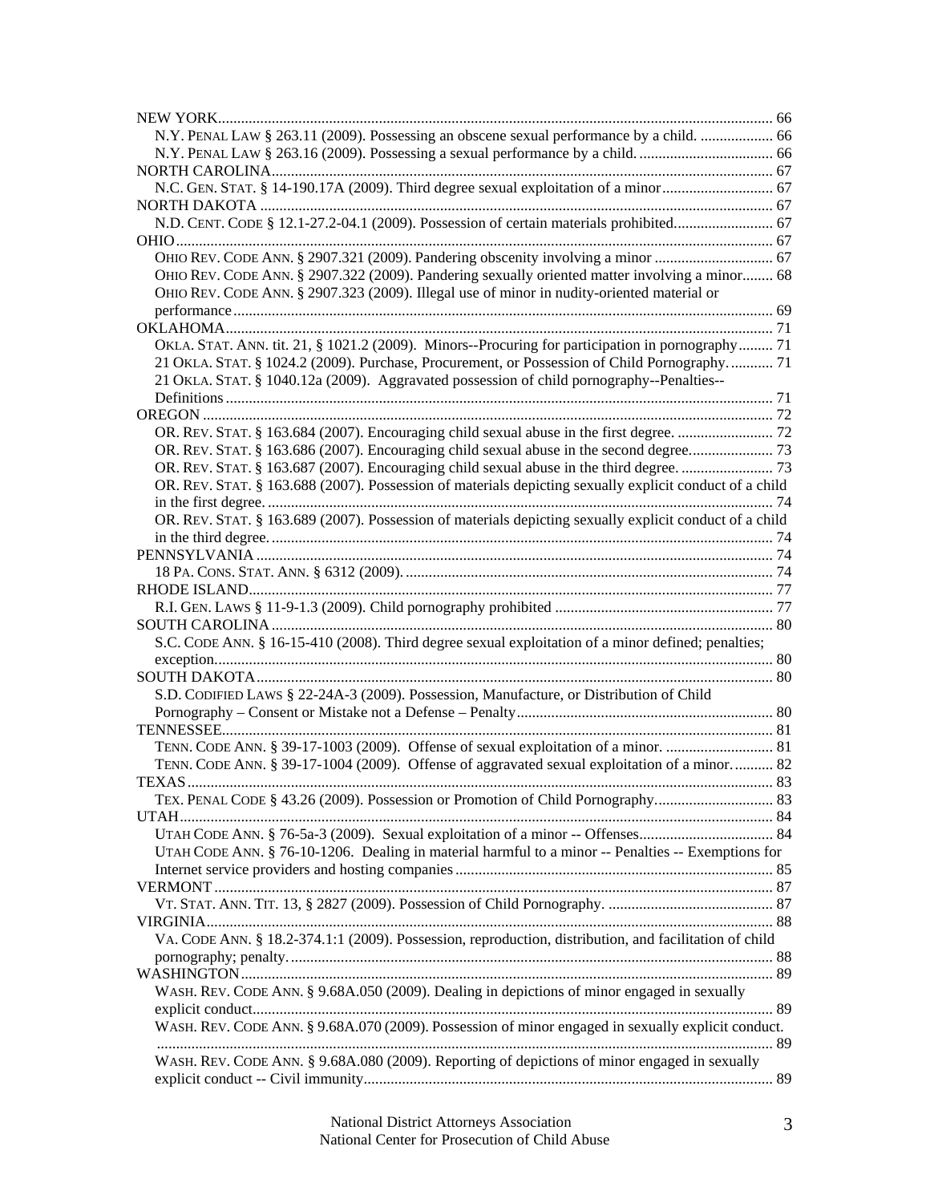NEW YORK ................................................................................................................................ 66
- N.Y. PENAL LAW § 263.11 (2009). Possessing an obscene sexual performance by a child. ................... 66
- N.Y. PENAL LAW § 263.16 (2009). Possessing a sexual performance by a child. ................................... 66

NORTH CAROLINA ................................................................................................................................ 67
- N.C. GEN. STAT. § 14-190.17A (2009). Third degree sexual exploitation of a minor ............................. 67

NORTH DAKOTA ................................................................................................................................ 67
- N.D. CENT. CODE § 12.1-27.2-04.1 (2009). Possession of certain materials prohibited.......................... 67

OHIO ................................................................................................................................ 67
- OHIO REV. CODE ANN. § 2907.321 (2009). Pandering obscenity involving a minor ............................... 67
- OHIO REV. CODE ANN. § 2907.322 (2009). Pandering sexually oriented matter involving a minor........ 68
- OHIO REV. CODE ANN. § 2907.323 (2009). Illegal use of minor in nudity-oriented material or performance ................................................................................................................................ 69

OKLAHOMA ................................................................................................................................ 71
- OKLA. STAT. ANN. tit. 21, § 1021.2 (2009). Minors--Procuring for participation in pornography ......... 71
- 21 OKLA. STAT. § 1024.2 (2009). Purchase, Procurement, or Possession of Child Pornography. ........... 71
- 21 OKLA. STAT. § 1040.12a (2009). Aggravated possession of child pornography--Penalties--Definitions ................................................................................................................................ 71

OREGON ................................................................................................................................ 72
- OR. REV. STAT. § 163.684 (2007). Encouraging child sexual abuse in the first degree. ......................... 72
- OR. REV. STAT. § 163.686 (2007). Encouraging child sexual abuse in the second degree...................... 73
- OR. REV. STAT. § 163.687 (2007). Encouraging child sexual abuse in the third degree. ........................ 73
- OR. REV. STAT. § 163.688 (2007). Possession of materials depicting sexually explicit conduct of a child in the first degree. ................................................................................................................................ 74
- OR. REV. STAT. § 163.689 (2007). Possession of materials depicting sexually explicit conduct of a child in the third degree. ................................................................................................................................ 74

PENNSYLVANIA ................................................................................................................................ 74
- 18 PA. CONS. STAT. ANN. § 6312 (2009). ................................................................................................ 74

RHODE ISLAND ................................................................................................................................ 77
- R.I. GEN. LAWS § 11-9-1.3 (2009). Child pornography prohibited ......................................................... 77

SOUTH CAROLINA ................................................................................................................................ 80
- S.C. CODE ANN. § 16-15-410 (2008). Third degree sexual exploitation of a minor defined; penalties; exception ................................................................................................................................ 80

SOUTH DAKOTA ................................................................................................................................ 80
- S.D. CODIFIED LAWS § 22-24A-3 (2009). Possession, Manufacture, or Distribution of Child Pornography – Consent or Mistake not a Defense – Penalty ................................................................... 80

TENNESSEE ................................................................................................................................ 81
- TENN. CODE ANN. § 39-17-1003 (2009). Offense of sexual exploitation of a minor. ............................ 81
- TENN. CODE ANN. § 39-17-1004 (2009). Offense of aggravated sexual exploitation of a minor. .......... 82

TEXAS ................................................................................................................................ 83
- TEX. PENAL CODE § 43.26 (2009). Possession or Promotion of Child Pornography ............................... 83

UTAH ................................................................................................................................ 84
- UTAH CODE ANN. § 76-5a-3 (2009). Sexual exploitation of a minor -- Offenses................................... 84
- UTAH CODE ANN. § 76-10-1206. Dealing in material harmful to a minor -- Penalties -- Exemptions for Internet service providers and hosting companies ................................................................................... 85

VERMONT ................................................................................................................................ 87
- VT. STAT. ANN. TIT. 13, § 2827 (2009). Possession of Child Pornography. ........................................... 87

VIRGINIA ................................................................................................................................ 88
- VA. CODE ANN. § 18.2-374.1:1 (2009). Possession, reproduction, distribution, and facilitation of child pornography; penalty. ................................................................................................................................ 88

WASHINGTON ................................................................................................................................ 89
- WASH. REV. CODE ANN. § 9.68A.050 (2009). Dealing in depictions of minor engaged in sexually explicit conduct ................................................................................................................................ 89
- WASH. REV. CODE ANN. § 9.68A.070 (2009). Possession of minor engaged in sexually explicit conduct. ................................................................................................................................ 89
- WASH. REV. CODE ANN. § 9.68A.080 (2009). Reporting of depictions of minor engaged in sexually explicit conduct -- Civil immunity ........................................................................................................... 89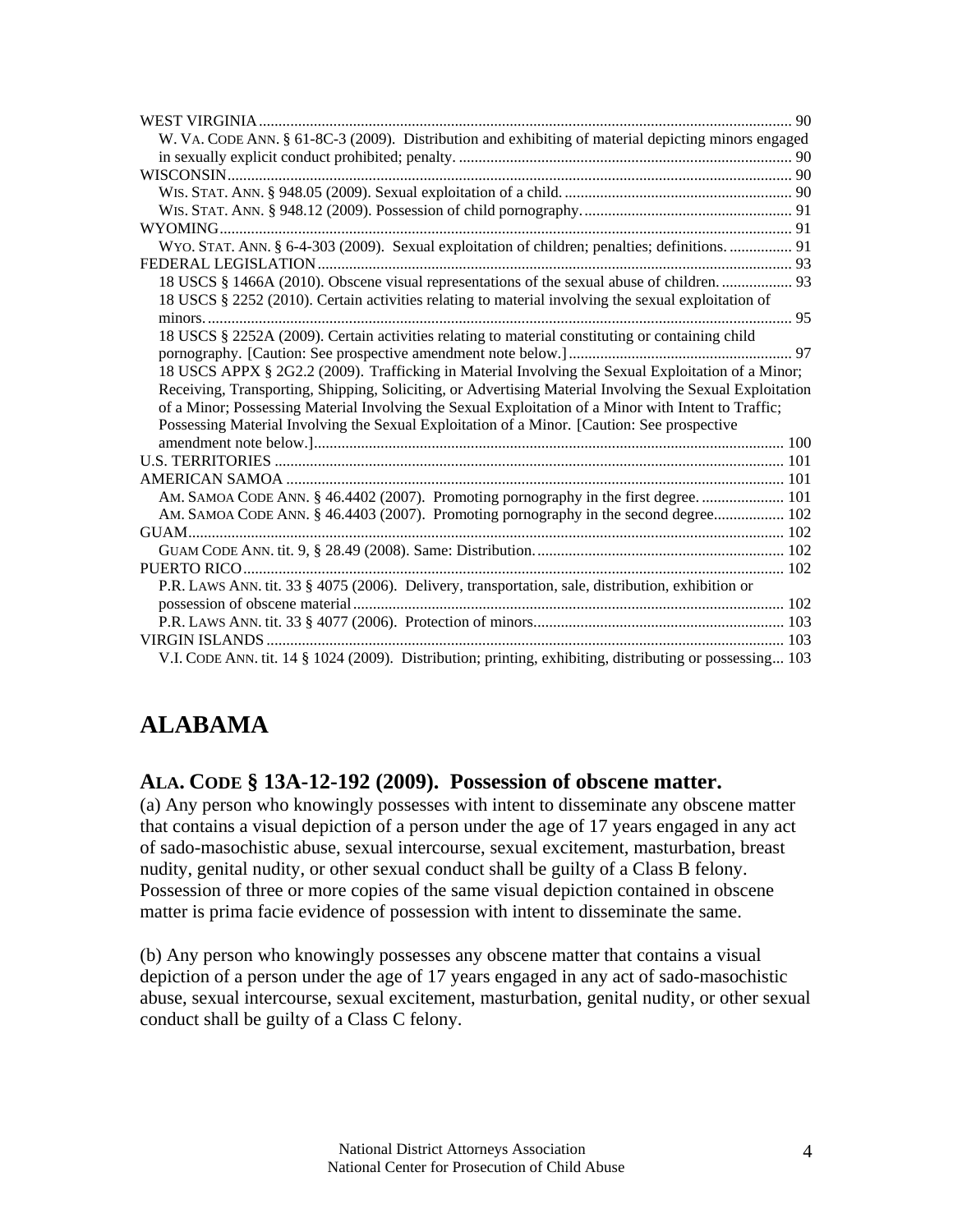WEST VIRGINIA ........................................................................................................................................ 90
W. VA. CODE ANN. § 61-8C-3 (2009). Distribution and exhibiting of material depicting minors engaged in sexually explicit conduct prohibited; penalty. ..................................................................................... 90
WISCONSIN............................................................................................................................................... 90
WIS. STAT. ANN. § 948.05 (2009). Sexual exploitation of a child. ........................................................... 90
WIS. STAT. ANN. § 948.12 (2009). Possession of child pornography. ...................................................... 91
WYOMING................................................................................................................................................. 91
WYO. STAT. ANN. § 6-4-303 (2009). Sexual exploitation of children; penalties; definitions. ................ 91
FEDERAL LEGISLATION ........................................................................................................................ 93
18 USCS § 1466A (2010). Obscene visual representations of the sexual abuse of children. .................. 93
18 USCS § 2252 (2010). Certain activities relating to material involving the sexual exploitation of minors. ..................................................................................................................................................... 95
18 USCS § 2252A (2009). Certain activities relating to material constituting or containing child pornography. [Caution: See prospective amendment note below.] ......................................................... 97
18 USCS APPX § 2G2.2 (2009). Trafficking in Material Involving the Sexual Exploitation of a Minor; Receiving, Transporting, Shipping, Soliciting, or Advertising Material Involving the Sexual Exploitation of a Minor; Possessing Material Involving the Sexual Exploitation of a Minor with Intent to Traffic; Possessing Material Involving the Sexual Exploitation of a Minor. [Caution: See prospective amendment note below.] ....................................................................................................................... 100
U.S. TERRITORIES ................................................................................................................................. 101
AMERICAN SAMOA .............................................................................................................................. 101
AM. SAMOA CODE ANN. § 46.4402 (2007). Promoting pornography in the first degree. ..................... 101
AM. SAMOA CODE ANN. § 46.4403 (2007). Promoting pornography in the second degree.................. 102
GUAM....................................................................................................................................................... 102
GUAM CODE ANN. tit. 9, § 28.49 (2008). Same: Distribution. ............................................................... 102
PUERTO RICO......................................................................................................................................... 102
P.R. LAWS ANN. tit. 33 § 4075 (2006). Delivery, transportation, sale, distribution, exhibition or possession of obscene material ............................................................................................................. 102
P.R. LAWS ANN. tit. 33 § 4077 (2006). Protection of minors................................................................ 103
VIRGIN ISLANDS ................................................................................................................................... 103
V.I. CODE ANN. tit. 14 § 1024 (2009). Distribution; printing, exhibiting, distributing or possessing... 103

# ALABAMA

## ALA. CODE § 13A-12-192 (2009). Possession of obscene matter.

(a) Any person who knowingly possesses with intent to disseminate any obscene matter that contains a visual depiction of a person under the age of 17 years engaged in any act of sado-masochistic abuse, sexual intercourse, sexual excitement, masturbation, breast nudity, genital nudity, or other sexual conduct shall be guilty of a Class B felony. Possession of three or more copies of the same visual depiction contained in obscene matter is prima facie evidence of possession with intent to disseminate the same.

(b) Any person who knowingly possesses any obscene matter that contains a visual depiction of a person under the age of 17 years engaged in any act of sado-masochistic abuse, sexual intercourse, sexual excitement, masturbation, genital nudity, or other sexual conduct shall be guilty of a Class C felony.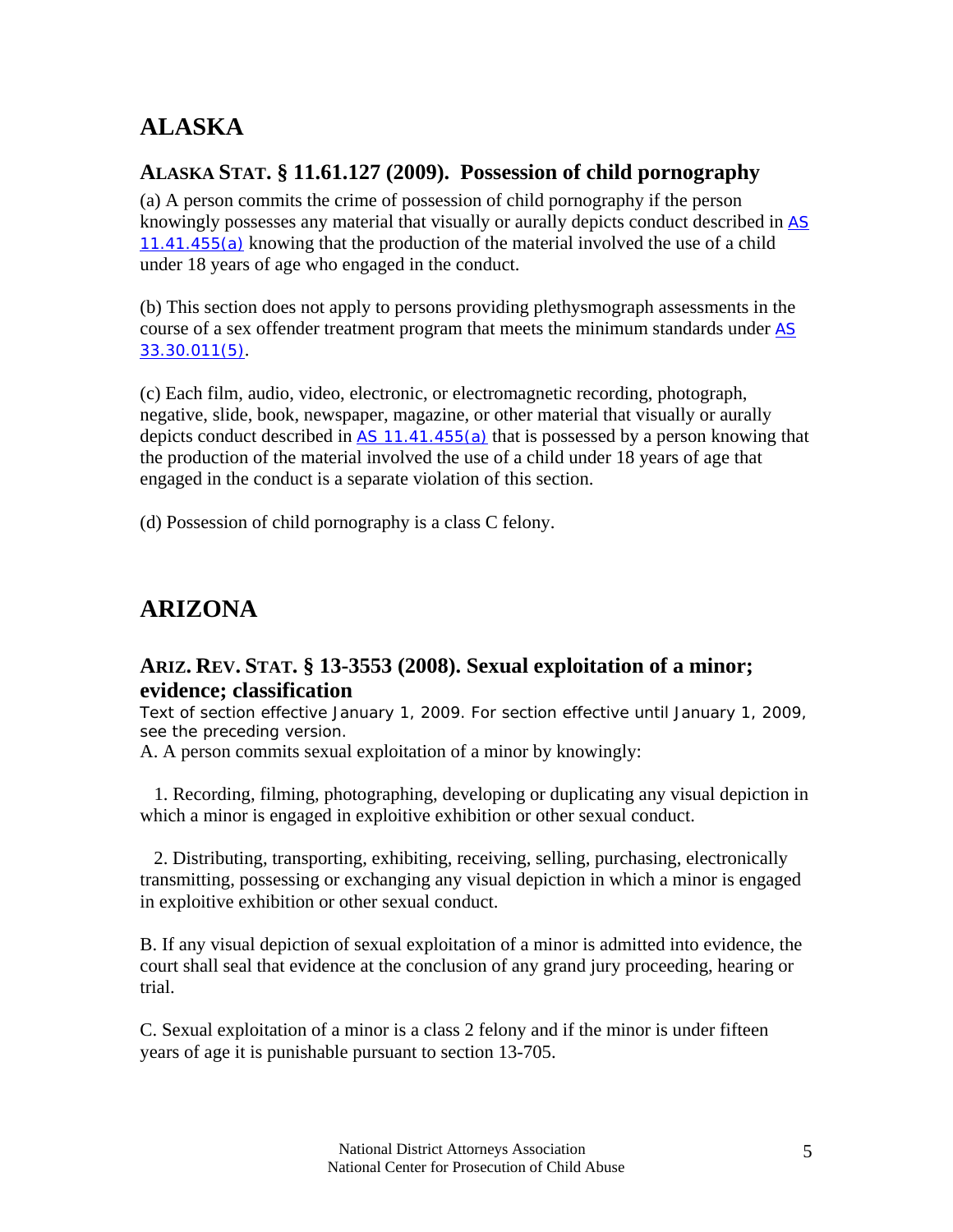# ALASKA

## ALASKA STAT. § 11.61.127 (2009). Possession of child pornography

(a) A person commits the crime of possession of child pornography if the person knowingly possesses any material that visually or aurally depicts conduct described in AS 11.41.455(a) knowing that the production of the material involved the use of a child under 18 years of age who engaged in the conduct.

(b) This section does not apply to persons providing plethysmograph assessments in the course of a sex offender treatment program that meets the minimum standards under AS 33.30.011(5).

(c) Each film, audio, video, electronic, or electromagnetic recording, photograph, negative, slide, book, newspaper, magazine, or other material that visually or aurally depicts conduct described in AS 11.41.455(a) that is possessed by a person knowing that the production of the material involved the use of a child under 18 years of age that engaged in the conduct is a separate violation of this section.

(d) Possession of child pornography is a class C felony.

# ARIZONA

## ARIZ. REV. STAT. § 13-3553 (2008). Sexual exploitation of a minor; evidence; classification

Text of section effective January 1, 2009. For section effective until January 1, 2009, see the preceding version.

A. A person commits sexual exploitation of a minor by knowingly:

1. Recording, filming, photographing, developing or duplicating any visual depiction in which a minor is engaged in exploitive exhibition or other sexual conduct.

2. Distributing, transporting, exhibiting, receiving, selling, purchasing, electronically transmitting, possessing or exchanging any visual depiction in which a minor is engaged in exploitive exhibition or other sexual conduct.

B. If any visual depiction of sexual exploitation of a minor is admitted into evidence, the court shall seal that evidence at the conclusion of any grand jury proceeding, hearing or trial.

C. Sexual exploitation of a minor is a class 2 felony and if the minor is under fifteen years of age it is punishable pursuant to section 13-705.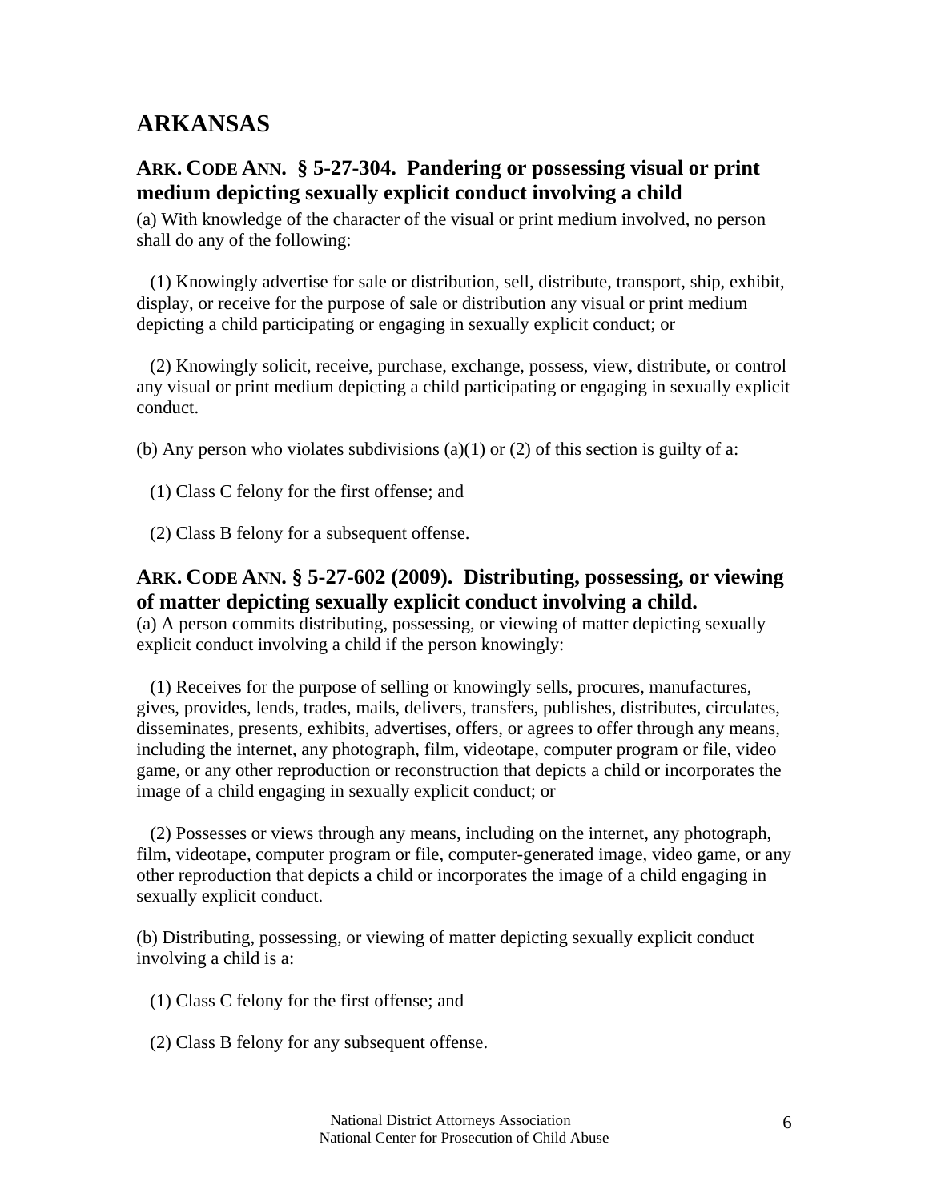## ARKANSAS

### ARK. CODE ANN. § 5-27-304. Pandering or possessing visual or print medium depicting sexually explicit conduct involving a child

(a) With knowledge of the character of the visual or print medium involved, no person shall do any of the following:

(1) Knowingly advertise for sale or distribution, sell, distribute, transport, ship, exhibit, display, or receive for the purpose of sale or distribution any visual or print medium depicting a child participating or engaging in sexually explicit conduct; or

(2) Knowingly solicit, receive, purchase, exchange, possess, view, distribute, or control any visual or print medium depicting a child participating or engaging in sexually explicit conduct.

(b) Any person who violates subdivisions (a)(1) or (2) of this section is guilty of a:

(1) Class C felony for the first offense; and

(2) Class B felony for a subsequent offense.

### ARK. CODE ANN. § 5-27-602 (2009). Distributing, possessing, or viewing of matter depicting sexually explicit conduct involving a child.

(a) A person commits distributing, possessing, or viewing of matter depicting sexually explicit conduct involving a child if the person knowingly:

(1) Receives for the purpose of selling or knowingly sells, procures, manufactures, gives, provides, lends, trades, mails, delivers, transfers, publishes, distributes, circulates, disseminates, presents, exhibits, advertises, offers, or agrees to offer through any means, including the internet, any photograph, film, videotape, computer program or file, video game, or any other reproduction or reconstruction that depicts a child or incorporates the image of a child engaging in sexually explicit conduct; or

(2) Possesses or views through any means, including on the internet, any photograph, film, videotape, computer program or file, computer-generated image, video game, or any other reproduction that depicts a child or incorporates the image of a child engaging in sexually explicit conduct.

(b) Distributing, possessing, or viewing of matter depicting sexually explicit conduct involving a child is a:

(1) Class C felony for the first offense; and

(2) Class B felony for any subsequent offense.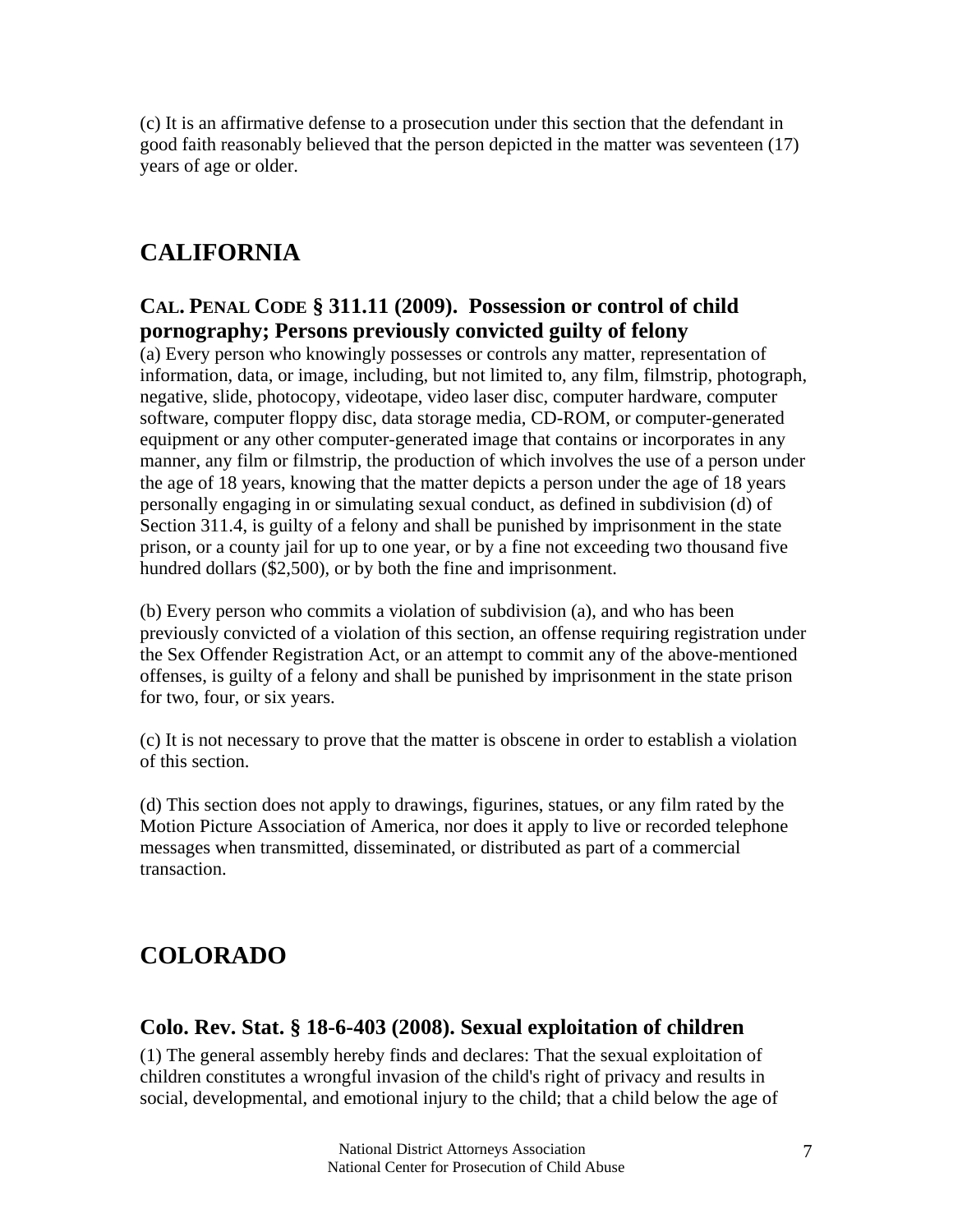(c) It is an affirmative defense to a prosecution under this section that the defendant in good faith reasonably believed that the person depicted in the matter was seventeen (17) years of age or older.

# CALIFORNIA

## CAL. PENAL CODE § 311.11 (2009). Possession or control of child pornography; Persons previously convicted guilty of felony

(a) Every person who knowingly possesses or controls any matter, representation of information, data, or image, including, but not limited to, any film, filmstrip, photograph, negative, slide, photocopy, videotape, video laser disc, computer hardware, computer software, computer floppy disc, data storage media, CD-ROM, or computer-generated equipment or any other computer-generated image that contains or incorporates in any manner, any film or filmstrip, the production of which involves the use of a person under the age of 18 years, knowing that the matter depicts a person under the age of 18 years personally engaging in or simulating sexual conduct, as defined in subdivision (d) of Section 311.4, is guilty of a felony and shall be punished by imprisonment in the state prison, or a county jail for up to one year, or by a fine not exceeding two thousand five hundred dollars ($2,500), or by both the fine and imprisonment.

(b) Every person who commits a violation of subdivision (a), and who has been previously convicted of a violation of this section, an offense requiring registration under the Sex Offender Registration Act, or an attempt to commit any of the above-mentioned offenses, is guilty of a felony and shall be punished by imprisonment in the state prison for two, four, or six years.

(c) It is not necessary to prove that the matter is obscene in order to establish a violation of this section.

(d) This section does not apply to drawings, figurines, statues, or any film rated by the Motion Picture Association of America, nor does it apply to live or recorded telephone messages when transmitted, disseminated, or distributed as part of a commercial transaction.

# COLORADO

## Colo. Rev. Stat. § 18-6-403 (2008). Sexual exploitation of children

(1) The general assembly hereby finds and declares: That the sexual exploitation of children constitutes a wrongful invasion of the child's right of privacy and results in social, developmental, and emotional injury to the child; that a child below the age of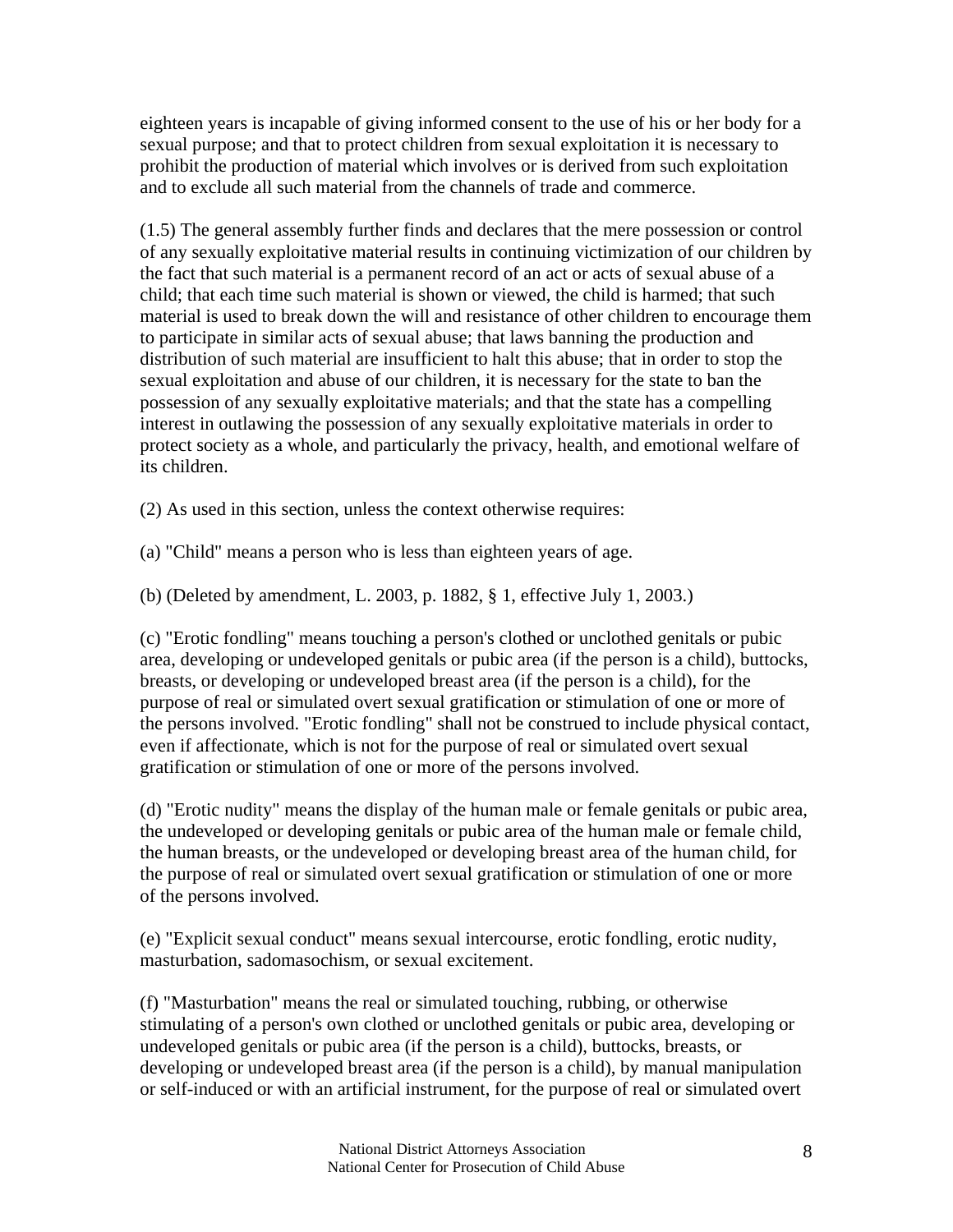eighteen years is incapable of giving informed consent to the use of his or her body for a sexual purpose; and that to protect children from sexual exploitation it is necessary to prohibit the production of material which involves or is derived from such exploitation and to exclude all such material from the channels of trade and commerce.

(1.5) The general assembly further finds and declares that the mere possession or control of any sexually exploitative material results in continuing victimization of our children by the fact that such material is a permanent record of an act or acts of sexual abuse of a child; that each time such material is shown or viewed, the child is harmed; that such material is used to break down the will and resistance of other children to encourage them to participate in similar acts of sexual abuse; that laws banning the production and distribution of such material are insufficient to halt this abuse; that in order to stop the sexual exploitation and abuse of our children, it is necessary for the state to ban the possession of any sexually exploitative materials; and that the state has a compelling interest in outlawing the possession of any sexually exploitative materials in order to protect society as a whole, and particularly the privacy, health, and emotional welfare of its children.

(2) As used in this section, unless the context otherwise requires:

(a) "Child" means a person who is less than eighteen years of age.

(b) (Deleted by amendment, L. 2003, p. 1882, § 1, effective July 1, 2003.)

(c) "Erotic fondling" means touching a person's clothed or unclothed genitals or pubic area, developing or undeveloped genitals or pubic area (if the person is a child), buttocks, breasts, or developing or undeveloped breast area (if the person is a child), for the purpose of real or simulated overt sexual gratification or stimulation of one or more of the persons involved. "Erotic fondling" shall not be construed to include physical contact, even if affectionate, which is not for the purpose of real or simulated overt sexual gratification or stimulation of one or more of the persons involved.

(d) "Erotic nudity" means the display of the human male or female genitals or pubic area, the undeveloped or developing genitals or pubic area of the human male or female child, the human breasts, or the undeveloped or developing breast area of the human child, for the purpose of real or simulated overt sexual gratification or stimulation of one or more of the persons involved.

(e) "Explicit sexual conduct" means sexual intercourse, erotic fondling, erotic nudity, masturbation, sadomasochism, or sexual excitement.

(f) "Masturbation" means the real or simulated touching, rubbing, or otherwise stimulating of a person's own clothed or unclothed genitals or pubic area, developing or undeveloped genitals or pubic area (if the person is a child), buttocks, breasts, or developing or undeveloped breast area (if the person is a child), by manual manipulation or self-induced or with an artificial instrument, for the purpose of real or simulated overt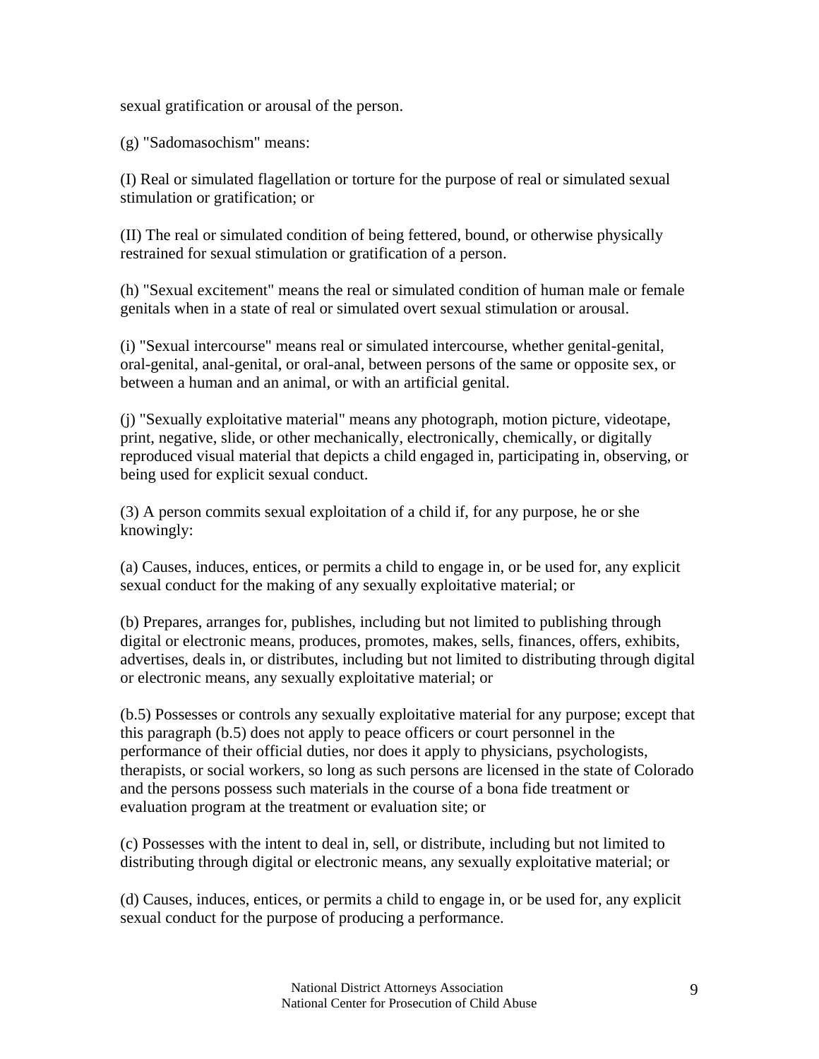sexual gratification or arousal of the person.

(g) "Sadomasochism" means:

(I) Real or simulated flagellation or torture for the purpose of real or simulated sexual stimulation or gratification; or

(II) The real or simulated condition of being fettered, bound, or otherwise physically restrained for sexual stimulation or gratification of a person.

(h) "Sexual excitement" means the real or simulated condition of human male or female genitals when in a state of real or simulated overt sexual stimulation or arousal.

(i) "Sexual intercourse" means real or simulated intercourse, whether genital-genital, oral-genital, anal-genital, or oral-anal, between persons of the same or opposite sex, or between a human and an animal, or with an artificial genital.

(j) "Sexually exploitative material" means any photograph, motion picture, videotape, print, negative, slide, or other mechanically, electronically, chemically, or digitally reproduced visual material that depicts a child engaged in, participating in, observing, or being used for explicit sexual conduct.

(3) A person commits sexual exploitation of a child if, for any purpose, he or she knowingly:

(a) Causes, induces, entices, or permits a child to engage in, or be used for, any explicit sexual conduct for the making of any sexually exploitative material; or

(b) Prepares, arranges for, publishes, including but not limited to publishing through digital or electronic means, produces, promotes, makes, sells, finances, offers, exhibits, advertises, deals in, or distributes, including but not limited to distributing through digital or electronic means, any sexually exploitative material; or

(b.5) Possesses or controls any sexually exploitative material for any purpose; except that this paragraph (b.5) does not apply to peace officers or court personnel in the performance of their official duties, nor does it apply to physicians, psychologists, therapists, or social workers, so long as such persons are licensed in the state of Colorado and the persons possess such materials in the course of a bona fide treatment or evaluation program at the treatment or evaluation site; or

(c) Possesses with the intent to deal in, sell, or distribute, including but not limited to distributing through digital or electronic means, any sexually exploitative material; or

(d) Causes, induces, entices, or permits a child to engage in, or be used for, any explicit sexual conduct for the purpose of producing a performance.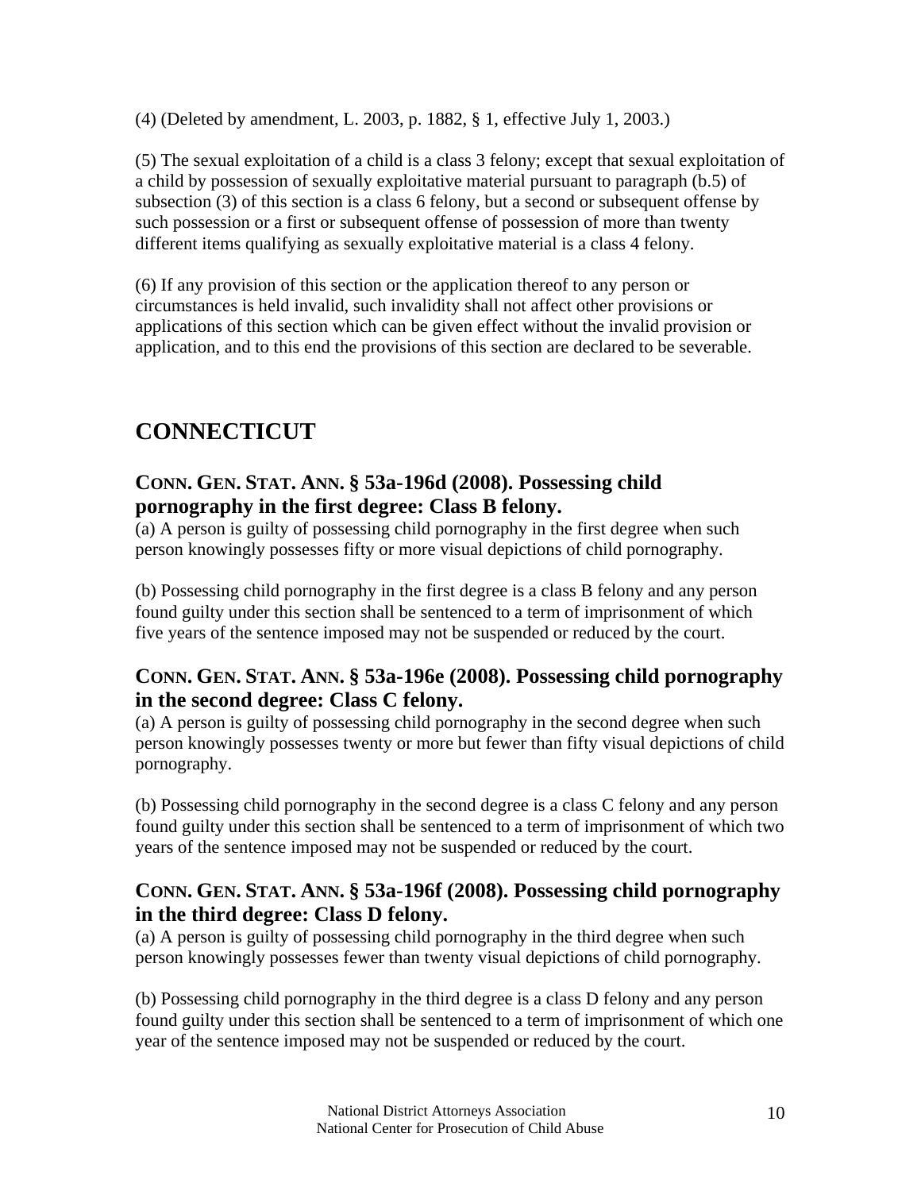(4) (Deleted by amendment, L. 2003, p. 1882, § 1, effective July 1, 2003.)

(5) The sexual exploitation of a child is a class 3 felony; except that sexual exploitation of a child by possession of sexually exploitative material pursuant to paragraph (b.5) of subsection (3) of this section is a class 6 felony, but a second or subsequent offense by such possession or a first or subsequent offense of possession of more than twenty different items qualifying as sexually exploitative material is a class 4 felony.

(6) If any provision of this section or the application thereof to any person or circumstances is held invalid, such invalidity shall not affect other provisions or applications of this section which can be given effect without the invalid provision or application, and to this end the provisions of this section are declared to be severable.

## CONNECTICUT

### CONN. GEN. STAT. ANN. § 53a-196d (2008). Possessing child pornography in the first degree: Class B felony.

(a) A person is guilty of possessing child pornography in the first degree when such person knowingly possesses fifty or more visual depictions of child pornography.

(b) Possessing child pornography in the first degree is a class B felony and any person found guilty under this section shall be sentenced to a term of imprisonment of which five years of the sentence imposed may not be suspended or reduced by the court.

### CONN. GEN. STAT. ANN. § 53a-196e (2008). Possessing child pornography in the second degree: Class C felony.

(a) A person is guilty of possessing child pornography in the second degree when such person knowingly possesses twenty or more but fewer than fifty visual depictions of child pornography.

(b) Possessing child pornography in the second degree is a class C felony and any person found guilty under this section shall be sentenced to a term of imprisonment of which two years of the sentence imposed may not be suspended or reduced by the court.

### CONN. GEN. STAT. ANN. § 53a-196f (2008). Possessing child pornography in the third degree: Class D felony.

(a) A person is guilty of possessing child pornography in the third degree when such person knowingly possesses fewer than twenty visual depictions of child pornography.

(b) Possessing child pornography in the third degree is a class D felony and any person found guilty under this section shall be sentenced to a term of imprisonment of which one year of the sentence imposed may not be suspended or reduced by the court.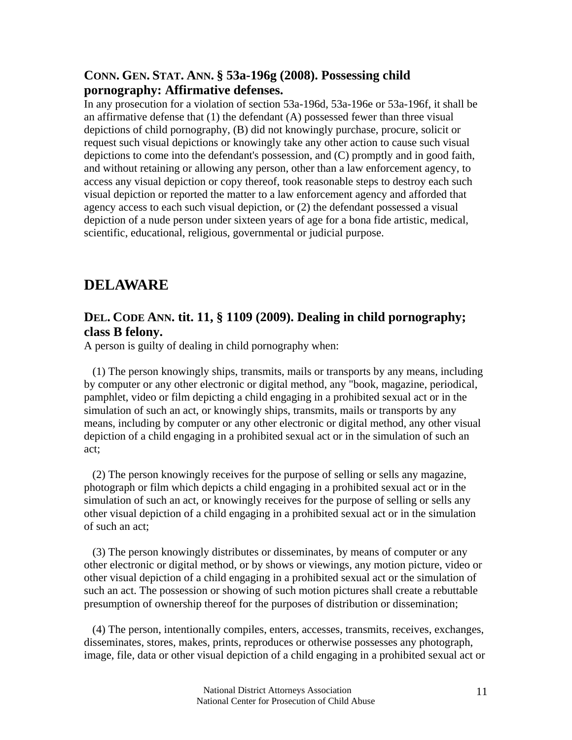### CONN. GEN. STAT. ANN. § 53a-196g (2008). Possessing child pornography: Affirmative defenses.

In any prosecution for a violation of section 53a-196d, 53a-196e or 53a-196f, it shall be an affirmative defense that (1) the defendant (A) possessed fewer than three visual depictions of child pornography, (B) did not knowingly purchase, procure, solicit or request such visual depictions or knowingly take any other action to cause such visual depictions to come into the defendant's possession, and (C) promptly and in good faith, and without retaining or allowing any person, other than a law enforcement agency, to access any visual depiction or copy thereof, took reasonable steps to destroy each such visual depiction or reported the matter to a law enforcement agency and afforded that agency access to each such visual depiction, or (2) the defendant possessed a visual depiction of a nude person under sixteen years of age for a bona fide artistic, medical, scientific, educational, religious, governmental or judicial purpose.

## DELAWARE

### DEL. CODE ANN. tit. 11, § 1109 (2009). Dealing in child pornography; class B felony.

A person is guilty of dealing in child pornography when:

(1) The person knowingly ships, transmits, mails or transports by any means, including by computer or any other electronic or digital method, any "book, magazine, periodical, pamphlet, video or film depicting a child engaging in a prohibited sexual act or in the simulation of such an act, or knowingly ships, transmits, mails or transports by any means, including by computer or any other electronic or digital method, any other visual depiction of a child engaging in a prohibited sexual act or in the simulation of such an act;

(2) The person knowingly receives for the purpose of selling or sells any magazine, photograph or film which depicts a child engaging in a prohibited sexual act or in the simulation of such an act, or knowingly receives for the purpose of selling or sells any other visual depiction of a child engaging in a prohibited sexual act or in the simulation of such an act;

(3) The person knowingly distributes or disseminates, by means of computer or any other electronic or digital method, or by shows or viewings, any motion picture, video or other visual depiction of a child engaging in a prohibited sexual act or the simulation of such an act. The possession or showing of such motion pictures shall create a rebuttable presumption of ownership thereof for the purposes of distribution or dissemination;

(4) The person, intentionally compiles, enters, accesses, transmits, receives, exchanges, disseminates, stores, makes, prints, reproduces or otherwise possesses any photograph, image, file, data or other visual depiction of a child engaging in a prohibited sexual act or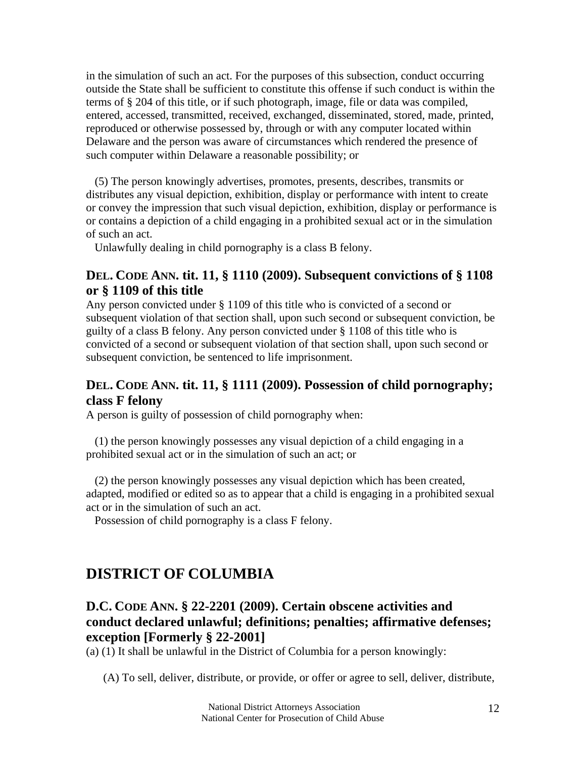in the simulation of such an act. For the purposes of this subsection, conduct occurring outside the State shall be sufficient to constitute this offense if such conduct is within the terms of § 204 of this title, or if such photograph, image, file or data was compiled, entered, accessed, transmitted, received, exchanged, disseminated, stored, made, printed, reproduced or otherwise possessed by, through or with any computer located within Delaware and the person was aware of circumstances which rendered the presence of such computer within Delaware a reasonable possibility; or

(5) The person knowingly advertises, promotes, presents, describes, transmits or distributes any visual depiction, exhibition, display or performance with intent to create or convey the impression that such visual depiction, exhibition, display or performance is or contains a depiction of a child engaging in a prohibited sexual act or in the simulation of such an act.

Unlawfully dealing in child pornography is a class B felony.

### DEL. CODE ANN. tit. 11, § 1110 (2009). Subsequent convictions of § 1108 or § 1109 of this title

Any person convicted under § 1109 of this title who is convicted of a second or subsequent violation of that section shall, upon such second or subsequent conviction, be guilty of a class B felony. Any person convicted under § 1108 of this title who is convicted of a second or subsequent violation of that section shall, upon such second or subsequent conviction, be sentenced to life imprisonment.

### DEL. CODE ANN. tit. 11, § 1111 (2009). Possession of child pornography; class F felony

A person is guilty of possession of child pornography when:

(1) the person knowingly possesses any visual depiction of a child engaging in a prohibited sexual act or in the simulation of such an act; or

(2) the person knowingly possesses any visual depiction which has been created, adapted, modified or edited so as to appear that a child is engaging in a prohibited sexual act or in the simulation of such an act.

Possession of child pornography is a class F felony.

## DISTRICT OF COLUMBIA

### D.C. CODE ANN. § 22-2201 (2009). Certain obscene activities and conduct declared unlawful; definitions; penalties; affirmative defenses; exception [Formerly § 22-2001]

(a) (1) It shall be unlawful in the District of Columbia for a person knowingly:

(A) To sell, deliver, distribute, or provide, or offer or agree to sell, deliver, distribute,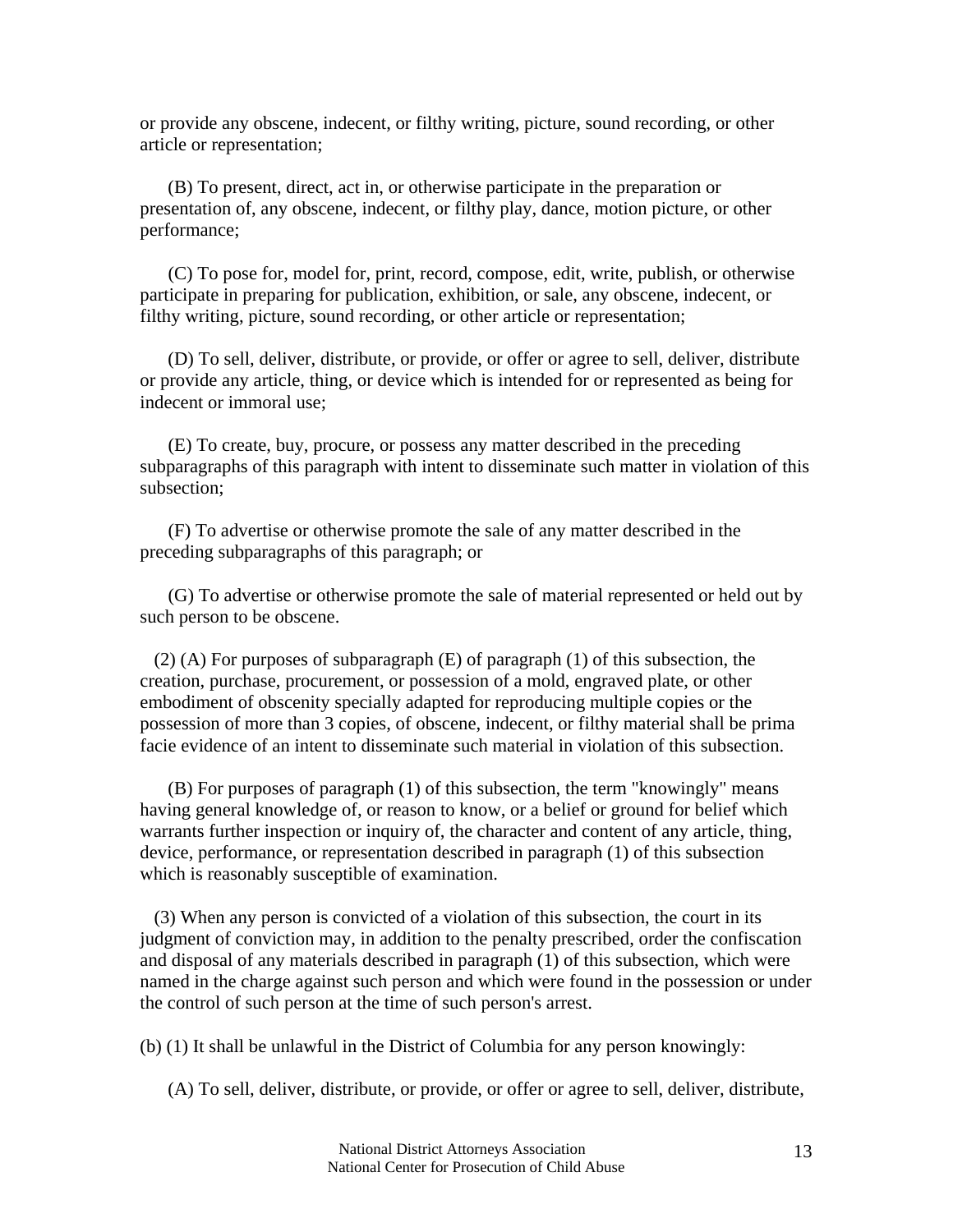or provide any obscene, indecent, or filthy writing, picture, sound recording, or other article or representation;

(B) To present, direct, act in, or otherwise participate in the preparation or presentation of, any obscene, indecent, or filthy play, dance, motion picture, or other performance;

(C) To pose for, model for, print, record, compose, edit, write, publish, or otherwise participate in preparing for publication, exhibition, or sale, any obscene, indecent, or filthy writing, picture, sound recording, or other article or representation;

(D) To sell, deliver, distribute, or provide, or offer or agree to sell, deliver, distribute or provide any article, thing, or device which is intended for or represented as being for indecent or immoral use;

(E) To create, buy, procure, or possess any matter described in the preceding subparagraphs of this paragraph with intent to disseminate such matter in violation of this subsection;

(F) To advertise or otherwise promote the sale of any matter described in the preceding subparagraphs of this paragraph; or

(G) To advertise or otherwise promote the sale of material represented or held out by such person to be obscene.

(2) (A) For purposes of subparagraph (E) of paragraph (1) of this subsection, the creation, purchase, procurement, or possession of a mold, engraved plate, or other embodiment of obscenity specially adapted for reproducing multiple copies or the possession of more than 3 copies, of obscene, indecent, or filthy material shall be prima facie evidence of an intent to disseminate such material in violation of this subsection.

(B) For purposes of paragraph (1) of this subsection, the term "knowingly" means having general knowledge of, or reason to know, or a belief or ground for belief which warrants further inspection or inquiry of, the character and content of any article, thing, device, performance, or representation described in paragraph (1) of this subsection which is reasonably susceptible of examination.

(3) When any person is convicted of a violation of this subsection, the court in its judgment of conviction may, in addition to the penalty prescribed, order the confiscation and disposal of any materials described in paragraph (1) of this subsection, which were named in the charge against such person and which were found in the possession or under the control of such person at the time of such person's arrest.

(b) (1) It shall be unlawful in the District of Columbia for any person knowingly:

(A) To sell, deliver, distribute, or provide, or offer or agree to sell, deliver, distribute,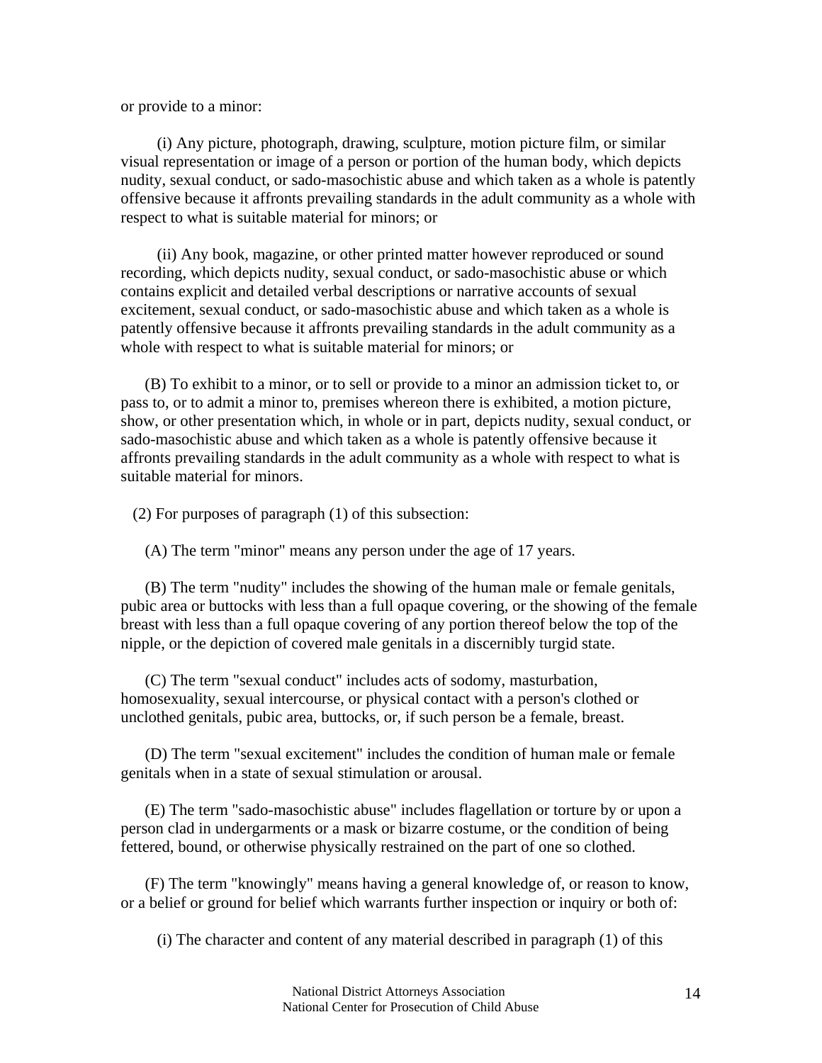or provide to a minor:

(i) Any picture, photograph, drawing, sculpture, motion picture film, or similar visual representation or image of a person or portion of the human body, which depicts nudity, sexual conduct, or sado-masochistic abuse and which taken as a whole is patently offensive because it affronts prevailing standards in the adult community as a whole with respect to what is suitable material for minors; or

(ii) Any book, magazine, or other printed matter however reproduced or sound recording, which depicts nudity, sexual conduct, or sado-masochistic abuse or which contains explicit and detailed verbal descriptions or narrative accounts of sexual excitement, sexual conduct, or sado-masochistic abuse and which taken as a whole is patently offensive because it affronts prevailing standards in the adult community as a whole with respect to what is suitable material for minors; or

(B) To exhibit to a minor, or to sell or provide to a minor an admission ticket to, or pass to, or to admit a minor to, premises whereon there is exhibited, a motion picture, show, or other presentation which, in whole or in part, depicts nudity, sexual conduct, or sado-masochistic abuse and which taken as a whole is patently offensive because it affronts prevailing standards in the adult community as a whole with respect to what is suitable material for minors.

(2) For purposes of paragraph (1) of this subsection:

(A) The term "minor" means any person under the age of 17 years.

(B) The term "nudity" includes the showing of the human male or female genitals, pubic area or buttocks with less than a full opaque covering, or the showing of the female breast with less than a full opaque covering of any portion thereof below the top of the nipple, or the depiction of covered male genitals in a discernibly turgid state.

(C) The term "sexual conduct" includes acts of sodomy, masturbation, homosexuality, sexual intercourse, or physical contact with a person's clothed or unclothed genitals, pubic area, buttocks, or, if such person be a female, breast.

(D) The term "sexual excitement" includes the condition of human male or female genitals when in a state of sexual stimulation or arousal.

(E) The term "sado-masochistic abuse" includes flagellation or torture by or upon a person clad in undergarments or a mask or bizarre costume, or the condition of being fettered, bound, or otherwise physically restrained on the part of one so clothed.

(F) The term "knowingly" means having a general knowledge of, or reason to know, or a belief or ground for belief which warrants further inspection or inquiry or both of:

(i) The character and content of any material described in paragraph (1) of this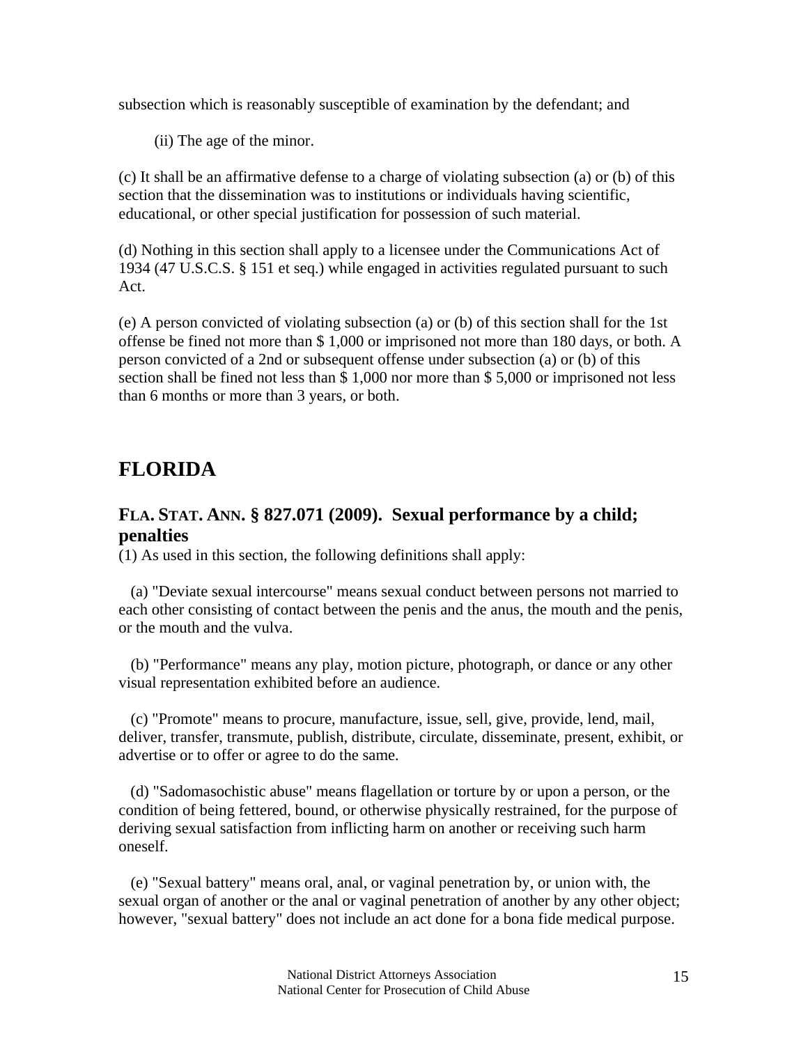subsection which is reasonably susceptible of examination by the defendant; and

(ii) The age of the minor.

(c) It shall be an affirmative defense to a charge of violating subsection (a) or (b) of this section that the dissemination was to institutions or individuals having scientific, educational, or other special justification for possession of such material.

(d) Nothing in this section shall apply to a licensee under the Communications Act of 1934 (47 U.S.C.S. § 151 et seq.) while engaged in activities regulated pursuant to such Act.

(e) A person convicted of violating subsection (a) or (b) of this section shall for the 1st offense be fined not more than $ 1,000 or imprisoned not more than 180 days, or both. A person convicted of a 2nd or subsequent offense under subsection (a) or (b) of this section shall be fined not less than $ 1,000 nor more than $ 5,000 or imprisoned not less than 6 months or more than 3 years, or both.

## FLORIDA

### FLA. STAT. ANN. § 827.071 (2009). Sexual performance by a child; penalties

(1) As used in this section, the following definitions shall apply:

(a) "Deviate sexual intercourse" means sexual conduct between persons not married to each other consisting of contact between the penis and the anus, the mouth and the penis, or the mouth and the vulva.

(b) "Performance" means any play, motion picture, photograph, or dance or any other visual representation exhibited before an audience.

(c) "Promote" means to procure, manufacture, issue, sell, give, provide, lend, mail, deliver, transfer, transmute, publish, distribute, circulate, disseminate, present, exhibit, or advertise or to offer or agree to do the same.

(d) "Sadomasochistic abuse" means flagellation or torture by or upon a person, or the condition of being fettered, bound, or otherwise physically restrained, for the purpose of deriving sexual satisfaction from inflicting harm on another or receiving such harm oneself.

(e) "Sexual battery" means oral, anal, or vaginal penetration by, or union with, the sexual organ of another or the anal or vaginal penetration of another by any other object; however, "sexual battery" does not include an act done for a bona fide medical purpose.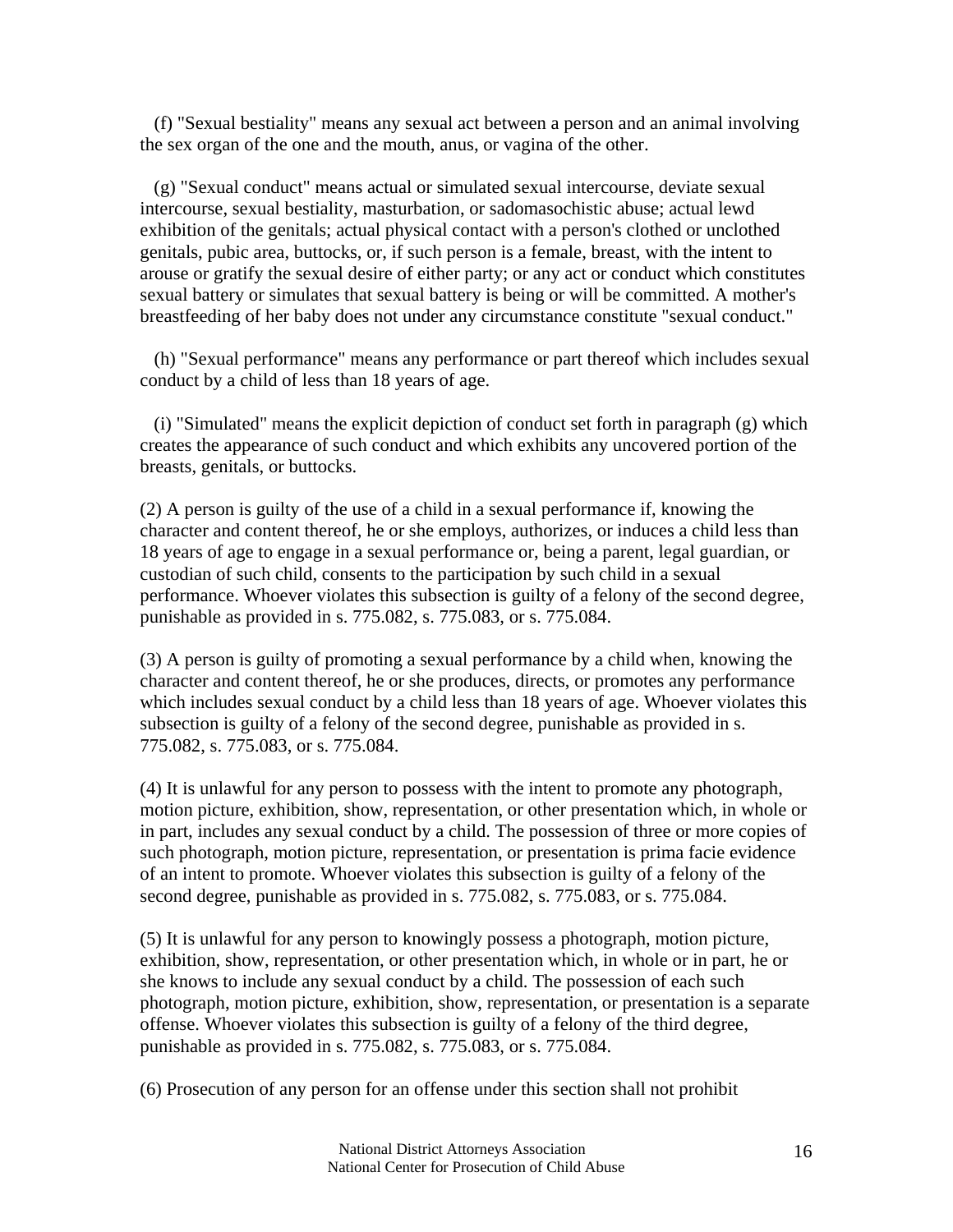(f) "Sexual bestiality" means any sexual act between a person and an animal involving the sex organ of the one and the mouth, anus, or vagina of the other.

(g) "Sexual conduct" means actual or simulated sexual intercourse, deviate sexual intercourse, sexual bestiality, masturbation, or sadomasochistic abuse; actual lewd exhibition of the genitals; actual physical contact with a person's clothed or unclothed genitals, pubic area, buttocks, or, if such person is a female, breast, with the intent to arouse or gratify the sexual desire of either party; or any act or conduct which constitutes sexual battery or simulates that sexual battery is being or will be committed. A mother's breastfeeding of her baby does not under any circumstance constitute "sexual conduct."

(h) "Sexual performance" means any performance or part thereof which includes sexual conduct by a child of less than 18 years of age.

(i) "Simulated" means the explicit depiction of conduct set forth in paragraph (g) which creates the appearance of such conduct and which exhibits any uncovered portion of the breasts, genitals, or buttocks.

(2) A person is guilty of the use of a child in a sexual performance if, knowing the character and content thereof, he or she employs, authorizes, or induces a child less than 18 years of age to engage in a sexual performance or, being a parent, legal guardian, or custodian of such child, consents to the participation by such child in a sexual performance. Whoever violates this subsection is guilty of a felony of the second degree, punishable as provided in s. 775.082, s. 775.083, or s. 775.084.

(3) A person is guilty of promoting a sexual performance by a child when, knowing the character and content thereof, he or she produces, directs, or promotes any performance which includes sexual conduct by a child less than 18 years of age. Whoever violates this subsection is guilty of a felony of the second degree, punishable as provided in s. 775.082, s. 775.083, or s. 775.084.

(4) It is unlawful for any person to possess with the intent to promote any photograph, motion picture, exhibition, show, representation, or other presentation which, in whole or in part, includes any sexual conduct by a child. The possession of three or more copies of such photograph, motion picture, representation, or presentation is prima facie evidence of an intent to promote. Whoever violates this subsection is guilty of a felony of the second degree, punishable as provided in s. 775.082, s. 775.083, or s. 775.084.

(5) It is unlawful for any person to knowingly possess a photograph, motion picture, exhibition, show, representation, or other presentation which, in whole or in part, he or she knows to include any sexual conduct by a child. The possession of each such photograph, motion picture, exhibition, show, representation, or presentation is a separate offense. Whoever violates this subsection is guilty of a felony of the third degree, punishable as provided in s. 775.082, s. 775.083, or s. 775.084.

(6) Prosecution of any person for an offense under this section shall not prohibit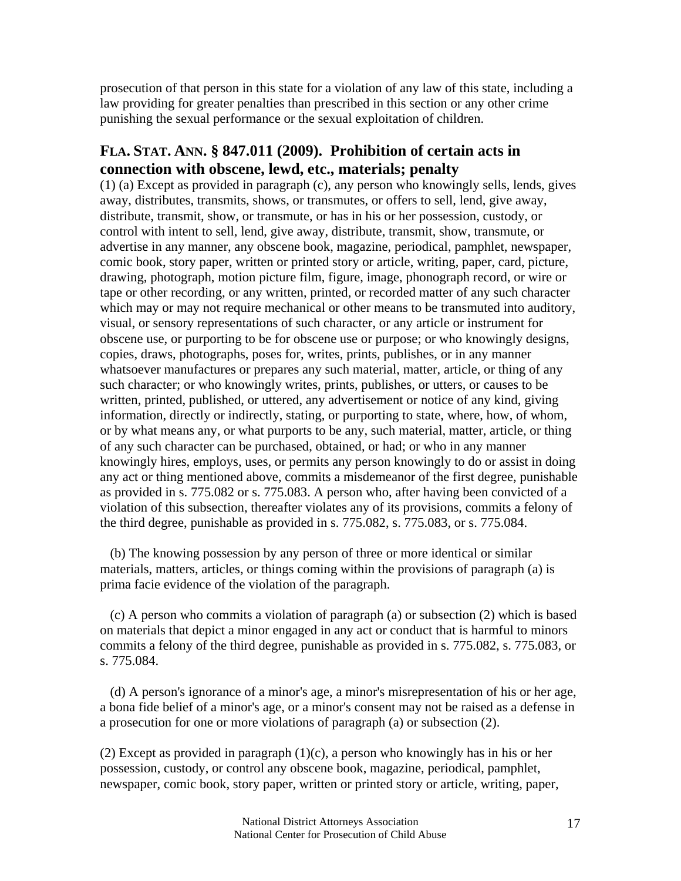prosecution of that person in this state for a violation of any law of this state, including a law providing for greater penalties than prescribed in this section or any other crime punishing the sexual performance or the sexual exploitation of children.

## FLA. STAT. ANN. § 847.011 (2009). Prohibition of certain acts in connection with obscene, lewd, etc., materials; penalty

(1) (a) Except as provided in paragraph (c), any person who knowingly sells, lends, gives away, distributes, transmits, shows, or transmutes, or offers to sell, lend, give away, distribute, transmit, show, or transmute, or has in his or her possession, custody, or control with intent to sell, lend, give away, distribute, transmit, show, transmute, or advertise in any manner, any obscene book, magazine, periodical, pamphlet, newspaper, comic book, story paper, written or printed story or article, writing, paper, card, picture, drawing, photograph, motion picture film, figure, image, phonograph record, or wire or tape or other recording, or any written, printed, or recorded matter of any such character which may or may not require mechanical or other means to be transmuted into auditory, visual, or sensory representations of such character, or any article or instrument for obscene use, or purporting to be for obscene use or purpose; or who knowingly designs, copies, draws, photographs, poses for, writes, prints, publishes, or in any manner whatsoever manufactures or prepares any such material, matter, article, or thing of any such character; or who knowingly writes, prints, publishes, or utters, or causes to be written, printed, published, or uttered, any advertisement or notice of any kind, giving information, directly or indirectly, stating, or purporting to state, where, how, of whom, or by what means any, or what purports to be any, such material, matter, article, or thing of any such character can be purchased, obtained, or had; or who in any manner knowingly hires, employs, uses, or permits any person knowingly to do or assist in doing any act or thing mentioned above, commits a misdemeanor of the first degree, punishable as provided in s. 775.082 or s. 775.083. A person who, after having been convicted of a violation of this subsection, thereafter violates any of its provisions, commits a felony of the third degree, punishable as provided in s. 775.082, s. 775.083, or s. 775.084.

(b) The knowing possession by any person of three or more identical or similar materials, matters, articles, or things coming within the provisions of paragraph (a) is prima facie evidence of the violation of the paragraph.

(c) A person who commits a violation of paragraph (a) or subsection (2) which is based on materials that depict a minor engaged in any act or conduct that is harmful to minors commits a felony of the third degree, punishable as provided in s. 775.082, s. 775.083, or s. 775.084.

(d) A person's ignorance of a minor's age, a minor's misrepresentation of his or her age, a bona fide belief of a minor's age, or a minor's consent may not be raised as a defense in a prosecution for one or more violations of paragraph (a) or subsection (2).

(2) Except as provided in paragraph (1)(c), a person who knowingly has in his or her possession, custody, or control any obscene book, magazine, periodical, pamphlet, newspaper, comic book, story paper, written or printed story or article, writing, paper,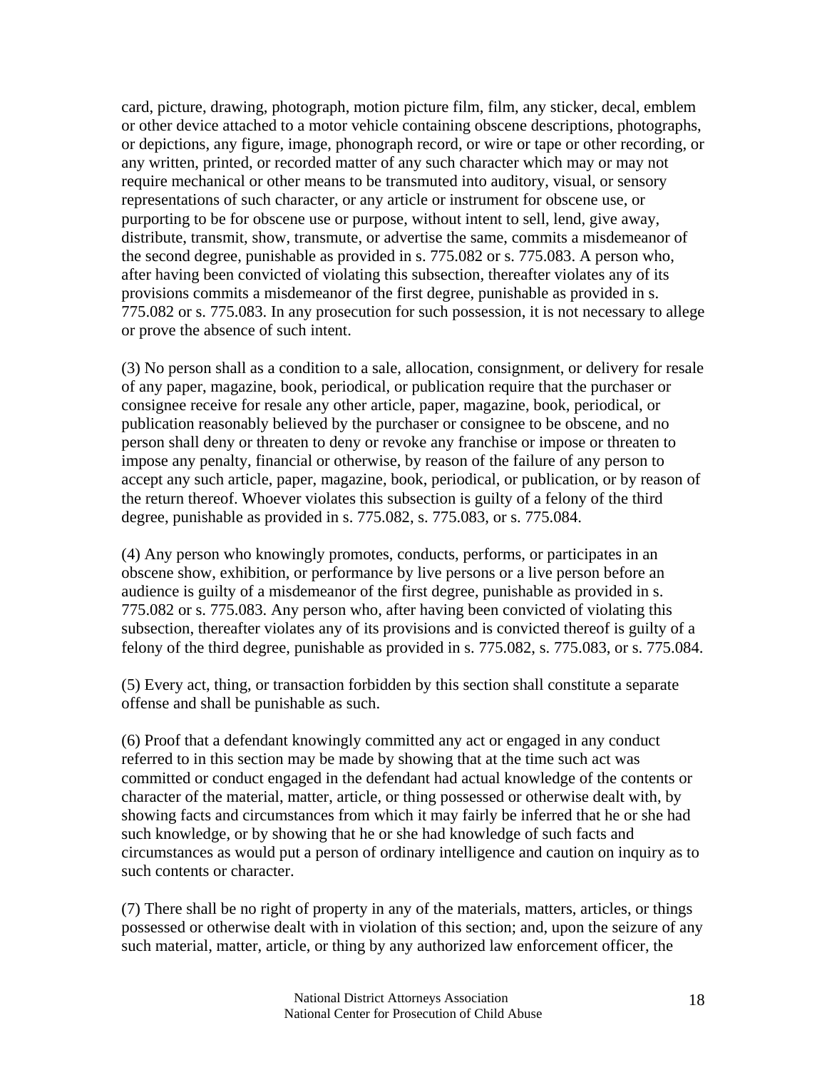card, picture, drawing, photograph, motion picture film, film, any sticker, decal, emblem or other device attached to a motor vehicle containing obscene descriptions, photographs, or depictions, any figure, image, phonograph record, or wire or tape or other recording, or any written, printed, or recorded matter of any such character which may or may not require mechanical or other means to be transmuted into auditory, visual, or sensory representations of such character, or any article or instrument for obscene use, or purporting to be for obscene use or purpose, without intent to sell, lend, give away, distribute, transmit, show, transmute, or advertise the same, commits a misdemeanor of the second degree, punishable as provided in s. 775.082 or s. 775.083. A person who, after having been convicted of violating this subsection, thereafter violates any of its provisions commits a misdemeanor of the first degree, punishable as provided in s. 775.082 or s. 775.083. In any prosecution for such possession, it is not necessary to allege or prove the absence of such intent.

(3) No person shall as a condition to a sale, allocation, consignment, or delivery for resale of any paper, magazine, book, periodical, or publication require that the purchaser or consignee receive for resale any other article, paper, magazine, book, periodical, or publication reasonably believed by the purchaser or consignee to be obscene, and no person shall deny or threaten to deny or revoke any franchise or impose or threaten to impose any penalty, financial or otherwise, by reason of the failure of any person to accept any such article, paper, magazine, book, periodical, or publication, or by reason of the return thereof. Whoever violates this subsection is guilty of a felony of the third degree, punishable as provided in s. 775.082, s. 775.083, or s. 775.084.

(4) Any person who knowingly promotes, conducts, performs, or participates in an obscene show, exhibition, or performance by live persons or a live person before an audience is guilty of a misdemeanor of the first degree, punishable as provided in s. 775.082 or s. 775.083. Any person who, after having been convicted of violating this subsection, thereafter violates any of its provisions and is convicted thereof is guilty of a felony of the third degree, punishable as provided in s. 775.082, s. 775.083, or s. 775.084.

(5) Every act, thing, or transaction forbidden by this section shall constitute a separate offense and shall be punishable as such.

(6) Proof that a defendant knowingly committed any act or engaged in any conduct referred to in this section may be made by showing that at the time such act was committed or conduct engaged in the defendant had actual knowledge of the contents or character of the material, matter, article, or thing possessed or otherwise dealt with, by showing facts and circumstances from which it may fairly be inferred that he or she had such knowledge, or by showing that he or she had knowledge of such facts and circumstances as would put a person of ordinary intelligence and caution on inquiry as to such contents or character.

(7) There shall be no right of property in any of the materials, matters, articles, or things possessed or otherwise dealt with in violation of this section; and, upon the seizure of any such material, matter, article, or thing by any authorized law enforcement officer, the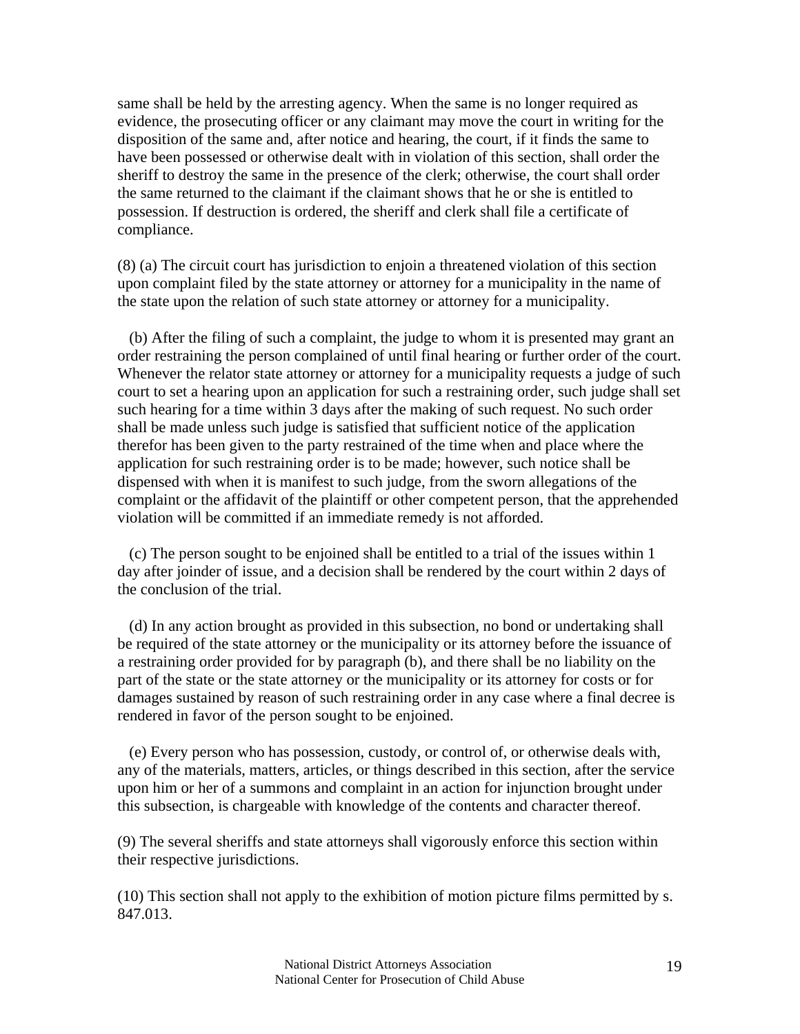same shall be held by the arresting agency. When the same is no longer required as evidence, the prosecuting officer or any claimant may move the court in writing for the disposition of the same and, after notice and hearing, the court, if it finds the same to have been possessed or otherwise dealt with in violation of this section, shall order the sheriff to destroy the same in the presence of the clerk; otherwise, the court shall order the same returned to the claimant if the claimant shows that he or she is entitled to possession. If destruction is ordered, the sheriff and clerk shall file a certificate of compliance.

(8) (a) The circuit court has jurisdiction to enjoin a threatened violation of this section upon complaint filed by the state attorney or attorney for a municipality in the name of the state upon the relation of such state attorney or attorney for a municipality.

(b) After the filing of such a complaint, the judge to whom it is presented may grant an order restraining the person complained of until final hearing or further order of the court. Whenever the relator state attorney or attorney for a municipality requests a judge of such court to set a hearing upon an application for such a restraining order, such judge shall set such hearing for a time within 3 days after the making of such request. No such order shall be made unless such judge is satisfied that sufficient notice of the application therefor has been given to the party restrained of the time when and place where the application for such restraining order is to be made; however, such notice shall be dispensed with when it is manifest to such judge, from the sworn allegations of the complaint or the affidavit of the plaintiff or other competent person, that the apprehended violation will be committed if an immediate remedy is not afforded.

(c) The person sought to be enjoined shall be entitled to a trial of the issues within 1 day after joinder of issue, and a decision shall be rendered by the court within 2 days of the conclusion of the trial.

(d) In any action brought as provided in this subsection, no bond or undertaking shall be required of the state attorney or the municipality or its attorney before the issuance of a restraining order provided for by paragraph (b), and there shall be no liability on the part of the state or the state attorney or the municipality or its attorney for costs or for damages sustained by reason of such restraining order in any case where a final decree is rendered in favor of the person sought to be enjoined.

(e) Every person who has possession, custody, or control of, or otherwise deals with, any of the materials, matters, articles, or things described in this section, after the service upon him or her of a summons and complaint in an action for injunction brought under this subsection, is chargeable with knowledge of the contents and character thereof.

(9) The several sheriffs and state attorneys shall vigorously enforce this section within their respective jurisdictions.

(10) This section shall not apply to the exhibition of motion picture films permitted by s. 847.013.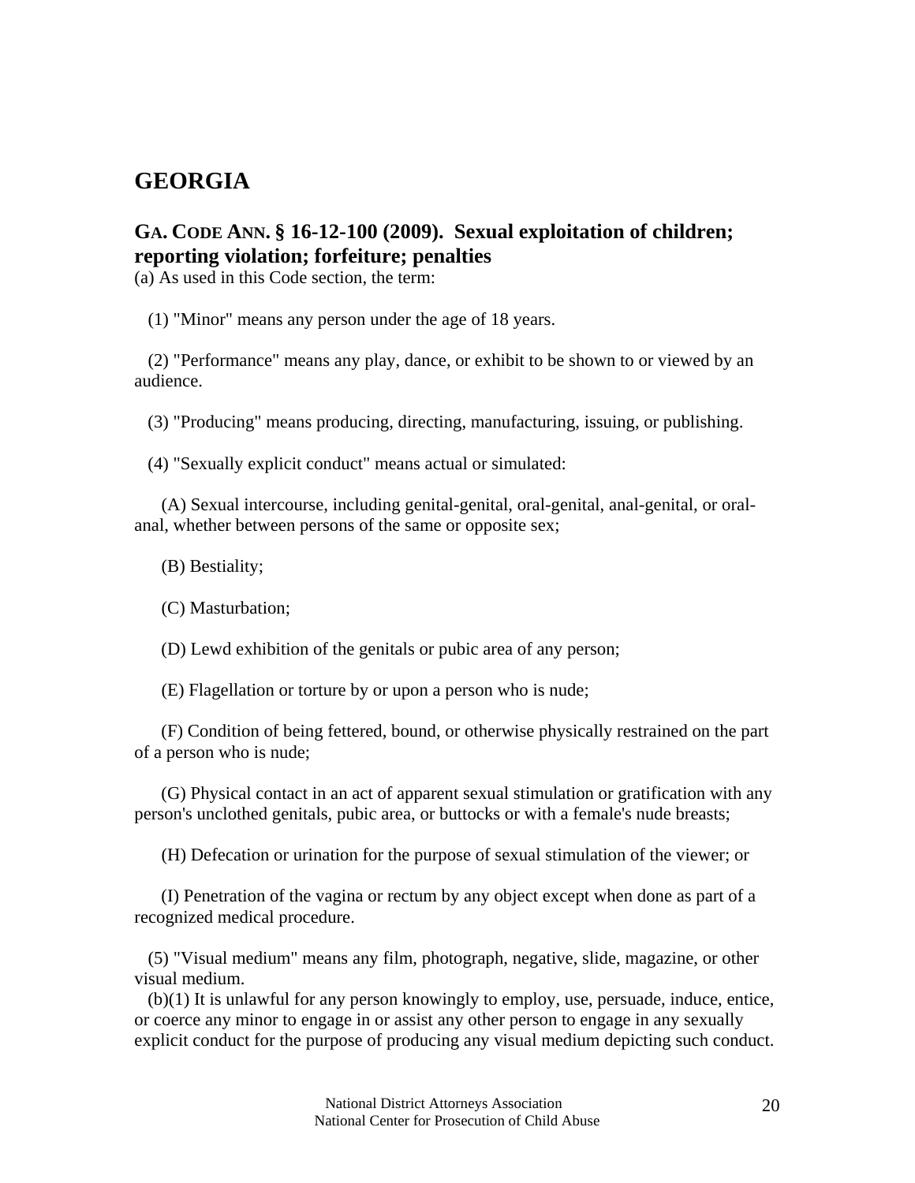# GEORGIA

## GA. CODE ANN. § 16-12-100 (2009). Sexual exploitation of children; reporting violation; forfeiture; penalties

(a) As used in this Code section, the term:

(1) "Minor" means any person under the age of 18 years.

(2) "Performance" means any play, dance, or exhibit to be shown to or viewed by an audience.

(3) "Producing" means producing, directing, manufacturing, issuing, or publishing.

(4) "Sexually explicit conduct" means actual or simulated:

(A) Sexual intercourse, including genital-genital, oral-genital, anal-genital, or oral-anal, whether between persons of the same or opposite sex;

(B) Bestiality;

(C) Masturbation;

(D) Lewd exhibition of the genitals or pubic area of any person;

(E) Flagellation or torture by or upon a person who is nude;

(F) Condition of being fettered, bound, or otherwise physically restrained on the part of a person who is nude;

(G) Physical contact in an act of apparent sexual stimulation or gratification with any person's unclothed genitals, pubic area, or buttocks or with a female's nude breasts;

(H) Defecation or urination for the purpose of sexual stimulation of the viewer; or

(I) Penetration of the vagina or rectum by any object except when done as part of a recognized medical procedure.

(5) "Visual medium" means any film, photograph, negative, slide, magazine, or other visual medium.

(b)(1) It is unlawful for any person knowingly to employ, use, persuade, induce, entice, or coerce any minor to engage in or assist any other person to engage in any sexually explicit conduct for the purpose of producing any visual medium depicting such conduct.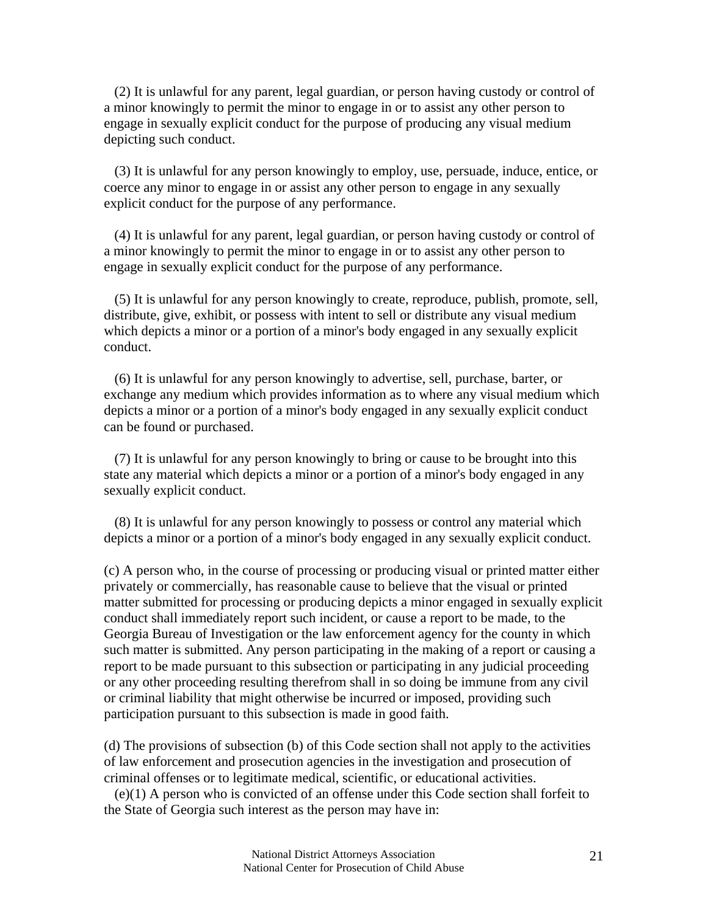(2) It is unlawful for any parent, legal guardian, or person having custody or control of a minor knowingly to permit the minor to engage in or to assist any other person to engage in sexually explicit conduct for the purpose of producing any visual medium depicting such conduct.

(3) It is unlawful for any person knowingly to employ, use, persuade, induce, entice, or coerce any minor to engage in or assist any other person to engage in any sexually explicit conduct for the purpose of any performance.

(4) It is unlawful for any parent, legal guardian, or person having custody or control of a minor knowingly to permit the minor to engage in or to assist any other person to engage in sexually explicit conduct for the purpose of any performance.

(5) It is unlawful for any person knowingly to create, reproduce, publish, promote, sell, distribute, give, exhibit, or possess with intent to sell or distribute any visual medium which depicts a minor or a portion of a minor's body engaged in any sexually explicit conduct.

(6) It is unlawful for any person knowingly to advertise, sell, purchase, barter, or exchange any medium which provides information as to where any visual medium which depicts a minor or a portion of a minor's body engaged in any sexually explicit conduct can be found or purchased.

(7) It is unlawful for any person knowingly to bring or cause to be brought into this state any material which depicts a minor or a portion of a minor's body engaged in any sexually explicit conduct.

(8) It is unlawful for any person knowingly to possess or control any material which depicts a minor or a portion of a minor's body engaged in any sexually explicit conduct.

(c) A person who, in the course of processing or producing visual or printed matter either privately or commercially, has reasonable cause to believe that the visual or printed matter submitted for processing or producing depicts a minor engaged in sexually explicit conduct shall immediately report such incident, or cause a report to be made, to the Georgia Bureau of Investigation or the law enforcement agency for the county in which such matter is submitted. Any person participating in the making of a report or causing a report to be made pursuant to this subsection or participating in any judicial proceeding or any other proceeding resulting therefrom shall in so doing be immune from any civil or criminal liability that might otherwise be incurred or imposed, providing such participation pursuant to this subsection is made in good faith.

(d) The provisions of subsection (b) of this Code section shall not apply to the activities of law enforcement and prosecution agencies in the investigation and prosecution of criminal offenses or to legitimate medical, scientific, or educational activities.

(e)(1) A person who is convicted of an offense under this Code section shall forfeit to the State of Georgia such interest as the person may have in: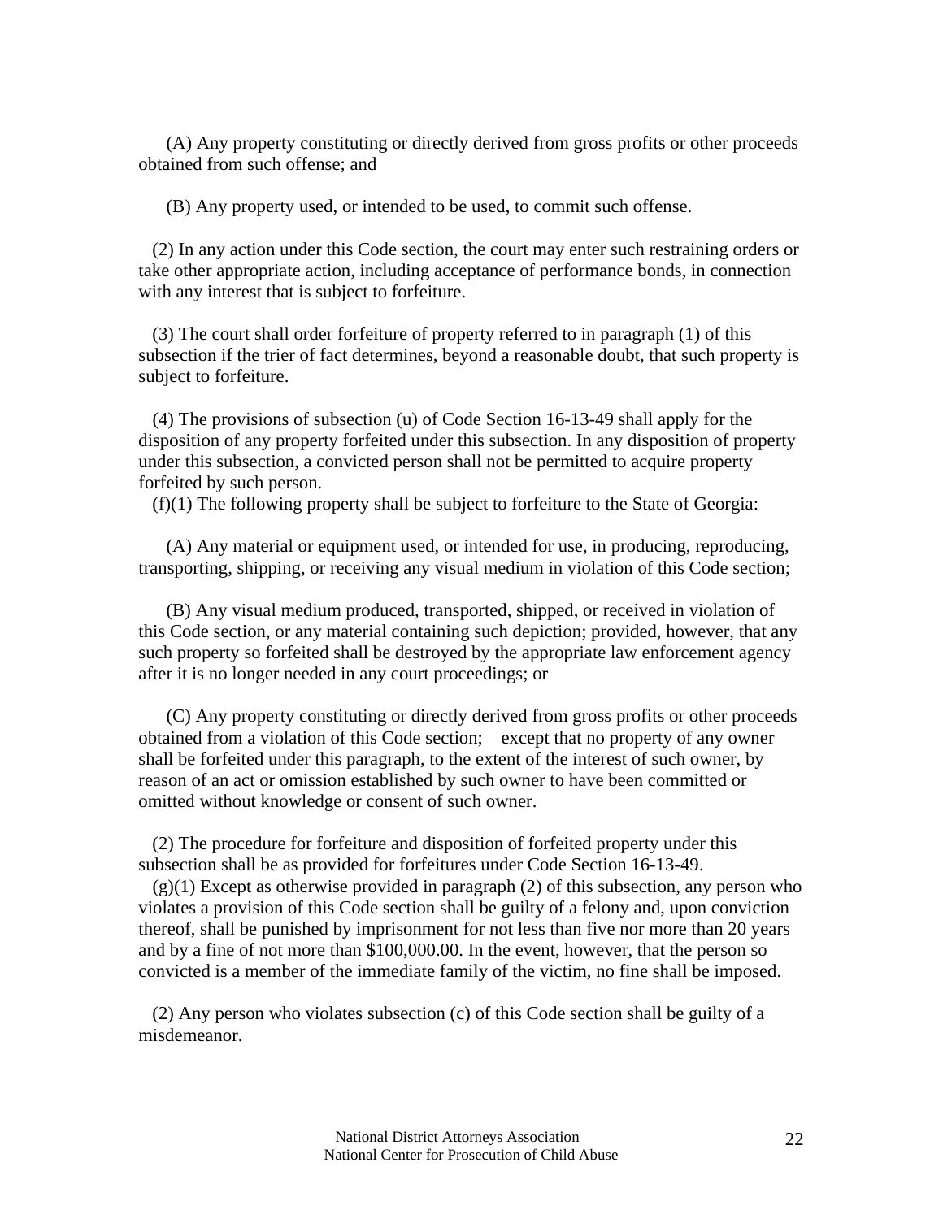(A) Any property constituting or directly derived from gross profits or other proceeds obtained from such offense; and

(B) Any property used, or intended to be used, to commit such offense.

(2) In any action under this Code section, the court may enter such restraining orders or take other appropriate action, including acceptance of performance bonds, in connection with any interest that is subject to forfeiture.

(3) The court shall order forfeiture of property referred to in paragraph (1) of this subsection if the trier of fact determines, beyond a reasonable doubt, that such property is subject to forfeiture.

(4) The provisions of subsection (u) of Code Section 16-13-49 shall apply for the disposition of any property forfeited under this subsection. In any disposition of property under this subsection, a convicted person shall not be permitted to acquire property forfeited by such person.

(f)(1) The following property shall be subject to forfeiture to the State of Georgia:

(A) Any material or equipment used, or intended for use, in producing, reproducing, transporting, shipping, or receiving any visual medium in violation of this Code section;

(B) Any visual medium produced, transported, shipped, or received in violation of this Code section, or any material containing such depiction; provided, however, that any such property so forfeited shall be destroyed by the appropriate law enforcement agency after it is no longer needed in any court proceedings; or

(C) Any property constituting or directly derived from gross profits or other proceeds obtained from a violation of this Code section; except that no property of any owner shall be forfeited under this paragraph, to the extent of the interest of such owner, by reason of an act or omission established by such owner to have been committed or omitted without knowledge or consent of such owner.

(2) The procedure for forfeiture and disposition of forfeited property under this subsection shall be as provided for forfeitures under Code Section 16-13-49.

(g)(1) Except as otherwise provided in paragraph (2) of this subsection, any person who violates a provision of this Code section shall be guilty of a felony and, upon conviction thereof, shall be punished by imprisonment for not less than five nor more than 20 years and by a fine of not more than $100,000.00. In the event, however, that the person so convicted is a member of the immediate family of the victim, no fine shall be imposed.

(2) Any person who violates subsection (c) of this Code section shall be guilty of a misdemeanor.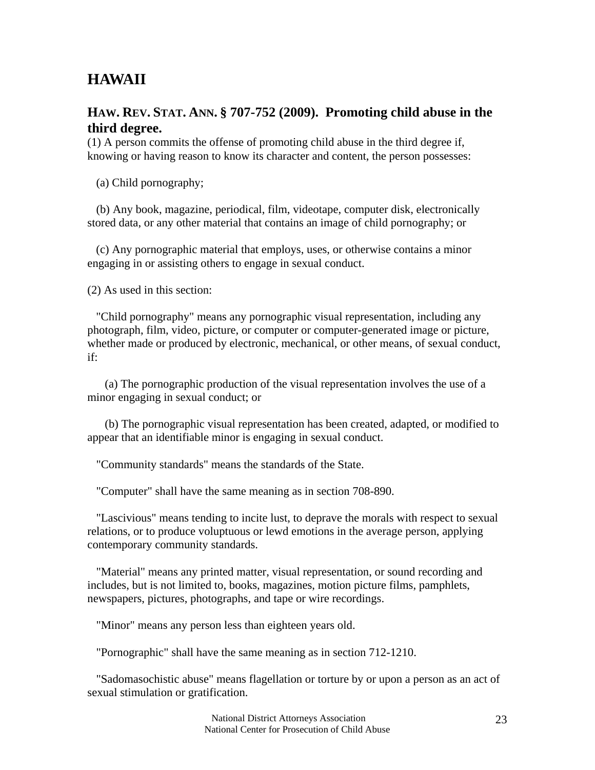# HAWAII

## HAW. REV. STAT. ANN. § 707-752 (2009). Promoting child abuse in the third degree.

(1) A person commits the offense of promoting child abuse in the third degree if, knowing or having reason to know its character and content, the person possesses:

(a) Child pornography;

(b) Any book, magazine, periodical, film, videotape, computer disk, electronically stored data, or any other material that contains an image of child pornography; or

(c) Any pornographic material that employs, uses, or otherwise contains a minor engaging in or assisting others to engage in sexual conduct.

(2) As used in this section:

"Child pornography" means any pornographic visual representation, including any photograph, film, video, picture, or computer or computer-generated image or picture, whether made or produced by electronic, mechanical, or other means, of sexual conduct, if:

(a) The pornographic production of the visual representation involves the use of a minor engaging in sexual conduct; or

(b) The pornographic visual representation has been created, adapted, or modified to appear that an identifiable minor is engaging in sexual conduct.

"Community standards" means the standards of the State.

"Computer" shall have the same meaning as in section 708-890.

"Lascivious" means tending to incite lust, to deprave the morals with respect to sexual relations, or to produce voluptuous or lewd emotions in the average person, applying contemporary community standards.

"Material" means any printed matter, visual representation, or sound recording and includes, but is not limited to, books, magazines, motion picture films, pamphlets, newspapers, pictures, photographs, and tape or wire recordings.

"Minor" means any person less than eighteen years old.

"Pornographic" shall have the same meaning as in section 712-1210.

"Sadomasochistic abuse" means flagellation or torture by or upon a person as an act of sexual stimulation or gratification.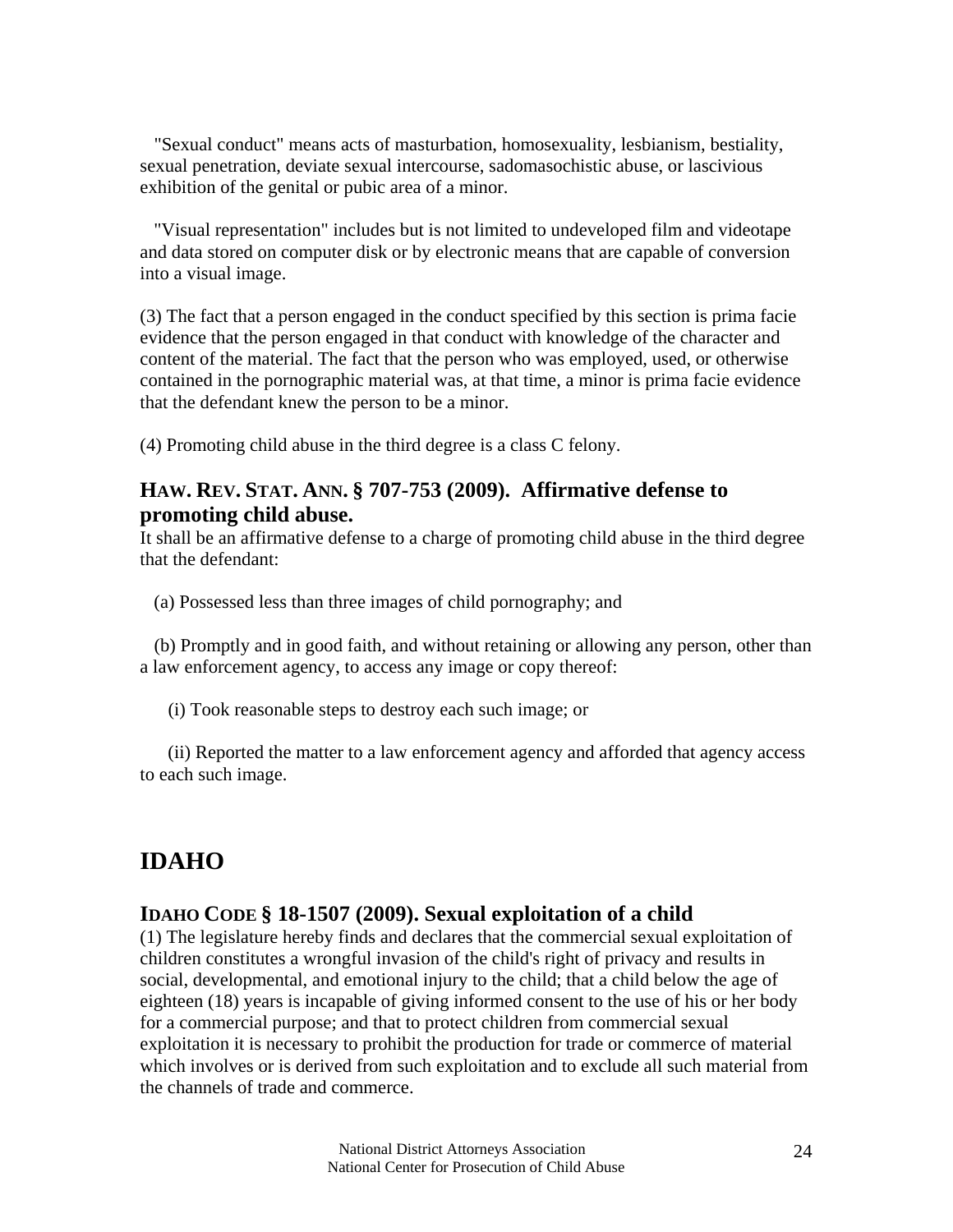"Sexual conduct" means acts of masturbation, homosexuality, lesbianism, bestiality, sexual penetration, deviate sexual intercourse, sadomasochistic abuse, or lascivious exhibition of the genital or pubic area of a minor.

"Visual representation" includes but is not limited to undeveloped film and videotape and data stored on computer disk or by electronic means that are capable of conversion into a visual image.

(3) The fact that a person engaged in the conduct specified by this section is prima facie evidence that the person engaged in that conduct with knowledge of the character and content of the material. The fact that the person who was employed, used, or otherwise contained in the pornographic material was, at that time, a minor is prima facie evidence that the defendant knew the person to be a minor.

(4) Promoting child abuse in the third degree is a class C felony.

### HAW. REV. STAT. ANN. § 707-753 (2009). Affirmative defense to promoting child abuse.

It shall be an affirmative defense to a charge of promoting child abuse in the third degree that the defendant:

(a) Possessed less than three images of child pornography; and

(b) Promptly and in good faith, and without retaining or allowing any person, other than a law enforcement agency, to access any image or copy thereof:

(i) Took reasonable steps to destroy each such image; or

(ii) Reported the matter to a law enforcement agency and afforded that agency access to each such image.

## IDAHO

### IDAHO CODE § 18-1507 (2009). Sexual exploitation of a child

(1) The legislature hereby finds and declares that the commercial sexual exploitation of children constitutes a wrongful invasion of the child's right of privacy and results in social, developmental, and emotional injury to the child; that a child below the age of eighteen (18) years is incapable of giving informed consent to the use of his or her body for a commercial purpose; and that to protect children from commercial sexual exploitation it is necessary to prohibit the production for trade or commerce of material which involves or is derived from such exploitation and to exclude all such material from the channels of trade and commerce.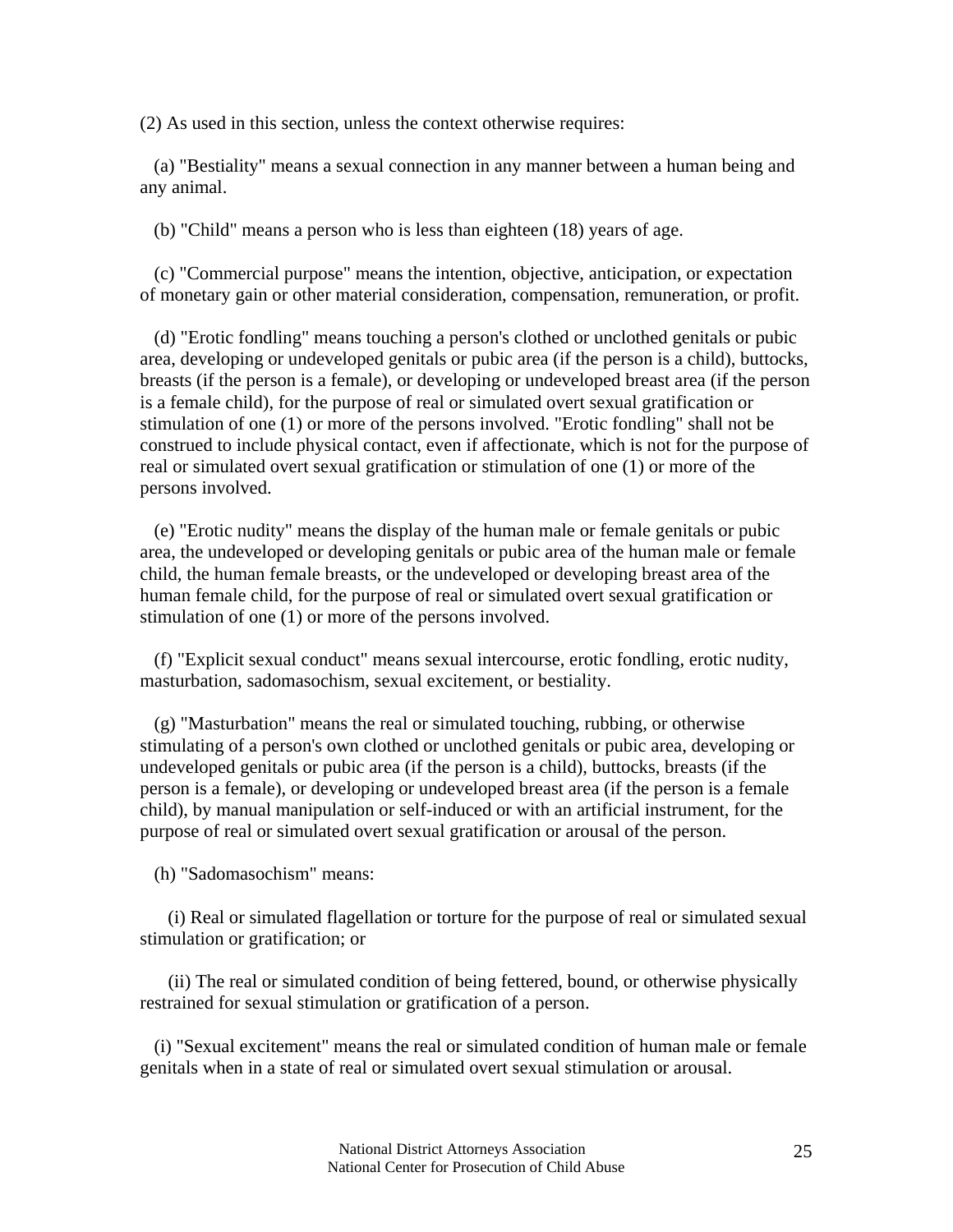(2) As used in this section, unless the context otherwise requires:

(a) "Bestiality" means a sexual connection in any manner between a human being and any animal.

(b) "Child" means a person who is less than eighteen (18) years of age.

(c) "Commercial purpose" means the intention, objective, anticipation, or expectation of monetary gain or other material consideration, compensation, remuneration, or profit.

(d) "Erotic fondling" means touching a person's clothed or unclothed genitals or pubic area, developing or undeveloped genitals or pubic area (if the person is a child), buttocks, breasts (if the person is a female), or developing or undeveloped breast area (if the person is a female child), for the purpose of real or simulated overt sexual gratification or stimulation of one (1) or more of the persons involved. "Erotic fondling" shall not be construed to include physical contact, even if affectionate, which is not for the purpose of real or simulated overt sexual gratification or stimulation of one (1) or more of the persons involved.

(e) "Erotic nudity" means the display of the human male or female genitals or pubic area, the undeveloped or developing genitals or pubic area of the human male or female child, the human female breasts, or the undeveloped or developing breast area of the human female child, for the purpose of real or simulated overt sexual gratification or stimulation of one (1) or more of the persons involved.

(f) "Explicit sexual conduct" means sexual intercourse, erotic fondling, erotic nudity, masturbation, sadomasochism, sexual excitement, or bestiality.

(g) "Masturbation" means the real or simulated touching, rubbing, or otherwise stimulating of a person's own clothed or unclothed genitals or pubic area, developing or undeveloped genitals or pubic area (if the person is a child), buttocks, breasts (if the person is a female), or developing or undeveloped breast area (if the person is a female child), by manual manipulation or self-induced or with an artificial instrument, for the purpose of real or simulated overt sexual gratification or arousal of the person.

(h) "Sadomasochism" means:

(i) Real or simulated flagellation or torture for the purpose of real or simulated sexual stimulation or gratification; or

(ii) The real or simulated condition of being fettered, bound, or otherwise physically restrained for sexual stimulation or gratification of a person.

(i) "Sexual excitement" means the real or simulated condition of human male or female genitals when in a state of real or simulated overt sexual stimulation or arousal.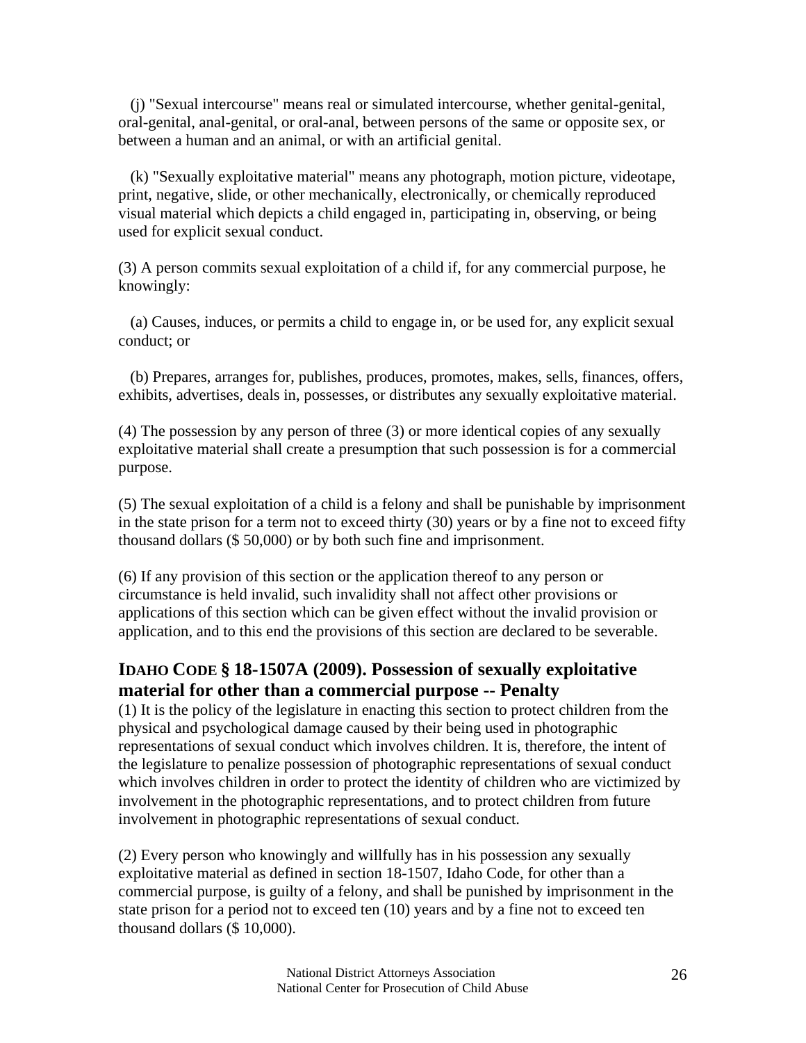(j) "Sexual intercourse" means real or simulated intercourse, whether genital-genital, oral-genital, anal-genital, or oral-anal, between persons of the same or opposite sex, or between a human and an animal, or with an artificial genital.

(k) "Sexually exploitative material" means any photograph, motion picture, videotape, print, negative, slide, or other mechanically, electronically, or chemically reproduced visual material which depicts a child engaged in, participating in, observing, or being used for explicit sexual conduct.

(3) A person commits sexual exploitation of a child if, for any commercial purpose, he knowingly:

(a) Causes, induces, or permits a child to engage in, or be used for, any explicit sexual conduct; or

(b) Prepares, arranges for, publishes, produces, promotes, makes, sells, finances, offers, exhibits, advertises, deals in, possesses, or distributes any sexually exploitative material.

(4) The possession by any person of three (3) or more identical copies of any sexually exploitative material shall create a presumption that such possession is for a commercial purpose.

(5) The sexual exploitation of a child is a felony and shall be punishable by imprisonment in the state prison for a term not to exceed thirty (30) years or by a fine not to exceed fifty thousand dollars ($ 50,000) or by both such fine and imprisonment.

(6) If any provision of this section or the application thereof to any person or circumstance is held invalid, such invalidity shall not affect other provisions or applications of this section which can be given effect without the invalid provision or application, and to this end the provisions of this section are declared to be severable.

### IDAHO CODE § 18-1507A (2009). Possession of sexually exploitative material for other than a commercial purpose -- Penalty

(1) It is the policy of the legislature in enacting this section to protect children from the physical and psychological damage caused by their being used in photographic representations of sexual conduct which involves children. It is, therefore, the intent of the legislature to penalize possession of photographic representations of sexual conduct which involves children in order to protect the identity of children who are victimized by involvement in the photographic representations, and to protect children from future involvement in photographic representations of sexual conduct.

(2) Every person who knowingly and willfully has in his possession any sexually exploitative material as defined in section 18-1507, Idaho Code, for other than a commercial purpose, is guilty of a felony, and shall be punished by imprisonment in the state prison for a period not to exceed ten (10) years and by a fine not to exceed ten thousand dollars ($ 10,000).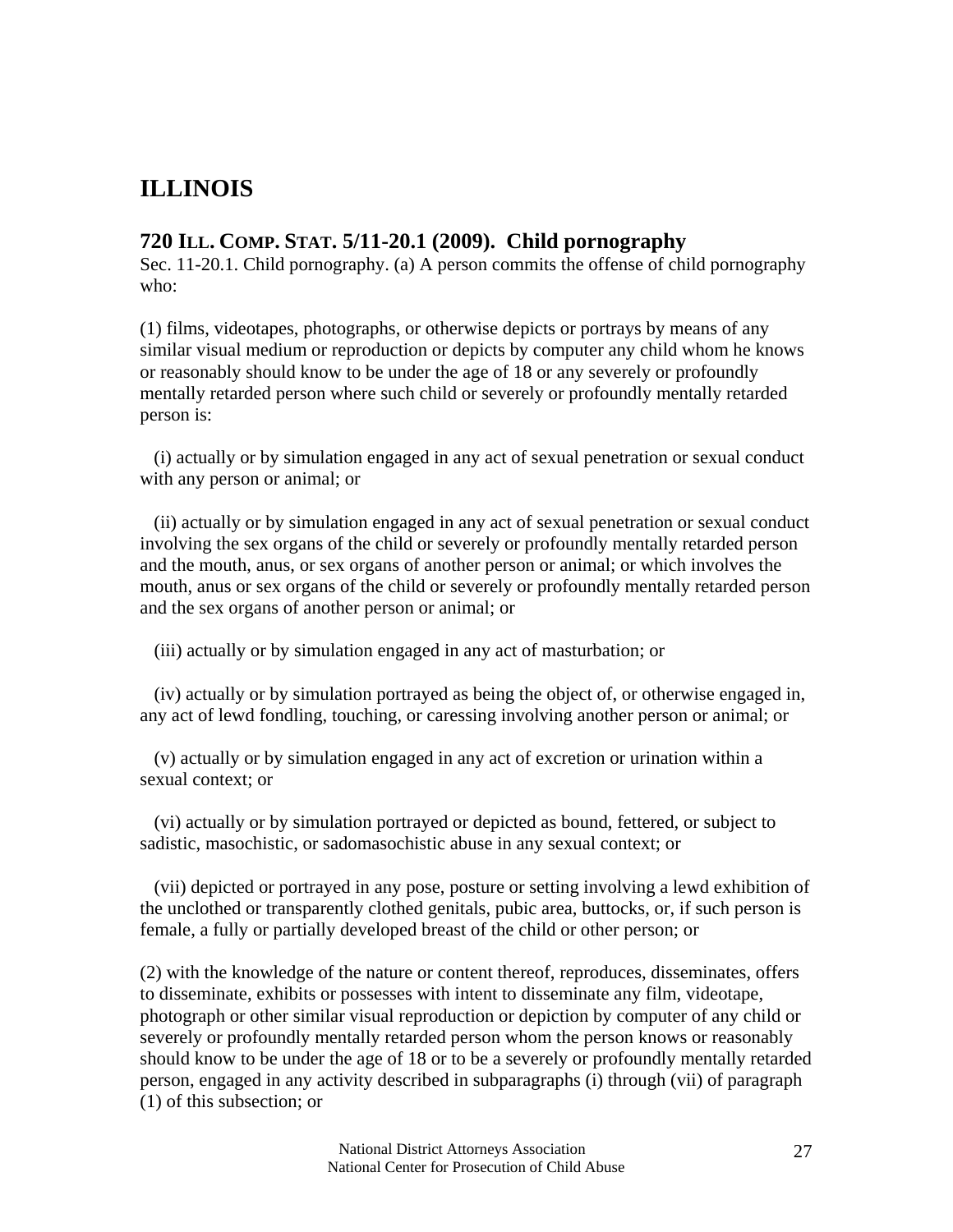# ILLINOIS

## 720 ILL. COMP. STAT. 5/11-20.1 (2009). Child pornography

Sec. 11-20.1. Child pornography. (a) A person commits the offense of child pornography who:

(1) films, videotapes, photographs, or otherwise depicts or portrays by means of any similar visual medium or reproduction or depicts by computer any child whom he knows or reasonably should know to be under the age of 18 or any severely or profoundly mentally retarded person where such child or severely or profoundly mentally retarded person is:

(i) actually or by simulation engaged in any act of sexual penetration or sexual conduct with any person or animal; or

(ii) actually or by simulation engaged in any act of sexual penetration or sexual conduct involving the sex organs of the child or severely or profoundly mentally retarded person and the mouth, anus, or sex organs of another person or animal; or which involves the mouth, anus or sex organs of the child or severely or profoundly mentally retarded person and the sex organs of another person or animal; or

(iii) actually or by simulation engaged in any act of masturbation; or

(iv) actually or by simulation portrayed as being the object of, or otherwise engaged in, any act of lewd fondling, touching, or caressing involving another person or animal; or

(v) actually or by simulation engaged in any act of excretion or urination within a sexual context; or

(vi) actually or by simulation portrayed or depicted as bound, fettered, or subject to sadistic, masochistic, or sadomasochistic abuse in any sexual context; or

(vii) depicted or portrayed in any pose, posture or setting involving a lewd exhibition of the unclothed or transparently clothed genitals, pubic area, buttocks, or, if such person is female, a fully or partially developed breast of the child or other person; or

(2) with the knowledge of the nature or content thereof, reproduces, disseminates, offers to disseminate, exhibits or possesses with intent to disseminate any film, videotape, photograph or other similar visual reproduction or depiction by computer of any child or severely or profoundly mentally retarded person whom the person knows or reasonably should know to be under the age of 18 or to be a severely or profoundly mentally retarded person, engaged in any activity described in subparagraphs (i) through (vii) of paragraph (1) of this subsection; or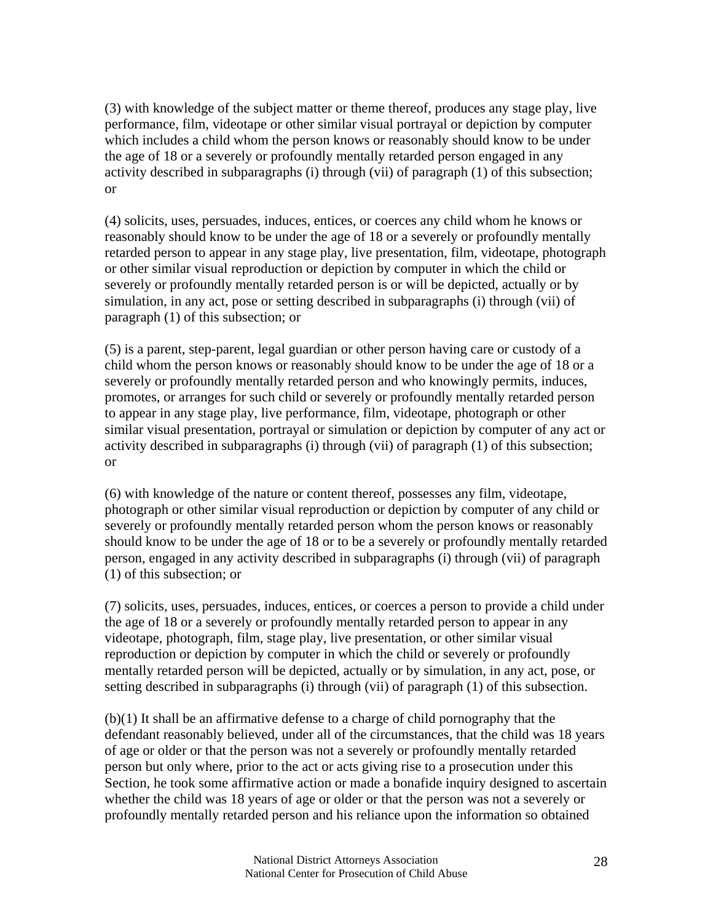(3) with knowledge of the subject matter or theme thereof, produces any stage play, live performance, film, videotape or other similar visual portrayal or depiction by computer which includes a child whom the person knows or reasonably should know to be under the age of 18 or a severely or profoundly mentally retarded person engaged in any activity described in subparagraphs (i) through (vii) of paragraph (1) of this subsection; or

(4) solicits, uses, persuades, induces, entices, or coerces any child whom he knows or reasonably should know to be under the age of 18 or a severely or profoundly mentally retarded person to appear in any stage play, live presentation, film, videotape, photograph or other similar visual reproduction or depiction by computer in which the child or severely or profoundly mentally retarded person is or will be depicted, actually or by simulation, in any act, pose or setting described in subparagraphs (i) through (vii) of paragraph (1) of this subsection; or

(5) is a parent, step-parent, legal guardian or other person having care or custody of a child whom the person knows or reasonably should know to be under the age of 18 or a severely or profoundly mentally retarded person and who knowingly permits, induces, promotes, or arranges for such child or severely or profoundly mentally retarded person to appear in any stage play, live performance, film, videotape, photograph or other similar visual presentation, portrayal or simulation or depiction by computer of any act or activity described in subparagraphs (i) through (vii) of paragraph (1) of this subsection; or

(6) with knowledge of the nature or content thereof, possesses any film, videotape, photograph or other similar visual reproduction or depiction by computer of any child or severely or profoundly mentally retarded person whom the person knows or reasonably should know to be under the age of 18 or to be a severely or profoundly mentally retarded person, engaged in any activity described in subparagraphs (i) through (vii) of paragraph (1) of this subsection; or

(7) solicits, uses, persuades, induces, entices, or coerces a person to provide a child under the age of 18 or a severely or profoundly mentally retarded person to appear in any videotape, photograph, film, stage play, live presentation, or other similar visual reproduction or depiction by computer in which the child or severely or profoundly mentally retarded person will be depicted, actually or by simulation, in any act, pose, or setting described in subparagraphs (i) through (vii) of paragraph (1) of this subsection.

(b)(1) It shall be an affirmative defense to a charge of child pornography that the defendant reasonably believed, under all of the circumstances, that the child was 18 years of age or older or that the person was not a severely or profoundly mentally retarded person but only where, prior to the act or acts giving rise to a prosecution under this Section, he took some affirmative action or made a bonafide inquiry designed to ascertain whether the child was 18 years of age or older or that the person was not a severely or profoundly mentally retarded person and his reliance upon the information so obtained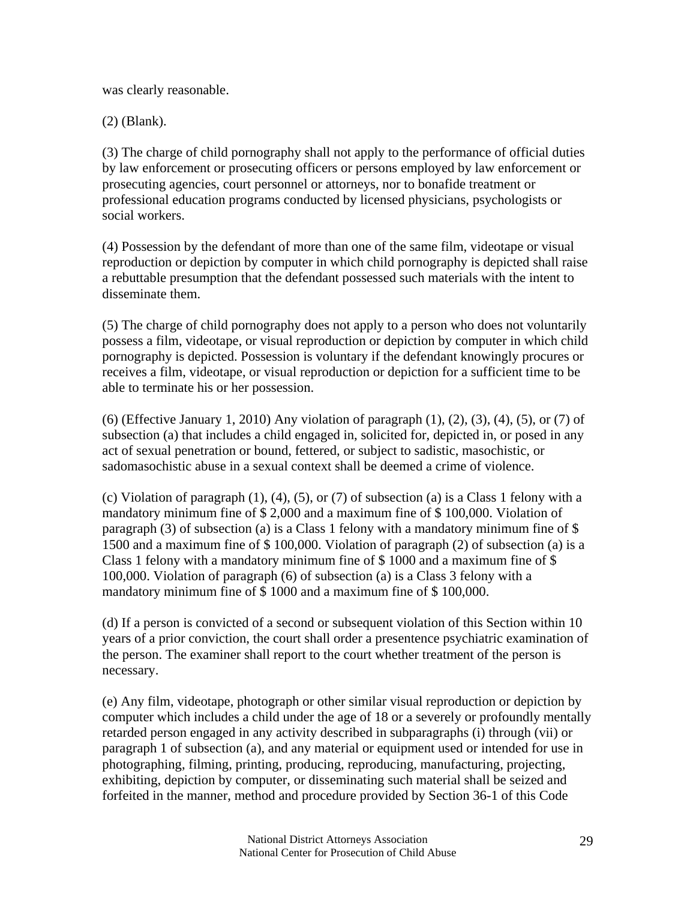was clearly reasonable.

(2) (Blank).

(3) The charge of child pornography shall not apply to the performance of official duties by law enforcement or prosecuting officers or persons employed by law enforcement or prosecuting agencies, court personnel or attorneys, nor to bonafide treatment or professional education programs conducted by licensed physicians, psychologists or social workers.

(4) Possession by the defendant of more than one of the same film, videotape or visual reproduction or depiction by computer in which child pornography is depicted shall raise a rebuttable presumption that the defendant possessed such materials with the intent to disseminate them.

(5) The charge of child pornography does not apply to a person who does not voluntarily possess a film, videotape, or visual reproduction or depiction by computer in which child pornography is depicted. Possession is voluntary if the defendant knowingly procures or receives a film, videotape, or visual reproduction or depiction for a sufficient time to be able to terminate his or her possession.

(6) (Effective January 1, 2010) Any violation of paragraph (1), (2), (3), (4), (5), or (7) of subsection (a) that includes a child engaged in, solicited for, depicted in, or posed in any act of sexual penetration or bound, fettered, or subject to sadistic, masochistic, or sadomasochistic abuse in a sexual context shall be deemed a crime of violence.

(c) Violation of paragraph (1), (4), (5), or (7) of subsection (a) is a Class 1 felony with a mandatory minimum fine of $ 2,000 and a maximum fine of $ 100,000. Violation of paragraph (3) of subsection (a) is a Class 1 felony with a mandatory minimum fine of $ 1500 and a maximum fine of $ 100,000. Violation of paragraph (2) of subsection (a) is a Class 1 felony with a mandatory minimum fine of $ 1000 and a maximum fine of $ 100,000. Violation of paragraph (6) of subsection (a) is a Class 3 felony with a mandatory minimum fine of $ 1000 and a maximum fine of $ 100,000.

(d) If a person is convicted of a second or subsequent violation of this Section within 10 years of a prior conviction, the court shall order a presentence psychiatric examination of the person. The examiner shall report to the court whether treatment of the person is necessary.

(e) Any film, videotape, photograph or other similar visual reproduction or depiction by computer which includes a child under the age of 18 or a severely or profoundly mentally retarded person engaged in any activity described in subparagraphs (i) through (vii) or paragraph 1 of subsection (a), and any material or equipment used or intended for use in photographing, filming, printing, producing, reproducing, manufacturing, projecting, exhibiting, depiction by computer, or disseminating such material shall be seized and forfeited in the manner, method and procedure provided by Section 36-1 of this Code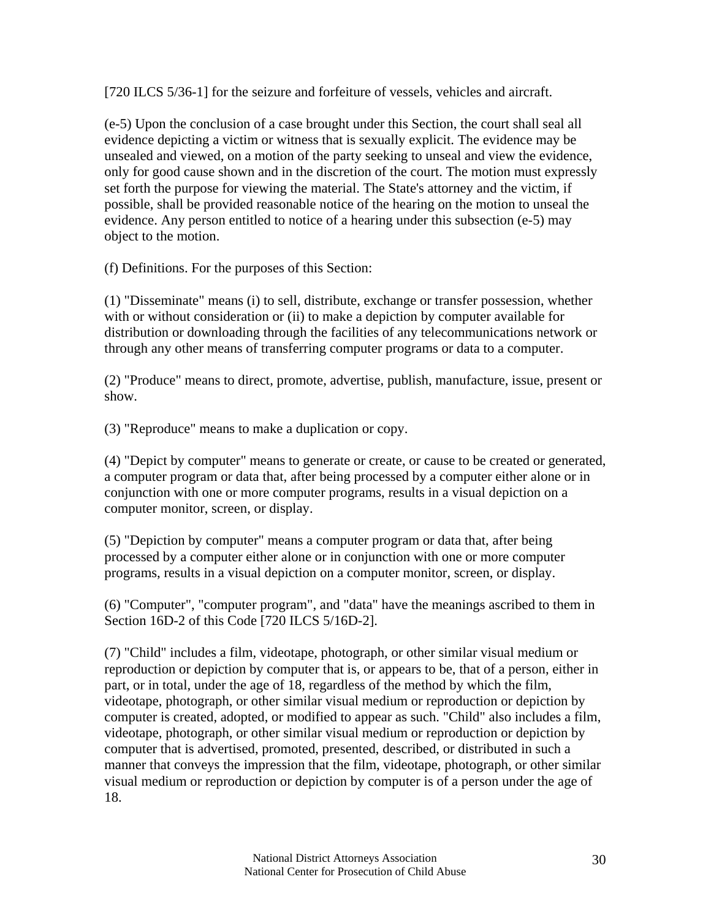[720 ILCS 5/36-1] for the seizure and forfeiture of vessels, vehicles and aircraft.

(e-5) Upon the conclusion of a case brought under this Section, the court shall seal all evidence depicting a victim or witness that is sexually explicit. The evidence may be unsealed and viewed, on a motion of the party seeking to unseal and view the evidence, only for good cause shown and in the discretion of the court. The motion must expressly set forth the purpose for viewing the material. The State's attorney and the victim, if possible, shall be provided reasonable notice of the hearing on the motion to unseal the evidence. Any person entitled to notice of a hearing under this subsection (e-5) may object to the motion.

(f) Definitions. For the purposes of this Section:

(1) "Disseminate" means (i) to sell, distribute, exchange or transfer possession, whether with or without consideration or (ii) to make a depiction by computer available for distribution or downloading through the facilities of any telecommunications network or through any other means of transferring computer programs or data to a computer.

(2) "Produce" means to direct, promote, advertise, publish, manufacture, issue, present or show.

(3) "Reproduce" means to make a duplication or copy.

(4) "Depict by computer" means to generate or create, or cause to be created or generated, a computer program or data that, after being processed by a computer either alone or in conjunction with one or more computer programs, results in a visual depiction on a computer monitor, screen, or display.

(5) "Depiction by computer" means a computer program or data that, after being processed by a computer either alone or in conjunction with one or more computer programs, results in a visual depiction on a computer monitor, screen, or display.

(6) "Computer", "computer program", and "data" have the meanings ascribed to them in Section 16D-2 of this Code [720 ILCS 5/16D-2].

(7) "Child" includes a film, videotape, photograph, or other similar visual medium or reproduction or depiction by computer that is, or appears to be, that of a person, either in part, or in total, under the age of 18, regardless of the method by which the film, videotape, photograph, or other similar visual medium or reproduction or depiction by computer is created, adopted, or modified to appear as such. "Child" also includes a film, videotape, photograph, or other similar visual medium or reproduction or depiction by computer that is advertised, promoted, presented, described, or distributed in such a manner that conveys the impression that the film, videotape, photograph, or other similar visual medium or reproduction or depiction by computer is of a person under the age of 18.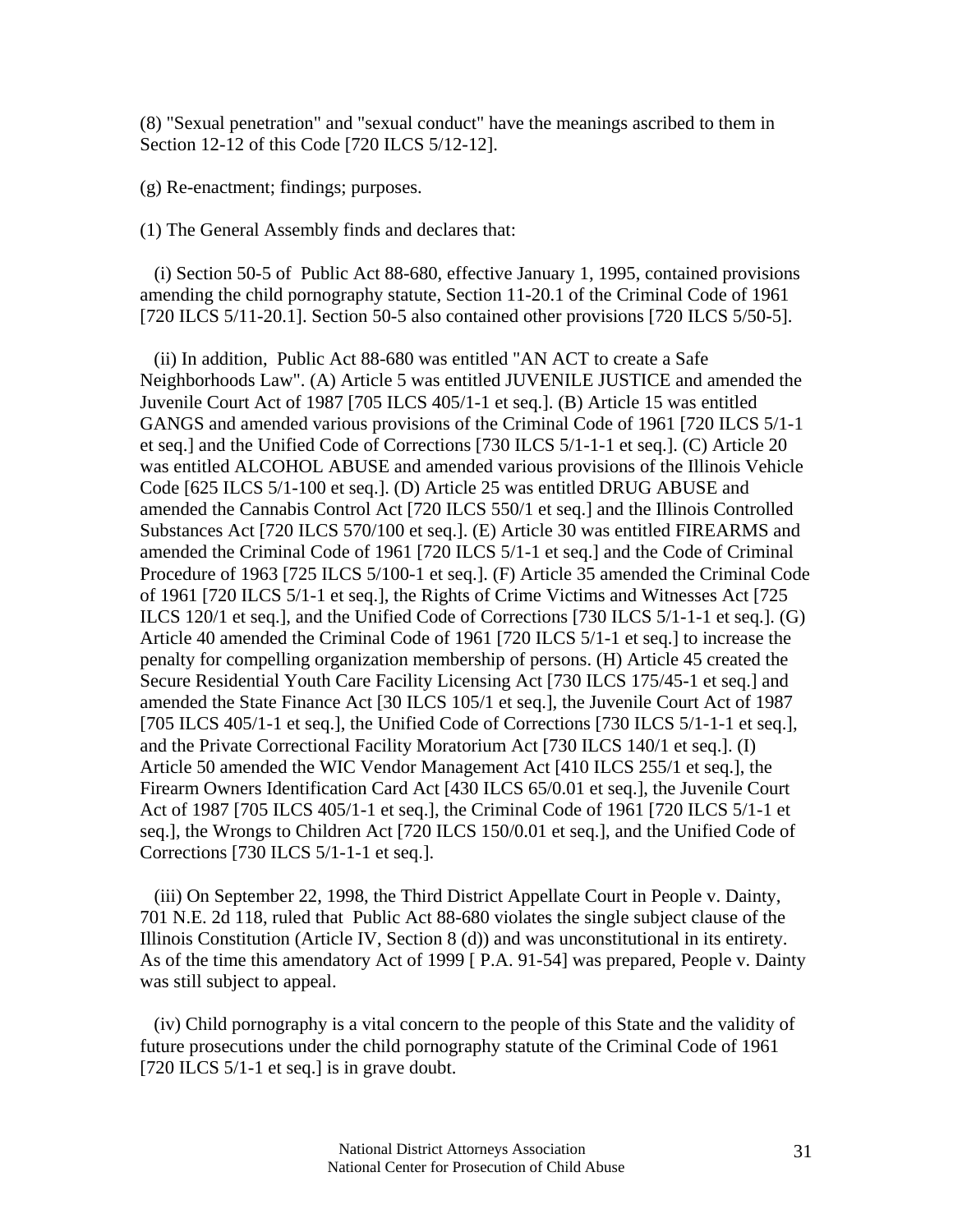(8) "Sexual penetration" and "sexual conduct" have the meanings ascribed to them in Section 12-12 of this Code [720 ILCS 5/12-12].

(g) Re-enactment; findings; purposes.

(1) The General Assembly finds and declares that:

(i) Section 50-5 of Public Act 88-680, effective January 1, 1995, contained provisions amending the child pornography statute, Section 11-20.1 of the Criminal Code of 1961 [720 ILCS 5/11-20.1]. Section 50-5 also contained other provisions [720 ILCS 5/50-5].

(ii) In addition, Public Act 88-680 was entitled "AN ACT to create a Safe Neighborhoods Law". (A) Article 5 was entitled JUVENILE JUSTICE and amended the Juvenile Court Act of 1987 [705 ILCS 405/1-1 et seq.]. (B) Article 15 was entitled GANGS and amended various provisions of the Criminal Code of 1961 [720 ILCS 5/1-1 et seq.] and the Unified Code of Corrections [730 ILCS 5/1-1-1 et seq.]. (C) Article 20 was entitled ALCOHOL ABUSE and amended various provisions of the Illinois Vehicle Code [625 ILCS 5/1-100 et seq.]. (D) Article 25 was entitled DRUG ABUSE and amended the Cannabis Control Act [720 ILCS 550/1 et seq.] and the Illinois Controlled Substances Act [720 ILCS 570/100 et seq.]. (E) Article 30 was entitled FIREARMS and amended the Criminal Code of 1961 [720 ILCS 5/1-1 et seq.] and the Code of Criminal Procedure of 1963 [725 ILCS 5/100-1 et seq.]. (F) Article 35 amended the Criminal Code of 1961 [720 ILCS 5/1-1 et seq.], the Rights of Crime Victims and Witnesses Act [725 ILCS 120/1 et seq.], and the Unified Code of Corrections [730 ILCS 5/1-1-1 et seq.]. (G) Article 40 amended the Criminal Code of 1961 [720 ILCS 5/1-1 et seq.] to increase the penalty for compelling organization membership of persons. (H) Article 45 created the Secure Residential Youth Care Facility Licensing Act [730 ILCS 175/45-1 et seq.] and amended the State Finance Act [30 ILCS 105/1 et seq.], the Juvenile Court Act of 1987 [705 ILCS 405/1-1 et seq.], the Unified Code of Corrections [730 ILCS 5/1-1-1 et seq.], and the Private Correctional Facility Moratorium Act [730 ILCS 140/1 et seq.]. (I) Article 50 amended the WIC Vendor Management Act [410 ILCS 255/1 et seq.], the Firearm Owners Identification Card Act [430 ILCS 65/0.01 et seq.], the Juvenile Court Act of 1987 [705 ILCS 405/1-1 et seq.], the Criminal Code of 1961 [720 ILCS 5/1-1 et seq.], the Wrongs to Children Act [720 ILCS 150/0.01 et seq.], and the Unified Code of Corrections [730 ILCS 5/1-1-1 et seq.].

(iii) On September 22, 1998, the Third District Appellate Court in People v. Dainty, 701 N.E. 2d 118, ruled that Public Act 88-680 violates the single subject clause of the Illinois Constitution (Article IV, Section 8 (d)) and was unconstitutional in its entirety. As of the time this amendatory Act of 1999 [ P.A. 91-54] was prepared, People v. Dainty was still subject to appeal.

(iv) Child pornography is a vital concern to the people of this State and the validity of future prosecutions under the child pornography statute of the Criminal Code of 1961 [720 ILCS 5/1-1 et seq.] is in grave doubt.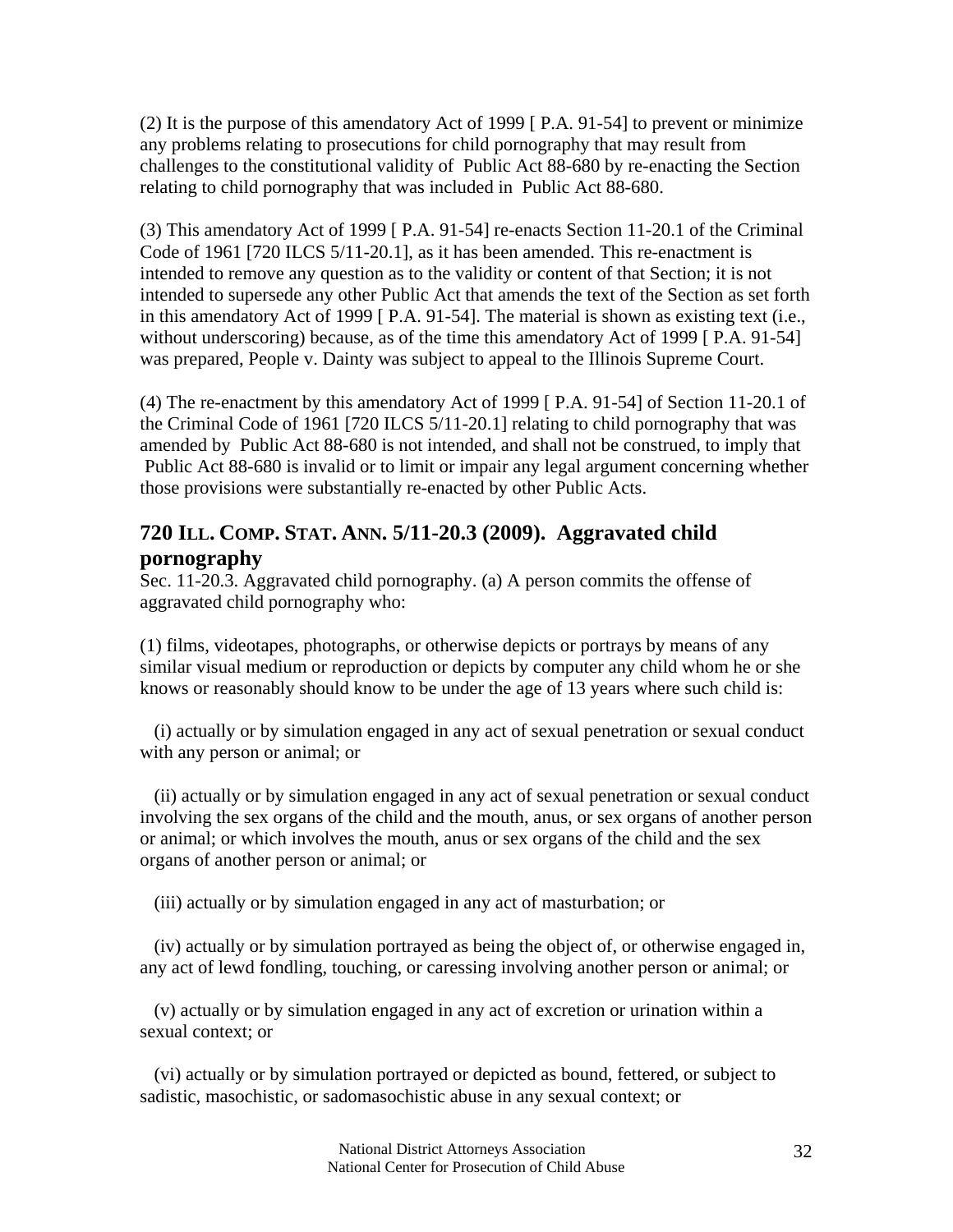(2) It is the purpose of this amendatory Act of 1999 [ P.A. 91-54] to prevent or minimize any problems relating to prosecutions for child pornography that may result from challenges to the constitutional validity of Public Act 88-680 by re-enacting the Section relating to child pornography that was included in Public Act 88-680.

(3) This amendatory Act of 1999 [ P.A. 91-54] re-enacts Section 11-20.1 of the Criminal Code of 1961 [720 ILCS 5/11-20.1], as it has been amended. This re-enactment is intended to remove any question as to the validity or content of that Section; it is not intended to supersede any other Public Act that amends the text of the Section as set forth in this amendatory Act of 1999 [ P.A. 91-54]. The material is shown as existing text (i.e., without underscoring) because, as of the time this amendatory Act of 1999 [ P.A. 91-54] was prepared, People v. Dainty was subject to appeal to the Illinois Supreme Court.

(4) The re-enactment by this amendatory Act of 1999 [ P.A. 91-54] of Section 11-20.1 of the Criminal Code of 1961 [720 ILCS 5/11-20.1] relating to child pornography that was amended by Public Act 88-680 is not intended, and shall not be construed, to imply that Public Act 88-680 is invalid or to limit or impair any legal argument concerning whether those provisions were substantially re-enacted by other Public Acts.

## 720 Ill. Comp. Stat. Ann. 5/11-20.3 (2009). Aggravated child pornography

Sec. 11-20.3. Aggravated child pornography. (a) A person commits the offense of aggravated child pornography who:

(1) films, videotapes, photographs, or otherwise depicts or portrays by means of any similar visual medium or reproduction or depicts by computer any child whom he or she knows or reasonably should know to be under the age of 13 years where such child is:

(i) actually or by simulation engaged in any act of sexual penetration or sexual conduct with any person or animal; or

(ii) actually or by simulation engaged in any act of sexual penetration or sexual conduct involving the sex organs of the child and the mouth, anus, or sex organs of another person or animal; or which involves the mouth, anus or sex organs of the child and the sex organs of another person or animal; or

(iii) actually or by simulation engaged in any act of masturbation; or

(iv) actually or by simulation portrayed as being the object of, or otherwise engaged in, any act of lewd fondling, touching, or caressing involving another person or animal; or

(v) actually or by simulation engaged in any act of excretion or urination within a sexual context; or

(vi) actually or by simulation portrayed or depicted as bound, fettered, or subject to sadistic, masochistic, or sadomasochistic abuse in any sexual context; or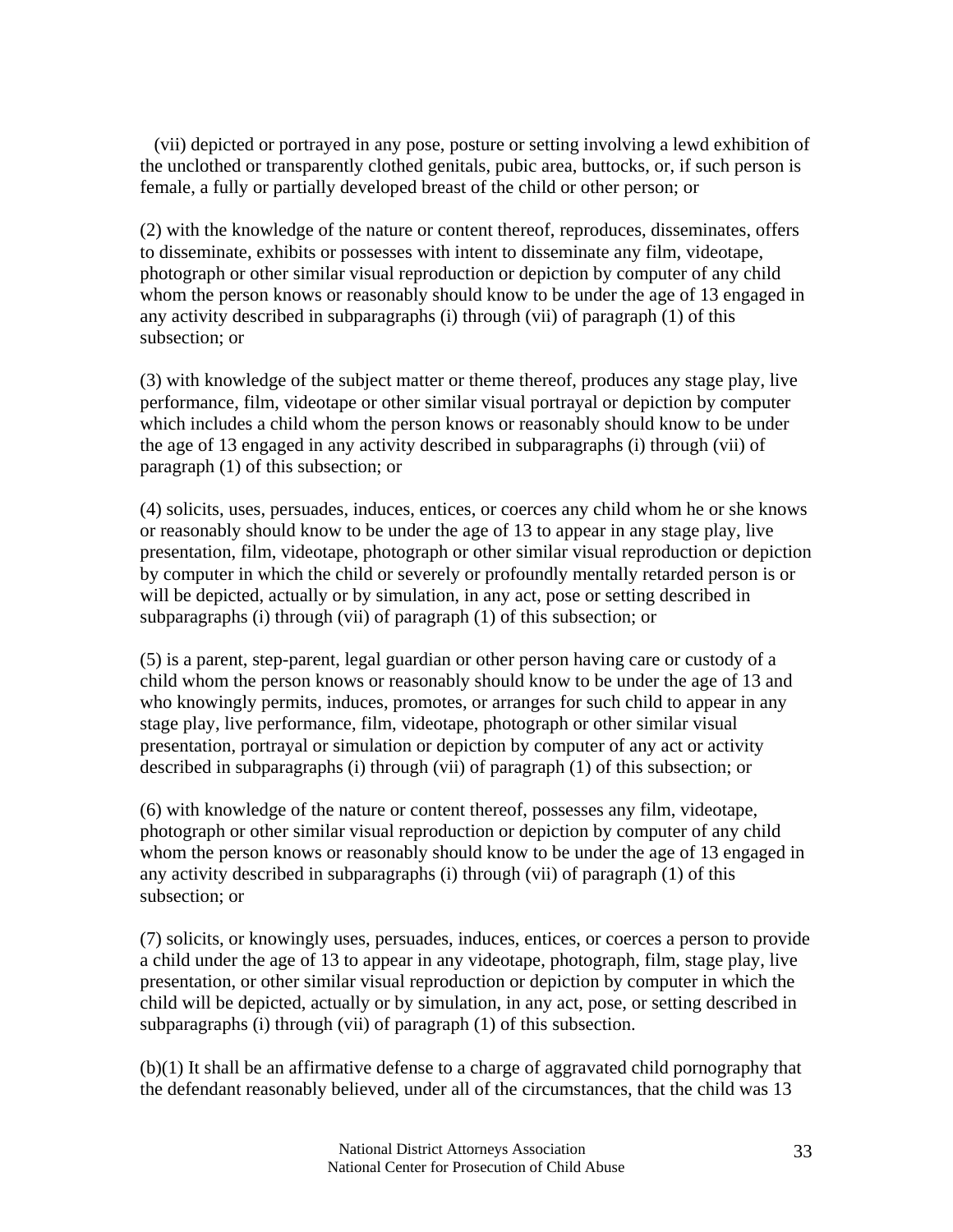(vii) depicted or portrayed in any pose, posture or setting involving a lewd exhibition of the unclothed or transparently clothed genitals, pubic area, buttocks, or, if such person is female, a fully or partially developed breast of the child or other person; or

(2) with the knowledge of the nature or content thereof, reproduces, disseminates, offers to disseminate, exhibits or possesses with intent to disseminate any film, videotape, photograph or other similar visual reproduction or depiction by computer of any child whom the person knows or reasonably should know to be under the age of 13 engaged in any activity described in subparagraphs (i) through (vii) of paragraph (1) of this subsection; or

(3) with knowledge of the subject matter or theme thereof, produces any stage play, live performance, film, videotape or other similar visual portrayal or depiction by computer which includes a child whom the person knows or reasonably should know to be under the age of 13 engaged in any activity described in subparagraphs (i) through (vii) of paragraph (1) of this subsection; or

(4) solicits, uses, persuades, induces, entices, or coerces any child whom he or she knows or reasonably should know to be under the age of 13 to appear in any stage play, live presentation, film, videotape, photograph or other similar visual reproduction or depiction by computer in which the child or severely or profoundly mentally retarded person is or will be depicted, actually or by simulation, in any act, pose or setting described in subparagraphs (i) through (vii) of paragraph (1) of this subsection; or

(5) is a parent, step-parent, legal guardian or other person having care or custody of a child whom the person knows or reasonably should know to be under the age of 13 and who knowingly permits, induces, promotes, or arranges for such child to appear in any stage play, live performance, film, videotape, photograph or other similar visual presentation, portrayal or simulation or depiction by computer of any act or activity described in subparagraphs (i) through (vii) of paragraph (1) of this subsection; or

(6) with knowledge of the nature or content thereof, possesses any film, videotape, photograph or other similar visual reproduction or depiction by computer of any child whom the person knows or reasonably should know to be under the age of 13 engaged in any activity described in subparagraphs (i) through (vii) of paragraph (1) of this subsection; or

(7) solicits, or knowingly uses, persuades, induces, entices, or coerces a person to provide a child under the age of 13 to appear in any videotape, photograph, film, stage play, live presentation, or other similar visual reproduction or depiction by computer in which the child will be depicted, actually or by simulation, in any act, pose, or setting described in subparagraphs (i) through (vii) of paragraph (1) of this subsection.

(b)(1) It shall be an affirmative defense to a charge of aggravated child pornography that the defendant reasonably believed, under all of the circumstances, that the child was 13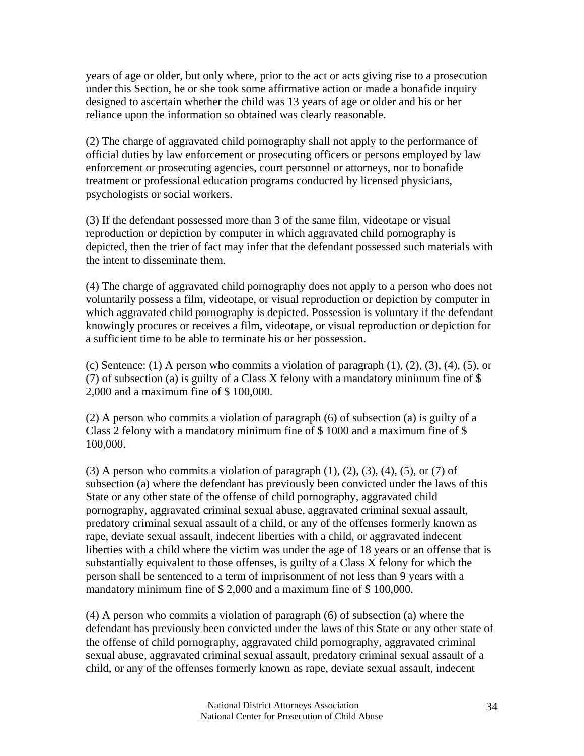years of age or older, but only where, prior to the act or acts giving rise to a prosecution under this Section, he or she took some affirmative action or made a bonafide inquiry designed to ascertain whether the child was 13 years of age or older and his or her reliance upon the information so obtained was clearly reasonable.

(2) The charge of aggravated child pornography shall not apply to the performance of official duties by law enforcement or prosecuting officers or persons employed by law enforcement or prosecuting agencies, court personnel or attorneys, nor to bonafide treatment or professional education programs conducted by licensed physicians, psychologists or social workers.

(3) If the defendant possessed more than 3 of the same film, videotape or visual reproduction or depiction by computer in which aggravated child pornography is depicted, then the trier of fact may infer that the defendant possessed such materials with the intent to disseminate them.

(4) The charge of aggravated child pornography does not apply to a person who does not voluntarily possess a film, videotape, or visual reproduction or depiction by computer in which aggravated child pornography is depicted. Possession is voluntary if the defendant knowingly procures or receives a film, videotape, or visual reproduction or depiction for a sufficient time to be able to terminate his or her possession.

(c) Sentence: (1) A person who commits a violation of paragraph (1), (2), (3), (4), (5), or (7) of subsection (a) is guilty of a Class X felony with a mandatory minimum fine of $ 2,000 and a maximum fine of $ 100,000.

(2) A person who commits a violation of paragraph (6) of subsection (a) is guilty of a Class 2 felony with a mandatory minimum fine of $ 1000 and a maximum fine of $ 100,000.

(3) A person who commits a violation of paragraph (1), (2), (3), (4), (5), or (7) of subsection (a) where the defendant has previously been convicted under the laws of this State or any other state of the offense of child pornography, aggravated child pornography, aggravated criminal sexual abuse, aggravated criminal sexual assault, predatory criminal sexual assault of a child, or any of the offenses formerly known as rape, deviate sexual assault, indecent liberties with a child, or aggravated indecent liberties with a child where the victim was under the age of 18 years or an offense that is substantially equivalent to those offenses, is guilty of a Class X felony for which the person shall be sentenced to a term of imprisonment of not less than 9 years with a mandatory minimum fine of $ 2,000 and a maximum fine of $ 100,000.

(4) A person who commits a violation of paragraph (6) of subsection (a) where the defendant has previously been convicted under the laws of this State or any other state of the offense of child pornography, aggravated child pornography, aggravated criminal sexual abuse, aggravated criminal sexual assault, predatory criminal sexual assault of a child, or any of the offenses formerly known as rape, deviate sexual assault, indecent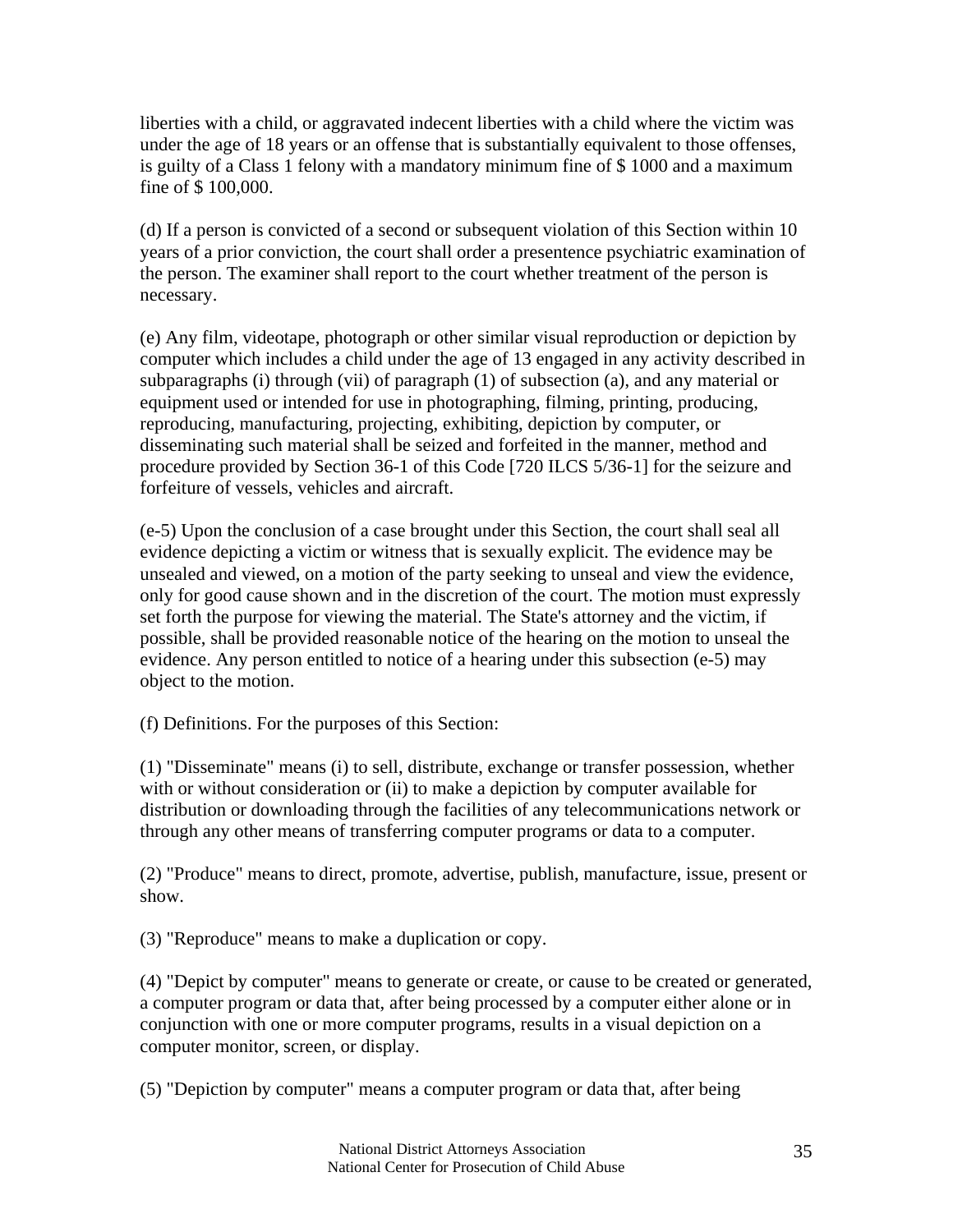liberties with a child, or aggravated indecent liberties with a child where the victim was under the age of 18 years or an offense that is substantially equivalent to those offenses, is guilty of a Class 1 felony with a mandatory minimum fine of $ 1000 and a maximum fine of $ 100,000.

(d) If a person is convicted of a second or subsequent violation of this Section within 10 years of a prior conviction, the court shall order a presentence psychiatric examination of the person. The examiner shall report to the court whether treatment of the person is necessary.

(e) Any film, videotape, photograph or other similar visual reproduction or depiction by computer which includes a child under the age of 13 engaged in any activity described in subparagraphs (i) through (vii) of paragraph (1) of subsection (a), and any material or equipment used or intended for use in photographing, filming, printing, producing, reproducing, manufacturing, projecting, exhibiting, depiction by computer, or disseminating such material shall be seized and forfeited in the manner, method and procedure provided by Section 36-1 of this Code [720 ILCS 5/36-1] for the seizure and forfeiture of vessels, vehicles and aircraft.

(e-5) Upon the conclusion of a case brought under this Section, the court shall seal all evidence depicting a victim or witness that is sexually explicit. The evidence may be unsealed and viewed, on a motion of the party seeking to unseal and view the evidence, only for good cause shown and in the discretion of the court. The motion must expressly set forth the purpose for viewing the material. The State's attorney and the victim, if possible, shall be provided reasonable notice of the hearing on the motion to unseal the evidence. Any person entitled to notice of a hearing under this subsection (e-5) may object to the motion.

(f) Definitions. For the purposes of this Section:

(1) "Disseminate" means (i) to sell, distribute, exchange or transfer possession, whether with or without consideration or (ii) to make a depiction by computer available for distribution or downloading through the facilities of any telecommunications network or through any other means of transferring computer programs or data to a computer.

(2) "Produce" means to direct, promote, advertise, publish, manufacture, issue, present or show.

(3) "Reproduce" means to make a duplication or copy.

(4) "Depict by computer" means to generate or create, or cause to be created or generated, a computer program or data that, after being processed by a computer either alone or in conjunction with one or more computer programs, results in a visual depiction on a computer monitor, screen, or display.

(5) "Depiction by computer" means a computer program or data that, after being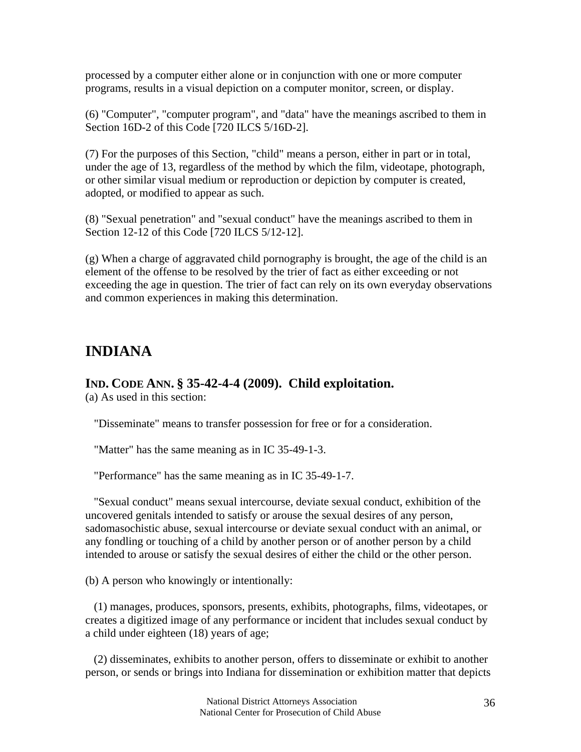processed by a computer either alone or in conjunction with one or more computer programs, results in a visual depiction on a computer monitor, screen, or display.

(6) "Computer", "computer program", and "data" have the meanings ascribed to them in Section 16D-2 of this Code [720 ILCS 5/16D-2].

(7) For the purposes of this Section, "child" means a person, either in part or in total, under the age of 13, regardless of the method by which the film, videotape, photograph, or other similar visual medium or reproduction or depiction by computer is created, adopted, or modified to appear as such.

(8) "Sexual penetration" and "sexual conduct" have the meanings ascribed to them in Section 12-12 of this Code [720 ILCS 5/12-12].

(g) When a charge of aggravated child pornography is brought, the age of the child is an element of the offense to be resolved by the trier of fact as either exceeding or not exceeding the age in question. The trier of fact can rely on its own everyday observations and common experiences in making this determination.

# INDIANA

### IND. CODE ANN. § 35-42-4-4 (2009). Child exploitation.

(a) As used in this section:

"Disseminate" means to transfer possession for free or for a consideration.

"Matter" has the same meaning as in IC 35-49-1-3.

"Performance" has the same meaning as in IC 35-49-1-7.

"Sexual conduct" means sexual intercourse, deviate sexual conduct, exhibition of the uncovered genitals intended to satisfy or arouse the sexual desires of any person, sadomasochistic abuse, sexual intercourse or deviate sexual conduct with an animal, or any fondling or touching of a child by another person or of another person by a child intended to arouse or satisfy the sexual desires of either the child or the other person.

(b) A person who knowingly or intentionally:

(1) manages, produces, sponsors, presents, exhibits, photographs, films, videotapes, or creates a digitized image of any performance or incident that includes sexual conduct by a child under eighteen (18) years of age;

(2) disseminates, exhibits to another person, offers to disseminate or exhibit to another person, or sends or brings into Indiana for dissemination or exhibition matter that depicts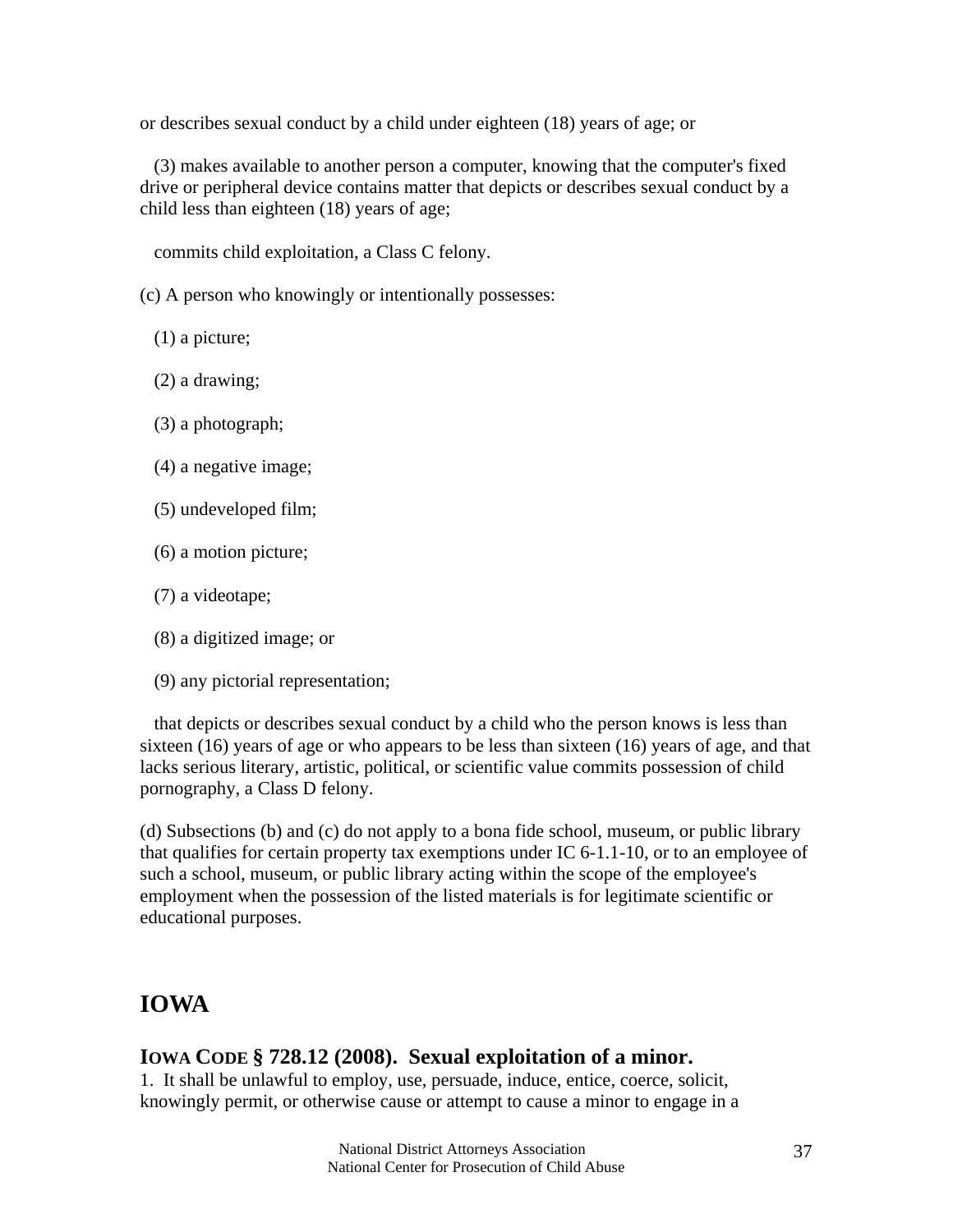or describes sexual conduct by a child under eighteen (18) years of age; or

(3) makes available to another person a computer, knowing that the computer's fixed drive or peripheral device contains matter that depicts or describes sexual conduct by a child less than eighteen (18) years of age;

commits child exploitation, a Class C felony.

(c) A person who knowingly or intentionally possesses:

(1) a picture;

(2) a drawing;

(3) a photograph;

(4) a negative image;

(5) undeveloped film;

(6) a motion picture;

(7) a videotape;

(8) a digitized image; or

(9) any pictorial representation;

that depicts or describes sexual conduct by a child who the person knows is less than sixteen (16) years of age or who appears to be less than sixteen (16) years of age, and that lacks serious literary, artistic, political, or scientific value commits possession of child pornography, a Class D felony.

(d) Subsections (b) and (c) do not apply to a bona fide school, museum, or public library that qualifies for certain property tax exemptions under IC 6-1.1-10, or to an employee of such a school, museum, or public library acting within the scope of the employee's employment when the possession of the listed materials is for legitimate scientific or educational purposes.

## IOWA

### IOWA CODE § 728.12 (2008). Sexual exploitation of a minor.

1. It shall be unlawful to employ, use, persuade, induce, entice, coerce, solicit, knowingly permit, or otherwise cause or attempt to cause a minor to engage in a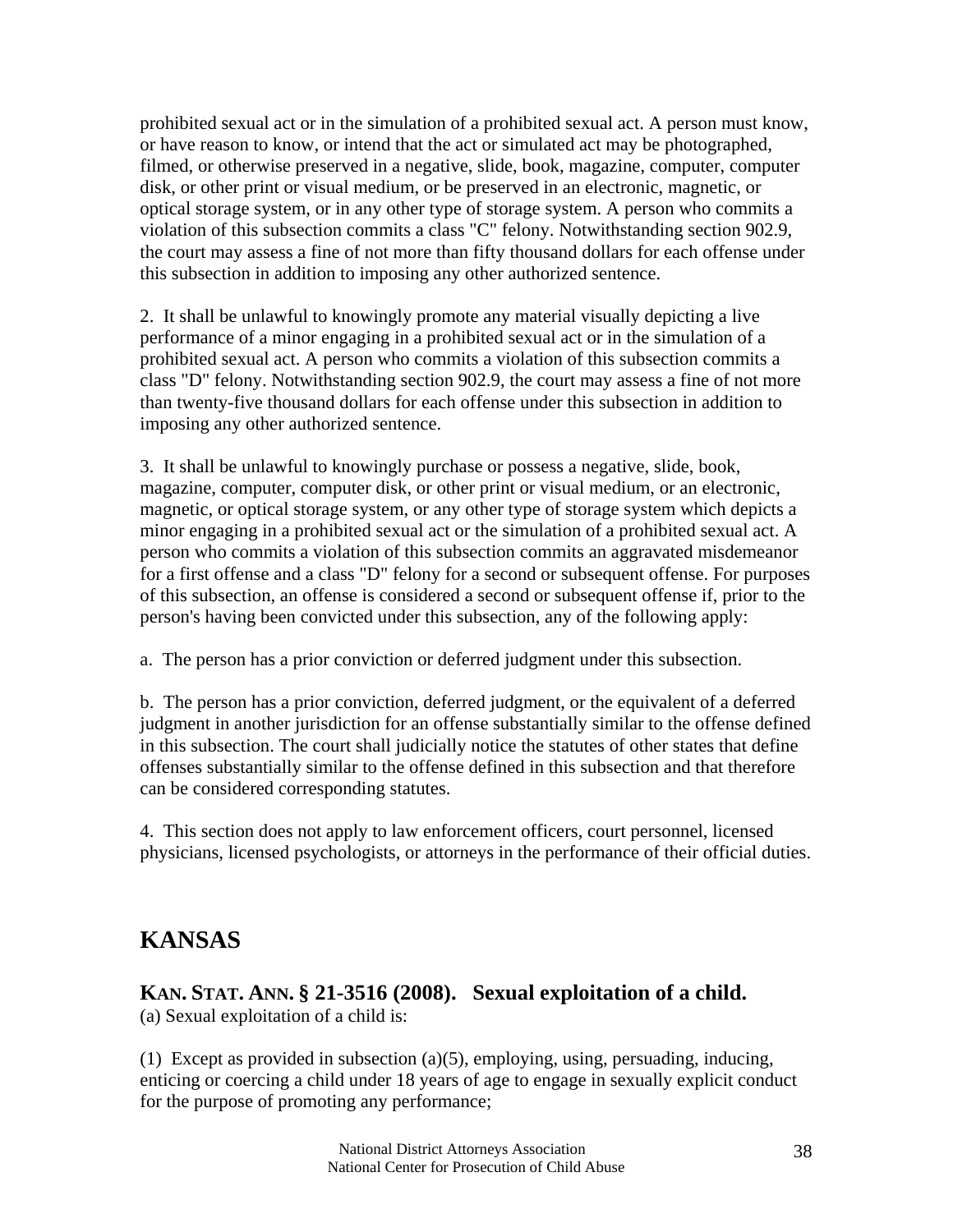prohibited sexual act or in the simulation of a prohibited sexual act. A person must know, or have reason to know, or intend that the act or simulated act may be photographed, filmed, or otherwise preserved in a negative, slide, book, magazine, computer, computer disk, or other print or visual medium, or be preserved in an electronic, magnetic, or optical storage system, or in any other type of storage system. A person who commits a violation of this subsection commits a class "C" felony. Notwithstanding section 902.9, the court may assess a fine of not more than fifty thousand dollars for each offense under this subsection in addition to imposing any other authorized sentence.

2. It shall be unlawful to knowingly promote any material visually depicting a live performance of a minor engaging in a prohibited sexual act or in the simulation of a prohibited sexual act. A person who commits a violation of this subsection commits a class "D" felony. Notwithstanding section 902.9, the court may assess a fine of not more than twenty-five thousand dollars for each offense under this subsection in addition to imposing any other authorized sentence.

3. It shall be unlawful to knowingly purchase or possess a negative, slide, book, magazine, computer, computer disk, or other print or visual medium, or an electronic, magnetic, or optical storage system, or any other type of storage system which depicts a minor engaging in a prohibited sexual act or the simulation of a prohibited sexual act. A person who commits a violation of this subsection commits an aggravated misdemeanor for a first offense and a class "D" felony for a second or subsequent offense. For purposes of this subsection, an offense is considered a second or subsequent offense if, prior to the person's having been convicted under this subsection, any of the following apply:

a. The person has a prior conviction or deferred judgment under this subsection.

b. The person has a prior conviction, deferred judgment, or the equivalent of a deferred judgment in another jurisdiction for an offense substantially similar to the offense defined in this subsection. The court shall judicially notice the statutes of other states that define offenses substantially similar to the offense defined in this subsection and that therefore can be considered corresponding statutes.

4. This section does not apply to law enforcement officers, court personnel, licensed physicians, licensed psychologists, or attorneys in the performance of their official duties.

## KANSAS

### KAN. STAT. ANN. § 21-3516 (2008). Sexual exploitation of a child.

(a) Sexual exploitation of a child is:

(1) Except as provided in subsection (a)(5), employing, using, persuading, inducing, enticing or coercing a child under 18 years of age to engage in sexually explicit conduct for the purpose of promoting any performance;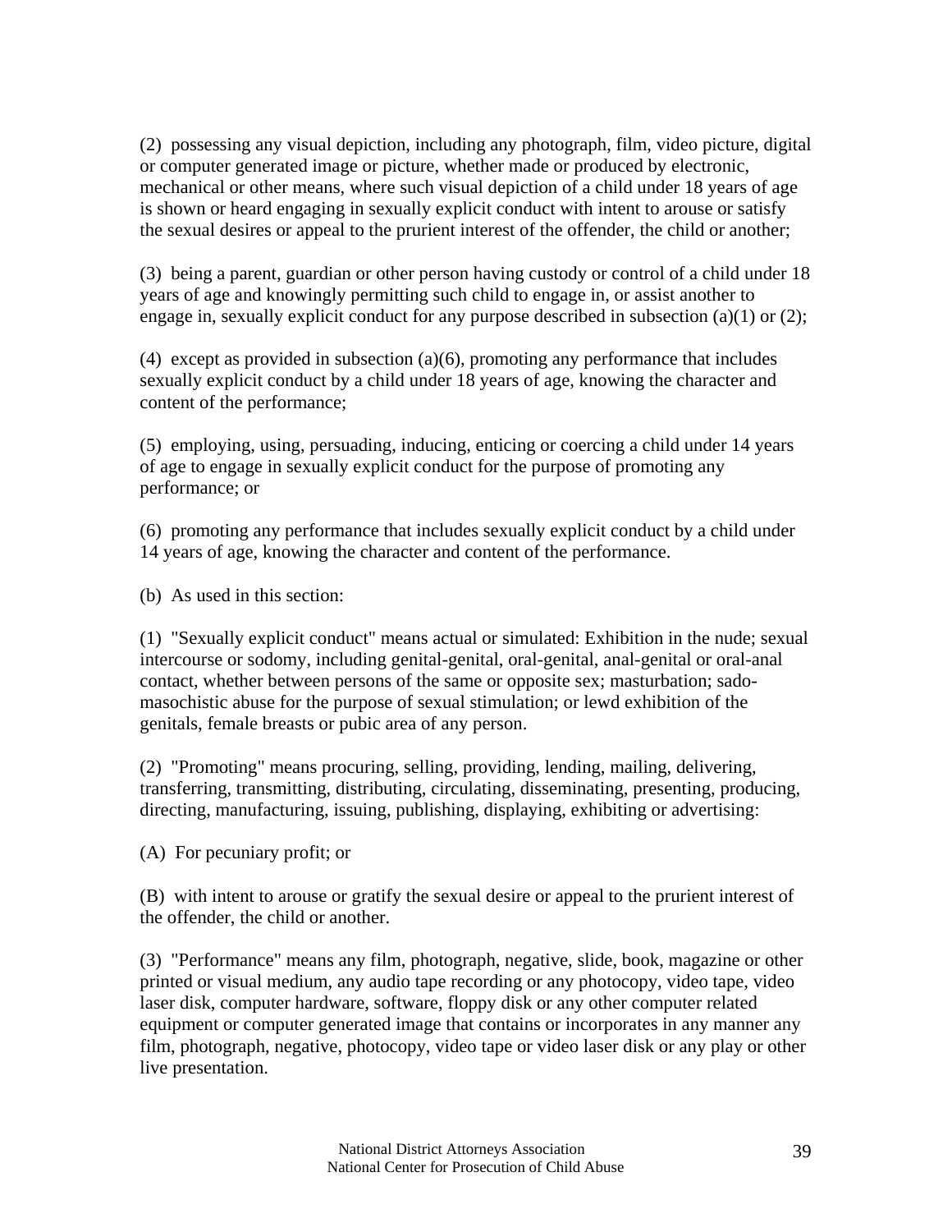(2) possessing any visual depiction, including any photograph, film, video picture, digital or computer generated image or picture, whether made or produced by electronic, mechanical or other means, where such visual depiction of a child under 18 years of age is shown or heard engaging in sexually explicit conduct with intent to arouse or satisfy the sexual desires or appeal to the prurient interest of the offender, the child or another;

(3) being a parent, guardian or other person having custody or control of a child under 18 years of age and knowingly permitting such child to engage in, or assist another to engage in, sexually explicit conduct for any purpose described in subsection (a)(1) or (2);

(4) except as provided in subsection (a)(6), promoting any performance that includes sexually explicit conduct by a child under 18 years of age, knowing the character and content of the performance;

(5) employing, using, persuading, inducing, enticing or coercing a child under 14 years of age to engage in sexually explicit conduct for the purpose of promoting any performance; or

(6) promoting any performance that includes sexually explicit conduct by a child under 14 years of age, knowing the character and content of the performance.

(b) As used in this section:

(1) "Sexually explicit conduct" means actual or simulated: Exhibition in the nude; sexual intercourse or sodomy, including genital-genital, oral-genital, anal-genital or oral-anal contact, whether between persons of the same or opposite sex; masturbation; sado-masochistic abuse for the purpose of sexual stimulation; or lewd exhibition of the genitals, female breasts or pubic area of any person.

(2) "Promoting" means procuring, selling, providing, lending, mailing, delivering, transferring, transmitting, distributing, circulating, disseminating, presenting, producing, directing, manufacturing, issuing, publishing, displaying, exhibiting or advertising:

(A) For pecuniary profit; or

(B) with intent to arouse or gratify the sexual desire or appeal to the prurient interest of the offender, the child or another.

(3) "Performance" means any film, photograph, negative, slide, book, magazine or other printed or visual medium, any audio tape recording or any photocopy, video tape, video laser disk, computer hardware, software, floppy disk or any other computer related equipment or computer generated image that contains or incorporates in any manner any film, photograph, negative, photocopy, video tape or video laser disk or any play or other live presentation.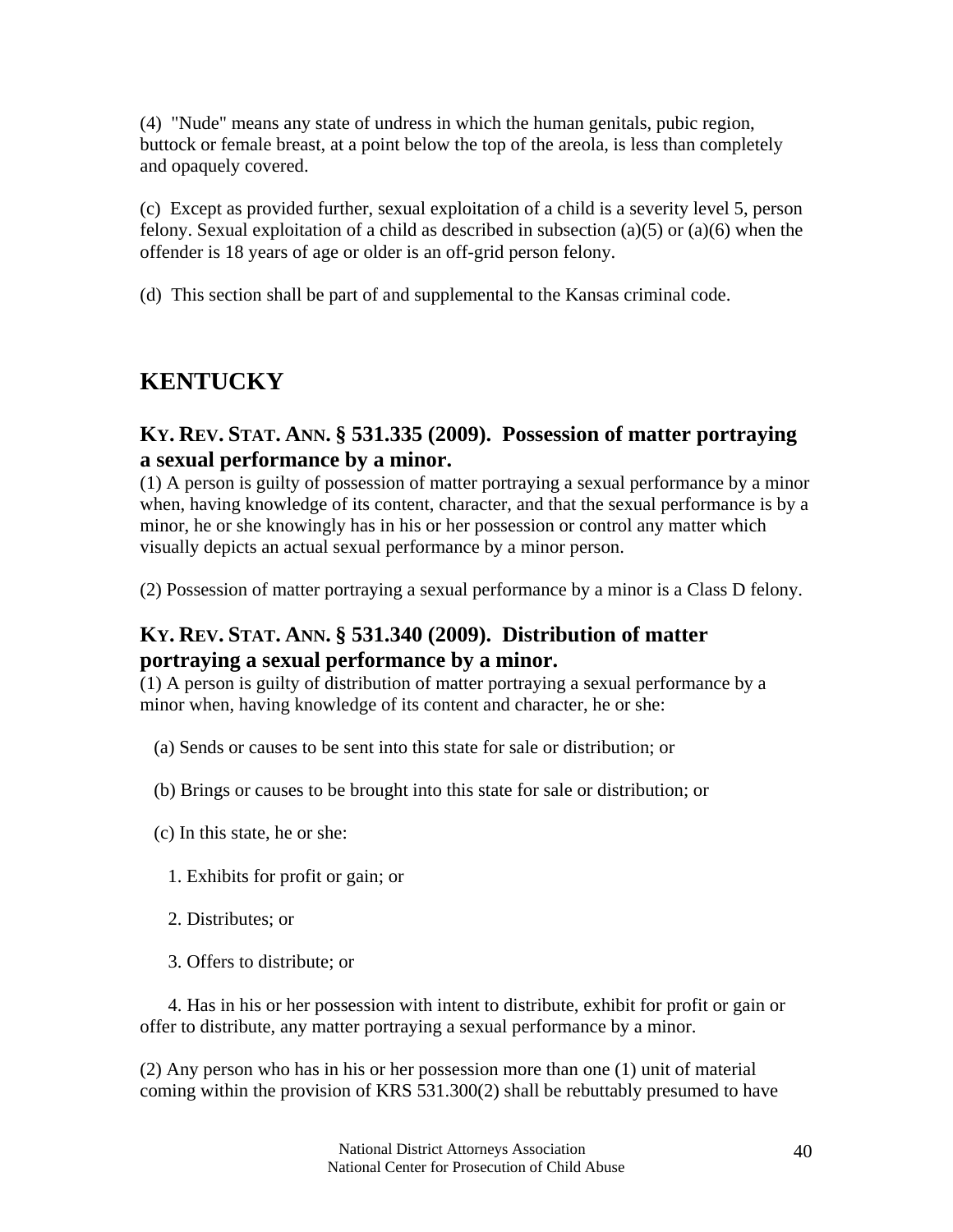(4) "Nude" means any state of undress in which the human genitals, pubic region, buttock or female breast, at a point below the top of the areola, is less than completely and opaquely covered.

(c) Except as provided further, sexual exploitation of a child is a severity level 5, person felony. Sexual exploitation of a child as described in subsection (a)(5) or (a)(6) when the offender is 18 years of age or older is an off-grid person felony.

(d) This section shall be part of and supplemental to the Kansas criminal code.

# KENTUCKY

### KY. REV. STAT. ANN. § 531.335 (2009). Possession of matter portraying a sexual performance by a minor.

(1) A person is guilty of possession of matter portraying a sexual performance by a minor when, having knowledge of its content, character, and that the sexual performance is by a minor, he or she knowingly has in his or her possession or control any matter which visually depicts an actual sexual performance by a minor person.

(2) Possession of matter portraying a sexual performance by a minor is a Class D felony.

### KY. REV. STAT. ANN. § 531.340 (2009). Distribution of matter portraying a sexual performance by a minor.

(1) A person is guilty of distribution of matter portraying a sexual performance by a minor when, having knowledge of its content and character, he or she:

(a) Sends or causes to be sent into this state for sale or distribution; or

(b) Brings or causes to be brought into this state for sale or distribution; or

(c) In this state, he or she:

1. Exhibits for profit or gain; or

2. Distributes; or

3. Offers to distribute; or

4. Has in his or her possession with intent to distribute, exhibit for profit or gain or offer to distribute, any matter portraying a sexual performance by a minor.

(2) Any person who has in his or her possession more than one (1) unit of material coming within the provision of KRS 531.300(2) shall be rebuttably presumed to have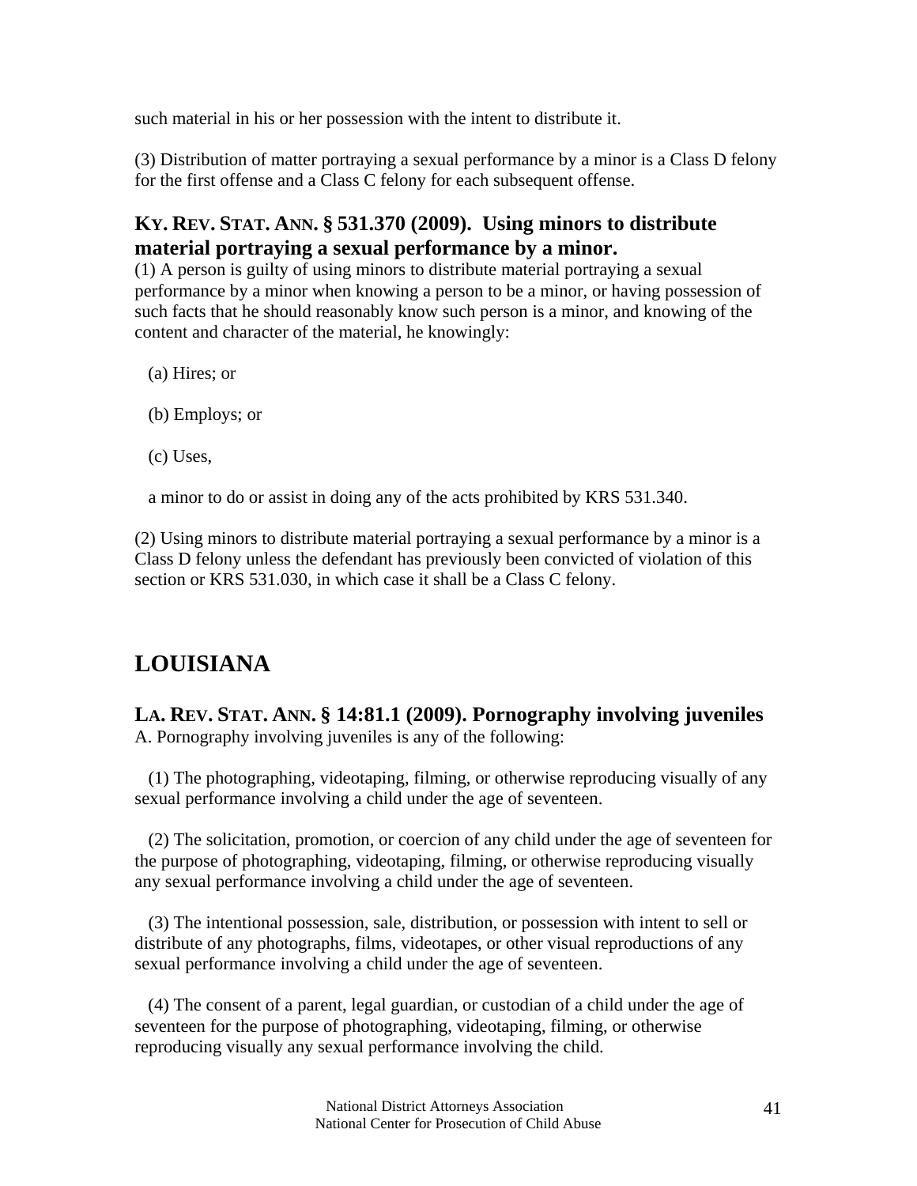such material in his or her possession with the intent to distribute it.

(3) Distribution of matter portraying a sexual performance by a minor is a Class D felony for the first offense and a Class C felony for each subsequent offense.

### KY. REV. STAT. ANN. § 531.370 (2009). Using minors to distribute material portraying a sexual performance by a minor.

(1) A person is guilty of using minors to distribute material portraying a sexual performance by a minor when knowing a person to be a minor, or having possession of such facts that he should reasonably know such person is a minor, and knowing of the content and character of the material, he knowingly:

(a) Hires; or

(b) Employs; or

(c) Uses,

a minor to do or assist in doing any of the acts prohibited by KRS 531.340.

(2) Using minors to distribute material portraying a sexual performance by a minor is a Class D felony unless the defendant has previously been convicted of violation of this section or KRS 531.030, in which case it shall be a Class C felony.

## LOUISIANA

### LA. REV. STAT. ANN. § 14:81.1 (2009). Pornography involving juveniles

A. Pornography involving juveniles is any of the following:

(1) The photographing, videotaping, filming, or otherwise reproducing visually of any sexual performance involving a child under the age of seventeen.

(2) The solicitation, promotion, or coercion of any child under the age of seventeen for the purpose of photographing, videotaping, filming, or otherwise reproducing visually any sexual performance involving a child under the age of seventeen.

(3) The intentional possession, sale, distribution, or possession with intent to sell or distribute of any photographs, films, videotapes, or other visual reproductions of any sexual performance involving a child under the age of seventeen.

(4) The consent of a parent, legal guardian, or custodian of a child under the age of seventeen for the purpose of photographing, videotaping, filming, or otherwise reproducing visually any sexual performance involving the child.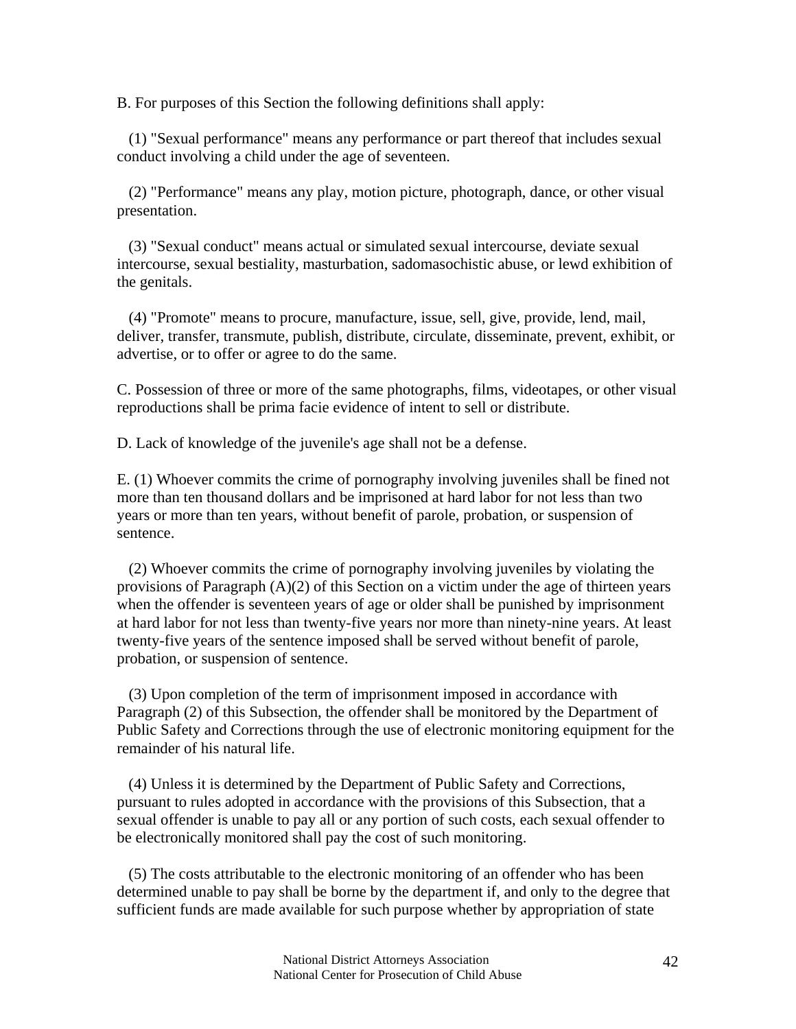B. For purposes of this Section the following definitions shall apply:

(1) "Sexual performance" means any performance or part thereof that includes sexual conduct involving a child under the age of seventeen.

(2) "Performance" means any play, motion picture, photograph, dance, or other visual presentation.

(3) "Sexual conduct" means actual or simulated sexual intercourse, deviate sexual intercourse, sexual bestiality, masturbation, sadomasochistic abuse, or lewd exhibition of the genitals.

(4) "Promote" means to procure, manufacture, issue, sell, give, provide, lend, mail, deliver, transfer, transmute, publish, distribute, circulate, disseminate, prevent, exhibit, or advertise, or to offer or agree to do the same.

C. Possession of three or more of the same photographs, films, videotapes, or other visual reproductions shall be prima facie evidence of intent to sell or distribute.

D. Lack of knowledge of the juvenile's age shall not be a defense.

E. (1) Whoever commits the crime of pornography involving juveniles shall be fined not more than ten thousand dollars and be imprisoned at hard labor for not less than two years or more than ten years, without benefit of parole, probation, or suspension of sentence.

(2) Whoever commits the crime of pornography involving juveniles by violating the provisions of Paragraph (A)(2) of this Section on a victim under the age of thirteen years when the offender is seventeen years of age or older shall be punished by imprisonment at hard labor for not less than twenty-five years nor more than ninety-nine years. At least twenty-five years of the sentence imposed shall be served without benefit of parole, probation, or suspension of sentence.

(3) Upon completion of the term of imprisonment imposed in accordance with Paragraph (2) of this Subsection, the offender shall be monitored by the Department of Public Safety and Corrections through the use of electronic monitoring equipment for the remainder of his natural life.

(4) Unless it is determined by the Department of Public Safety and Corrections, pursuant to rules adopted in accordance with the provisions of this Subsection, that a sexual offender is unable to pay all or any portion of such costs, each sexual offender to be electronically monitored shall pay the cost of such monitoring.

(5) The costs attributable to the electronic monitoring of an offender who has been determined unable to pay shall be borne by the department if, and only to the degree that sufficient funds are made available for such purpose whether by appropriation of state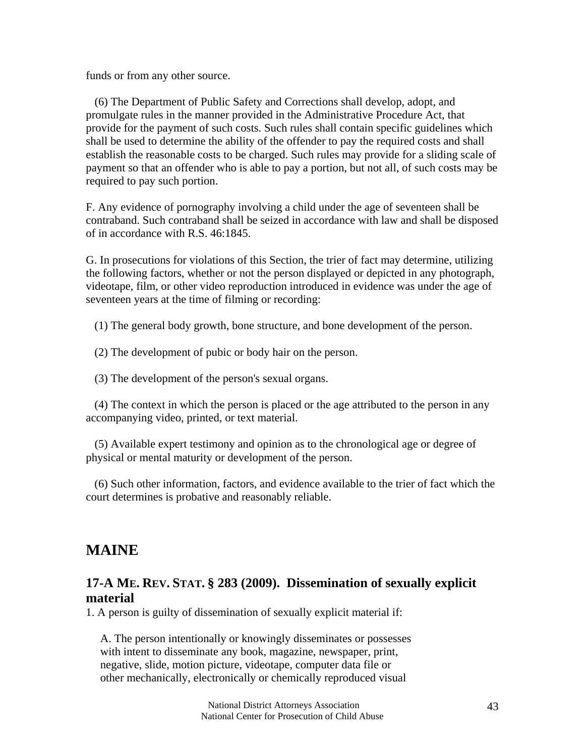funds or from any other source.

(6) The Department of Public Safety and Corrections shall develop, adopt, and promulgate rules in the manner provided in the Administrative Procedure Act, that provide for the payment of such costs. Such rules shall contain specific guidelines which shall be used to determine the ability of the offender to pay the required costs and shall establish the reasonable costs to be charged. Such rules may provide for a sliding scale of payment so that an offender who is able to pay a portion, but not all, of such costs may be required to pay such portion.

F. Any evidence of pornography involving a child under the age of seventeen shall be contraband. Such contraband shall be seized in accordance with law and shall be disposed of in accordance with R.S. 46:1845.

G. In prosecutions for violations of this Section, the trier of fact may determine, utilizing the following factors, whether or not the person displayed or depicted in any photograph, videotape, film, or other video reproduction introduced in evidence was under the age of seventeen years at the time of filming or recording:

(1) The general body growth, bone structure, and bone development of the person.

(2) The development of pubic or body hair on the person.

(3) The development of the person's sexual organs.

(4) The context in which the person is placed or the age attributed to the person in any accompanying video, printed, or text material.

(5) Available expert testimony and opinion as to the chronological age or degree of physical or mental maturity or development of the person.

(6) Such other information, factors, and evidence available to the trier of fact which the court determines is probative and reasonably reliable.

# MAINE

## 17-A ME. REV. STAT. § 283 (2009). Dissemination of sexually explicit material

1. A person is guilty of dissemination of sexually explicit material if:

A. The person intentionally or knowingly disseminates or possesses with intent to disseminate any book, magazine, newspaper, print, negative, slide, motion picture, videotape, computer data file or other mechanically, electronically or chemically reproduced visual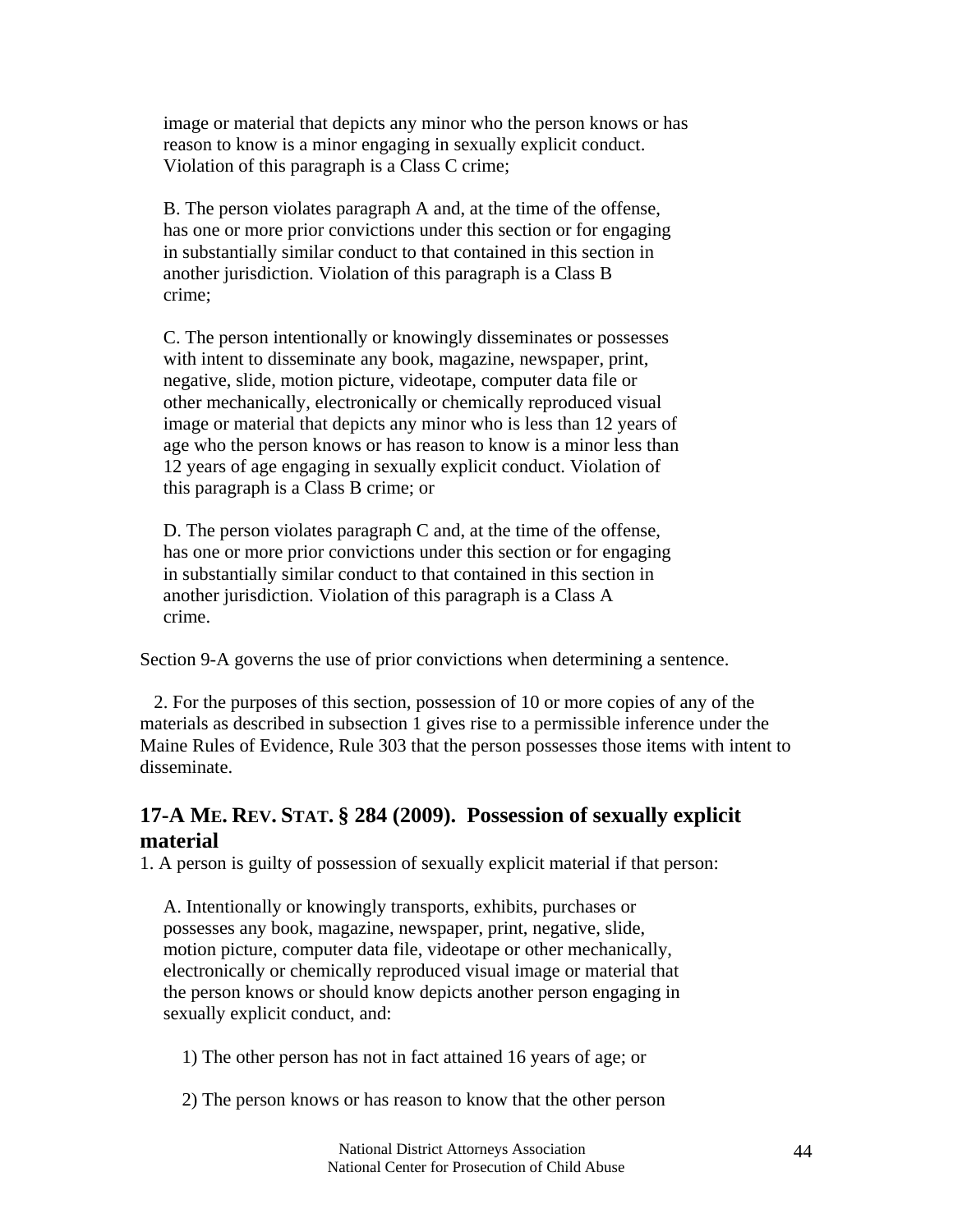image or material that depicts any minor who the person knows or has reason to know is a minor engaging in sexually explicit conduct. Violation of this paragraph is a Class C crime;

B. The person violates paragraph A and, at the time of the offense, has one or more prior convictions under this section or for engaging in substantially similar conduct to that contained in this section in another jurisdiction. Violation of this paragraph is a Class B crime;

C. The person intentionally or knowingly disseminates or possesses with intent to disseminate any book, magazine, newspaper, print, negative, slide, motion picture, videotape, computer data file or other mechanically, electronically or chemically reproduced visual image or material that depicts any minor who is less than 12 years of age who the person knows or has reason to know is a minor less than 12 years of age engaging in sexually explicit conduct. Violation of this paragraph is a Class B crime; or

D. The person violates paragraph C and, at the time of the offense, has one or more prior convictions under this section or for engaging in substantially similar conduct to that contained in this section in another jurisdiction. Violation of this paragraph is a Class A crime.

Section 9-A governs the use of prior convictions when determining a sentence.

2. For the purposes of this section, possession of 10 or more copies of any of the materials as described in subsection 1 gives rise to a permissible inference under the Maine Rules of Evidence, Rule 303 that the person possesses those items with intent to disseminate.

## 17-A ME. REV. STAT. § 284 (2009). Possession of sexually explicit material

1. A person is guilty of possession of sexually explicit material if that person:

A. Intentionally or knowingly transports, exhibits, purchases or possesses any book, magazine, newspaper, print, negative, slide, motion picture, computer data file, videotape or other mechanically, electronically or chemically reproduced visual image or material that the person knows or should know depicts another person engaging in sexually explicit conduct, and:

1) The other person has not in fact attained 16 years of age; or

2) The person knows or has reason to know that the other person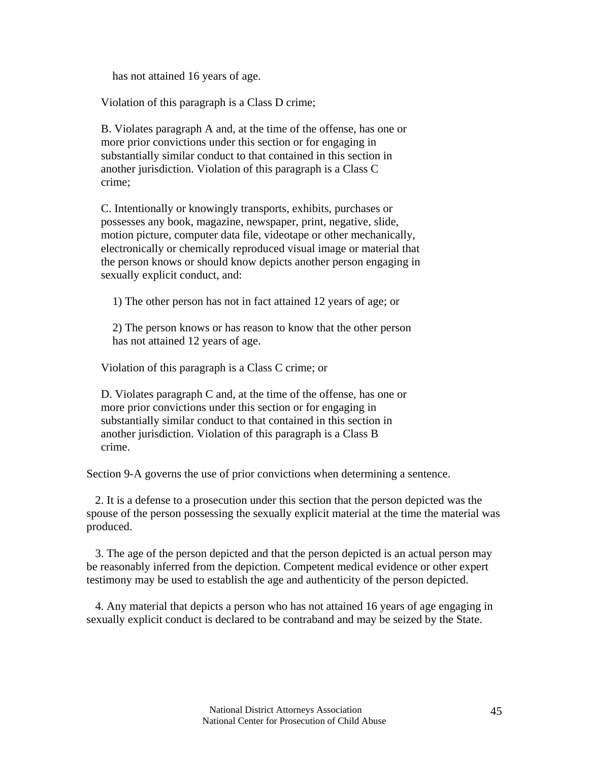has not attained 16 years of age.

Violation of this paragraph is a Class D crime;

B. Violates paragraph A and, at the time of the offense, has one or more prior convictions under this section or for engaging in substantially similar conduct to that contained in this section in another jurisdiction. Violation of this paragraph is a Class C crime;

C. Intentionally or knowingly transports, exhibits, purchases or possesses any book, magazine, newspaper, print, negative, slide, motion picture, computer data file, videotape or other mechanically, electronically or chemically reproduced visual image or material that the person knows or should know depicts another person engaging in sexually explicit conduct, and:

1) The other person has not in fact attained 12 years of age; or

2) The person knows or has reason to know that the other person has not attained 12 years of age.

Violation of this paragraph is a Class C crime; or

D. Violates paragraph C and, at the time of the offense, has one or more prior convictions under this section or for engaging in substantially similar conduct to that contained in this section in another jurisdiction. Violation of this paragraph is a Class B crime.

Section 9-A governs the use of prior convictions when determining a sentence.

2. It is a defense to a prosecution under this section that the person depicted was the spouse of the person possessing the sexually explicit material at the time the material was produced.

3. The age of the person depicted and that the person depicted is an actual person may be reasonably inferred from the depiction. Competent medical evidence or other expert testimony may be used to establish the age and authenticity of the person depicted.

4. Any material that depicts a person who has not attained 16 years of age engaging in sexually explicit conduct is declared to be contraband and may be seized by the State.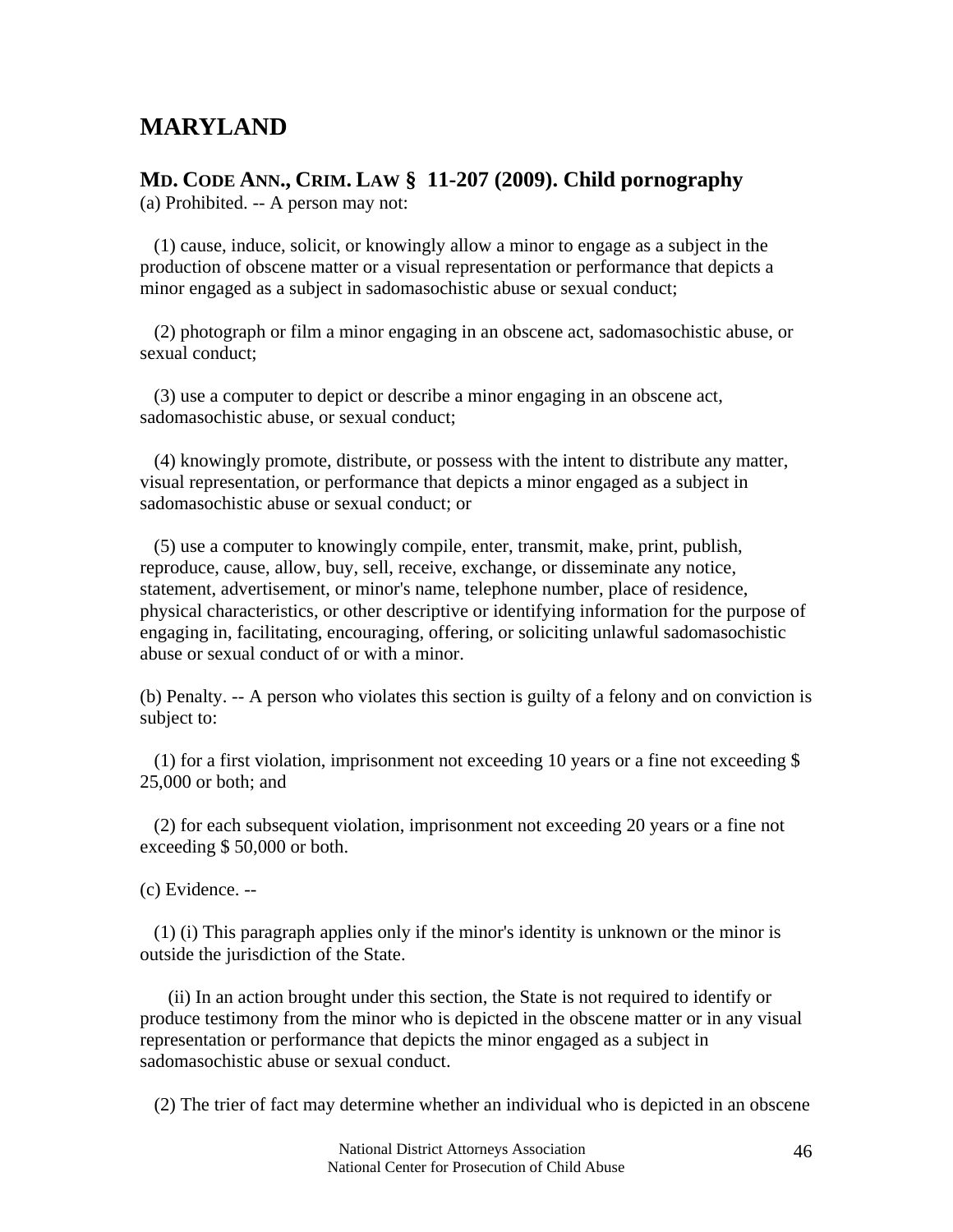# MARYLAND

## MD. CODE ANN., CRIM. LAW § 11-207 (2009). Child pornography

(a) Prohibited. -- A person may not:

(1) cause, induce, solicit, or knowingly allow a minor to engage as a subject in the production of obscene matter or a visual representation or performance that depicts a minor engaged as a subject in sadomasochistic abuse or sexual conduct;

(2) photograph or film a minor engaging in an obscene act, sadomasochistic abuse, or sexual conduct;

(3) use a computer to depict or describe a minor engaging in an obscene act, sadomasochistic abuse, or sexual conduct;

(4) knowingly promote, distribute, or possess with the intent to distribute any matter, visual representation, or performance that depicts a minor engaged as a subject in sadomasochistic abuse or sexual conduct; or

(5) use a computer to knowingly compile, enter, transmit, make, print, publish, reproduce, cause, allow, buy, sell, receive, exchange, or disseminate any notice, statement, advertisement, or minor's name, telephone number, place of residence, physical characteristics, or other descriptive or identifying information for the purpose of engaging in, facilitating, encouraging, offering, or soliciting unlawful sadomasochistic abuse or sexual conduct of or with a minor.

(b) Penalty. -- A person who violates this section is guilty of a felony and on conviction is subject to:

(1) for a first violation, imprisonment not exceeding 10 years or a fine not exceeding $ 25,000 or both; and

(2) for each subsequent violation, imprisonment not exceeding 20 years or a fine not exceeding $ 50,000 or both.

(c) Evidence. --

(1) (i) This paragraph applies only if the minor's identity is unknown or the minor is outside the jurisdiction of the State.

(ii) In an action brought under this section, the State is not required to identify or produce testimony from the minor who is depicted in the obscene matter or in any visual representation or performance that depicts the minor engaged as a subject in sadomasochistic abuse or sexual conduct.

(2) The trier of fact may determine whether an individual who is depicted in an obscene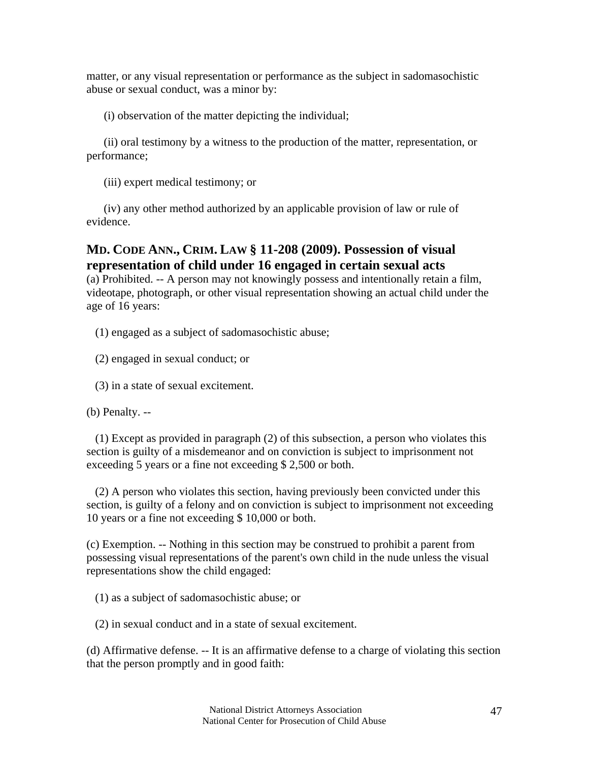matter, or any visual representation or performance as the subject in sadomasochistic abuse or sexual conduct, was a minor by:

(i) observation of the matter depicting the individual;

(ii) oral testimony by a witness to the production of the matter, representation, or performance;

(iii) expert medical testimony; or

(iv) any other method authorized by an applicable provision of law or rule of evidence.

## MD. CODE ANN., CRIM. LAW § 11-208 (2009). Possession of visual representation of child under 16 engaged in certain sexual acts

(a) Prohibited. -- A person may not knowingly possess and intentionally retain a film, videotape, photograph, or other visual representation showing an actual child under the age of 16 years:

(1) engaged as a subject of sadomasochistic abuse;

(2) engaged in sexual conduct; or

(3) in a state of sexual excitement.

(b) Penalty. --

(1) Except as provided in paragraph (2) of this subsection, a person who violates this section is guilty of a misdemeanor and on conviction is subject to imprisonment not exceeding 5 years or a fine not exceeding $ 2,500 or both.

(2) A person who violates this section, having previously been convicted under this section, is guilty of a felony and on conviction is subject to imprisonment not exceeding 10 years or a fine not exceeding $ 10,000 or both.

(c) Exemption. -- Nothing in this section may be construed to prohibit a parent from possessing visual representations of the parent's own child in the nude unless the visual representations show the child engaged:

(1) as a subject of sadomasochistic abuse; or

(2) in sexual conduct and in a state of sexual excitement.

(d) Affirmative defense. -- It is an affirmative defense to a charge of violating this section that the person promptly and in good faith: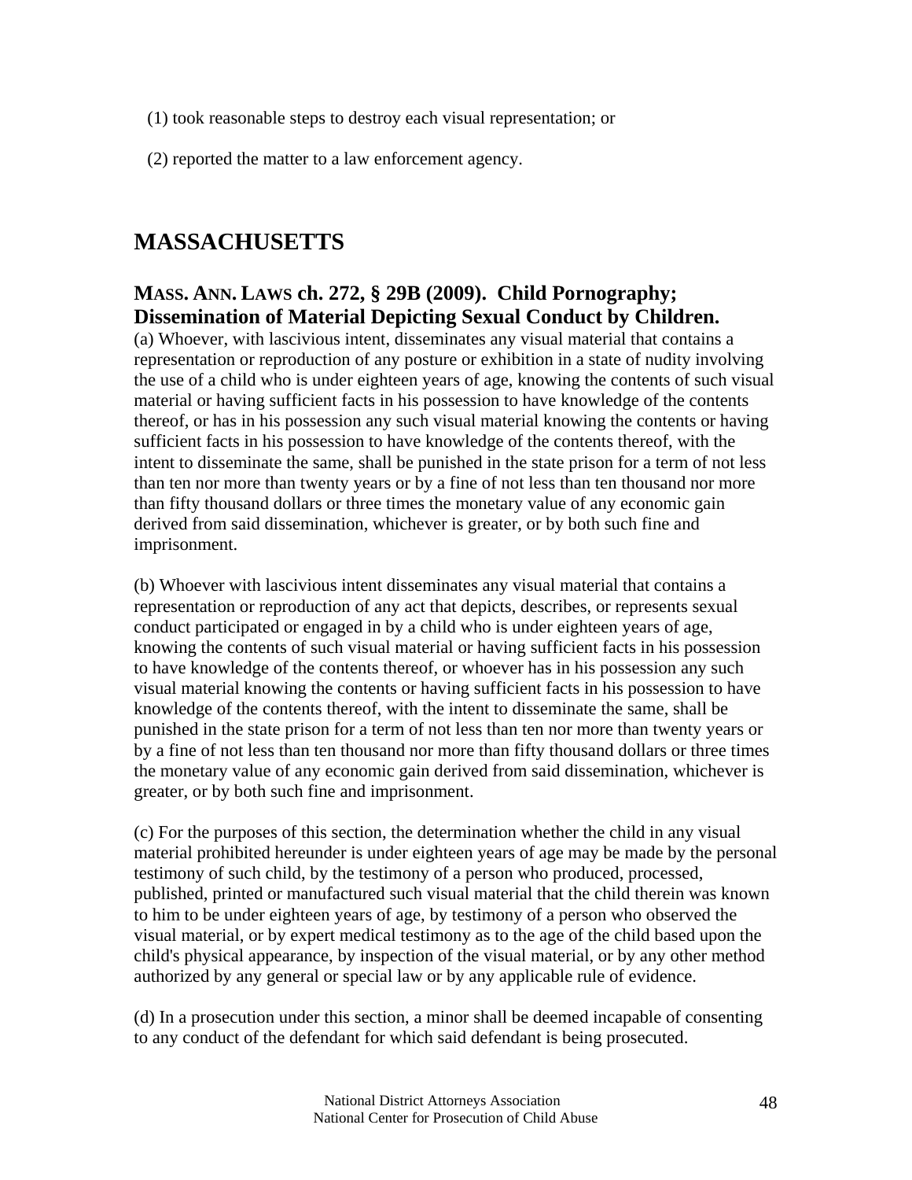(1) took reasonable steps to destroy each visual representation; or

(2) reported the matter to a law enforcement agency.

# MASSACHUSETTS

## MASS. ANN. LAWS ch. 272, § 29B (2009). Child Pornography; Dissemination of Material Depicting Sexual Conduct by Children.

(a) Whoever, with lascivious intent, disseminates any visual material that contains a representation or reproduction of any posture or exhibition in a state of nudity involving the use of a child who is under eighteen years of age, knowing the contents of such visual material or having sufficient facts in his possession to have knowledge of the contents thereof, or has in his possession any such visual material knowing the contents or having sufficient facts in his possession to have knowledge of the contents thereof, with the intent to disseminate the same, shall be punished in the state prison for a term of not less than ten nor more than twenty years or by a fine of not less than ten thousand nor more than fifty thousand dollars or three times the monetary value of any economic gain derived from said dissemination, whichever is greater, or by both such fine and imprisonment.

(b) Whoever with lascivious intent disseminates any visual material that contains a representation or reproduction of any act that depicts, describes, or represents sexual conduct participated or engaged in by a child who is under eighteen years of age, knowing the contents of such visual material or having sufficient facts in his possession to have knowledge of the contents thereof, or whoever has in his possession any such visual material knowing the contents or having sufficient facts in his possession to have knowledge of the contents thereof, with the intent to disseminate the same, shall be punished in the state prison for a term of not less than ten nor more than twenty years or by a fine of not less than ten thousand nor more than fifty thousand dollars or three times the monetary value of any economic gain derived from said dissemination, whichever is greater, or by both such fine and imprisonment.

(c) For the purposes of this section, the determination whether the child in any visual material prohibited hereunder is under eighteen years of age may be made by the personal testimony of such child, by the testimony of a person who produced, processed, published, printed or manufactured such visual material that the child therein was known to him to be under eighteen years of age, by testimony of a person who observed the visual material, or by expert medical testimony as to the age of the child based upon the child's physical appearance, by inspection of the visual material, or by any other method authorized by any general or special law or by any applicable rule of evidence.

(d) In a prosecution under this section, a minor shall be deemed incapable of consenting to any conduct of the defendant for which said defendant is being prosecuted.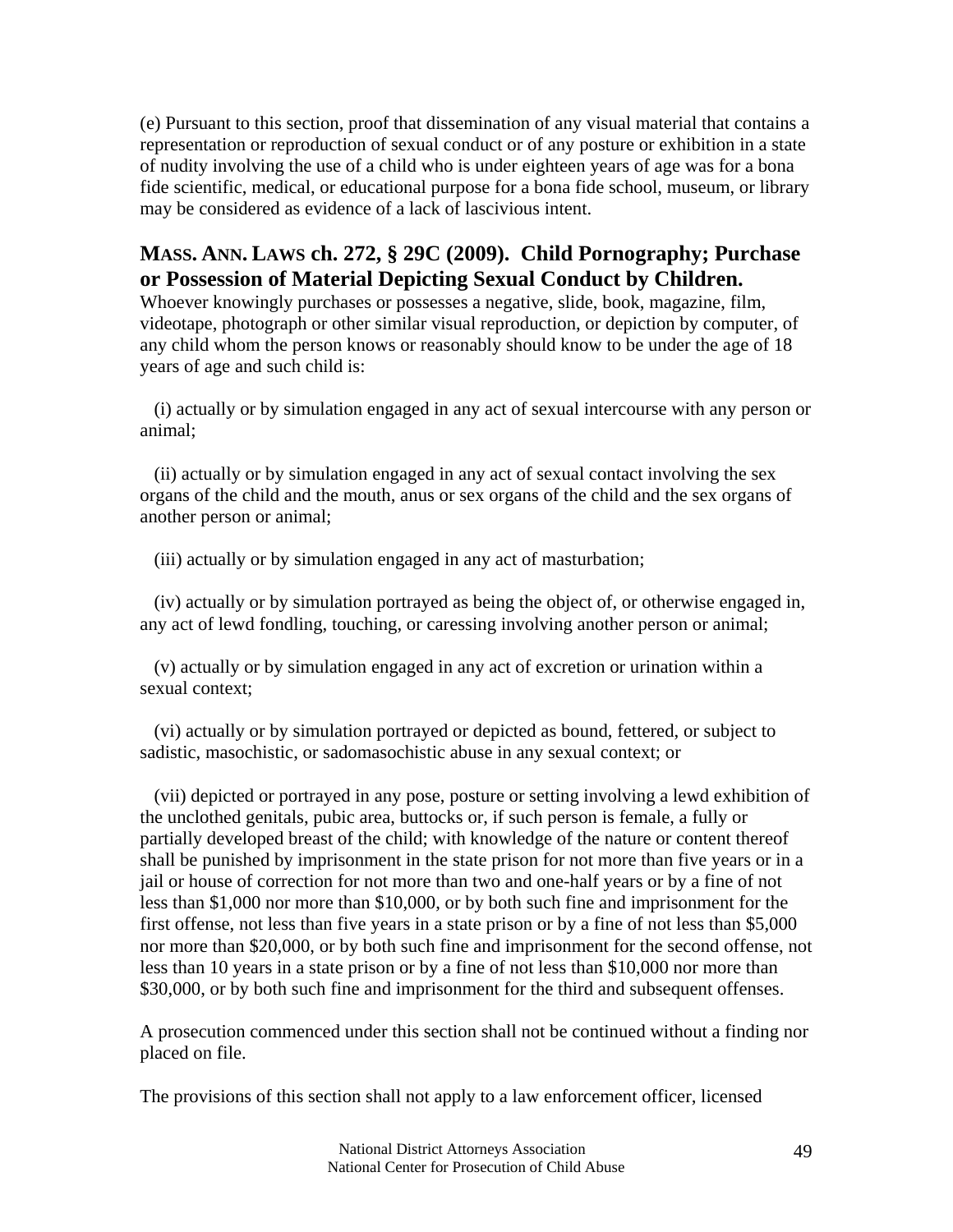(e) Pursuant to this section, proof that dissemination of any visual material that contains a representation or reproduction of sexual conduct or of any posture or exhibition in a state of nudity involving the use of a child who is under eighteen years of age was for a bona fide scientific, medical, or educational purpose for a bona fide school, museum, or library may be considered as evidence of a lack of lascivious intent.

## MASS. ANN. LAWS ch. 272, § 29C (2009). Child Pornography; Purchase or Possession of Material Depicting Sexual Conduct by Children.

Whoever knowingly purchases or possesses a negative, slide, book, magazine, film, videotape, photograph or other similar visual reproduction, or depiction by computer, of any child whom the person knows or reasonably should know to be under the age of 18 years of age and such child is:

(i) actually or by simulation engaged in any act of sexual intercourse with any person or animal;

(ii) actually or by simulation engaged in any act of sexual contact involving the sex organs of the child and the mouth, anus or sex organs of the child and the sex organs of another person or animal;

(iii) actually or by simulation engaged in any act of masturbation;

(iv) actually or by simulation portrayed as being the object of, or otherwise engaged in, any act of lewd fondling, touching, or caressing involving another person or animal;

(v) actually or by simulation engaged in any act of excretion or urination within a sexual context;

(vi) actually or by simulation portrayed or depicted as bound, fettered, or subject to sadistic, masochistic, or sadomasochistic abuse in any sexual context; or

(vii) depicted or portrayed in any pose, posture or setting involving a lewd exhibition of the unclothed genitals, pubic area, buttocks or, if such person is female, a fully or partially developed breast of the child; with knowledge of the nature or content thereof shall be punished by imprisonment in the state prison for not more than five years or in a jail or house of correction for not more than two and one-half years or by a fine of not less than $1,000 nor more than $10,000, or by both such fine and imprisonment for the first offense, not less than five years in a state prison or by a fine of not less than $5,000 nor more than $20,000, or by both such fine and imprisonment for the second offense, not less than 10 years in a state prison or by a fine of not less than $10,000 nor more than $30,000, or by both such fine and imprisonment for the third and subsequent offenses.

A prosecution commenced under this section shall not be continued without a finding nor placed on file.

The provisions of this section shall not apply to a law enforcement officer, licensed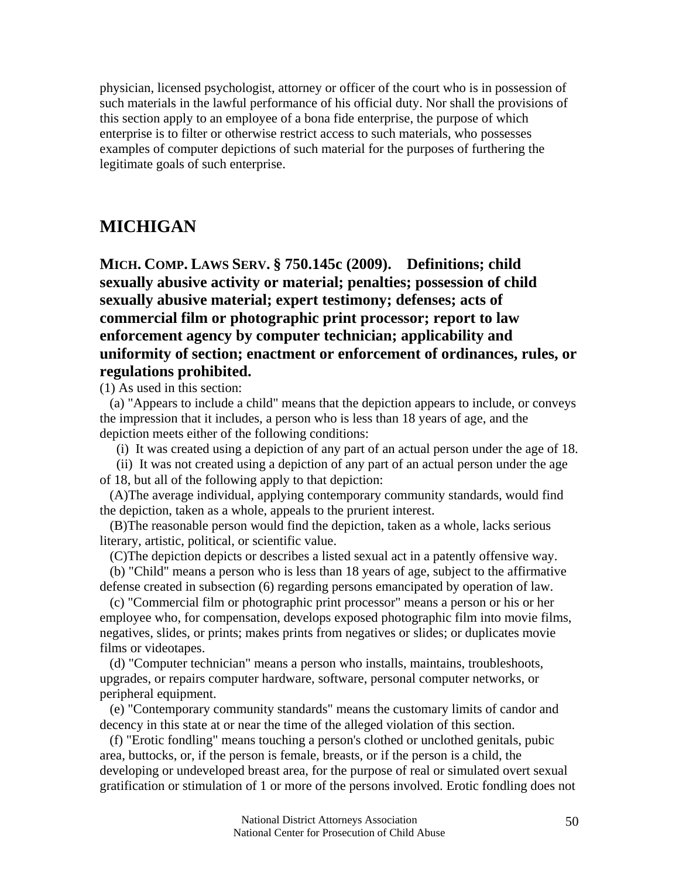physician, licensed psychologist, attorney or officer of the court who is in possession of such materials in the lawful performance of his official duty. Nor shall the provisions of this section apply to an employee of a bona fide enterprise, the purpose of which enterprise is to filter or otherwise restrict access to such materials, who possesses examples of computer depictions of such material for the purposes of furthering the legitimate goals of such enterprise.

## MICHIGAN

### MICH. COMP. LAWS SERV. § 750.145c (2009). Definitions; child sexually abusive activity or material; penalties; possession of child sexually abusive material; expert testimony; defenses; acts of commercial film or photographic print processor; report to law enforcement agency by computer technician; applicability and uniformity of section; enactment or enforcement of ordinances, rules, or regulations prohibited.

(1) As used in this section:

(a) "Appears to include a child" means that the depiction appears to include, or conveys the impression that it includes, a person who is less than 18 years of age, and the depiction meets either of the following conditions:

(i) It was created using a depiction of any part of an actual person under the age of 18.

(ii) It was not created using a depiction of any part of an actual person under the age of 18, but all of the following apply to that depiction:

(A)The average individual, applying contemporary community standards, would find the depiction, taken as a whole, appeals to the prurient interest.

(B)The reasonable person would find the depiction, taken as a whole, lacks serious literary, artistic, political, or scientific value.

(C)The depiction depicts or describes a listed sexual act in a patently offensive way.

(b) "Child" means a person who is less than 18 years of age, subject to the affirmative defense created in subsection (6) regarding persons emancipated by operation of law.

(c) "Commercial film or photographic print processor" means a person or his or her employee who, for compensation, develops exposed photographic film into movie films, negatives, slides, or prints; makes prints from negatives or slides; or duplicates movie films or videotapes.

(d) "Computer technician" means a person who installs, maintains, troubleshoots, upgrades, or repairs computer hardware, software, personal computer networks, or peripheral equipment.

(e) "Contemporary community standards" means the customary limits of candor and decency in this state at or near the time of the alleged violation of this section.

(f) "Erotic fondling" means touching a person's clothed or unclothed genitals, pubic area, buttocks, or, if the person is female, breasts, or if the person is a child, the developing or undeveloped breast area, for the purpose of real or simulated overt sexual gratification or stimulation of 1 or more of the persons involved. Erotic fondling does not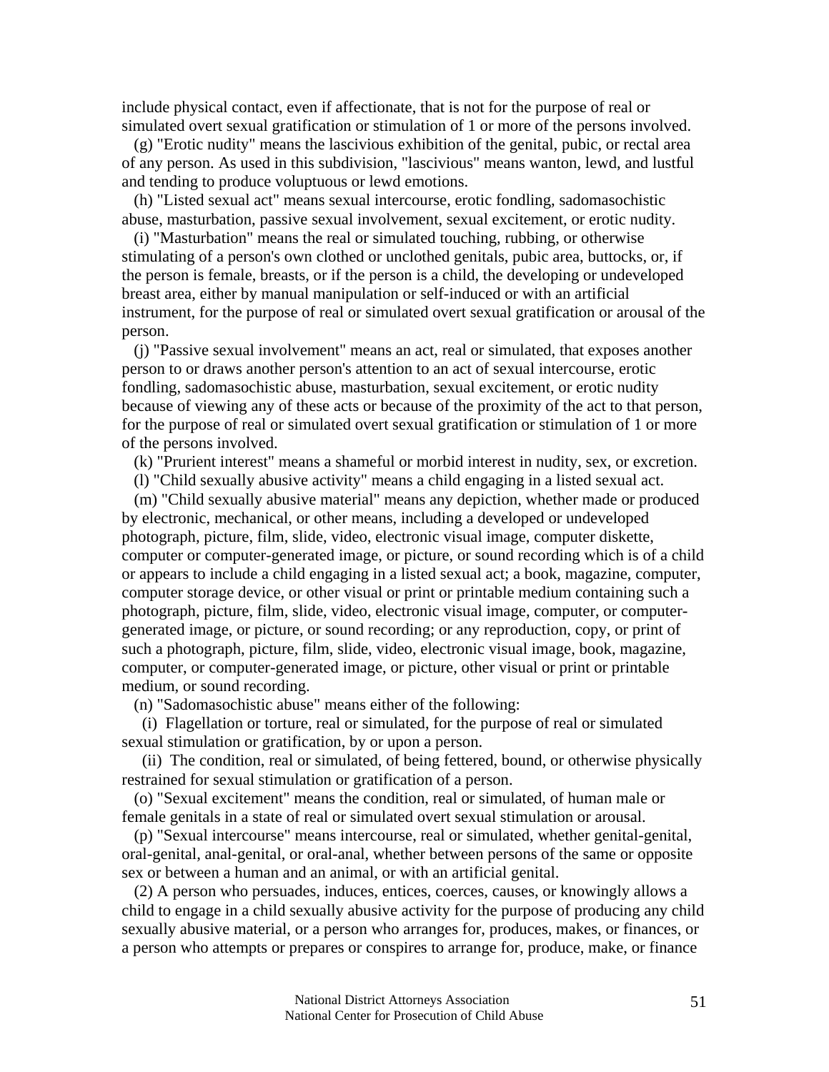include physical contact, even if affectionate, that is not for the purpose of real or simulated overt sexual gratification or stimulation of 1 or more of the persons involved.

(g) "Erotic nudity" means the lascivious exhibition of the genital, pubic, or rectal area of any person. As used in this subdivision, "lascivious" means wanton, lewd, and lustful and tending to produce voluptuous or lewd emotions.

(h) "Listed sexual act" means sexual intercourse, erotic fondling, sadomasochistic abuse, masturbation, passive sexual involvement, sexual excitement, or erotic nudity.

(i) "Masturbation" means the real or simulated touching, rubbing, or otherwise stimulating of a person's own clothed or unclothed genitals, pubic area, buttocks, or, if the person is female, breasts, or if the person is a child, the developing or undeveloped breast area, either by manual manipulation or self-induced or with an artificial instrument, for the purpose of real or simulated overt sexual gratification or arousal of the person.

(j) "Passive sexual involvement" means an act, real or simulated, that exposes another person to or draws another person's attention to an act of sexual intercourse, erotic fondling, sadomasochistic abuse, masturbation, sexual excitement, or erotic nudity because of viewing any of these acts or because of the proximity of the act to that person, for the purpose of real or simulated overt sexual gratification or stimulation of 1 or more of the persons involved.

(k) "Prurient interest" means a shameful or morbid interest in nudity, sex, or excretion.

(l) "Child sexually abusive activity" means a child engaging in a listed sexual act.

(m) "Child sexually abusive material" means any depiction, whether made or produced by electronic, mechanical, or other means, including a developed or undeveloped photograph, picture, film, slide, video, electronic visual image, computer diskette, computer or computer-generated image, or picture, or sound recording which is of a child or appears to include a child engaging in a listed sexual act; a book, magazine, computer, computer storage device, or other visual or print or printable medium containing such a photograph, picture, film, slide, video, electronic visual image, computer, or computer-generated image, or picture, or sound recording; or any reproduction, copy, or print of such a photograph, picture, film, slide, video, electronic visual image, book, magazine, computer, or computer-generated image, or picture, other visual or print or printable medium, or sound recording.

(n) "Sadomasochistic abuse" means either of the following:

(i) Flagellation or torture, real or simulated, for the purpose of real or simulated sexual stimulation or gratification, by or upon a person.

(ii) The condition, real or simulated, of being fettered, bound, or otherwise physically restrained for sexual stimulation or gratification of a person.

(o) "Sexual excitement" means the condition, real or simulated, of human male or female genitals in a state of real or simulated overt sexual stimulation or arousal.

(p) "Sexual intercourse" means intercourse, real or simulated, whether genital-genital, oral-genital, anal-genital, or oral-anal, whether between persons of the same or opposite sex or between a human and an animal, or with an artificial genital.

(2) A person who persuades, induces, entices, coerces, causes, or knowingly allows a child to engage in a child sexually abusive activity for the purpose of producing any child sexually abusive material, or a person who arranges for, produces, makes, or finances, or a person who attempts or prepares or conspires to arrange for, produce, make, or finance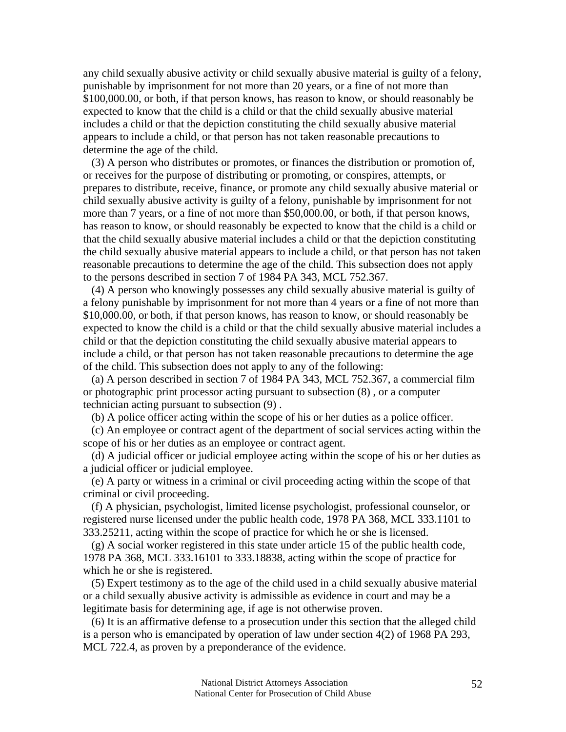any child sexually abusive activity or child sexually abusive material is guilty of a felony, punishable by imprisonment for not more than 20 years, or a fine of not more than $100,000.00, or both, if that person knows, has reason to know, or should reasonably be expected to know that the child is a child or that the child sexually abusive material includes a child or that the depiction constituting the child sexually abusive material appears to include a child, or that person has not taken reasonable precautions to determine the age of the child.

(3) A person who distributes or promotes, or finances the distribution or promotion of, or receives for the purpose of distributing or promoting, or conspires, attempts, or prepares to distribute, receive, finance, or promote any child sexually abusive material or child sexually abusive activity is guilty of a felony, punishable by imprisonment for not more than 7 years, or a fine of not more than $50,000.00, or both, if that person knows, has reason to know, or should reasonably be expected to know that the child is a child or that the child sexually abusive material includes a child or that the depiction constituting the child sexually abusive material appears to include a child, or that person has not taken reasonable precautions to determine the age of the child. This subsection does not apply to the persons described in section 7 of 1984 PA 343, MCL 752.367.

(4) A person who knowingly possesses any child sexually abusive material is guilty of a felony punishable by imprisonment for not more than 4 years or a fine of not more than $10,000.00, or both, if that person knows, has reason to know, or should reasonably be expected to know the child is a child or that the child sexually abusive material includes a child or that the depiction constituting the child sexually abusive material appears to include a child, or that person has not taken reasonable precautions to determine the age of the child. This subsection does not apply to any of the following:

(a) A person described in section 7 of 1984 PA 343, MCL 752.367, a commercial film or photographic print processor acting pursuant to subsection (8) , or a computer technician acting pursuant to subsection (9) .

(b) A police officer acting within the scope of his or her duties as a police officer.

(c) An employee or contract agent of the department of social services acting within the scope of his or her duties as an employee or contract agent.

(d) A judicial officer or judicial employee acting within the scope of his or her duties as a judicial officer or judicial employee.

(e) A party or witness in a criminal or civil proceeding acting within the scope of that criminal or civil proceeding.

(f) A physician, psychologist, limited license psychologist, professional counselor, or registered nurse licensed under the public health code, 1978 PA 368, MCL 333.1101 to 333.25211, acting within the scope of practice for which he or she is licensed.

(g) A social worker registered in this state under article 15 of the public health code, 1978 PA 368, MCL 333.16101 to 333.18838, acting within the scope of practice for which he or she is registered.

(5) Expert testimony as to the age of the child used in a child sexually abusive material or a child sexually abusive activity is admissible as evidence in court and may be a legitimate basis for determining age, if age is not otherwise proven.

(6) It is an affirmative defense to a prosecution under this section that the alleged child is a person who is emancipated by operation of law under section 4(2) of 1968 PA 293, MCL 722.4, as proven by a preponderance of the evidence.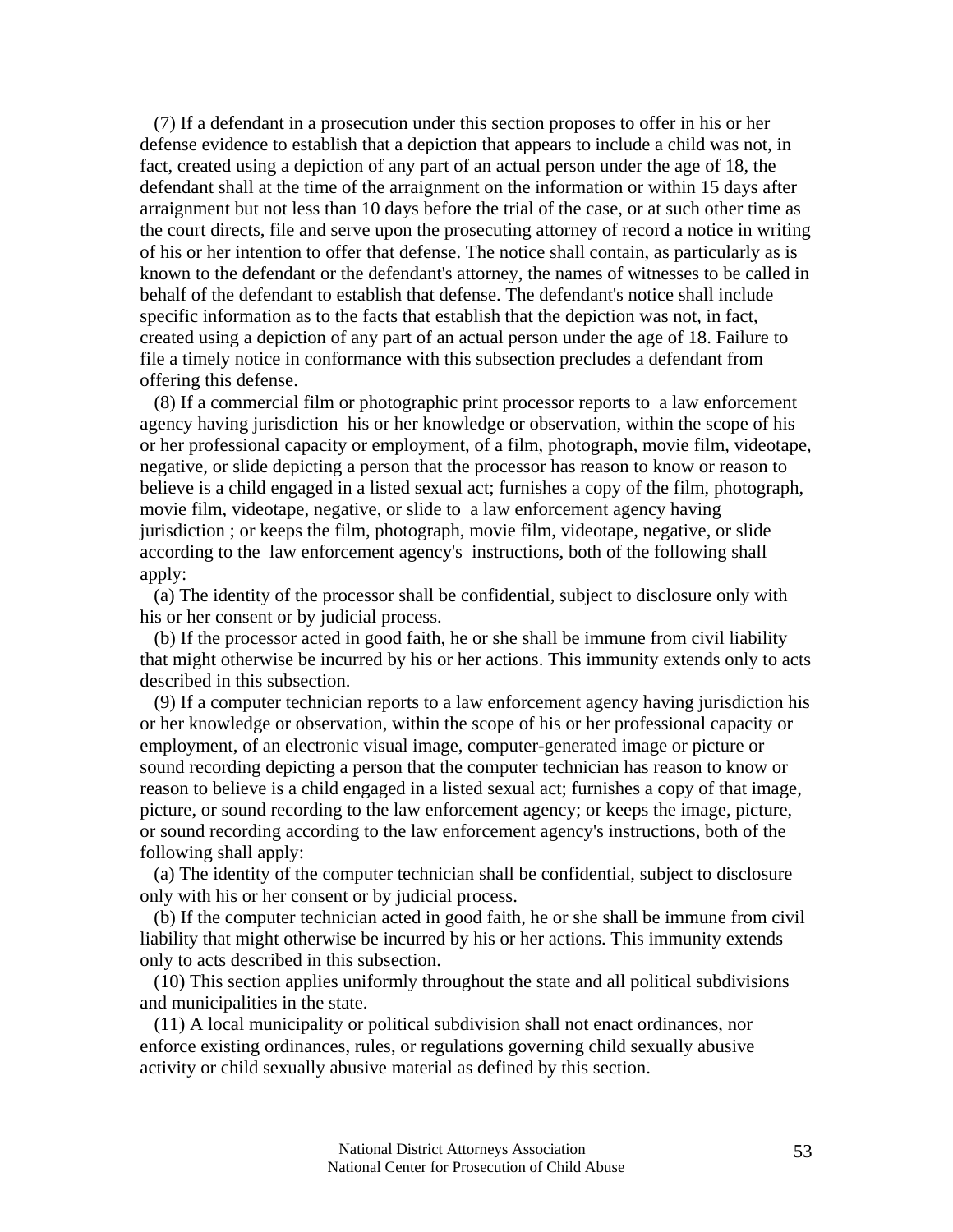(7) If a defendant in a prosecution under this section proposes to offer in his or her defense evidence to establish that a depiction that appears to include a child was not, in fact, created using a depiction of any part of an actual person under the age of 18, the defendant shall at the time of the arraignment on the information or within 15 days after arraignment but not less than 10 days before the trial of the case, or at such other time as the court directs, file and serve upon the prosecuting attorney of record a notice in writing of his or her intention to offer that defense. The notice shall contain, as particularly as is known to the defendant or the defendant's attorney, the names of witnesses to be called in behalf of the defendant to establish that defense. The defendant's notice shall include specific information as to the facts that establish that the depiction was not, in fact, created using a depiction of any part of an actual person under the age of 18. Failure to file a timely notice in conformance with this subsection precludes a defendant from offering this defense.

(8) If a commercial film or photographic print processor reports to a law enforcement agency having jurisdiction his or her knowledge or observation, within the scope of his or her professional capacity or employment, of a film, photograph, movie film, videotape, negative, or slide depicting a person that the processor has reason to know or reason to believe is a child engaged in a listed sexual act; furnishes a copy of the film, photograph, movie film, videotape, negative, or slide to a law enforcement agency having jurisdiction ; or keeps the film, photograph, movie film, videotape, negative, or slide according to the law enforcement agency's instructions, both of the following shall apply:

(a) The identity of the processor shall be confidential, subject to disclosure only with his or her consent or by judicial process.

(b) If the processor acted in good faith, he or she shall be immune from civil liability that might otherwise be incurred by his or her actions. This immunity extends only to acts described in this subsection.

(9) If a computer technician reports to a law enforcement agency having jurisdiction his or her knowledge or observation, within the scope of his or her professional capacity or employment, of an electronic visual image, computer-generated image or picture or sound recording depicting a person that the computer technician has reason to know or reason to believe is a child engaged in a listed sexual act; furnishes a copy of that image, picture, or sound recording to the law enforcement agency; or keeps the image, picture, or sound recording according to the law enforcement agency's instructions, both of the following shall apply:

(a) The identity of the computer technician shall be confidential, subject to disclosure only with his or her consent or by judicial process.

(b) If the computer technician acted in good faith, he or she shall be immune from civil liability that might otherwise be incurred by his or her actions. This immunity extends only to acts described in this subsection.

(10) This section applies uniformly throughout the state and all political subdivisions and municipalities in the state.

(11) A local municipality or political subdivision shall not enact ordinances, nor enforce existing ordinances, rules, or regulations governing child sexually abusive activity or child sexually abusive material as defined by this section.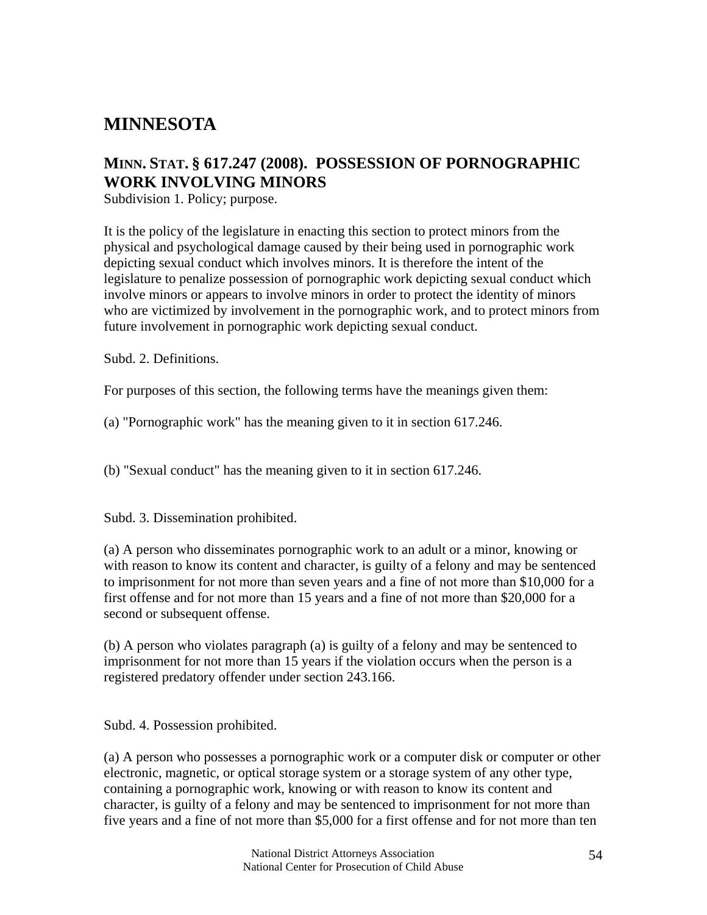# MINNESOTA

## MINN. STAT. § 617.247 (2008). POSSESSION OF PORNOGRAPHIC WORK INVOLVING MINORS

Subdivision 1. Policy; purpose.

It is the policy of the legislature in enacting this section to protect minors from the physical and psychological damage caused by their being used in pornographic work depicting sexual conduct which involves minors. It is therefore the intent of the legislature to penalize possession of pornographic work depicting sexual conduct which involve minors or appears to involve minors in order to protect the identity of minors who are victimized by involvement in the pornographic work, and to protect minors from future involvement in pornographic work depicting sexual conduct.

Subd. 2. Definitions.

For purposes of this section, the following terms have the meanings given them:

(a) "Pornographic work" has the meaning given to it in section 617.246.

(b) "Sexual conduct" has the meaning given to it in section 617.246.

Subd. 3. Dissemination prohibited.

(a) A person who disseminates pornographic work to an adult or a minor, knowing or with reason to know its content and character, is guilty of a felony and may be sentenced to imprisonment for not more than seven years and a fine of not more than $10,000 for a first offense and for not more than 15 years and a fine of not more than $20,000 for a second or subsequent offense.

(b) A person who violates paragraph (a) is guilty of a felony and may be sentenced to imprisonment for not more than 15 years if the violation occurs when the person is a registered predatory offender under section 243.166.

Subd. 4. Possession prohibited.

(a) A person who possesses a pornographic work or a computer disk or computer or other electronic, magnetic, or optical storage system or a storage system of any other type, containing a pornographic work, knowing or with reason to know its content and character, is guilty of a felony and may be sentenced to imprisonment for not more than five years and a fine of not more than $5,000 for a first offense and for not more than ten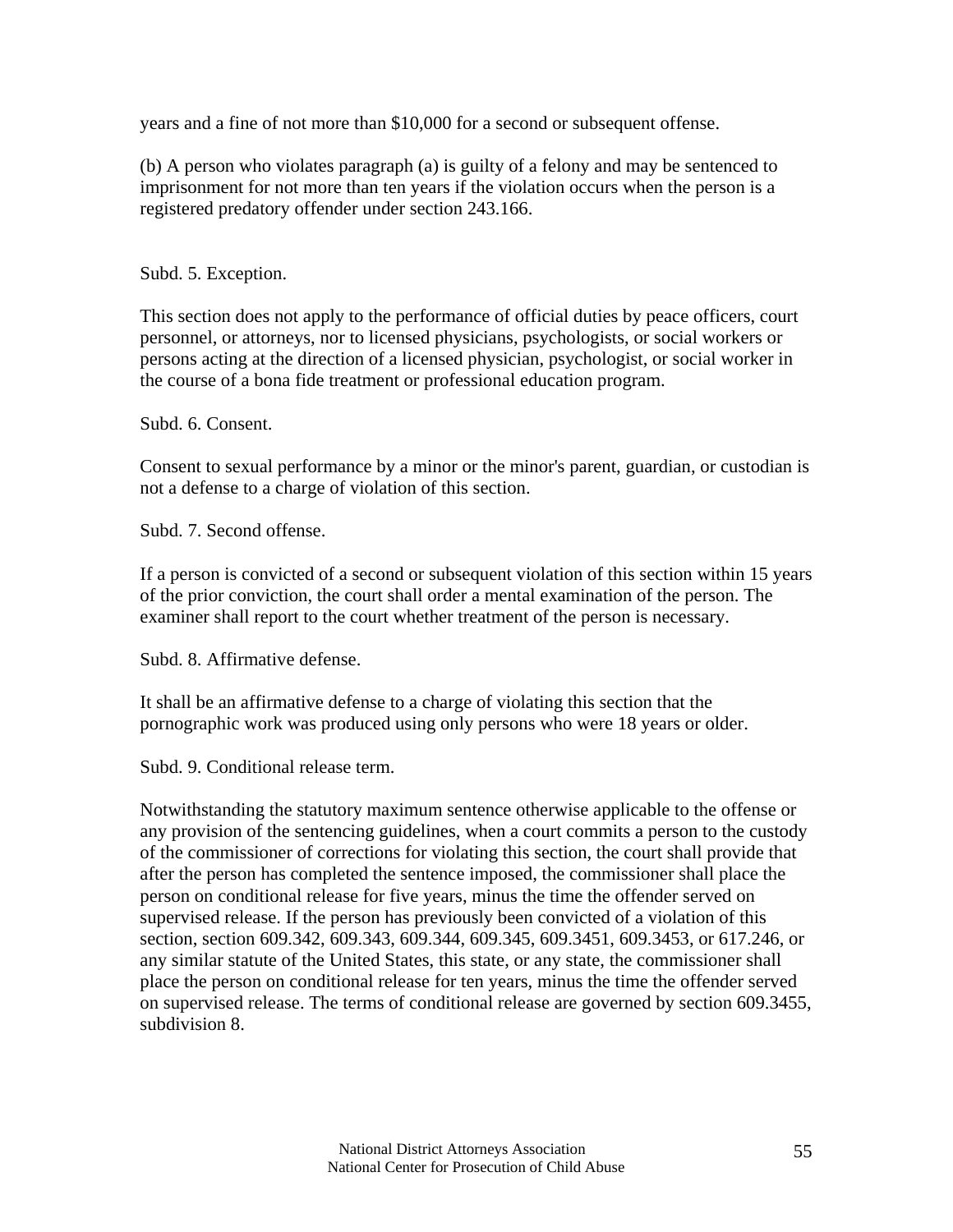years and a fine of not more than $10,000 for a second or subsequent offense.

(b) A person who violates paragraph (a) is guilty of a felony and may be sentenced to imprisonment for not more than ten years if the violation occurs when the person is a registered predatory offender under section 243.166.

Subd. 5. Exception.

This section does not apply to the performance of official duties by peace officers, court personnel, or attorneys, nor to licensed physicians, psychologists, or social workers or persons acting at the direction of a licensed physician, psychologist, or social worker in the course of a bona fide treatment or professional education program.

Subd. 6. Consent.

Consent to sexual performance by a minor or the minor's parent, guardian, or custodian is not a defense to a charge of violation of this section.

Subd. 7. Second offense.

If a person is convicted of a second or subsequent violation of this section within 15 years of the prior conviction, the court shall order a mental examination of the person. The examiner shall report to the court whether treatment of the person is necessary.

Subd. 8. Affirmative defense.

It shall be an affirmative defense to a charge of violating this section that the pornographic work was produced using only persons who were 18 years or older.

Subd. 9. Conditional release term.

Notwithstanding the statutory maximum sentence otherwise applicable to the offense or any provision of the sentencing guidelines, when a court commits a person to the custody of the commissioner of corrections for violating this section, the court shall provide that after the person has completed the sentence imposed, the commissioner shall place the person on conditional release for five years, minus the time the offender served on supervised release. If the person has previously been convicted of a violation of this section, section 609.342, 609.343, 609.344, 609.345, 609.3451, 609.3453, or 617.246, or any similar statute of the United States, this state, or any state, the commissioner shall place the person on conditional release for ten years, minus the time the offender served on supervised release. The terms of conditional release are governed by section 609.3455, subdivision 8.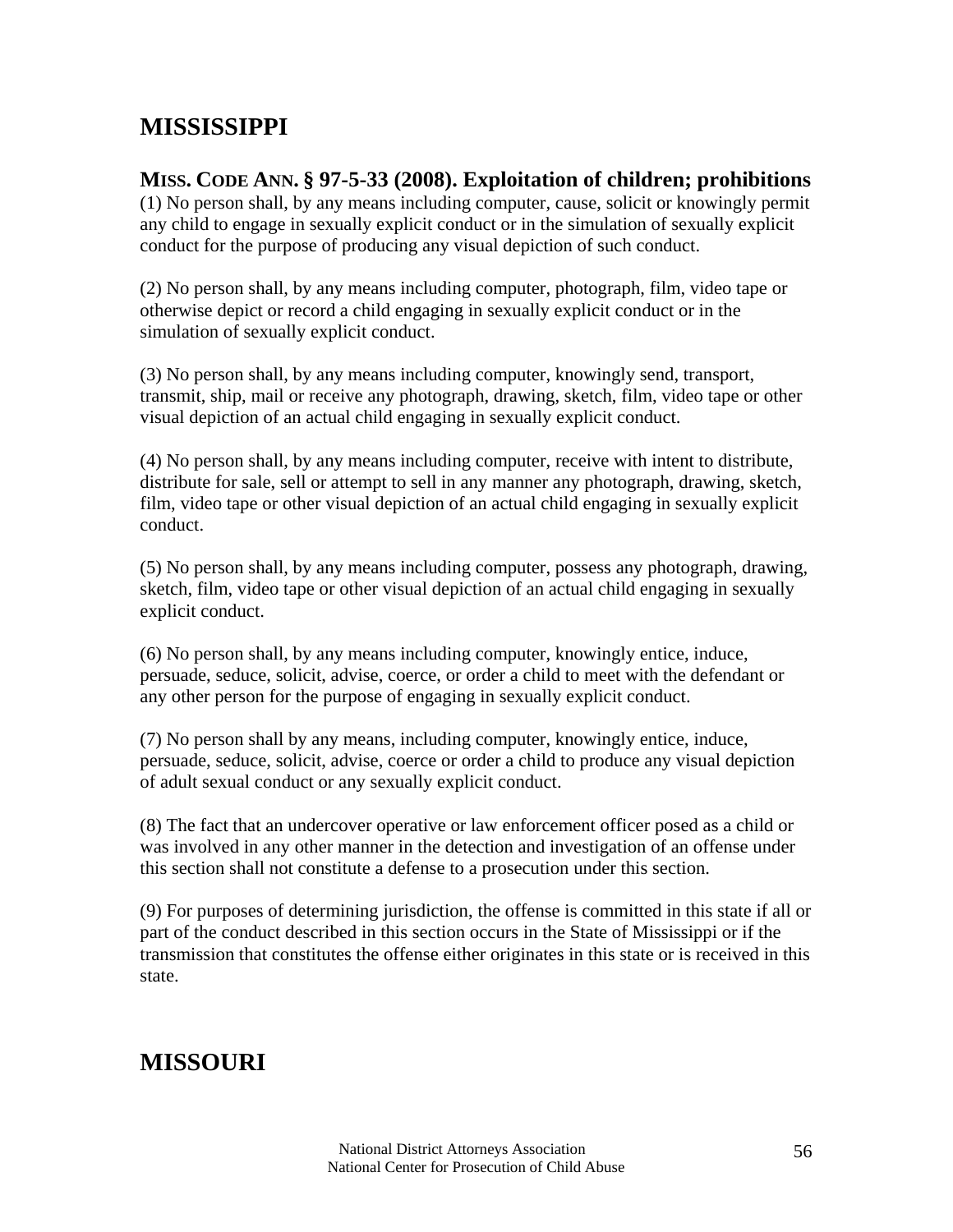# MISSISSIPPI

### MISS. CODE ANN. § 97-5-33 (2008). Exploitation of children; prohibitions

(1) No person shall, by any means including computer, cause, solicit or knowingly permit any child to engage in sexually explicit conduct or in the simulation of sexually explicit conduct for the purpose of producing any visual depiction of such conduct.

(2) No person shall, by any means including computer, photograph, film, video tape or otherwise depict or record a child engaging in sexually explicit conduct or in the simulation of sexually explicit conduct.

(3) No person shall, by any means including computer, knowingly send, transport, transmit, ship, mail or receive any photograph, drawing, sketch, film, video tape or other visual depiction of an actual child engaging in sexually explicit conduct.

(4) No person shall, by any means including computer, receive with intent to distribute, distribute for sale, sell or attempt to sell in any manner any photograph, drawing, sketch, film, video tape or other visual depiction of an actual child engaging in sexually explicit conduct.

(5) No person shall, by any means including computer, possess any photograph, drawing, sketch, film, video tape or other visual depiction of an actual child engaging in sexually explicit conduct.

(6) No person shall, by any means including computer, knowingly entice, induce, persuade, seduce, solicit, advise, coerce, or order a child to meet with the defendant or any other person for the purpose of engaging in sexually explicit conduct.

(7) No person shall by any means, including computer, knowingly entice, induce, persuade, seduce, solicit, advise, coerce or order a child to produce any visual depiction of adult sexual conduct or any sexually explicit conduct.

(8) The fact that an undercover operative or law enforcement officer posed as a child or was involved in any other manner in the detection and investigation of an offense under this section shall not constitute a defense to a prosecution under this section.

(9) For purposes of determining jurisdiction, the offense is committed in this state if all or part of the conduct described in this section occurs in the State of Mississippi or if the transmission that constitutes the offense either originates in this state or is received in this state.

# MISSOURI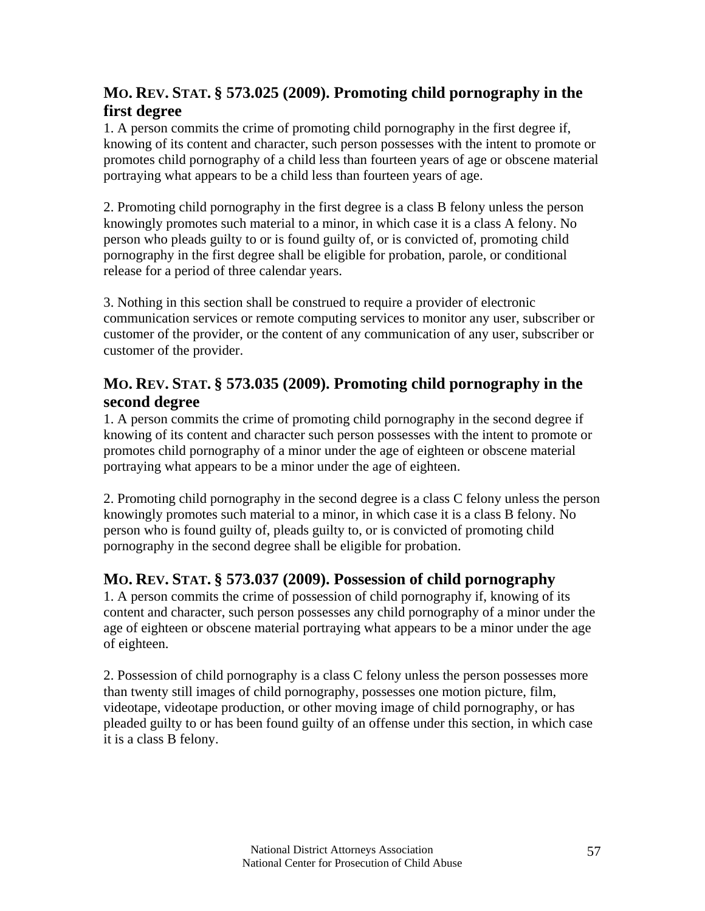### MO. REV. STAT. § 573.025 (2009). Promoting child pornography in the first degree

1. A person commits the crime of promoting child pornography in the first degree if, knowing of its content and character, such person possesses with the intent to promote or promotes child pornography of a child less than fourteen years of age or obscene material portraying what appears to be a child less than fourteen years of age.

2. Promoting child pornography in the first degree is a class B felony unless the person knowingly promotes such material to a minor, in which case it is a class A felony. No person who pleads guilty to or is found guilty of, or is convicted of, promoting child pornography in the first degree shall be eligible for probation, parole, or conditional release for a period of three calendar years.

3. Nothing in this section shall be construed to require a provider of electronic communication services or remote computing services to monitor any user, subscriber or customer of the provider, or the content of any communication of any user, subscriber or customer of the provider.

### MO. REV. STAT. § 573.035 (2009). Promoting child pornography in the second degree

1. A person commits the crime of promoting child pornography in the second degree if knowing of its content and character such person possesses with the intent to promote or promotes child pornography of a minor under the age of eighteen or obscene material portraying what appears to be a minor under the age of eighteen.

2. Promoting child pornography in the second degree is a class C felony unless the person knowingly promotes such material to a minor, in which case it is a class B felony. No person who is found guilty of, pleads guilty to, or is convicted of promoting child pornography in the second degree shall be eligible for probation.

### MO. REV. STAT. § 573.037 (2009). Possession of child pornography

1. A person commits the crime of possession of child pornography if, knowing of its content and character, such person possesses any child pornography of a minor under the age of eighteen or obscene material portraying what appears to be a minor under the age of eighteen.

2. Possession of child pornography is a class C felony unless the person possesses more than twenty still images of child pornography, possesses one motion picture, film, videotape, videotape production, or other moving image of child pornography, or has pleaded guilty to or has been found guilty of an offense under this section, in which case it is a class B felony.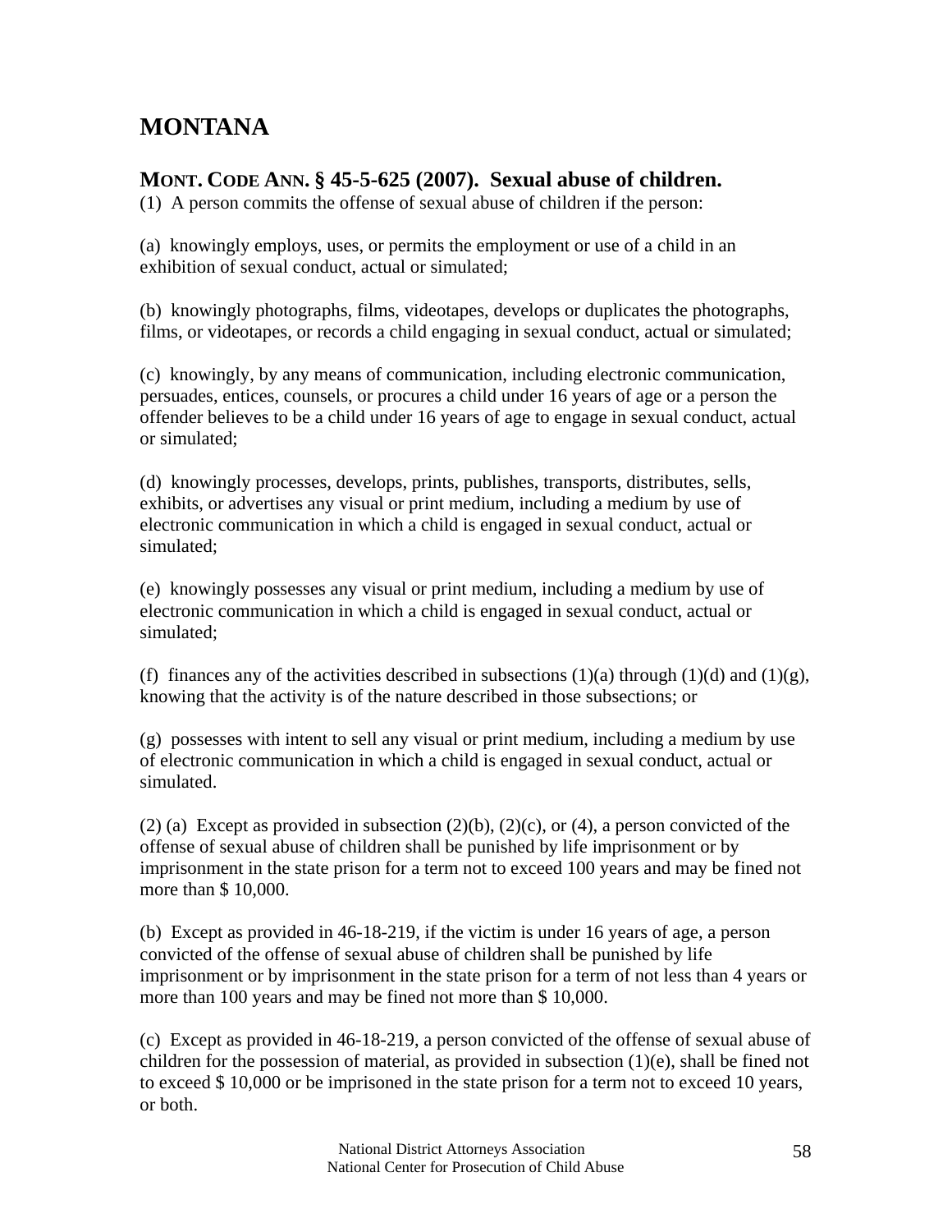# MONTANA

## MONT. CODE ANN. § 45-5-625 (2007). Sexual abuse of children.

(1) A person commits the offense of sexual abuse of children if the person:

(a) knowingly employs, uses, or permits the employment or use of a child in an exhibition of sexual conduct, actual or simulated;

(b) knowingly photographs, films, videotapes, develops or duplicates the photographs, films, or videotapes, or records a child engaging in sexual conduct, actual or simulated;

(c) knowingly, by any means of communication, including electronic communication, persuades, entices, counsels, or procures a child under 16 years of age or a person the offender believes to be a child under 16 years of age to engage in sexual conduct, actual or simulated;

(d) knowingly processes, develops, prints, publishes, transports, distributes, sells, exhibits, or advertises any visual or print medium, including a medium by use of electronic communication in which a child is engaged in sexual conduct, actual or simulated;

(e) knowingly possesses any visual or print medium, including a medium by use of electronic communication in which a child is engaged in sexual conduct, actual or simulated;

(f) finances any of the activities described in subsections (1)(a) through (1)(d) and (1)(g), knowing that the activity is of the nature described in those subsections; or

(g) possesses with intent to sell any visual or print medium, including a medium by use of electronic communication in which a child is engaged in sexual conduct, actual or simulated.

(2) (a) Except as provided in subsection (2)(b), (2)(c), or (4), a person convicted of the offense of sexual abuse of children shall be punished by life imprisonment or by imprisonment in the state prison for a term not to exceed 100 years and may be fined not more than $ 10,000.

(b) Except as provided in 46-18-219, if the victim is under 16 years of age, a person convicted of the offense of sexual abuse of children shall be punished by life imprisonment or by imprisonment in the state prison for a term of not less than 4 years or more than 100 years and may be fined not more than $ 10,000.

(c) Except as provided in 46-18-219, a person convicted of the offense of sexual abuse of children for the possession of material, as provided in subsection (1)(e), shall be fined not to exceed $ 10,000 or be imprisoned in the state prison for a term not to exceed 10 years, or both.

National District Attorneys Association
National Center for Prosecution of Child Abuse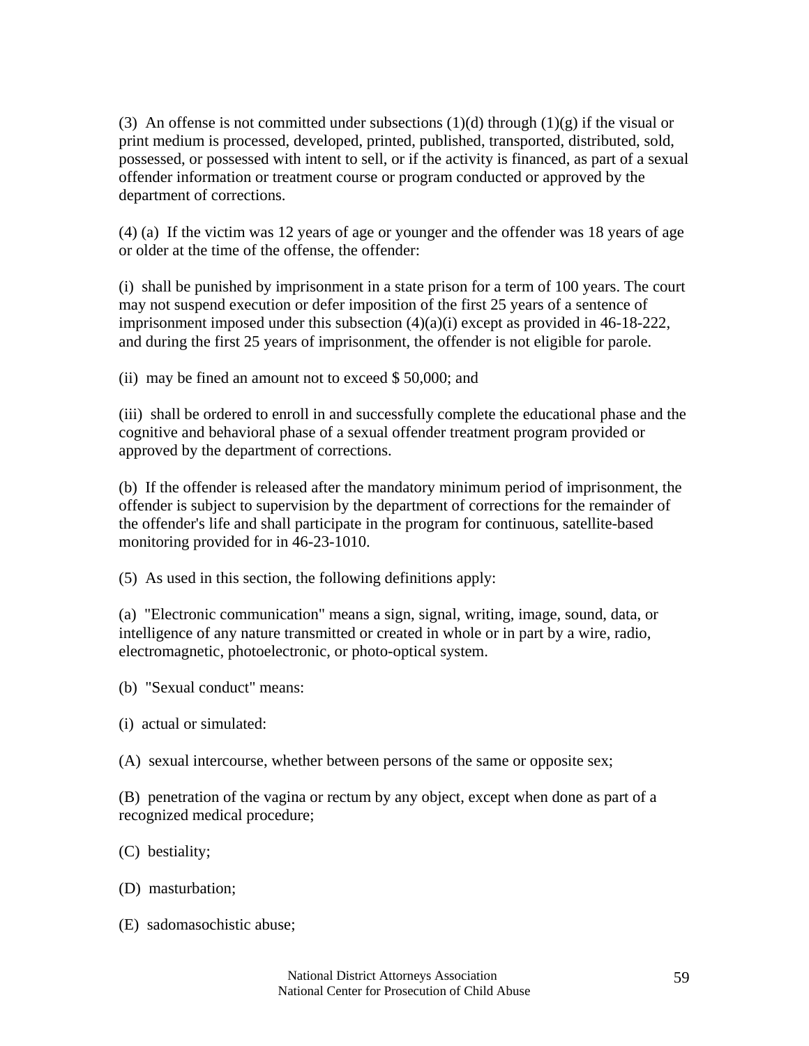(3) An offense is not committed under subsections (1)(d) through (1)(g) if the visual or print medium is processed, developed, printed, published, transported, distributed, sold, possessed, or possessed with intent to sell, or if the activity is financed, as part of a sexual offender information or treatment course or program conducted or approved by the department of corrections.

(4) (a) If the victim was 12 years of age or younger and the offender was 18 years of age or older at the time of the offense, the offender:

(i) shall be punished by imprisonment in a state prison for a term of 100 years. The court may not suspend execution or defer imposition of the first 25 years of a sentence of imprisonment imposed under this subsection (4)(a)(i) except as provided in 46-18-222, and during the first 25 years of imprisonment, the offender is not eligible for parole.

(ii) may be fined an amount not to exceed $ 50,000; and

(iii) shall be ordered to enroll in and successfully complete the educational phase and the cognitive and behavioral phase of a sexual offender treatment program provided or approved by the department of corrections.

(b) If the offender is released after the mandatory minimum period of imprisonment, the offender is subject to supervision by the department of corrections for the remainder of the offender's life and shall participate in the program for continuous, satellite-based monitoring provided for in 46-23-1010.

(5) As used in this section, the following definitions apply:

(a) "Electronic communication" means a sign, signal, writing, image, sound, data, or intelligence of any nature transmitted or created in whole or in part by a wire, radio, electromagnetic, photoelectronic, or photo-optical system.

(b) "Sexual conduct" means:

(i) actual or simulated:

(A) sexual intercourse, whether between persons of the same or opposite sex;

(B) penetration of the vagina or rectum by any object, except when done as part of a recognized medical procedure;

(C) bestiality;

(D) masturbation;

(E) sadomasochistic abuse;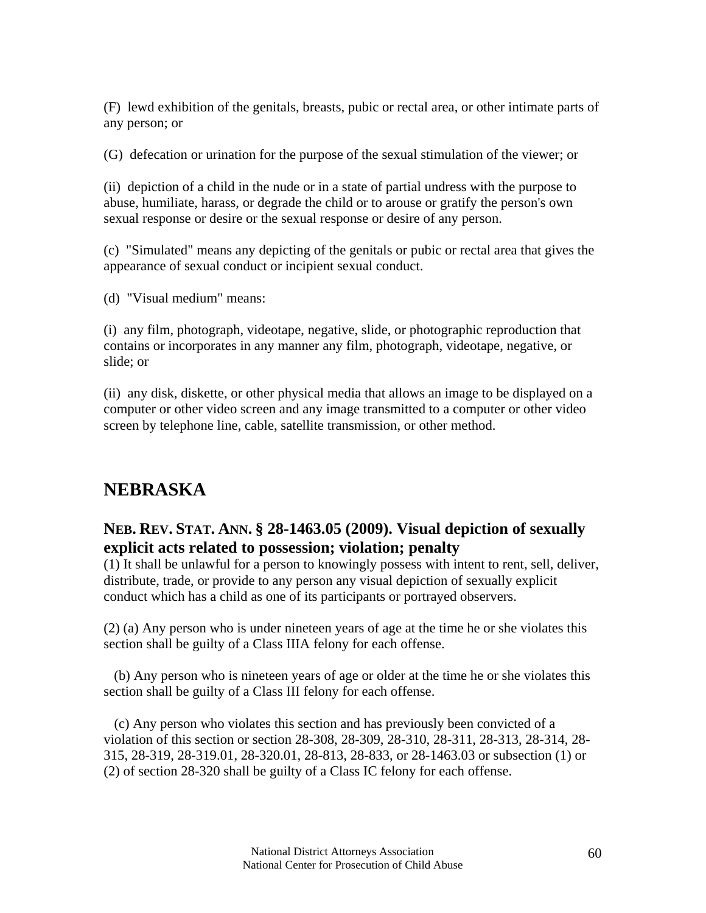(F) lewd exhibition of the genitals, breasts, pubic or rectal area, or other intimate parts of any person; or

(G) defecation or urination for the purpose of the sexual stimulation of the viewer; or

(ii) depiction of a child in the nude or in a state of partial undress with the purpose to abuse, humiliate, harass, or degrade the child or to arouse or gratify the person's own sexual response or desire or the sexual response or desire of any person.

(c) "Simulated" means any depicting of the genitals or pubic or rectal area that gives the appearance of sexual conduct or incipient sexual conduct.

(d) "Visual medium" means:

(i) any film, photograph, videotape, negative, slide, or photographic reproduction that contains or incorporates in any manner any film, photograph, videotape, negative, or slide; or

(ii) any disk, diskette, or other physical media that allows an image to be displayed on a computer or other video screen and any image transmitted to a computer or other video screen by telephone line, cable, satellite transmission, or other method.

## NEBRASKA

### NEB. REV. STAT. ANN. § 28-1463.05 (2009). Visual depiction of sexually explicit acts related to possession; violation; penalty

(1) It shall be unlawful for a person to knowingly possess with intent to rent, sell, deliver, distribute, trade, or provide to any person any visual depiction of sexually explicit conduct which has a child as one of its participants or portrayed observers.

(2) (a) Any person who is under nineteen years of age at the time he or she violates this section shall be guilty of a Class IIIA felony for each offense.

(b) Any person who is nineteen years of age or older at the time he or she violates this section shall be guilty of a Class III felony for each offense.

(c) Any person who violates this section and has previously been convicted of a violation of this section or section 28-308, 28-309, 28-310, 28-311, 28-313, 28-314, 28-315, 28-319, 28-319.01, 28-320.01, 28-813, 28-833, or 28-1463.03 or subsection (1) or (2) of section 28-320 shall be guilty of a Class IC felony for each offense.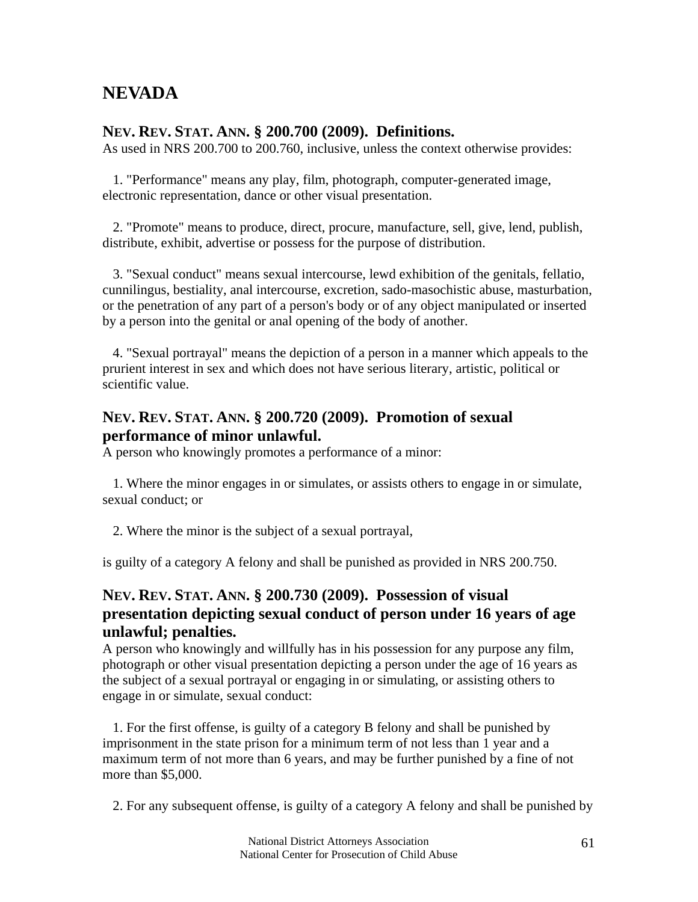# NEVADA

### NEV. REV. STAT. ANN. § 200.700 (2009). Definitions.

As used in NRS 200.700 to 200.760, inclusive, unless the context otherwise provides:

1. "Performance" means any play, film, photograph, computer-generated image, electronic representation, dance or other visual presentation.

2. "Promote" means to produce, direct, procure, manufacture, sell, give, lend, publish, distribute, exhibit, advertise or possess for the purpose of distribution.

3. "Sexual conduct" means sexual intercourse, lewd exhibition of the genitals, fellatio, cunnilingus, bestiality, anal intercourse, excretion, sado-masochistic abuse, masturbation, or the penetration of any part of a person's body or of any object manipulated or inserted by a person into the genital or anal opening of the body of another.

4. "Sexual portrayal" means the depiction of a person in a manner which appeals to the prurient interest in sex and which does not have serious literary, artistic, political or scientific value.

### NEV. REV. STAT. ANN. § 200.720 (2009). Promotion of sexual performance of minor unlawful.

A person who knowingly promotes a performance of a minor:

1. Where the minor engages in or simulates, or assists others to engage in or simulate, sexual conduct; or

2. Where the minor is the subject of a sexual portrayal,

is guilty of a category A felony and shall be punished as provided in NRS 200.750.

### NEV. REV. STAT. ANN. § 200.730 (2009). Possession of visual presentation depicting sexual conduct of person under 16 years of age unlawful; penalties.

A person who knowingly and willfully has in his possession for any purpose any film, photograph or other visual presentation depicting a person under the age of 16 years as the subject of a sexual portrayal or engaging in or simulating, or assisting others to engage in or simulate, sexual conduct:

1. For the first offense, is guilty of a category B felony and shall be punished by imprisonment in the state prison for a minimum term of not less than 1 year and a maximum term of not more than 6 years, and may be further punished by a fine of not more than $5,000.

2. For any subsequent offense, is guilty of a category A felony and shall be punished by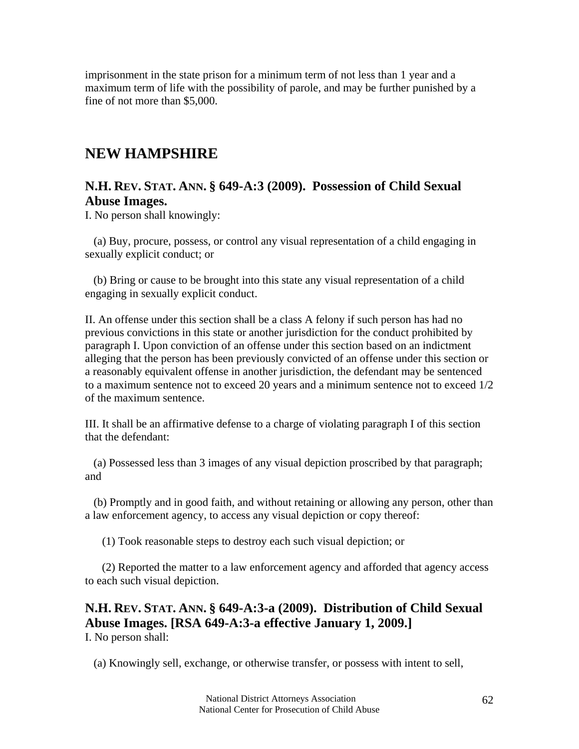imprisonment in the state prison for a minimum term of not less than 1 year and a maximum term of life with the possibility of parole, and may be further punished by a fine of not more than $5,000.

# NEW HAMPSHIRE

## N.H. REV. STAT. ANN. § 649-A:3 (2009). Possession of Child Sexual Abuse Images.

I. No person shall knowingly:

(a) Buy, procure, possess, or control any visual representation of a child engaging in sexually explicit conduct; or

(b) Bring or cause to be brought into this state any visual representation of a child engaging in sexually explicit conduct.

II. An offense under this section shall be a class A felony if such person has had no previous convictions in this state or another jurisdiction for the conduct prohibited by paragraph I. Upon conviction of an offense under this section based on an indictment alleging that the person has been previously convicted of an offense under this section or a reasonably equivalent offense in another jurisdiction, the defendant may be sentenced to a maximum sentence not to exceed 20 years and a minimum sentence not to exceed 1/2 of the maximum sentence.

III. It shall be an affirmative defense to a charge of violating paragraph I of this section that the defendant:

(a) Possessed less than 3 images of any visual depiction proscribed by that paragraph; and

(b) Promptly and in good faith, and without retaining or allowing any person, other than a law enforcement agency, to access any visual depiction or copy thereof:

(1) Took reasonable steps to destroy each such visual depiction; or

(2) Reported the matter to a law enforcement agency and afforded that agency access to each such visual depiction.

## N.H. REV. STAT. ANN. § 649-A:3-a (2009). Distribution of Child Sexual Abuse Images. [RSA 649-A:3-a effective January 1, 2009.]

I. No person shall:

(a) Knowingly sell, exchange, or otherwise transfer, or possess with intent to sell,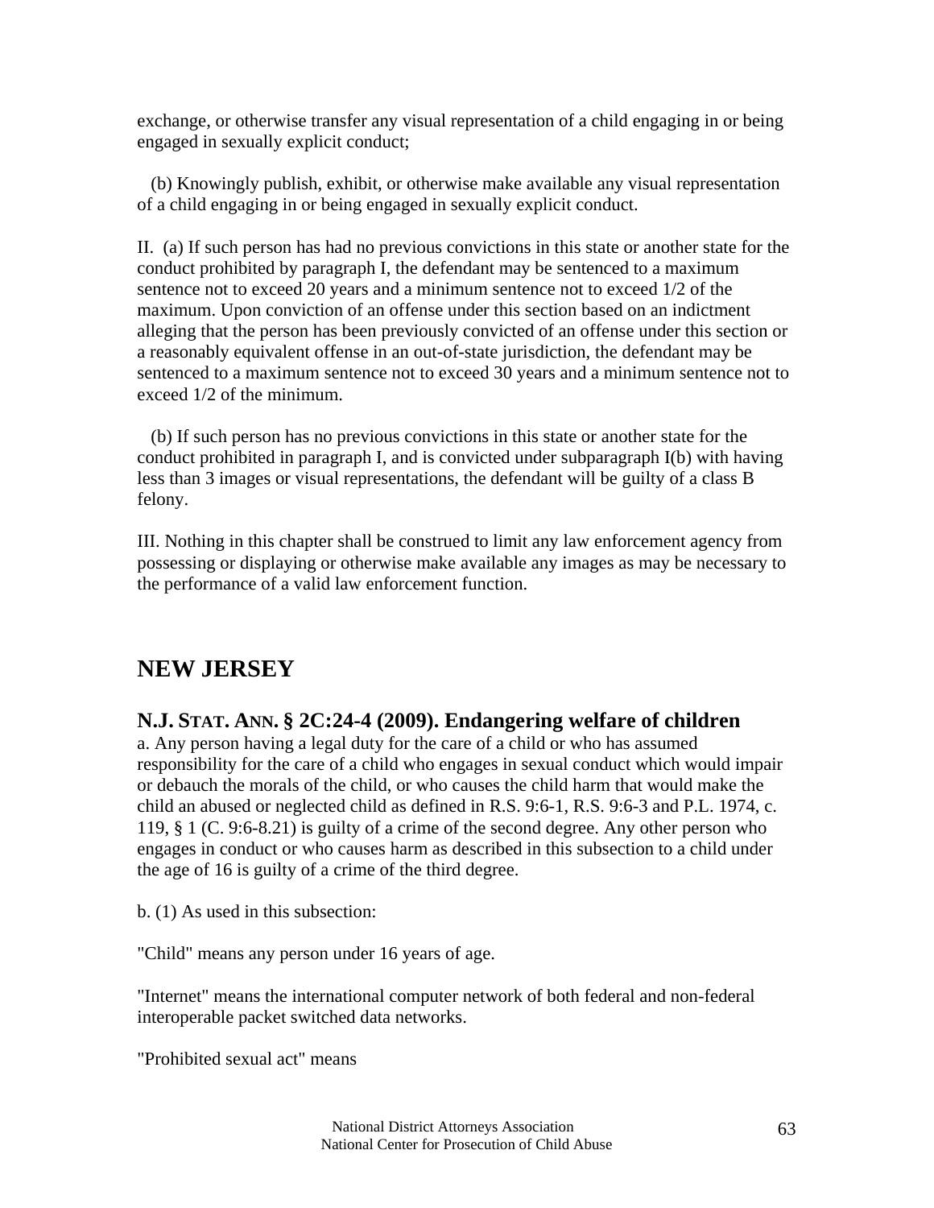exchange, or otherwise transfer any visual representation of a child engaging in or being engaged in sexually explicit conduct;

(b) Knowingly publish, exhibit, or otherwise make available any visual representation of a child engaging in or being engaged in sexually explicit conduct.

II. (a) If such person has had no previous convictions in this state or another state for the conduct prohibited by paragraph I, the defendant may be sentenced to a maximum sentence not to exceed 20 years and a minimum sentence not to exceed 1/2 of the maximum. Upon conviction of an offense under this section based on an indictment alleging that the person has been previously convicted of an offense under this section or a reasonably equivalent offense in an out-of-state jurisdiction, the defendant may be sentenced to a maximum sentence not to exceed 30 years and a minimum sentence not to exceed 1/2 of the minimum.

(b) If such person has no previous convictions in this state or another state for the conduct prohibited in paragraph I, and is convicted under subparagraph I(b) with having less than 3 images or visual representations, the defendant will be guilty of a class B felony.

III. Nothing in this chapter shall be construed to limit any law enforcement agency from possessing or displaying or otherwise make available any images as may be necessary to the performance of a valid law enforcement function.

## NEW JERSEY

### N.J. STAT. ANN. § 2C:24-4 (2009). Endangering welfare of children

a. Any person having a legal duty for the care of a child or who has assumed responsibility for the care of a child who engages in sexual conduct which would impair or debauch the morals of the child, or who causes the child harm that would make the child an abused or neglected child as defined in R.S. 9:6-1, R.S. 9:6-3 and P.L. 1974, c. 119, § 1 (C. 9:6-8.21) is guilty of a crime of the second degree. Any other person who engages in conduct or who causes harm as described in this subsection to a child under the age of 16 is guilty of a crime of the third degree.

b. (1) As used in this subsection:

"Child" means any person under 16 years of age.

"Internet" means the international computer network of both federal and non-federal interoperable packet switched data networks.

"Prohibited sexual act" means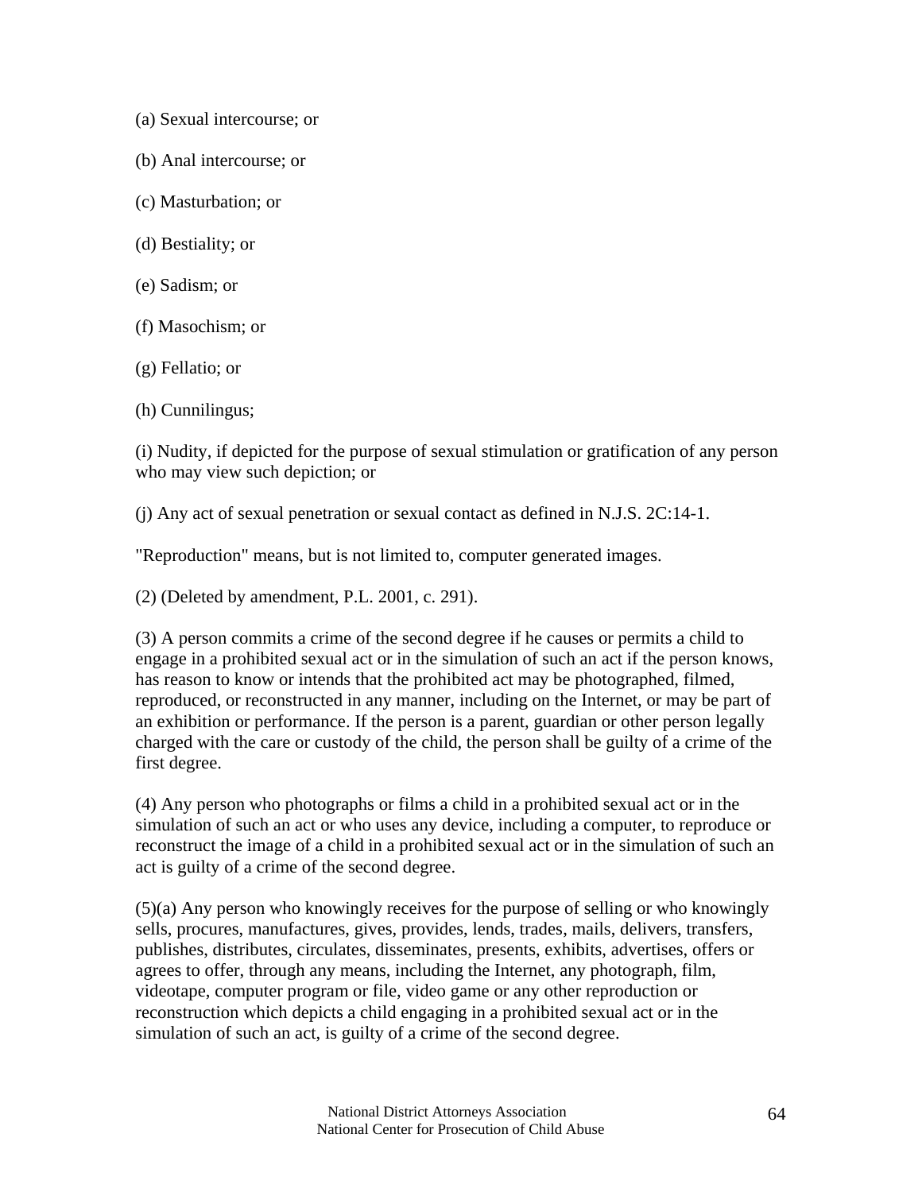(a) Sexual intercourse; or

(b) Anal intercourse; or

(c) Masturbation; or

(d) Bestiality; or

(e) Sadism; or

(f) Masochism; or

(g) Fellatio; or

(h) Cunnilingus;

(i) Nudity, if depicted for the purpose of sexual stimulation or gratification of any person who may view such depiction; or

(j) Any act of sexual penetration or sexual contact as defined in N.J.S. 2C:14-1.

"Reproduction" means, but is not limited to, computer generated images.

(2) (Deleted by amendment, P.L. 2001, c. 291).

(3) A person commits a crime of the second degree if he causes or permits a child to engage in a prohibited sexual act or in the simulation of such an act if the person knows, has reason to know or intends that the prohibited act may be photographed, filmed, reproduced, or reconstructed in any manner, including on the Internet, or may be part of an exhibition or performance. If the person is a parent, guardian or other person legally charged with the care or custody of the child, the person shall be guilty of a crime of the first degree.

(4) Any person who photographs or films a child in a prohibited sexual act or in the simulation of such an act or who uses any device, including a computer, to reproduce or reconstruct the image of a child in a prohibited sexual act or in the simulation of such an act is guilty of a crime of the second degree.

(5)(a) Any person who knowingly receives for the purpose of selling or who knowingly sells, procures, manufactures, gives, provides, lends, trades, mails, delivers, transfers, publishes, distributes, circulates, disseminates, presents, exhibits, advertises, offers or agrees to offer, through any means, including the Internet, any photograph, film, videotape, computer program or file, video game or any other reproduction or reconstruction which depicts a child engaging in a prohibited sexual act or in the simulation of such an act, is guilty of a crime of the second degree.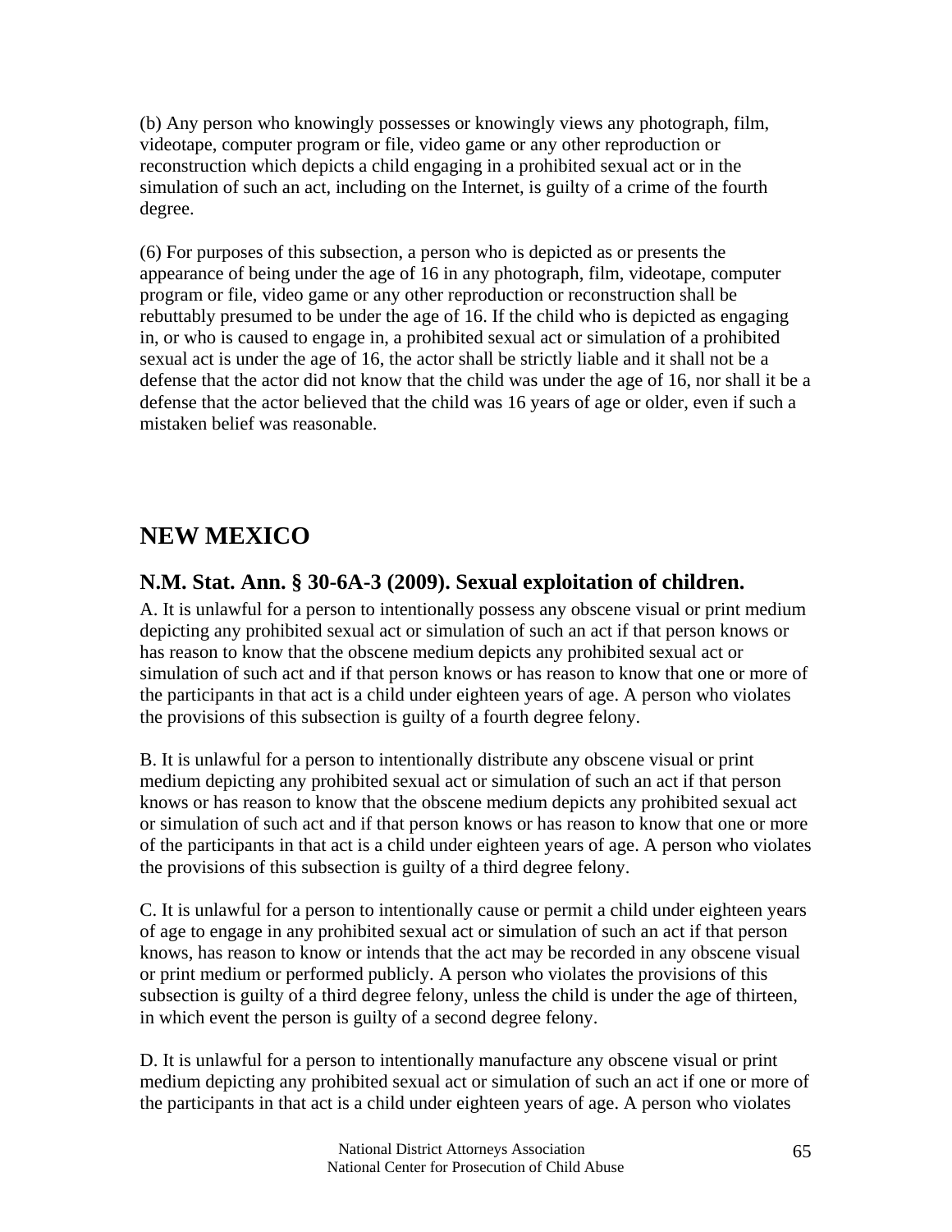(b) Any person who knowingly possesses or knowingly views any photograph, film, videotape, computer program or file, video game or any other reproduction or reconstruction which depicts a child engaging in a prohibited sexual act or in the simulation of such an act, including on the Internet, is guilty of a crime of the fourth degree.

(6) For purposes of this subsection, a person who is depicted as or presents the appearance of being under the age of 16 in any photograph, film, videotape, computer program or file, video game or any other reproduction or reconstruction shall be rebuttably presumed to be under the age of 16. If the child who is depicted as engaging in, or who is caused to engage in, a prohibited sexual act or simulation of a prohibited sexual act is under the age of 16, the actor shall be strictly liable and it shall not be a defense that the actor did not know that the child was under the age of 16, nor shall it be a defense that the actor believed that the child was 16 years of age or older, even if such a mistaken belief was reasonable.

# NEW MEXICO

## N.M. Stat. Ann. § 30-6A-3 (2009). Sexual exploitation of children.

A. It is unlawful for a person to intentionally possess any obscene visual or print medium depicting any prohibited sexual act or simulation of such an act if that person knows or has reason to know that the obscene medium depicts any prohibited sexual act or simulation of such act and if that person knows or has reason to know that one or more of the participants in that act is a child under eighteen years of age. A person who violates the provisions of this subsection is guilty of a fourth degree felony.

B. It is unlawful for a person to intentionally distribute any obscene visual or print medium depicting any prohibited sexual act or simulation of such an act if that person knows or has reason to know that the obscene medium depicts any prohibited sexual act or simulation of such act and if that person knows or has reason to know that one or more of the participants in that act is a child under eighteen years of age. A person who violates the provisions of this subsection is guilty of a third degree felony.

C. It is unlawful for a person to intentionally cause or permit a child under eighteen years of age to engage in any prohibited sexual act or simulation of such an act if that person knows, has reason to know or intends that the act may be recorded in any obscene visual or print medium or performed publicly. A person who violates the provisions of this subsection is guilty of a third degree felony, unless the child is under the age of thirteen, in which event the person is guilty of a second degree felony.

D. It is unlawful for a person to intentionally manufacture any obscene visual or print medium depicting any prohibited sexual act or simulation of such an act if one or more of the participants in that act is a child under eighteen years of age. A person who violates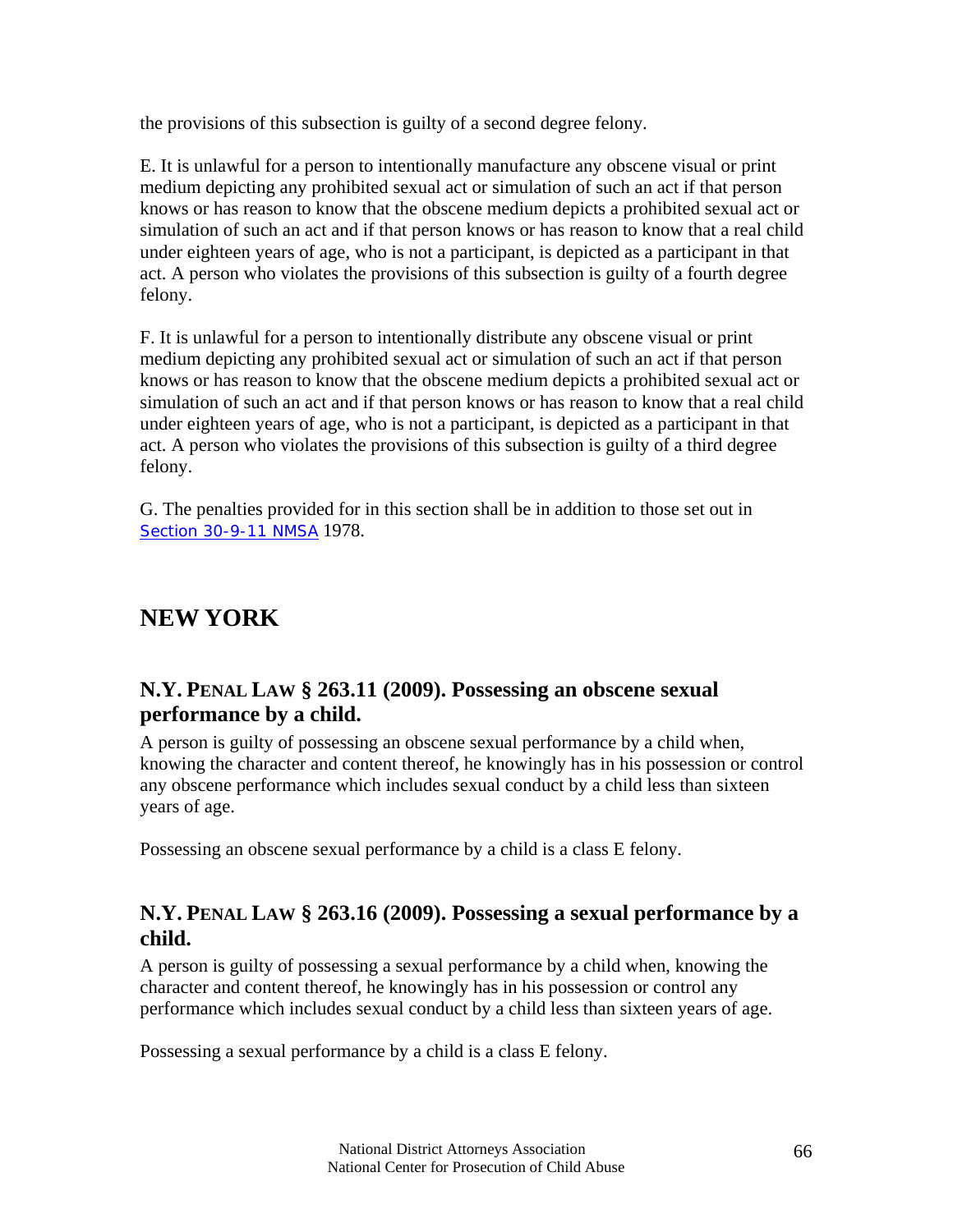the provisions of this subsection is guilty of a second degree felony.

E. It is unlawful for a person to intentionally manufacture any obscene visual or print medium depicting any prohibited sexual act or simulation of such an act if that person knows or has reason to know that the obscene medium depicts a prohibited sexual act or simulation of such an act and if that person knows or has reason to know that a real child under eighteen years of age, who is not a participant, is depicted as a participant in that act. A person who violates the provisions of this subsection is guilty of a fourth degree felony.

F. It is unlawful for a person to intentionally distribute any obscene visual or print medium depicting any prohibited sexual act or simulation of such an act if that person knows or has reason to know that the obscene medium depicts a prohibited sexual act or simulation of such an act and if that person knows or has reason to know that a real child under eighteen years of age, who is not a participant, is depicted as a participant in that act. A person who violates the provisions of this subsection is guilty of a third degree felony.

G. The penalties provided for in this section shall be in addition to those set out in Section 30-9-11 NMSA 1978.

# NEW YORK

## N.Y. PENAL LAW § 263.11 (2009). Possessing an obscene sexual performance by a child.

A person is guilty of possessing an obscene sexual performance by a child when, knowing the character and content thereof, he knowingly has in his possession or control any obscene performance which includes sexual conduct by a child less than sixteen years of age.

Possessing an obscene sexual performance by a child is a class E felony.

## N.Y. PENAL LAW § 263.16 (2009). Possessing a sexual performance by a child.

A person is guilty of possessing a sexual performance by a child when, knowing the character and content thereof, he knowingly has in his possession or control any performance which includes sexual conduct by a child less than sixteen years of age.

Possessing a sexual performance by a child is a class E felony.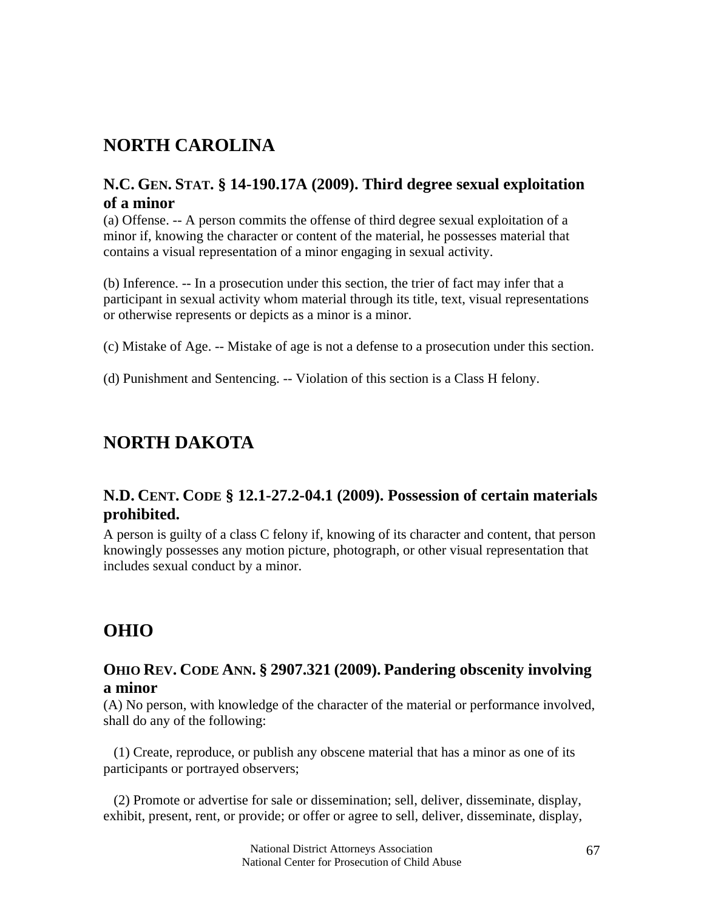## NORTH CAROLINA

### N.C. GEN. STAT. § 14-190.17A (2009). Third degree sexual exploitation of a minor

(a) Offense. -- A person commits the offense of third degree sexual exploitation of a minor if, knowing the character or content of the material, he possesses material that contains a visual representation of a minor engaging in sexual activity.

(b) Inference. -- In a prosecution under this section, the trier of fact may infer that a participant in sexual activity whom material through its title, text, visual representations or otherwise represents or depicts as a minor is a minor.

(c) Mistake of Age. -- Mistake of age is not a defense to a prosecution under this section.

(d) Punishment and Sentencing. -- Violation of this section is a Class H felony.

## NORTH DAKOTA

### N.D. CENT. CODE § 12.1-27.2-04.1 (2009). Possession of certain materials prohibited.

A person is guilty of a class C felony if, knowing of its character and content, that person knowingly possesses any motion picture, photograph, or other visual representation that includes sexual conduct by a minor.

## OHIO

### OHIO REV. CODE ANN. § 2907.321 (2009). Pandering obscenity involving a minor

(A) No person, with knowledge of the character of the material or performance involved, shall do any of the following:

(1) Create, reproduce, or publish any obscene material that has a minor as one of its participants or portrayed observers;

(2) Promote or advertise for sale or dissemination; sell, deliver, disseminate, display, exhibit, present, rent, or provide; or offer or agree to sell, deliver, disseminate, display,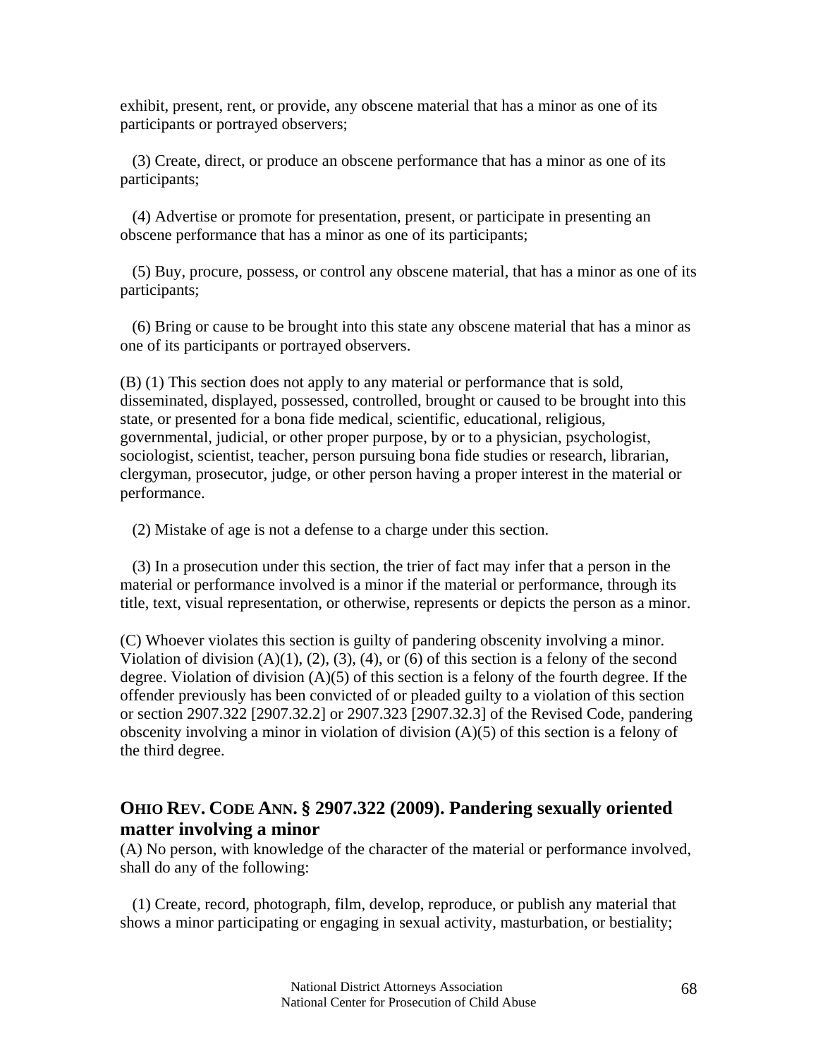exhibit, present, rent, or provide, any obscene material that has a minor as one of its participants or portrayed observers;

(3) Create, direct, or produce an obscene performance that has a minor as one of its participants;

(4) Advertise or promote for presentation, present, or participate in presenting an obscene performance that has a minor as one of its participants;

(5) Buy, procure, possess, or control any obscene material, that has a minor as one of its participants;

(6) Bring or cause to be brought into this state any obscene material that has a minor as one of its participants or portrayed observers.

(B) (1) This section does not apply to any material or performance that is sold, disseminated, displayed, possessed, controlled, brought or caused to be brought into this state, or presented for a bona fide medical, scientific, educational, religious, governmental, judicial, or other proper purpose, by or to a physician, psychologist, sociologist, scientist, teacher, person pursuing bona fide studies or research, librarian, clergyman, prosecutor, judge, or other person having a proper interest in the material or performance.

(2) Mistake of age is not a defense to a charge under this section.

(3) In a prosecution under this section, the trier of fact may infer that a person in the material or performance involved is a minor if the material or performance, through its title, text, visual representation, or otherwise, represents or depicts the person as a minor.

(C) Whoever violates this section is guilty of pandering obscenity involving a minor. Violation of division (A)(1), (2), (3), (4), or (6) of this section is a felony of the second degree. Violation of division (A)(5) of this section is a felony of the fourth degree. If the offender previously has been convicted of or pleaded guilty to a violation of this section or section 2907.322 [2907.32.2] or 2907.323 [2907.32.3] of the Revised Code, pandering obscenity involving a minor in violation of division (A)(5) of this section is a felony of the third degree.

## OHIO REV. CODE ANN. § 2907.322 (2009). Pandering sexually oriented matter involving a minor

(A) No person, with knowledge of the character of the material or performance involved, shall do any of the following:

(1) Create, record, photograph, film, develop, reproduce, or publish any material that shows a minor participating or engaging in sexual activity, masturbation, or bestiality;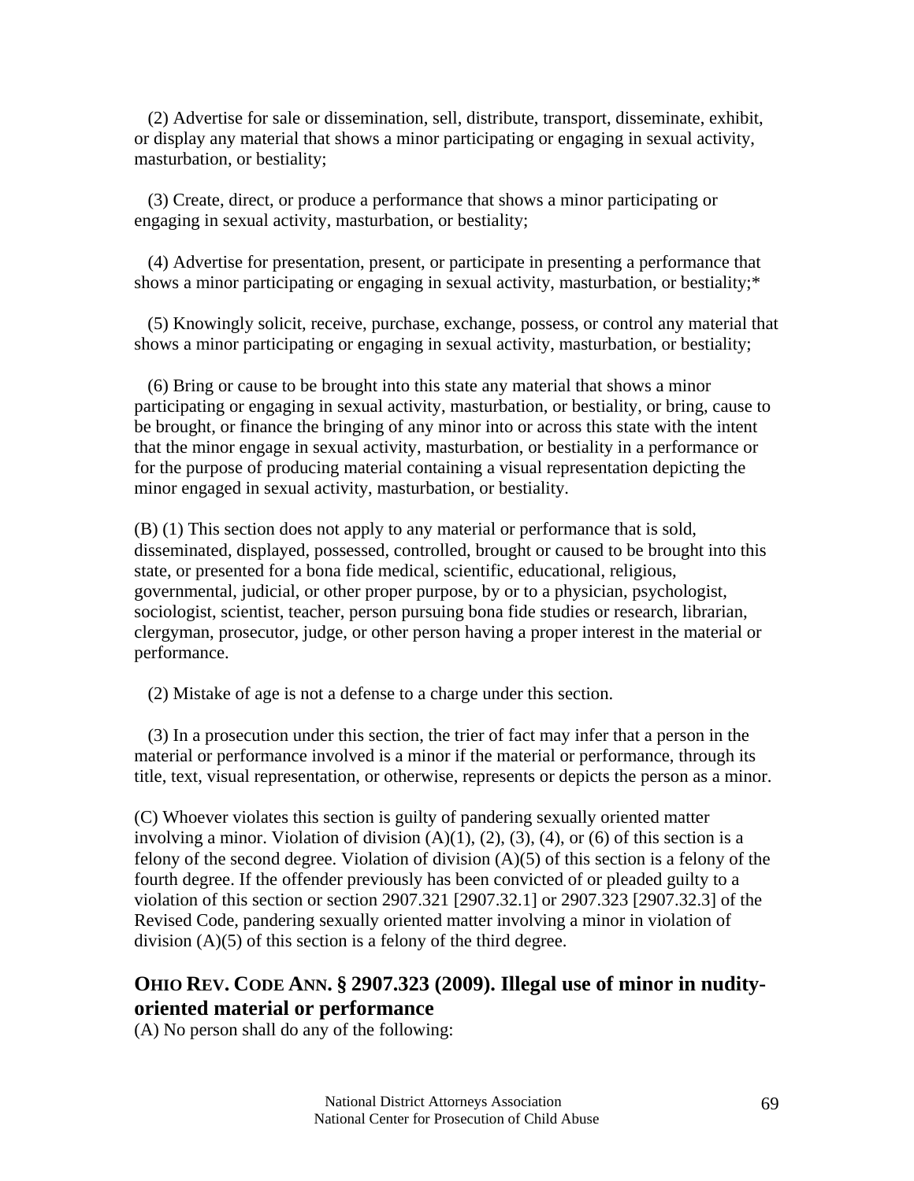(2) Advertise for sale or dissemination, sell, distribute, transport, disseminate, exhibit, or display any material that shows a minor participating or engaging in sexual activity, masturbation, or bestiality;

(3) Create, direct, or produce a performance that shows a minor participating or engaging in sexual activity, masturbation, or bestiality;

(4) Advertise for presentation, present, or participate in presenting a performance that shows a minor participating or engaging in sexual activity, masturbation, or bestiality;*

(5) Knowingly solicit, receive, purchase, exchange, possess, or control any material that shows a minor participating or engaging in sexual activity, masturbation, or bestiality;

(6) Bring or cause to be brought into this state any material that shows a minor participating or engaging in sexual activity, masturbation, or bestiality, or bring, cause to be brought, or finance the bringing of any minor into or across this state with the intent that the minor engage in sexual activity, masturbation, or bestiality in a performance or for the purpose of producing material containing a visual representation depicting the minor engaged in sexual activity, masturbation, or bestiality.

(B) (1) This section does not apply to any material or performance that is sold, disseminated, displayed, possessed, controlled, brought or caused to be brought into this state, or presented for a bona fide medical, scientific, educational, religious, governmental, judicial, or other proper purpose, by or to a physician, psychologist, sociologist, scientist, teacher, person pursuing bona fide studies or research, librarian, clergyman, prosecutor, judge, or other person having a proper interest in the material or performance.

(2) Mistake of age is not a defense to a charge under this section.

(3) In a prosecution under this section, the trier of fact may infer that a person in the material or performance involved is a minor if the material or performance, through its title, text, visual representation, or otherwise, represents or depicts the person as a minor.

(C) Whoever violates this section is guilty of pandering sexually oriented matter involving a minor. Violation of division (A)(1), (2), (3), (4), or (6) of this section is a felony of the second degree. Violation of division (A)(5) of this section is a felony of the fourth degree. If the offender previously has been convicted of or pleaded guilty to a violation of this section or section 2907.321 [2907.32.1] or 2907.323 [2907.32.3] of the Revised Code, pandering sexually oriented matter involving a minor in violation of division (A)(5) of this section is a felony of the third degree.

## OHIO REV. CODE ANN. § 2907.323 (2009). Illegal use of minor in nudity-oriented material or performance

(A) No person shall do any of the following: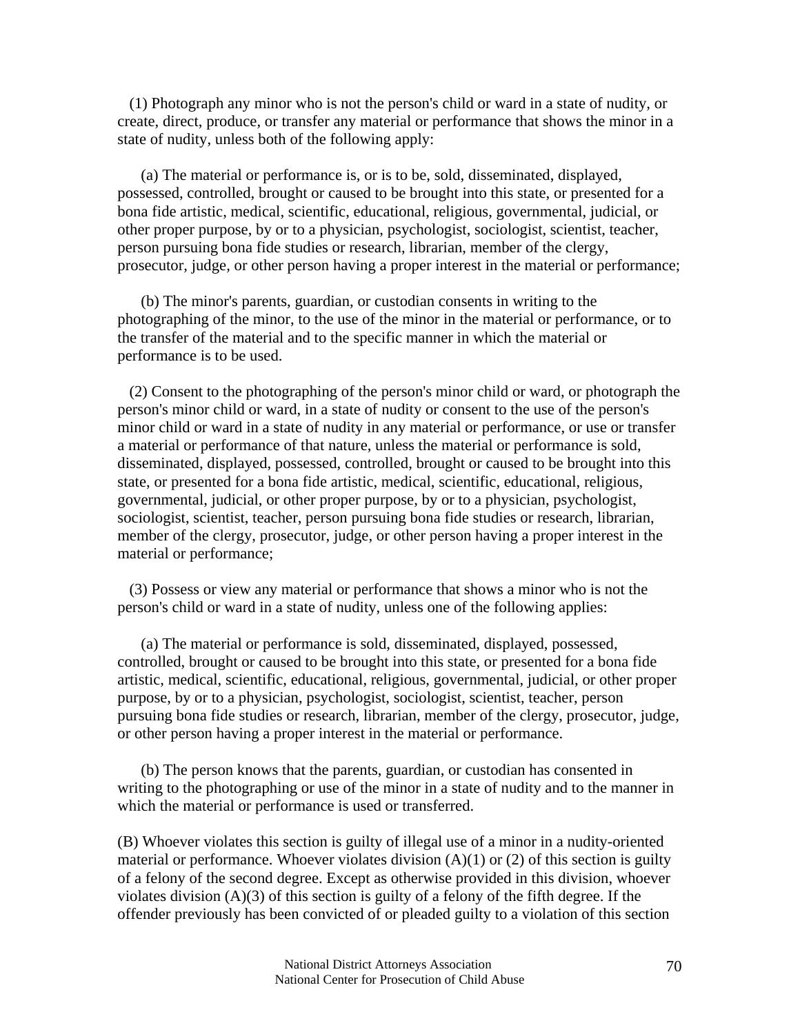(1) Photograph any minor who is not the person's child or ward in a state of nudity, or create, direct, produce, or transfer any material or performance that shows the minor in a state of nudity, unless both of the following apply:

(a) The material or performance is, or is to be, sold, disseminated, displayed, possessed, controlled, brought or caused to be brought into this state, or presented for a bona fide artistic, medical, scientific, educational, religious, governmental, judicial, or other proper purpose, by or to a physician, psychologist, sociologist, scientist, teacher, person pursuing bona fide studies or research, librarian, member of the clergy, prosecutor, judge, or other person having a proper interest in the material or performance;

(b) The minor's parents, guardian, or custodian consents in writing to the photographing of the minor, to the use of the minor in the material or performance, or to the transfer of the material and to the specific manner in which the material or performance is to be used.

(2) Consent to the photographing of the person's minor child or ward, or photograph the person's minor child or ward, in a state of nudity or consent to the use of the person's minor child or ward in a state of nudity in any material or performance, or use or transfer a material or performance of that nature, unless the material or performance is sold, disseminated, displayed, possessed, controlled, brought or caused to be brought into this state, or presented for a bona fide artistic, medical, scientific, educational, religious, governmental, judicial, or other proper purpose, by or to a physician, psychologist, sociologist, scientist, teacher, person pursuing bona fide studies or research, librarian, member of the clergy, prosecutor, judge, or other person having a proper interest in the material or performance;

(3) Possess or view any material or performance that shows a minor who is not the person's child or ward in a state of nudity, unless one of the following applies:

(a) The material or performance is sold, disseminated, displayed, possessed, controlled, brought or caused to be brought into this state, or presented for a bona fide artistic, medical, scientific, educational, religious, governmental, judicial, or other proper purpose, by or to a physician, psychologist, sociologist, scientist, teacher, person pursuing bona fide studies or research, librarian, member of the clergy, prosecutor, judge, or other person having a proper interest in the material or performance.

(b) The person knows that the parents, guardian, or custodian has consented in writing to the photographing or use of the minor in a state of nudity and to the manner in which the material or performance is used or transferred.

(B) Whoever violates this section is guilty of illegal use of a minor in a nudity-oriented material or performance. Whoever violates division (A)(1) or (2) of this section is guilty of a felony of the second degree. Except as otherwise provided in this division, whoever violates division (A)(3) of this section is guilty of a felony of the fifth degree. If the offender previously has been convicted of or pleaded guilty to a violation of this section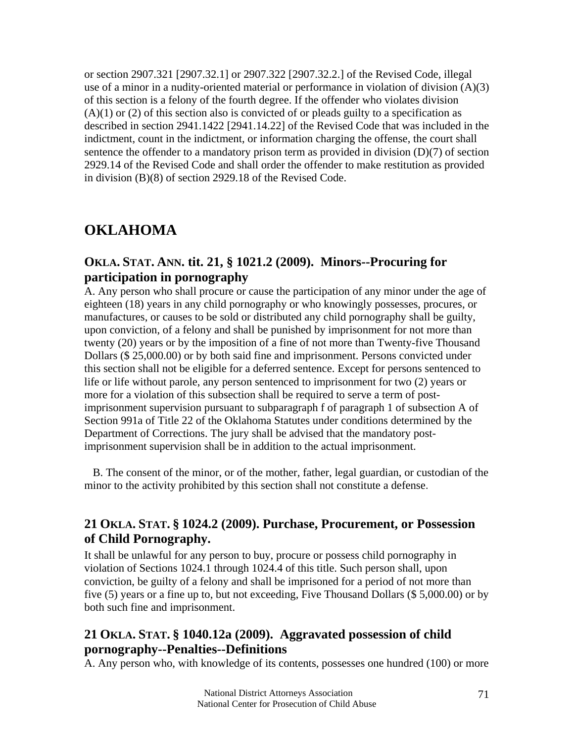or section 2907.321 [2907.32.1] or 2907.322 [2907.32.2.] of the Revised Code, illegal use of a minor in a nudity-oriented material or performance in violation of division (A)(3) of this section is a felony of the fourth degree. If the offender who violates division (A)(1) or (2) of this section also is convicted of or pleads guilty to a specification as described in section 2941.1422 [2941.14.22] of the Revised Code that was included in the indictment, count in the indictment, or information charging the offense, the court shall sentence the offender to a mandatory prison term as provided in division (D)(7) of section 2929.14 of the Revised Code and shall order the offender to make restitution as provided in division (B)(8) of section 2929.18 of the Revised Code.

# OKLAHOMA

## OKLA. STAT. ANN. tit. 21, § 1021.2 (2009). Minors--Procuring for participation in pornography

A. Any person who shall procure or cause the participation of any minor under the age of eighteen (18) years in any child pornography or who knowingly possesses, procures, or manufactures, or causes to be sold or distributed any child pornography shall be guilty, upon conviction, of a felony and shall be punished by imprisonment for not more than twenty (20) years or by the imposition of a fine of not more than Twenty-five Thousand Dollars ($ 25,000.00) or by both said fine and imprisonment. Persons convicted under this section shall not be eligible for a deferred sentence. Except for persons sentenced to life or life without parole, any person sentenced to imprisonment for two (2) years or more for a violation of this subsection shall be required to serve a term of post-imprisonment supervision pursuant to subparagraph f of paragraph 1 of subsection A of Section 991a of Title 22 of the Oklahoma Statutes under conditions determined by the Department of Corrections. The jury shall be advised that the mandatory post-imprisonment supervision shall be in addition to the actual imprisonment.

B. The consent of the minor, or of the mother, father, legal guardian, or custodian of the minor to the activity prohibited by this section shall not constitute a defense.

## 21 OKLA. STAT. § 1024.2 (2009). Purchase, Procurement, or Possession of Child Pornography.

It shall be unlawful for any person to buy, procure or possess child pornography in violation of Sections 1024.1 through 1024.4 of this title. Such person shall, upon conviction, be guilty of a felony and shall be imprisoned for a period of not more than five (5) years or a fine up to, but not exceeding, Five Thousand Dollars ($ 5,000.00) or by both such fine and imprisonment.

## 21 OKLA. STAT. § 1040.12a (2009). Aggravated possession of child pornography--Penalties--Definitions

A. Any person who, with knowledge of its contents, possesses one hundred (100) or more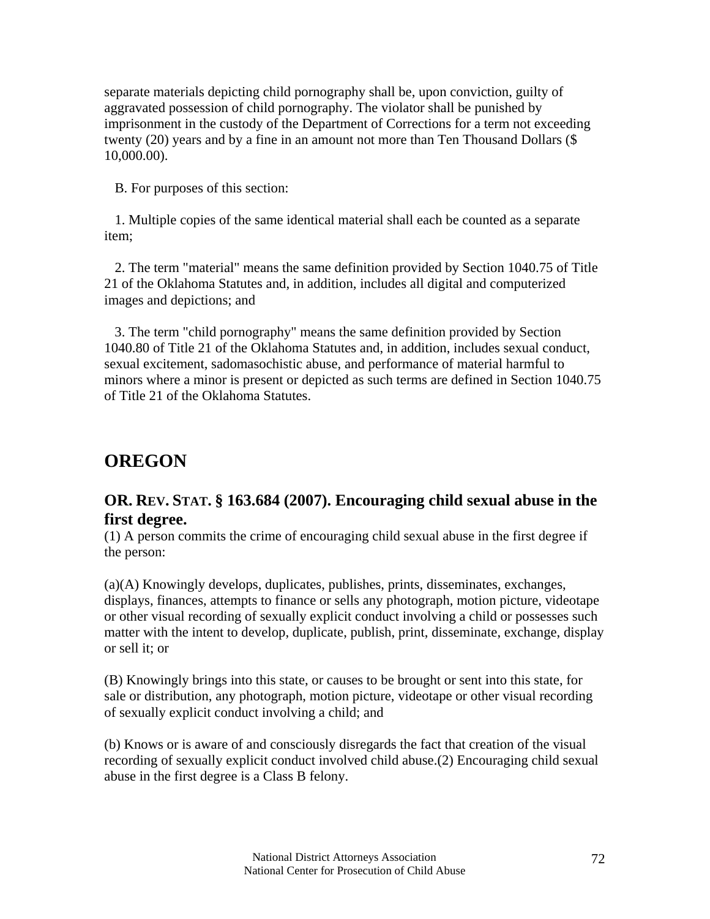separate materials depicting child pornography shall be, upon conviction, guilty of aggravated possession of child pornography. The violator shall be punished by imprisonment in the custody of the Department of Corrections for a term not exceeding twenty (20) years and by a fine in an amount not more than Ten Thousand Dollars ($ 10,000.00).

B. For purposes of this section:

1. Multiple copies of the same identical material shall each be counted as a separate item;

2. The term "material" means the same definition provided by Section 1040.75 of Title 21 of the Oklahoma Statutes and, in addition, includes all digital and computerized images and depictions; and

3. The term "child pornography" means the same definition provided by Section 1040.80 of Title 21 of the Oklahoma Statutes and, in addition, includes sexual conduct, sexual excitement, sadomasochistic abuse, and performance of material harmful to minors where a minor is present or depicted as such terms are defined in Section 1040.75 of Title 21 of the Oklahoma Statutes.

## OREGON

### OR. REV. STAT. § 163.684 (2007). Encouraging child sexual abuse in the first degree.

(1) A person commits the crime of encouraging child sexual abuse in the first degree if the person:

(a)(A) Knowingly develops, duplicates, publishes, prints, disseminates, exchanges, displays, finances, attempts to finance or sells any photograph, motion picture, videotape or other visual recording of sexually explicit conduct involving a child or possesses such matter with the intent to develop, duplicate, publish, print, disseminate, exchange, display or sell it; or

(B) Knowingly brings into this state, or causes to be brought or sent into this state, for sale or distribution, any photograph, motion picture, videotape or other visual recording of sexually explicit conduct involving a child; and

(b) Knows or is aware of and consciously disregards the fact that creation of the visual recording of sexually explicit conduct involved child abuse.(2) Encouraging child sexual abuse in the first degree is a Class B felony.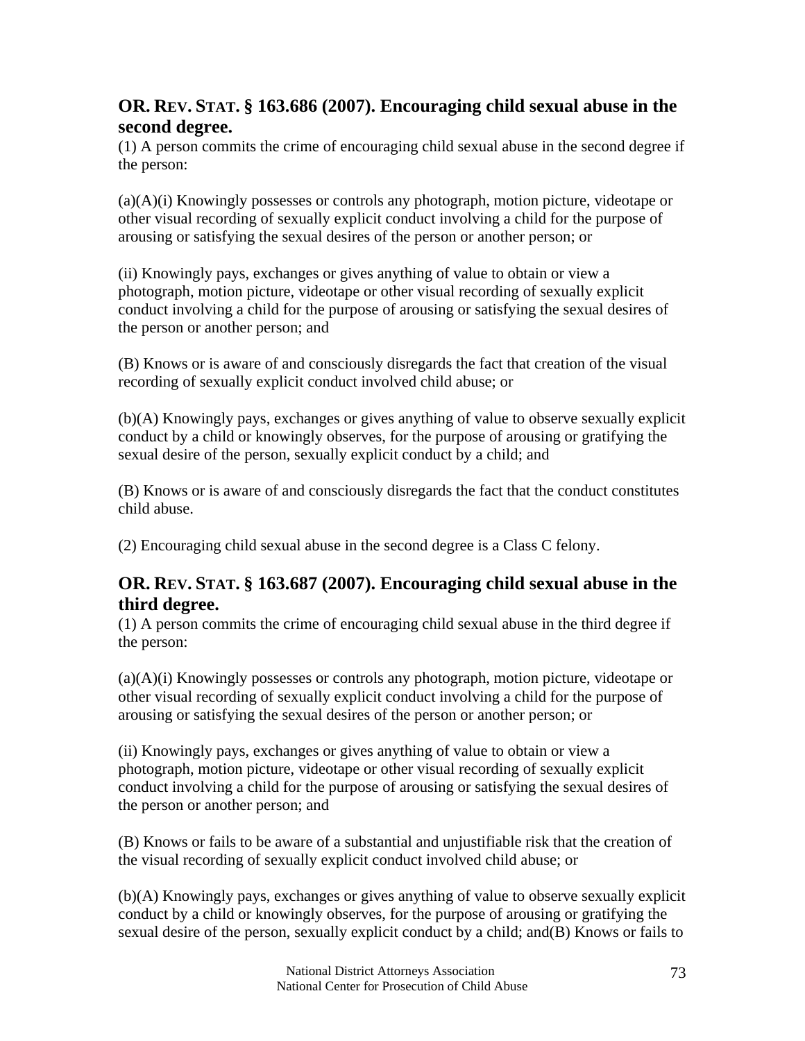## OR. REV. STAT. § 163.686 (2007). Encouraging child sexual abuse in the second degree.

(1) A person commits the crime of encouraging child sexual abuse in the second degree if the person:

(a)(A)(i) Knowingly possesses or controls any photograph, motion picture, videotape or other visual recording of sexually explicit conduct involving a child for the purpose of arousing or satisfying the sexual desires of the person or another person; or

(ii) Knowingly pays, exchanges or gives anything of value to obtain or view a photograph, motion picture, videotape or other visual recording of sexually explicit conduct involving a child for the purpose of arousing or satisfying the sexual desires of the person or another person; and

(B) Knows or is aware of and consciously disregards the fact that creation of the visual recording of sexually explicit conduct involved child abuse; or

(b)(A) Knowingly pays, exchanges or gives anything of value to observe sexually explicit conduct by a child or knowingly observes, for the purpose of arousing or gratifying the sexual desire of the person, sexually explicit conduct by a child; and

(B) Knows or is aware of and consciously disregards the fact that the conduct constitutes child abuse.

(2) Encouraging child sexual abuse in the second degree is a Class C felony.

## OR. REV. STAT. § 163.687 (2007). Encouraging child sexual abuse in the third degree.

(1) A person commits the crime of encouraging child sexual abuse in the third degree if the person:

(a)(A)(i) Knowingly possesses or controls any photograph, motion picture, videotape or other visual recording of sexually explicit conduct involving a child for the purpose of arousing or satisfying the sexual desires of the person or another person; or

(ii) Knowingly pays, exchanges or gives anything of value to obtain or view a photograph, motion picture, videotape or other visual recording of sexually explicit conduct involving a child for the purpose of arousing or satisfying the sexual desires of the person or another person; and

(B) Knows or fails to be aware of a substantial and unjustifiable risk that the creation of the visual recording of sexually explicit conduct involved child abuse; or

(b)(A) Knowingly pays, exchanges or gives anything of value to observe sexually explicit conduct by a child or knowingly observes, for the purpose of arousing or gratifying the sexual desire of the person, sexually explicit conduct by a child; and(B) Knows or fails to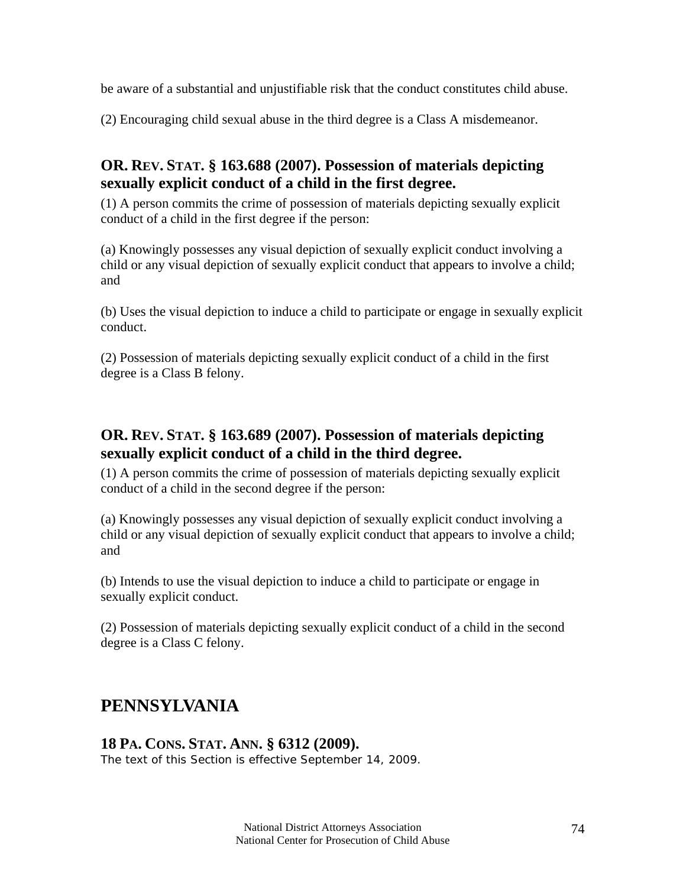be aware of a substantial and unjustifiable risk that the conduct constitutes child abuse.

(2) Encouraging child sexual abuse in the third degree is a Class A misdemeanor.

### OR. REV. STAT. § 163.688 (2007). Possession of materials depicting sexually explicit conduct of a child in the first degree.

(1) A person commits the crime of possession of materials depicting sexually explicit conduct of a child in the first degree if the person:

(a) Knowingly possesses any visual depiction of sexually explicit conduct involving a child or any visual depiction of sexually explicit conduct that appears to involve a child; and

(b) Uses the visual depiction to induce a child to participate or engage in sexually explicit conduct.

(2) Possession of materials depicting sexually explicit conduct of a child in the first degree is a Class B felony.

### OR. REV. STAT. § 163.689 (2007). Possession of materials depicting sexually explicit conduct of a child in the third degree.

(1) A person commits the crime of possession of materials depicting sexually explicit conduct of a child in the second degree if the person:

(a) Knowingly possesses any visual depiction of sexually explicit conduct involving a child or any visual depiction of sexually explicit conduct that appears to involve a child; and

(b) Intends to use the visual depiction to induce a child to participate or engage in sexually explicit conduct.

(2) Possession of materials depicting sexually explicit conduct of a child in the second degree is a Class C felony.

## PENNSYLVANIA

### 18 PA. CONS. STAT. ANN. § 6312 (2009).

The text of this Section is effective September 14, 2009.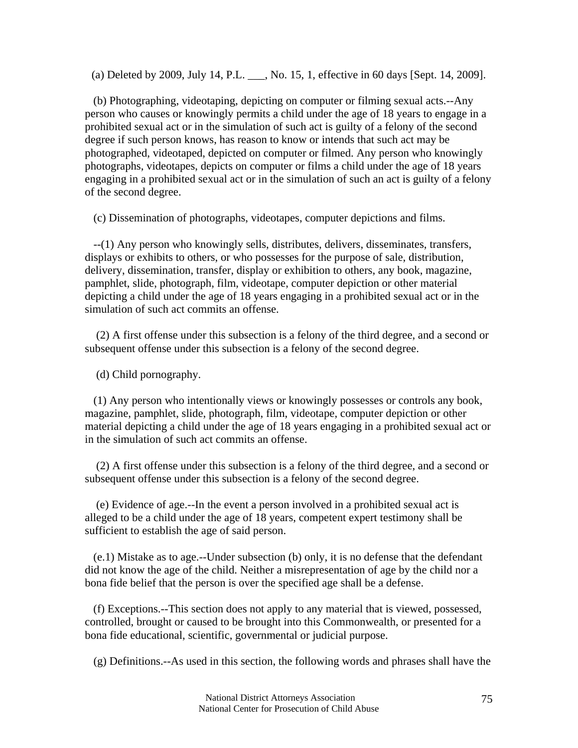(a) Deleted by 2009, July 14, P.L. ___, No. 15, 1, effective in 60 days [Sept. 14, 2009].

(b) Photographing, videotaping, depicting on computer or filming sexual acts.--Any person who causes or knowingly permits a child under the age of 18 years to engage in a prohibited sexual act or in the simulation of such act is guilty of a felony of the second degree if such person knows, has reason to know or intends that such act may be photographed, videotaped, depicted on computer or filmed. Any person who knowingly photographs, videotapes, depicts on computer or films a child under the age of 18 years engaging in a prohibited sexual act or in the simulation of such an act is guilty of a felony of the second degree.

(c) Dissemination of photographs, videotapes, computer depictions and films.

--(1) Any person who knowingly sells, distributes, delivers, disseminates, transfers, displays or exhibits to others, or who possesses for the purpose of sale, distribution, delivery, dissemination, transfer, display or exhibition to others, any book, magazine, pamphlet, slide, photograph, film, videotape, computer depiction or other material depicting a child under the age of 18 years engaging in a prohibited sexual act or in the simulation of such act commits an offense.

(2) A first offense under this subsection is a felony of the third degree, and a second or subsequent offense under this subsection is a felony of the second degree.

(d) Child pornography.

(1) Any person who intentionally views or knowingly possesses or controls any book, magazine, pamphlet, slide, photograph, film, videotape, computer depiction or other material depicting a child under the age of 18 years engaging in a prohibited sexual act or in the simulation of such act commits an offense.

(2) A first offense under this subsection is a felony of the third degree, and a second or subsequent offense under this subsection is a felony of the second degree.

(e) Evidence of age.--In the event a person involved in a prohibited sexual act is alleged to be a child under the age of 18 years, competent expert testimony shall be sufficient to establish the age of said person.

(e.1) Mistake as to age.--Under subsection (b) only, it is no defense that the defendant did not know the age of the child. Neither a misrepresentation of age by the child nor a bona fide belief that the person is over the specified age shall be a defense.

(f) Exceptions.--This section does not apply to any material that is viewed, possessed, controlled, brought or caused to be brought into this Commonwealth, or presented for a bona fide educational, scientific, governmental or judicial purpose.

(g) Definitions.--As used in this section, the following words and phrases shall have the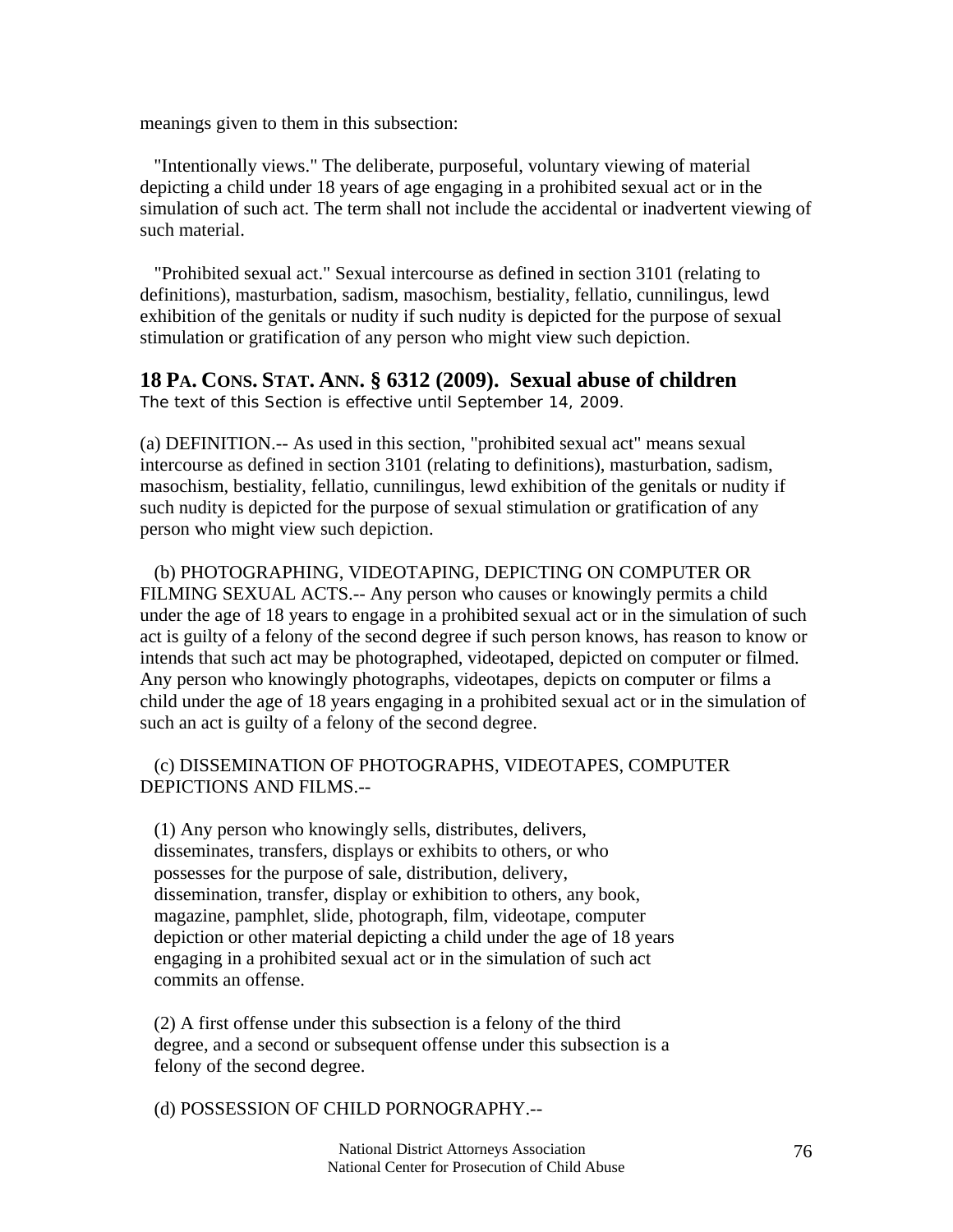meanings given to them in this subsection:

"Intentionally views." The deliberate, purposeful, voluntary viewing of material depicting a child under 18 years of age engaging in a prohibited sexual act or in the simulation of such act. The term shall not include the accidental or inadvertent viewing of such material.

"Prohibited sexual act." Sexual intercourse as defined in section 3101 (relating to definitions), masturbation, sadism, masochism, bestiality, fellatio, cunnilingus, lewd exhibition of the genitals or nudity if such nudity is depicted for the purpose of sexual stimulation or gratification of any person who might view such depiction.

## 18 PA. CONS. STAT. ANN. § 6312 (2009). Sexual abuse of children

The text of this Section is effective until September 14, 2009.

(a) DEFINITION.-- As used in this section, "prohibited sexual act" means sexual intercourse as defined in section 3101 (relating to definitions), masturbation, sadism, masochism, bestiality, fellatio, cunnilingus, lewd exhibition of the genitals or nudity if such nudity is depicted for the purpose of sexual stimulation or gratification of any person who might view such depiction.

(b) PHOTOGRAPHING, VIDEOTAPING, DEPICTING ON COMPUTER OR FILMING SEXUAL ACTS.-- Any person who causes or knowingly permits a child under the age of 18 years to engage in a prohibited sexual act or in the simulation of such act is guilty of a felony of the second degree if such person knows, has reason to know or intends that such act may be photographed, videotaped, depicted on computer or filmed. Any person who knowingly photographs, videotapes, depicts on computer or films a child under the age of 18 years engaging in a prohibited sexual act or in the simulation of such an act is guilty of a felony of the second degree.

(c) DISSEMINATION OF PHOTOGRAPHS, VIDEOTAPES, COMPUTER DEPICTIONS AND FILMS.--

(1) Any person who knowingly sells, distributes, delivers, disseminates, transfers, displays or exhibits to others, or who possesses for the purpose of sale, distribution, delivery, dissemination, transfer, display or exhibition to others, any book, magazine, pamphlet, slide, photograph, film, videotape, computer depiction or other material depicting a child under the age of 18 years engaging in a prohibited sexual act or in the simulation of such act commits an offense.

(2) A first offense under this subsection is a felony of the third degree, and a second or subsequent offense under this subsection is a felony of the second degree.

(d) POSSESSION OF CHILD PORNOGRAPHY.--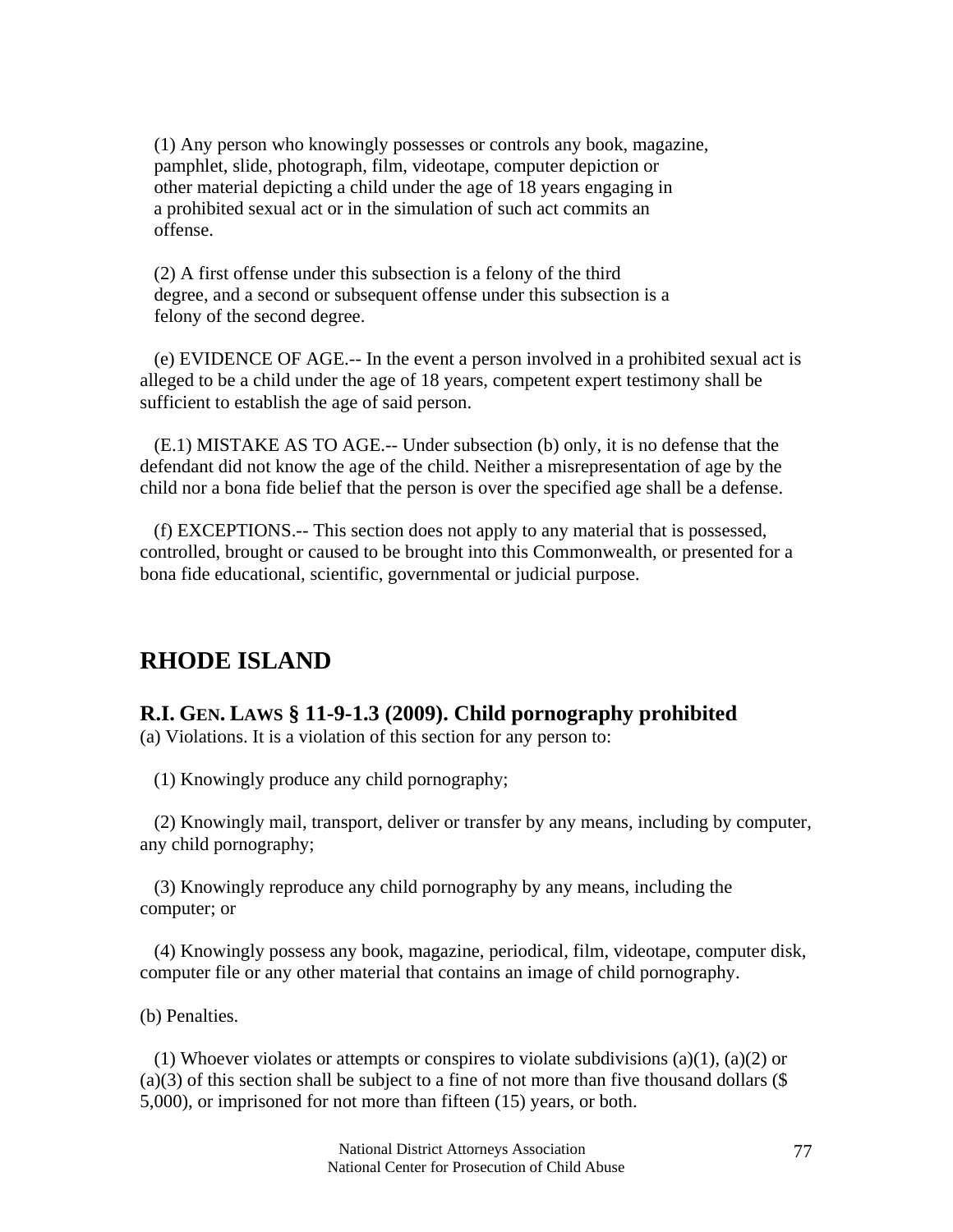(1) Any person who knowingly possesses or controls any book, magazine, pamphlet, slide, photograph, film, videotape, computer depiction or other material depicting a child under the age of 18 years engaging in a prohibited sexual act or in the simulation of such act commits an offense.

(2) A first offense under this subsection is a felony of the third degree, and a second or subsequent offense under this subsection is a felony of the second degree.

(e) EVIDENCE OF AGE.-- In the event a person involved in a prohibited sexual act is alleged to be a child under the age of 18 years, competent expert testimony shall be sufficient to establish the age of said person.

(E.1) MISTAKE AS TO AGE.-- Under subsection (b) only, it is no defense that the defendant did not know the age of the child. Neither a misrepresentation of age by the child nor a bona fide belief that the person is over the specified age shall be a defense.

(f) EXCEPTIONS.-- This section does not apply to any material that is possessed, controlled, brought or caused to be brought into this Commonwealth, or presented for a bona fide educational, scientific, governmental or judicial purpose.

## RHODE ISLAND

### R.I. GEN. LAWS § 11-9-1.3 (2009). Child pornography prohibited

(a) Violations. It is a violation of this section for any person to:

(1) Knowingly produce any child pornography;

(2) Knowingly mail, transport, deliver or transfer by any means, including by computer, any child pornography;

(3) Knowingly reproduce any child pornography by any means, including the computer; or

(4) Knowingly possess any book, magazine, periodical, film, videotape, computer disk, computer file or any other material that contains an image of child pornography.

(b) Penalties.

(1) Whoever violates or attempts or conspires to violate subdivisions (a)(1), (a)(2) or (a)(3) of this section shall be subject to a fine of not more than five thousand dollars ($ 5,000), or imprisoned for not more than fifteen (15) years, or both.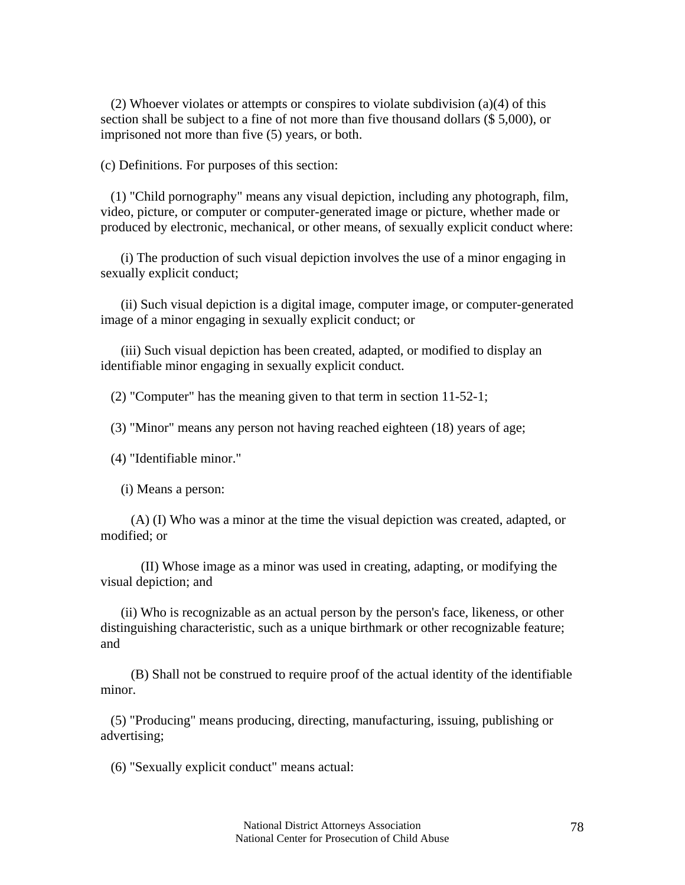(2) Whoever violates or attempts or conspires to violate subdivision (a)(4) of this section shall be subject to a fine of not more than five thousand dollars ($ 5,000), or imprisoned not more than five (5) years, or both.

(c) Definitions. For purposes of this section:

(1) "Child pornography" means any visual depiction, including any photograph, film, video, picture, or computer or computer-generated image or picture, whether made or produced by electronic, mechanical, or other means, of sexually explicit conduct where:

(i) The production of such visual depiction involves the use of a minor engaging in sexually explicit conduct;

(ii) Such visual depiction is a digital image, computer image, or computer-generated image of a minor engaging in sexually explicit conduct; or

(iii) Such visual depiction has been created, adapted, or modified to display an identifiable minor engaging in sexually explicit conduct.

(2) "Computer" has the meaning given to that term in section 11-52-1;

(3) "Minor" means any person not having reached eighteen (18) years of age;

(4) "Identifiable minor."

(i) Means a person:

(A) (I) Who was a minor at the time the visual depiction was created, adapted, or modified; or

(II) Whose image as a minor was used in creating, adapting, or modifying the visual depiction; and

(ii) Who is recognizable as an actual person by the person's face, likeness, or other distinguishing characteristic, such as a unique birthmark or other recognizable feature; and

(B) Shall not be construed to require proof of the actual identity of the identifiable minor.

(5) "Producing" means producing, directing, manufacturing, issuing, publishing or advertising;

(6) "Sexually explicit conduct" means actual: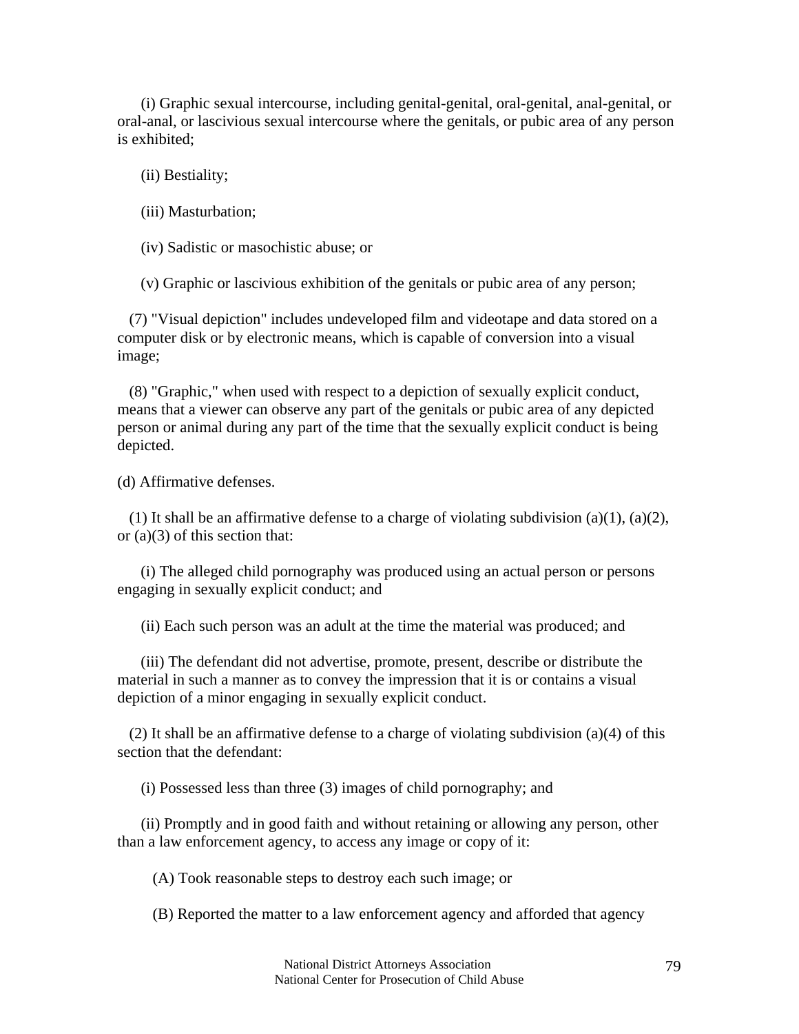(i) Graphic sexual intercourse, including genital-genital, oral-genital, anal-genital, or oral-anal, or lascivious sexual intercourse where the genitals, or pubic area of any person is exhibited;

(ii) Bestiality;

(iii) Masturbation;

(iv) Sadistic or masochistic abuse; or

(v) Graphic or lascivious exhibition of the genitals or pubic area of any person;

(7) "Visual depiction" includes undeveloped film and videotape and data stored on a computer disk or by electronic means, which is capable of conversion into a visual image;

(8) "Graphic," when used with respect to a depiction of sexually explicit conduct, means that a viewer can observe any part of the genitals or pubic area of any depicted person or animal during any part of the time that the sexually explicit conduct is being depicted.

(d) Affirmative defenses.

(1) It shall be an affirmative defense to a charge of violating subdivision (a)(1), (a)(2), or (a)(3) of this section that:

(i) The alleged child pornography was produced using an actual person or persons engaging in sexually explicit conduct; and

(ii) Each such person was an adult at the time the material was produced; and

(iii) The defendant did not advertise, promote, present, describe or distribute the material in such a manner as to convey the impression that it is or contains a visual depiction of a minor engaging in sexually explicit conduct.

(2) It shall be an affirmative defense to a charge of violating subdivision (a)(4) of this section that the defendant:

(i) Possessed less than three (3) images of child pornography; and

(ii) Promptly and in good faith and without retaining or allowing any person, other than a law enforcement agency, to access any image or copy of it:

(A) Took reasonable steps to destroy each such image; or

(B) Reported the matter to a law enforcement agency and afforded that agency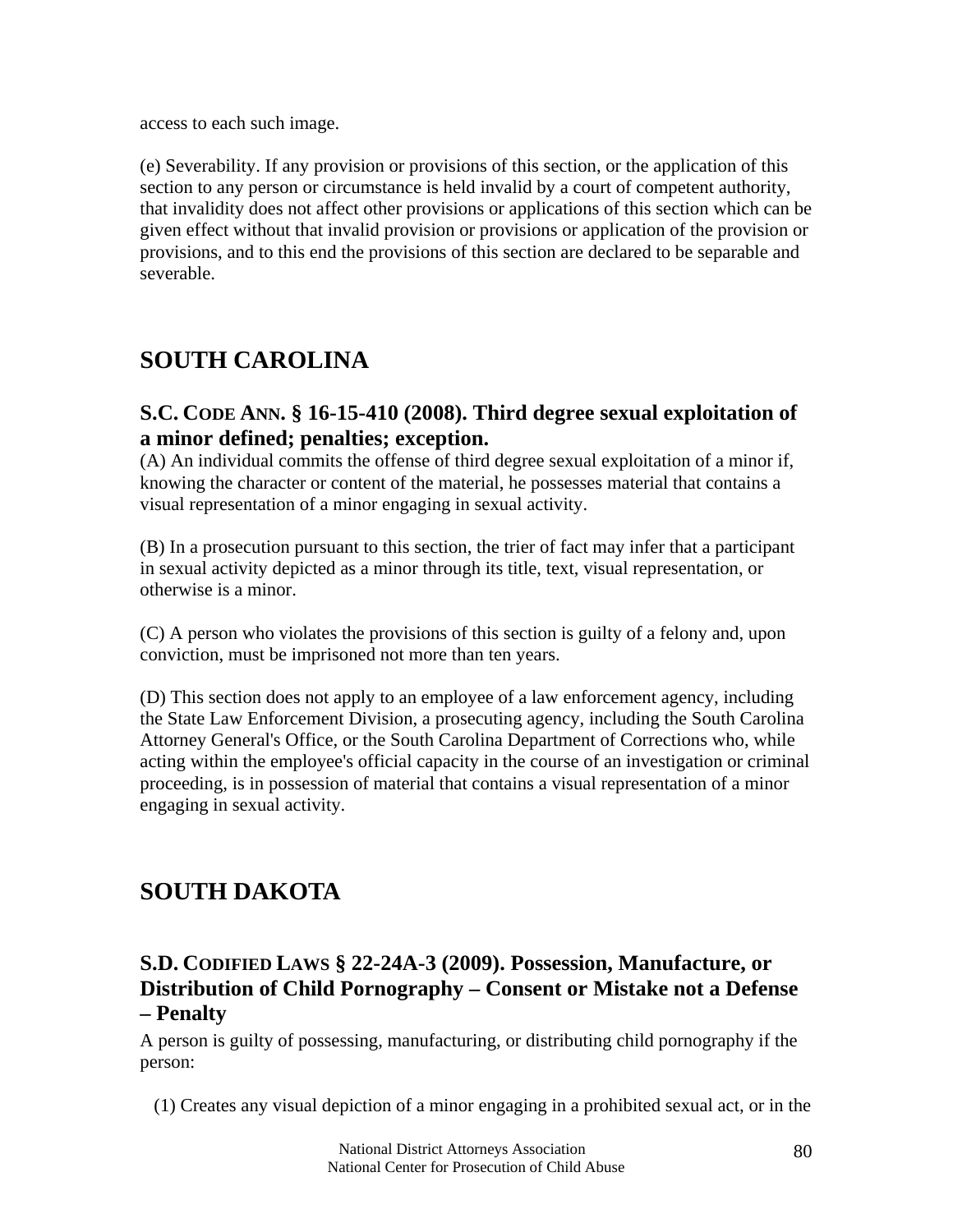access to each such image.

(e) Severability. If any provision or provisions of this section, or the application of this section to any person or circumstance is held invalid by a court of competent authority, that invalidity does not affect other provisions or applications of this section which can be given effect without that invalid provision or provisions or application of the provision or provisions, and to this end the provisions of this section are declared to be separable and severable.

## SOUTH CAROLINA

### S.C. CODE ANN. § 16-15-410 (2008). Third degree sexual exploitation of a minor defined; penalties; exception.

(A) An individual commits the offense of third degree sexual exploitation of a minor if, knowing the character or content of the material, he possesses material that contains a visual representation of a minor engaging in sexual activity.

(B) In a prosecution pursuant to this section, the trier of fact may infer that a participant in sexual activity depicted as a minor through its title, text, visual representation, or otherwise is a minor.

(C) A person who violates the provisions of this section is guilty of a felony and, upon conviction, must be imprisoned not more than ten years.

(D) This section does not apply to an employee of a law enforcement agency, including the State Law Enforcement Division, a prosecuting agency, including the South Carolina Attorney General's Office, or the South Carolina Department of Corrections who, while acting within the employee's official capacity in the course of an investigation or criminal proceeding, is in possession of material that contains a visual representation of a minor engaging in sexual activity.

## SOUTH DAKOTA

### S.D. CODIFIED LAWS § 22-24A-3 (2009). Possession, Manufacture, or Distribution of Child Pornography – Consent or Mistake not a Defense – Penalty

A person is guilty of possessing, manufacturing, or distributing child pornography if the person:

(1) Creates any visual depiction of a minor engaging in a prohibited sexual act, or in the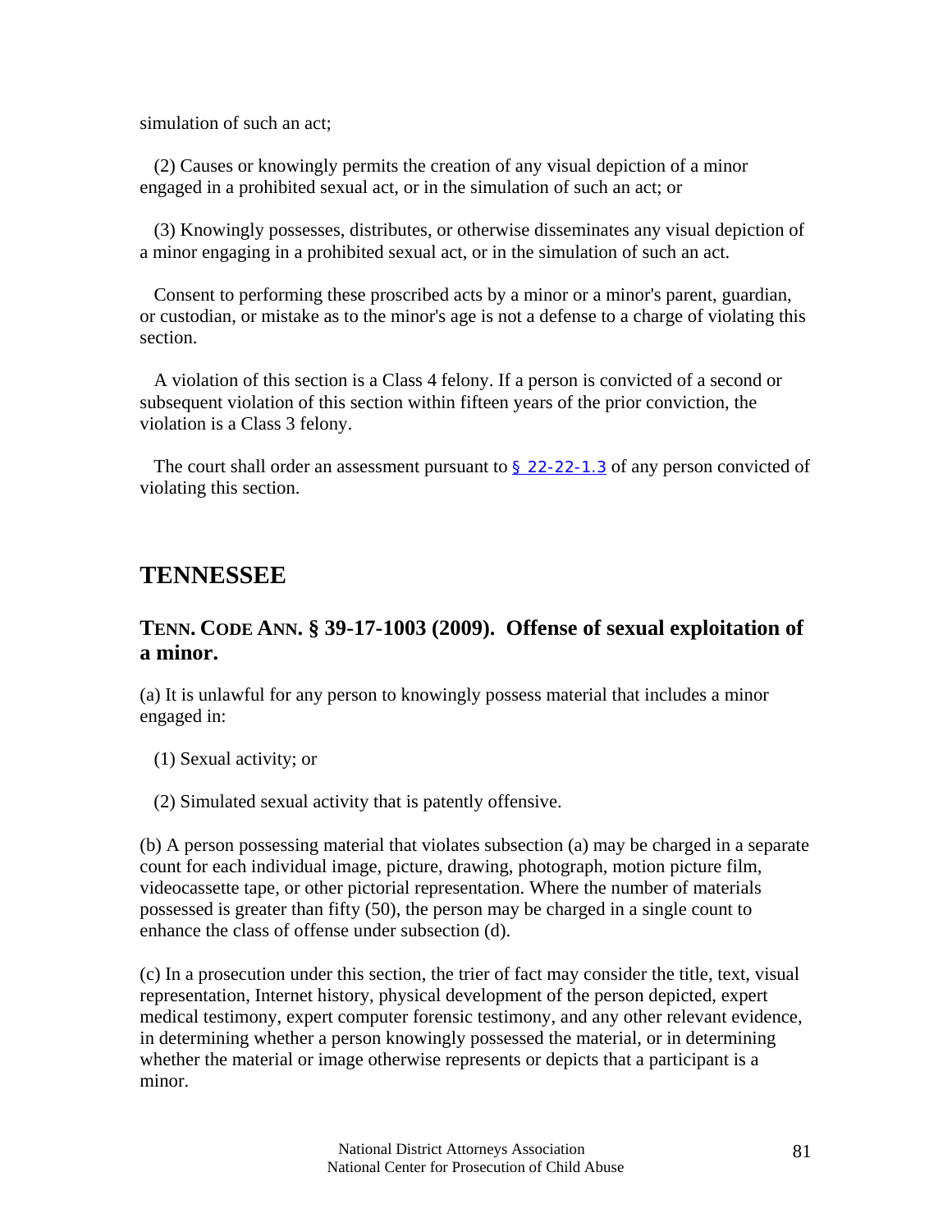simulation of such an act;

(2) Causes or knowingly permits the creation of any visual depiction of a minor engaged in a prohibited sexual act, or in the simulation of such an act; or

(3) Knowingly possesses, distributes, or otherwise disseminates any visual depiction of a minor engaging in a prohibited sexual act, or in the simulation of such an act.

Consent to performing these proscribed acts by a minor or a minor's parent, guardian, or custodian, or mistake as to the minor's age is not a defense to a charge of violating this section.

A violation of this section is a Class 4 felony. If a person is convicted of a second or subsequent violation of this section within fifteen years of the prior conviction, the violation is a Class 3 felony.

The court shall order an assessment pursuant to § 22-22-1.3 of any person convicted of violating this section.

## TENNESSEE

### TENN. CODE ANN. § 39-17-1003 (2009). Offense of sexual exploitation of a minor.

(a) It is unlawful for any person to knowingly possess material that includes a minor engaged in:

(1) Sexual activity; or

(2) Simulated sexual activity that is patently offensive.

(b) A person possessing material that violates subsection (a) may be charged in a separate count for each individual image, picture, drawing, photograph, motion picture film, videocassette tape, or other pictorial representation. Where the number of materials possessed is greater than fifty (50), the person may be charged in a single count to enhance the class of offense under subsection (d).

(c) In a prosecution under this section, the trier of fact may consider the title, text, visual representation, Internet history, physical development of the person depicted, expert medical testimony, expert computer forensic testimony, and any other relevant evidence, in determining whether a person knowingly possessed the material, or in determining whether the material or image otherwise represents or depicts that a participant is a minor.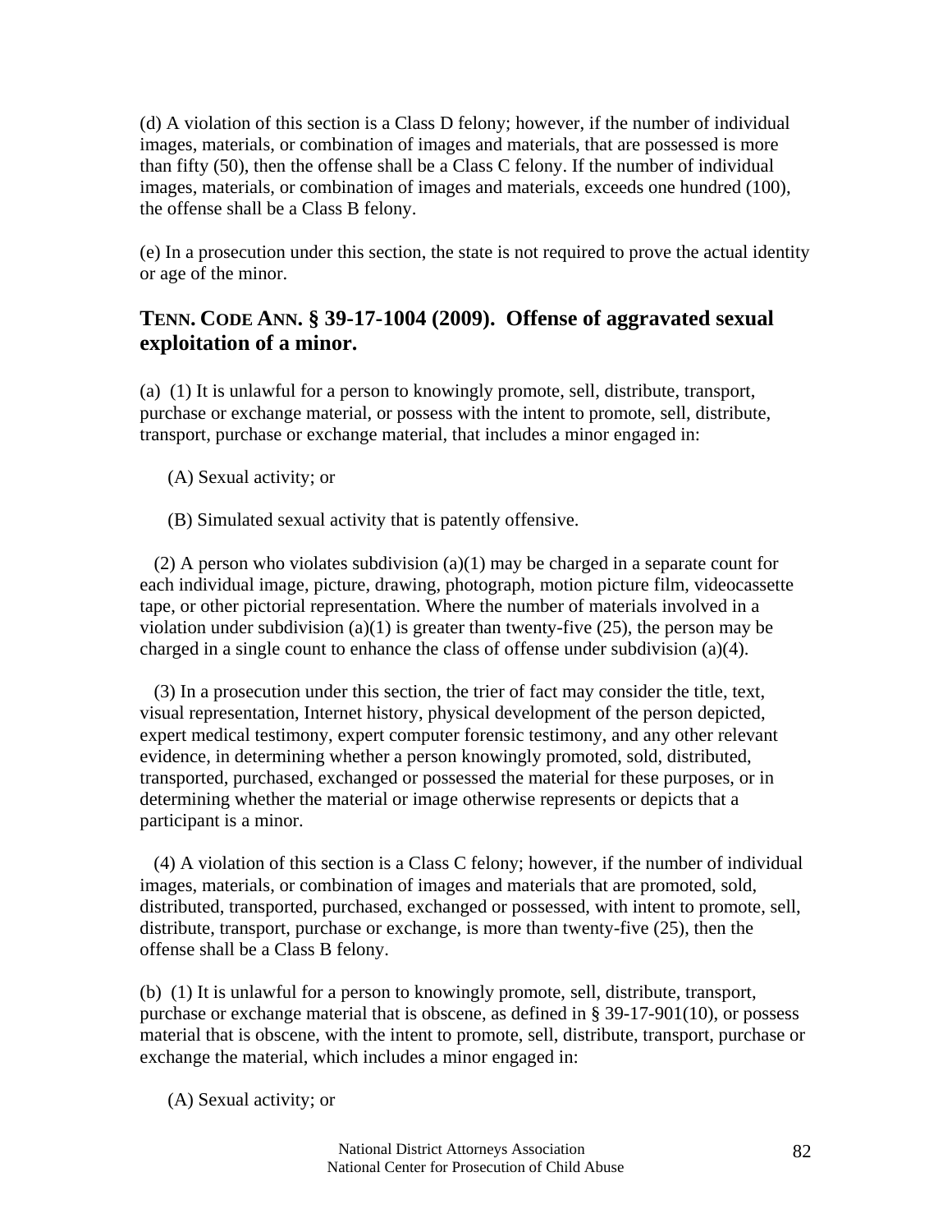(d) A violation of this section is a Class D felony; however, if the number of individual images, materials, or combination of images and materials, that are possessed is more than fifty (50), then the offense shall be a Class C felony. If the number of individual images, materials, or combination of images and materials, exceeds one hundred (100), the offense shall be a Class B felony.

(e) In a prosecution under this section, the state is not required to prove the actual identity or age of the minor.

## TENN. CODE ANN. § 39-17-1004 (2009). Offense of aggravated sexual exploitation of a minor.

(a) (1) It is unlawful for a person to knowingly promote, sell, distribute, transport, purchase or exchange material, or possess with the intent to promote, sell, distribute, transport, purchase or exchange material, that includes a minor engaged in:

(A) Sexual activity; or

(B) Simulated sexual activity that is patently offensive.

(2) A person who violates subdivision (a)(1) may be charged in a separate count for each individual image, picture, drawing, photograph, motion picture film, videocassette tape, or other pictorial representation. Where the number of materials involved in a violation under subdivision (a)(1) is greater than twenty-five (25), the person may be charged in a single count to enhance the class of offense under subdivision (a)(4).

(3) In a prosecution under this section, the trier of fact may consider the title, text, visual representation, Internet history, physical development of the person depicted, expert medical testimony, expert computer forensic testimony, and any other relevant evidence, in determining whether a person knowingly promoted, sold, distributed, transported, purchased, exchanged or possessed the material for these purposes, or in determining whether the material or image otherwise represents or depicts that a participant is a minor.

(4) A violation of this section is a Class C felony; however, if the number of individual images, materials, or combination of images and materials that are promoted, sold, distributed, transported, purchased, exchanged or possessed, with intent to promote, sell, distribute, transport, purchase or exchange, is more than twenty-five (25), then the offense shall be a Class B felony.

(b) (1) It is unlawful for a person to knowingly promote, sell, distribute, transport, purchase or exchange material that is obscene, as defined in § 39-17-901(10), or possess material that is obscene, with the intent to promote, sell, distribute, transport, purchase or exchange the material, which includes a minor engaged in:

(A) Sexual activity; or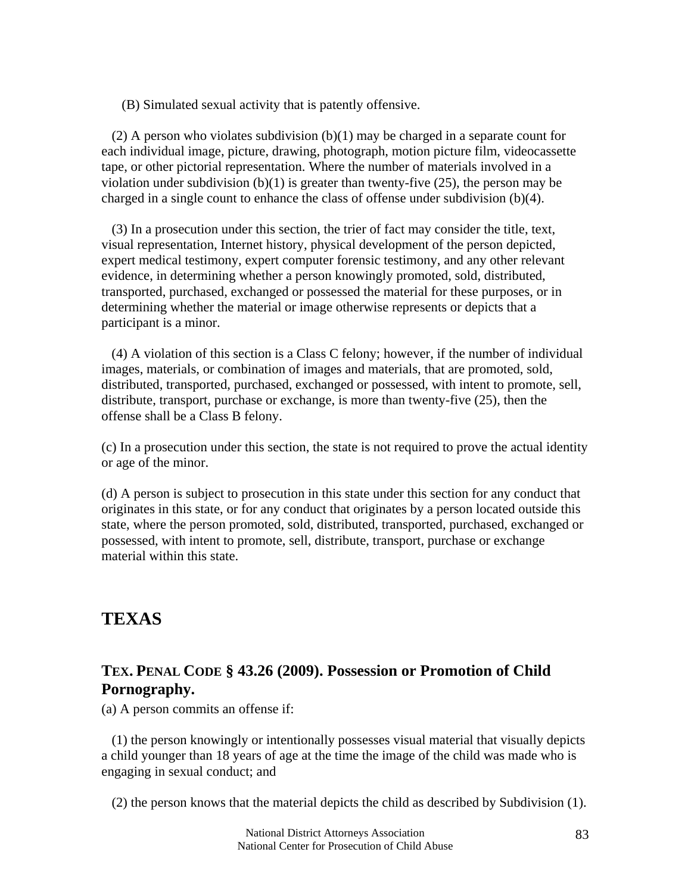(B) Simulated sexual activity that is patently offensive.

(2) A person who violates subdivision (b)(1) may be charged in a separate count for each individual image, picture, drawing, photograph, motion picture film, videocassette tape, or other pictorial representation. Where the number of materials involved in a violation under subdivision (b)(1) is greater than twenty-five (25), the person may be charged in a single count to enhance the class of offense under subdivision (b)(4).

(3) In a prosecution under this section, the trier of fact may consider the title, text, visual representation, Internet history, physical development of the person depicted, expert medical testimony, expert computer forensic testimony, and any other relevant evidence, in determining whether a person knowingly promoted, sold, distributed, transported, purchased, exchanged or possessed the material for these purposes, or in determining whether the material or image otherwise represents or depicts that a participant is a minor.

(4) A violation of this section is a Class C felony; however, if the number of individual images, materials, or combination of images and materials, that are promoted, sold, distributed, transported, purchased, exchanged or possessed, with intent to promote, sell, distribute, transport, purchase or exchange, is more than twenty-five (25), then the offense shall be a Class B felony.

(c) In a prosecution under this section, the state is not required to prove the actual identity or age of the minor.

(d) A person is subject to prosecution in this state under this section for any conduct that originates in this state, or for any conduct that originates by a person located outside this state, where the person promoted, sold, distributed, transported, purchased, exchanged or possessed, with intent to promote, sell, distribute, transport, purchase or exchange material within this state.

## TEXAS

### TEX. PENAL CODE § 43.26 (2009). Possession or Promotion of Child Pornography.

(a) A person commits an offense if:

(1) the person knowingly or intentionally possesses visual material that visually depicts a child younger than 18 years of age at the time the image of the child was made who is engaging in sexual conduct; and

(2) the person knows that the material depicts the child as described by Subdivision (1).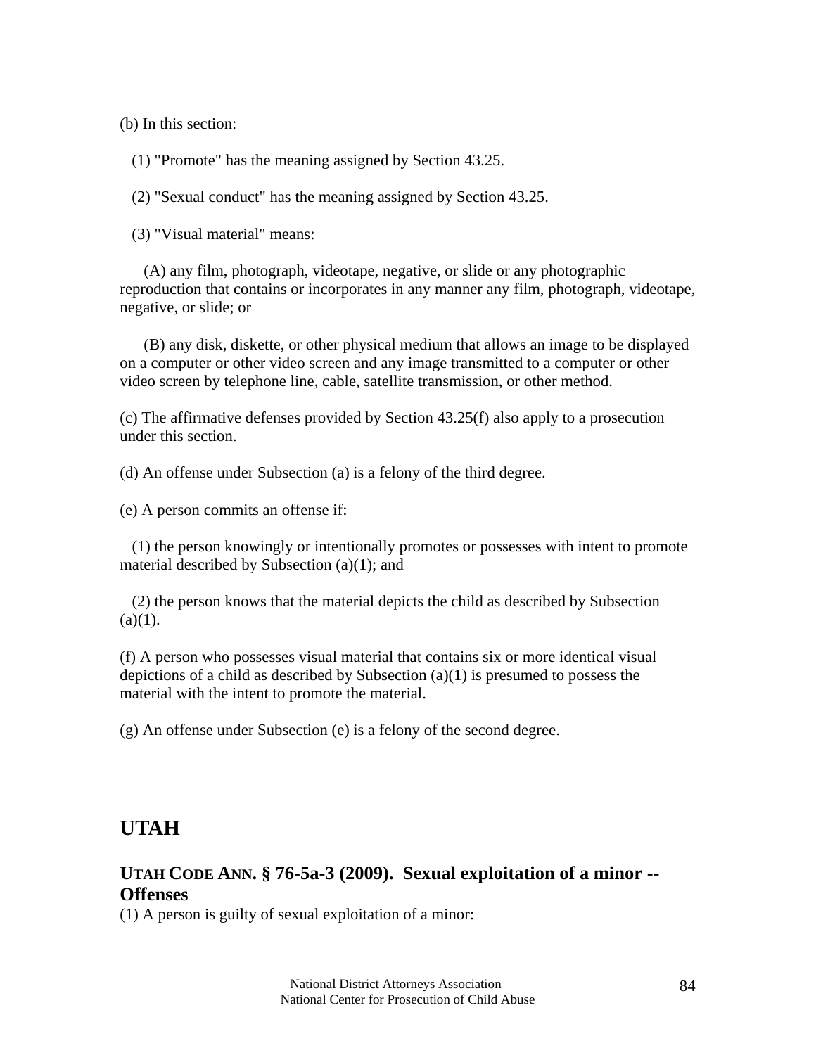(b) In this section:

(1) "Promote" has the meaning assigned by Section 43.25.

(2) "Sexual conduct" has the meaning assigned by Section 43.25.

(3) "Visual material" means:

(A) any film, photograph, videotape, negative, or slide or any photographic reproduction that contains or incorporates in any manner any film, photograph, videotape, negative, or slide; or

(B) any disk, diskette, or other physical medium that allows an image to be displayed on a computer or other video screen and any image transmitted to a computer or other video screen by telephone line, cable, satellite transmission, or other method.

(c) The affirmative defenses provided by Section 43.25(f) also apply to a prosecution under this section.

(d) An offense under Subsection (a) is a felony of the third degree.

(e) A person commits an offense if:

(1) the person knowingly or intentionally promotes or possesses with intent to promote material described by Subsection (a)(1); and

(2) the person knows that the material depicts the child as described by Subsection (a)(1).

(f) A person who possesses visual material that contains six or more identical visual depictions of a child as described by Subsection (a)(1) is presumed to possess the material with the intent to promote the material.

(g) An offense under Subsection (e) is a felony of the second degree.

## UTAH

### UTAH CODE ANN. § 76-5a-3 (2009). Sexual exploitation of a minor -- Offenses

(1) A person is guilty of sexual exploitation of a minor: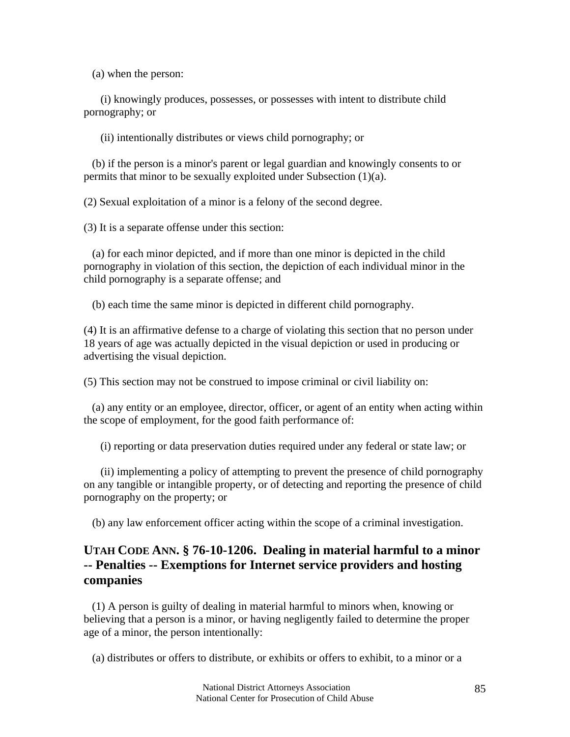(a) when the person:

(i) knowingly produces, possesses, or possesses with intent to distribute child pornography; or

(ii) intentionally distributes or views child pornography; or

(b) if the person is a minor's parent or legal guardian and knowingly consents to or permits that minor to be sexually exploited under Subsection (1)(a).

(2) Sexual exploitation of a minor is a felony of the second degree.

(3) It is a separate offense under this section:

(a) for each minor depicted, and if more than one minor is depicted in the child pornography in violation of this section, the depiction of each individual minor in the child pornography is a separate offense; and

(b) each time the same minor is depicted in different child pornography.

(4) It is an affirmative defense to a charge of violating this section that no person under 18 years of age was actually depicted in the visual depiction or used in producing or advertising the visual depiction.

(5) This section may not be construed to impose criminal or civil liability on:

(a) any entity or an employee, director, officer, or agent of an entity when acting within the scope of employment, for the good faith performance of:

(i) reporting or data preservation duties required under any federal or state law; or

(ii) implementing a policy of attempting to prevent the presence of child pornography on any tangible or intangible property, or of detecting and reporting the presence of child pornography on the property; or

(b) any law enforcement officer acting within the scope of a criminal investigation.

## UTAH CODE ANN. § 76-10-1206. Dealing in material harmful to a minor -- Penalties -- Exemptions for Internet service providers and hosting companies

(1) A person is guilty of dealing in material harmful to minors when, knowing or believing that a person is a minor, or having negligently failed to determine the proper age of a minor, the person intentionally:

(a) distributes or offers to distribute, or exhibits or offers to exhibit, to a minor or a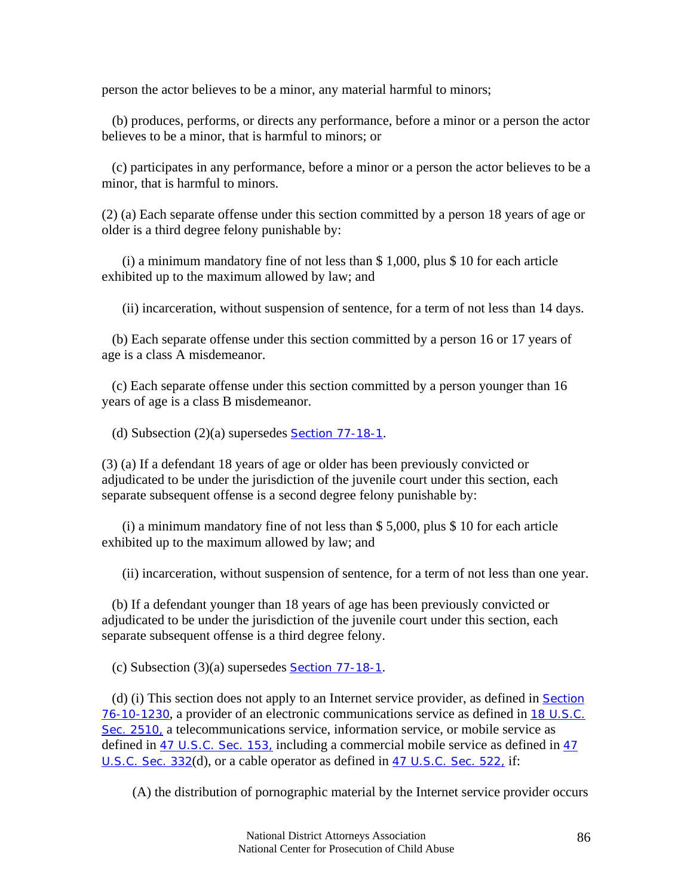person the actor believes to be a minor, any material harmful to minors;

(b) produces, performs, or directs any performance, before a minor or a person the actor believes to be a minor, that is harmful to minors; or

(c) participates in any performance, before a minor or a person the actor believes to be a minor, that is harmful to minors.

(2) (a) Each separate offense under this section committed by a person 18 years of age or older is a third degree felony punishable by:

(i) a minimum mandatory fine of not less than $ 1,000, plus $ 10 for each article exhibited up to the maximum allowed by law; and

(ii) incarceration, without suspension of sentence, for a term of not less than 14 days.

(b) Each separate offense under this section committed by a person 16 or 17 years of age is a class A misdemeanor.

(c) Each separate offense under this section committed by a person younger than 16 years of age is a class B misdemeanor.

(d) Subsection (2)(a) supersedes Section 77-18-1.

(3) (a) If a defendant 18 years of age or older has been previously convicted or adjudicated to be under the jurisdiction of the juvenile court under this section, each separate subsequent offense is a second degree felony punishable by:

(i) a minimum mandatory fine of not less than $ 5,000, plus $ 10 for each article exhibited up to the maximum allowed by law; and

(ii) incarceration, without suspension of sentence, for a term of not less than one year.

(b) If a defendant younger than 18 years of age has been previously convicted or adjudicated to be under the jurisdiction of the juvenile court under this section, each separate subsequent offense is a third degree felony.

(c) Subsection (3)(a) supersedes Section 77-18-1.

(d) (i) This section does not apply to an Internet service provider, as defined in Section 76-10-1230, a provider of an electronic communications service as defined in 18 U.S.C. Sec. 2510, a telecommunications service, information service, or mobile service as defined in 47 U.S.C. Sec. 153, including a commercial mobile service as defined in 47 U.S.C. Sec. 332(d), or a cable operator as defined in 47 U.S.C. Sec. 522, if:

(A) the distribution of pornographic material by the Internet service provider occurs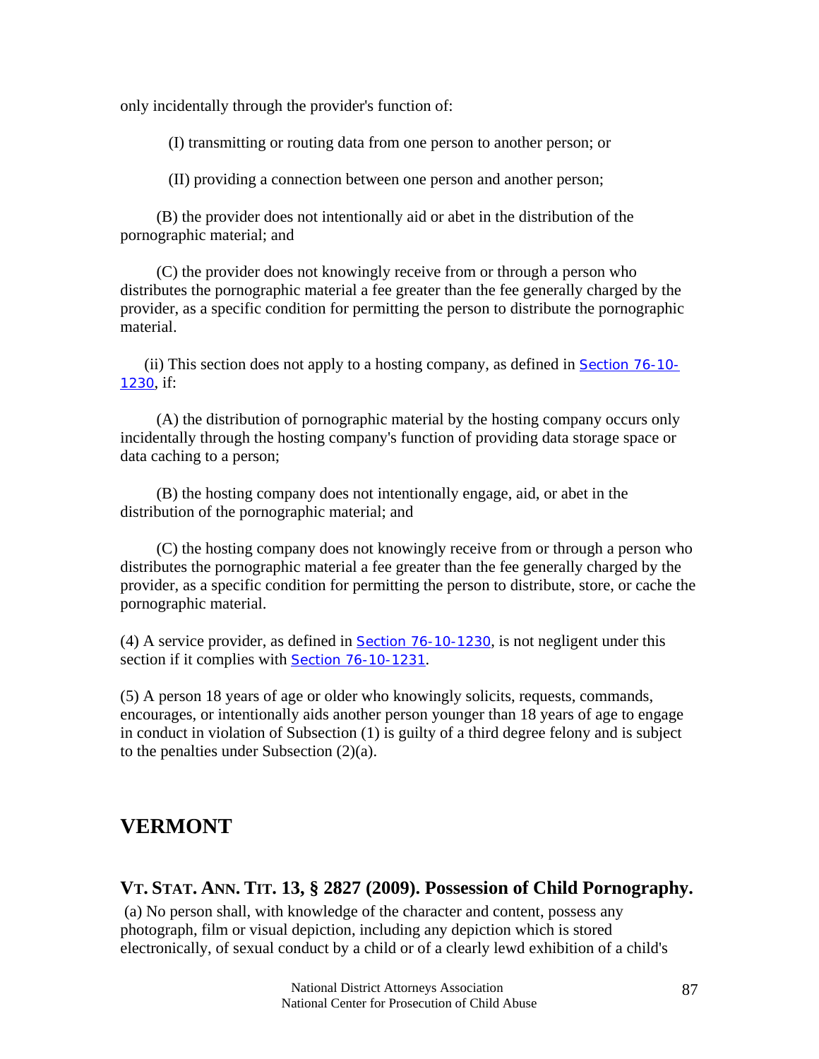only incidentally through the provider's function of:

(I) transmitting or routing data from one person to another person; or

(II) providing a connection between one person and another person;

(B) the provider does not intentionally aid or abet in the distribution of the pornographic material; and

(C) the provider does not knowingly receive from or through a person who distributes the pornographic material a fee greater than the fee generally charged by the provider, as a specific condition for permitting the person to distribute the pornographic material.

(ii) This section does not apply to a hosting company, as defined in Section 76-10-1230, if:

(A) the distribution of pornographic material by the hosting company occurs only incidentally through the hosting company's function of providing data storage space or data caching to a person;

(B) the hosting company does not intentionally engage, aid, or abet in the distribution of the pornographic material; and

(C) the hosting company does not knowingly receive from or through a person who distributes the pornographic material a fee greater than the fee generally charged by the provider, as a specific condition for permitting the person to distribute, store, or cache the pornographic material.

(4) A service provider, as defined in Section 76-10-1230, is not negligent under this section if it complies with Section 76-10-1231.

(5) A person 18 years of age or older who knowingly solicits, requests, commands, encourages, or intentionally aids another person younger than 18 years of age to engage in conduct in violation of Subsection (1) is guilty of a third degree felony and is subject to the penalties under Subsection (2)(a).

## VERMONT

### VT. STAT. ANN. TIT. 13, § 2827 (2009). Possession of Child Pornography.

(a) No person shall, with knowledge of the character and content, possess any photograph, film or visual depiction, including any depiction which is stored electronically, of sexual conduct by a child or of a clearly lewd exhibition of a child's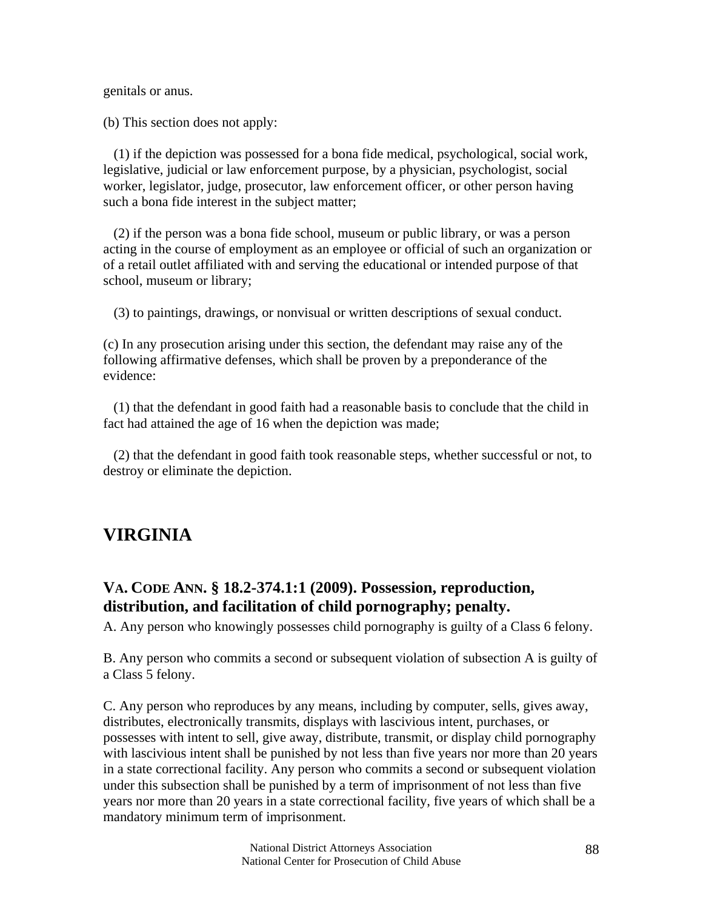genitals or anus.

(b) This section does not apply:

(1) if the depiction was possessed for a bona fide medical, psychological, social work, legislative, judicial or law enforcement purpose, by a physician, psychologist, social worker, legislator, judge, prosecutor, law enforcement officer, or other person having such a bona fide interest in the subject matter;

(2) if the person was a bona fide school, museum or public library, or was a person acting in the course of employment as an employee or official of such an organization or of a retail outlet affiliated with and serving the educational or intended purpose of that school, museum or library;

(3) to paintings, drawings, or nonvisual or written descriptions of sexual conduct.

(c) In any prosecution arising under this section, the defendant may raise any of the following affirmative defenses, which shall be proven by a preponderance of the evidence:

(1) that the defendant in good faith had a reasonable basis to conclude that the child in fact had attained the age of 16 when the depiction was made;

(2) that the defendant in good faith took reasonable steps, whether successful or not, to destroy or eliminate the depiction.

## VIRGINIA

### VA. CODE ANN. § 18.2-374.1:1 (2009). Possession, reproduction, distribution, and facilitation of child pornography; penalty.

A. Any person who knowingly possesses child pornography is guilty of a Class 6 felony.

B. Any person who commits a second or subsequent violation of subsection A is guilty of a Class 5 felony.

C. Any person who reproduces by any means, including by computer, sells, gives away, distributes, electronically transmits, displays with lascivious intent, purchases, or possesses with intent to sell, give away, distribute, transmit, or display child pornography with lascivious intent shall be punished by not less than five years nor more than 20 years in a state correctional facility. Any person who commits a second or subsequent violation under this subsection shall be punished by a term of imprisonment of not less than five years nor more than 20 years in a state correctional facility, five years of which shall be a mandatory minimum term of imprisonment.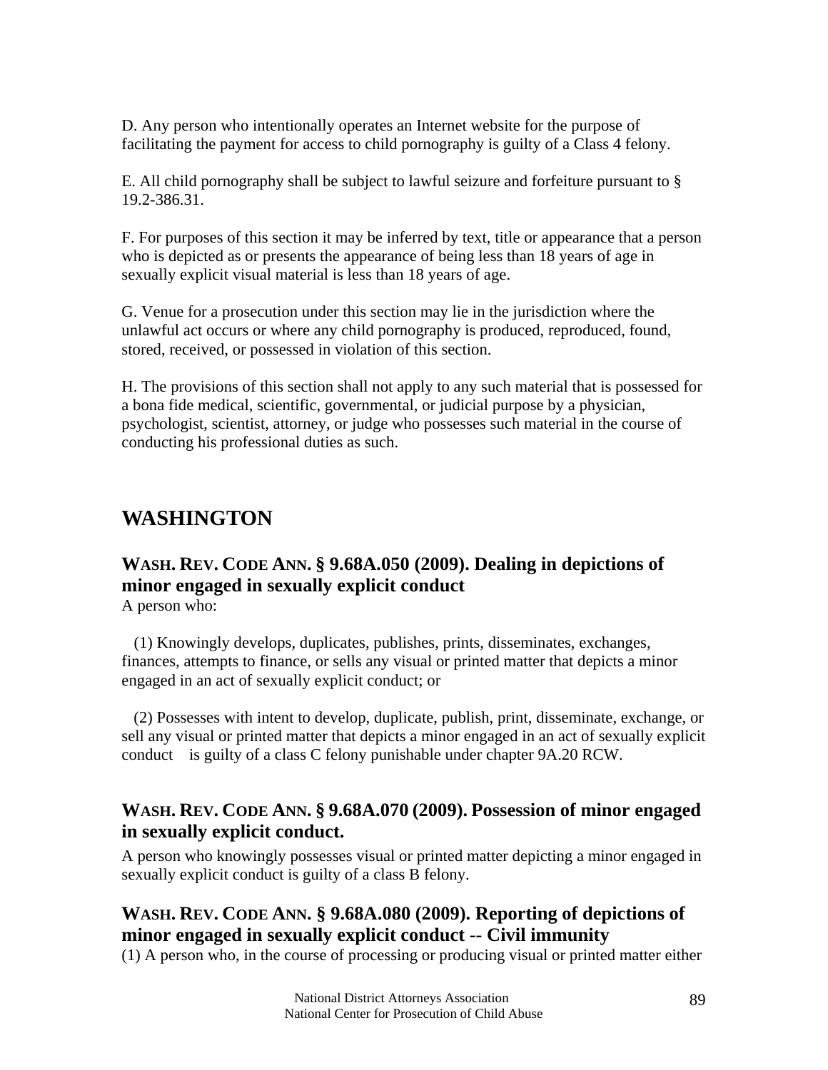D. Any person who intentionally operates an Internet website for the purpose of facilitating the payment for access to child pornography is guilty of a Class 4 felony.

E. All child pornography shall be subject to lawful seizure and forfeiture pursuant to § 19.2-386.31.

F. For purposes of this section it may be inferred by text, title or appearance that a person who is depicted as or presents the appearance of being less than 18 years of age in sexually explicit visual material is less than 18 years of age.

G. Venue for a prosecution under this section may lie in the jurisdiction where the unlawful act occurs or where any child pornography is produced, reproduced, found, stored, received, or possessed in violation of this section.

H. The provisions of this section shall not apply to any such material that is possessed for a bona fide medical, scientific, governmental, or judicial purpose by a physician, psychologist, scientist, attorney, or judge who possesses such material in the course of conducting his professional duties as such.

# WASHINGTON

## WASH. REV. CODE ANN. § 9.68A.050 (2009). Dealing in depictions of minor engaged in sexually explicit conduct

A person who:

(1) Knowingly develops, duplicates, publishes, prints, disseminates, exchanges, finances, attempts to finance, or sells any visual or printed matter that depicts a minor engaged in an act of sexually explicit conduct; or

(2) Possesses with intent to develop, duplicate, publish, print, disseminate, exchange, or sell any visual or printed matter that depicts a minor engaged in an act of sexually explicit conduct is guilty of a class C felony punishable under chapter 9A.20 RCW.

## WASH. REV. CODE ANN. § 9.68A.070 (2009). Possession of minor engaged in sexually explicit conduct.

A person who knowingly possesses visual or printed matter depicting a minor engaged in sexually explicit conduct is guilty of a class B felony.

## WASH. REV. CODE ANN. § 9.68A.080 (2009). Reporting of depictions of minor engaged in sexually explicit conduct -- Civil immunity

(1) A person who, in the course of processing or producing visual or printed matter either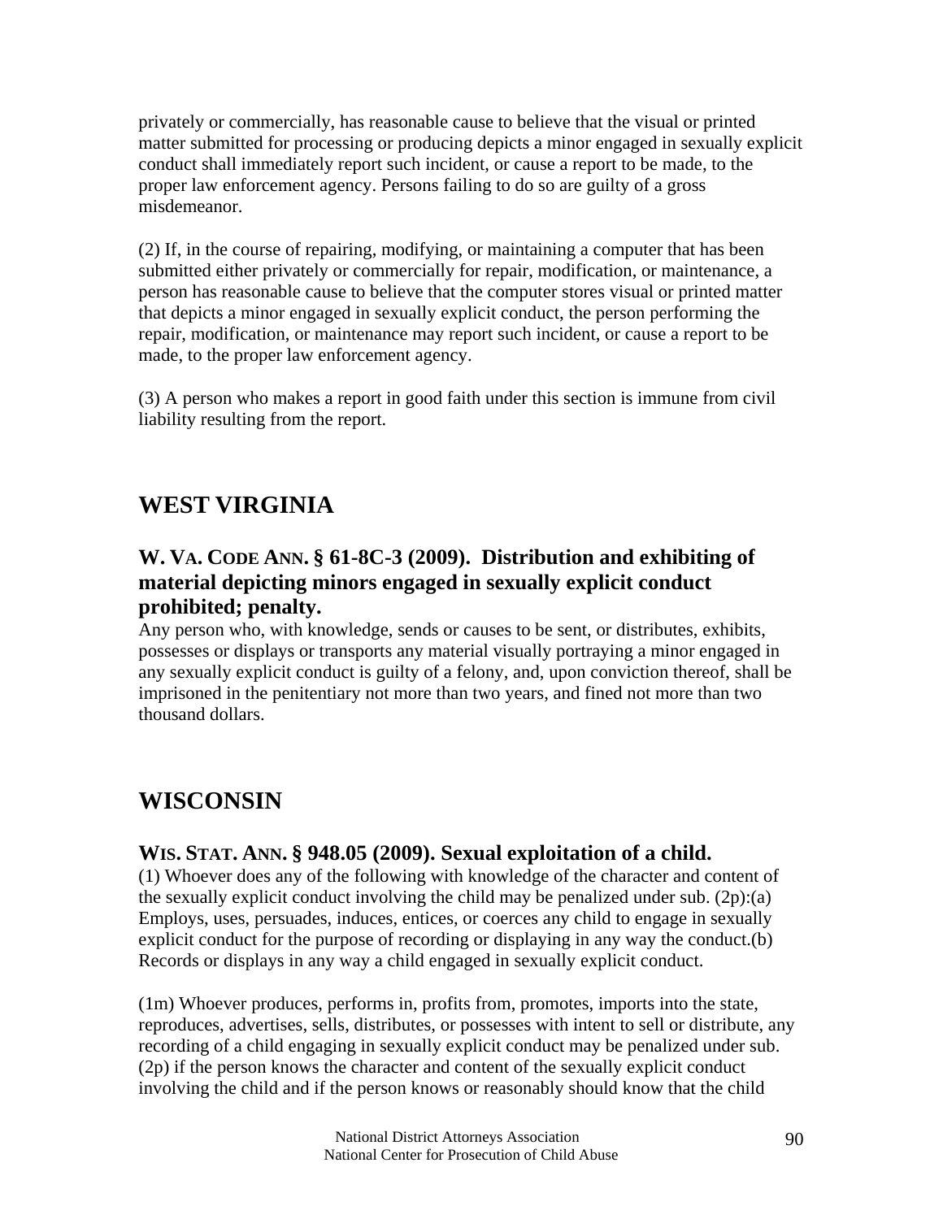privately or commercially, has reasonable cause to believe that the visual or printed matter submitted for processing or producing depicts a minor engaged in sexually explicit conduct shall immediately report such incident, or cause a report to be made, to the proper law enforcement agency. Persons failing to do so are guilty of a gross misdemeanor.

(2) If, in the course of repairing, modifying, or maintaining a computer that has been submitted either privately or commercially for repair, modification, or maintenance, a person has reasonable cause to believe that the computer stores visual or printed matter that depicts a minor engaged in sexually explicit conduct, the person performing the repair, modification, or maintenance may report such incident, or cause a report to be made, to the proper law enforcement agency.

(3) A person who makes a report in good faith under this section is immune from civil liability resulting from the report.

## WEST VIRGINIA

### W. VA. CODE ANN. § 61-8C-3 (2009). Distribution and exhibiting of material depicting minors engaged in sexually explicit conduct prohibited; penalty.

Any person who, with knowledge, sends or causes to be sent, or distributes, exhibits, possesses or displays or transports any material visually portraying a minor engaged in any sexually explicit conduct is guilty of a felony, and, upon conviction thereof, shall be imprisoned in the penitentiary not more than two years, and fined not more than two thousand dollars.

## WISCONSIN

### WIS. STAT. ANN. § 948.05 (2009). Sexual exploitation of a child.

(1) Whoever does any of the following with knowledge of the character and content of the sexually explicit conduct involving the child may be penalized under sub. (2p):(a) Employs, uses, persuades, induces, entices, or coerces any child to engage in sexually explicit conduct for the purpose of recording or displaying in any way the conduct.(b) Records or displays in any way a child engaged in sexually explicit conduct.

(1m) Whoever produces, performs in, profits from, promotes, imports into the state, reproduces, advertises, sells, distributes, or possesses with intent to sell or distribute, any recording of a child engaging in sexually explicit conduct may be penalized under sub. (2p) if the person knows the character and content of the sexually explicit conduct involving the child and if the person knows or reasonably should know that the child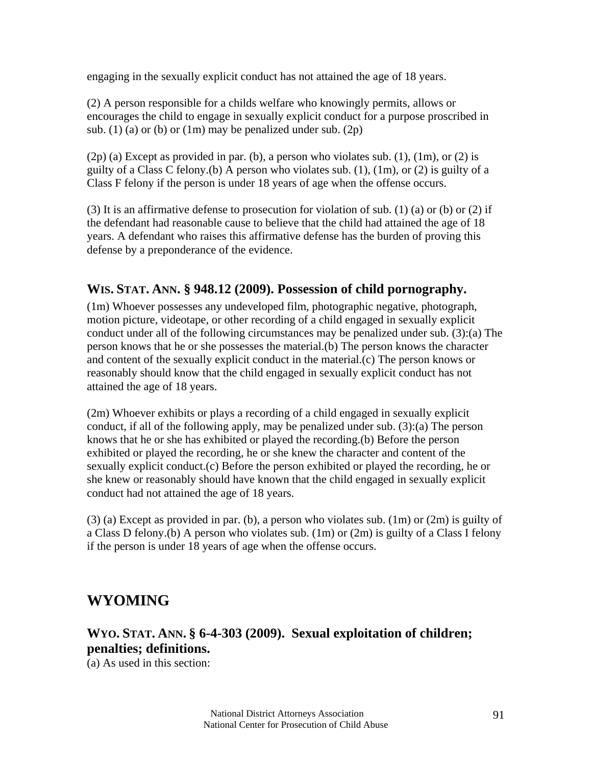engaging in the sexually explicit conduct has not attained the age of 18 years.

(2) A person responsible for a childs welfare who knowingly permits, allows or encourages the child to engage in sexually explicit conduct for a purpose proscribed in sub. (1) (a) or (b) or (1m) may be penalized under sub. (2p)

(2p) (a) Except as provided in par. (b), a person who violates sub. (1), (1m), or (2) is guilty of a Class C felony.(b) A person who violates sub. (1), (1m), or (2) is guilty of a Class F felony if the person is under 18 years of age when the offense occurs.

(3) It is an affirmative defense to prosecution for violation of sub. (1) (a) or (b) or (2) if the defendant had reasonable cause to believe that the child had attained the age of 18 years. A defendant who raises this affirmative defense has the burden of proving this defense by a preponderance of the evidence.

### WIS. STAT. ANN. § 948.12 (2009). Possession of child pornography.

(1m) Whoever possesses any undeveloped film, photographic negative, photograph, motion picture, videotape, or other recording of a child engaged in sexually explicit conduct under all of the following circumstances may be penalized under sub. (3):(a) The person knows that he or she possesses the material.(b) The person knows the character and content of the sexually explicit conduct in the material.(c) The person knows or reasonably should know that the child engaged in sexually explicit conduct has not attained the age of 18 years.

(2m) Whoever exhibits or plays a recording of a child engaged in sexually explicit conduct, if all of the following apply, may be penalized under sub. (3):(a) The person knows that he or she has exhibited or played the recording.(b) Before the person exhibited or played the recording, he or she knew the character and content of the sexually explicit conduct.(c) Before the person exhibited or played the recording, he or she knew or reasonably should have known that the child engaged in sexually explicit conduct had not attained the age of 18 years.

(3) (a) Except as provided in par. (b), a person who violates sub. (1m) or (2m) is guilty of a Class D felony.(b) A person who violates sub. (1m) or (2m) is guilty of a Class I felony if the person is under 18 years of age when the offense occurs.

## WYOMING

### WYO. STAT. ANN. § 6-4-303 (2009). Sexual exploitation of children; penalties; definitions.

(a) As used in this section: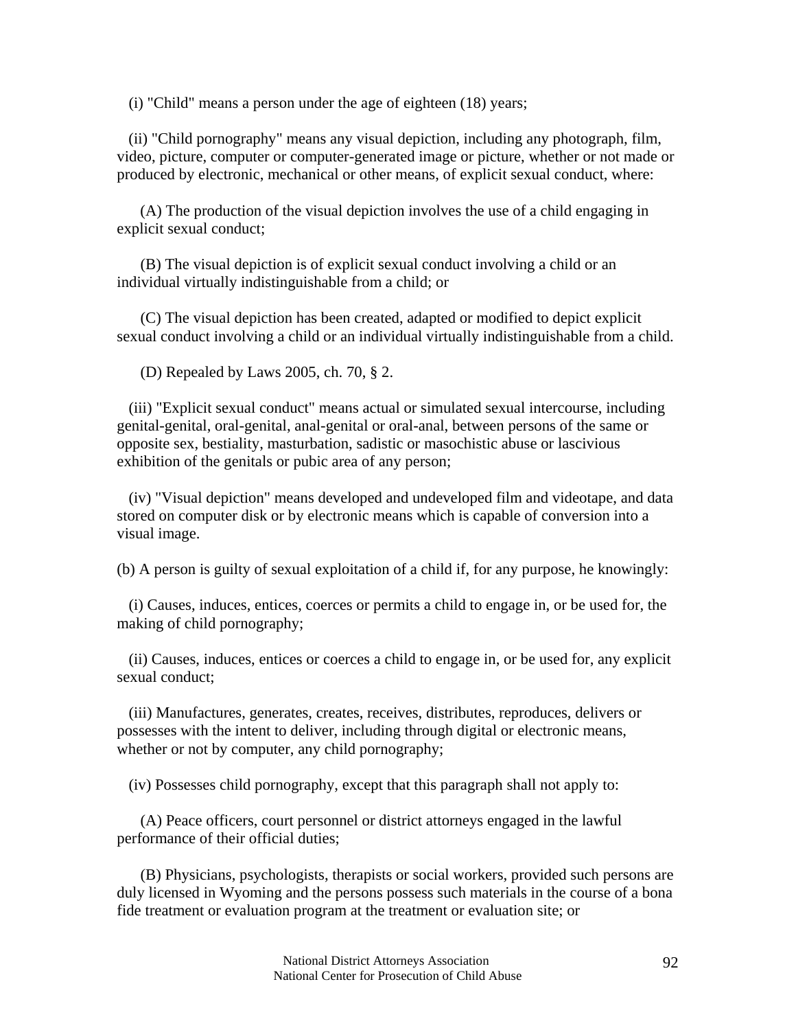(i) "Child" means a person under the age of eighteen (18) years;

(ii) "Child pornography" means any visual depiction, including any photograph, film, video, picture, computer or computer-generated image or picture, whether or not made or produced by electronic, mechanical or other means, of explicit sexual conduct, where:

(A) The production of the visual depiction involves the use of a child engaging in explicit sexual conduct;

(B) The visual depiction is of explicit sexual conduct involving a child or an individual virtually indistinguishable from a child; or

(C) The visual depiction has been created, adapted or modified to depict explicit sexual conduct involving a child or an individual virtually indistinguishable from a child.

(D) Repealed by Laws 2005, ch. 70, § 2.

(iii) "Explicit sexual conduct" means actual or simulated sexual intercourse, including genital-genital, oral-genital, anal-genital or oral-anal, between persons of the same or opposite sex, bestiality, masturbation, sadistic or masochistic abuse or lascivious exhibition of the genitals or pubic area of any person;

(iv) "Visual depiction" means developed and undeveloped film and videotape, and data stored on computer disk or by electronic means which is capable of conversion into a visual image.

(b) A person is guilty of sexual exploitation of a child if, for any purpose, he knowingly:

(i) Causes, induces, entices, coerces or permits a child to engage in, or be used for, the making of child pornography;

(ii) Causes, induces, entices or coerces a child to engage in, or be used for, any explicit sexual conduct;

(iii) Manufactures, generates, creates, receives, distributes, reproduces, delivers or possesses with the intent to deliver, including through digital or electronic means, whether or not by computer, any child pornography;

(iv) Possesses child pornography, except that this paragraph shall not apply to:

(A) Peace officers, court personnel or district attorneys engaged in the lawful performance of their official duties;

(B) Physicians, psychologists, therapists or social workers, provided such persons are duly licensed in Wyoming and the persons possess such materials in the course of a bona fide treatment or evaluation program at the treatment or evaluation site; or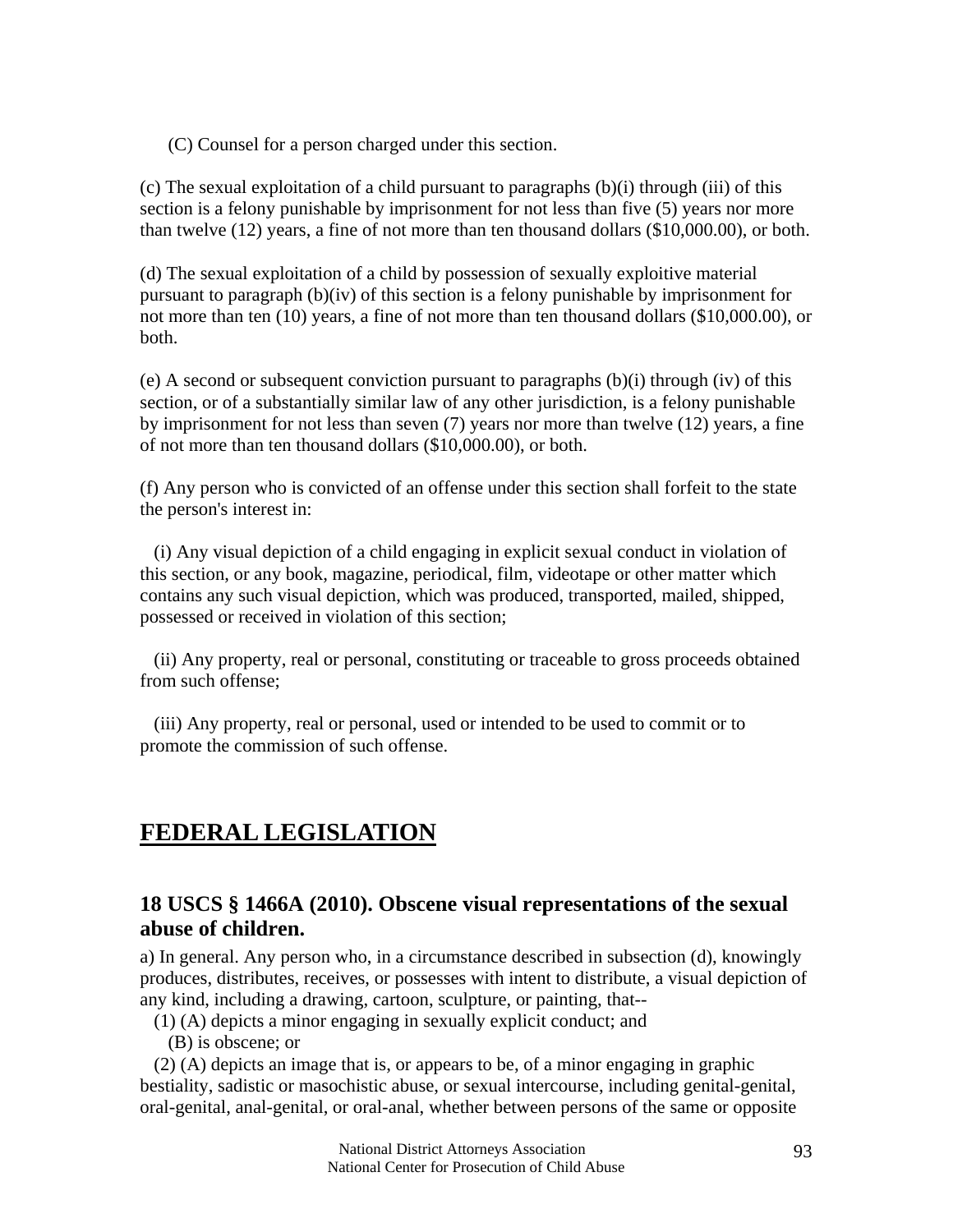(C) Counsel for a person charged under this section.

(c) The sexual exploitation of a child pursuant to paragraphs (b)(i) through (iii) of this section is a felony punishable by imprisonment for not less than five (5) years nor more than twelve (12) years, a fine of not more than ten thousand dollars ($10,000.00), or both.

(d) The sexual exploitation of a child by possession of sexually exploitive material pursuant to paragraph (b)(iv) of this section is a felony punishable by imprisonment for not more than ten (10) years, a fine of not more than ten thousand dollars ($10,000.00), or both.

(e) A second or subsequent conviction pursuant to paragraphs (b)(i) through (iv) of this section, or of a substantially similar law of any other jurisdiction, is a felony punishable by imprisonment for not less than seven (7) years nor more than twelve (12) years, a fine of not more than ten thousand dollars ($10,000.00), or both.

(f) Any person who is convicted of an offense under this section shall forfeit to the state the person's interest in:

(i) Any visual depiction of a child engaging in explicit sexual conduct in violation of this section, or any book, magazine, periodical, film, videotape or other matter which contains any such visual depiction, which was produced, transported, mailed, shipped, possessed or received in violation of this section;

(ii) Any property, real or personal, constituting or traceable to gross proceeds obtained from such offense;

(iii) Any property, real or personal, used or intended to be used to commit or to promote the commission of such offense.

# FEDERAL LEGISLATION

## 18 USCS § 1466A (2010). Obscene visual representations of the sexual abuse of children.

a) In general. Any person who, in a circumstance described in subsection (d), knowingly produces, distributes, receives, or possesses with intent to distribute, a visual depiction of any kind, including a drawing, cartoon, sculpture, or painting, that--

(1) (A) depicts a minor engaging in sexually explicit conduct; and

(B) is obscene; or

(2) (A) depicts an image that is, or appears to be, of a minor engaging in graphic bestiality, sadistic or masochistic abuse, or sexual intercourse, including genital-genital, oral-genital, anal-genital, or oral-anal, whether between persons of the same or opposite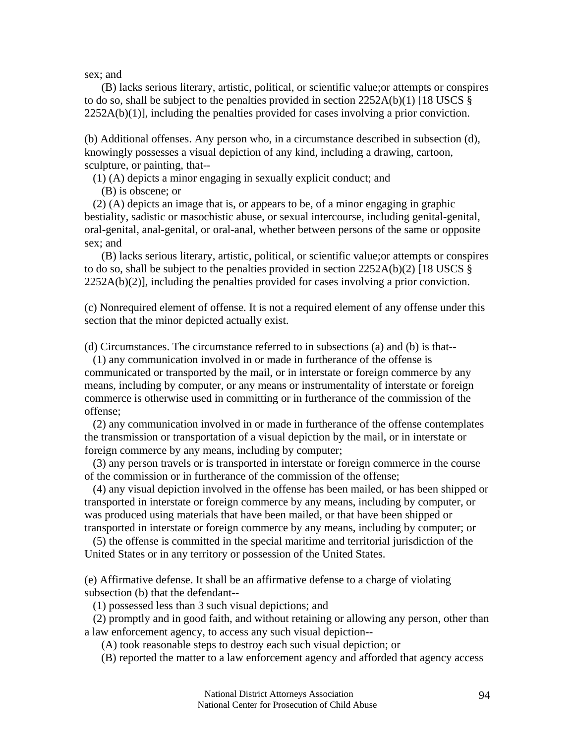sex; and

(B) lacks serious literary, artistic, political, or scientific value;or attempts or conspires to do so, shall be subject to the penalties provided in section 2252A(b)(1) [18 USCS § 2252A(b)(1)], including the penalties provided for cases involving a prior conviction.

(b) Additional offenses. Any person who, in a circumstance described in subsection (d), knowingly possesses a visual depiction of any kind, including a drawing, cartoon, sculpture, or painting, that--

(1) (A) depicts a minor engaging in sexually explicit conduct; and

(B) is obscene; or

(2) (A) depicts an image that is, or appears to be, of a minor engaging in graphic bestiality, sadistic or masochistic abuse, or sexual intercourse, including genital-genital, oral-genital, anal-genital, or oral-anal, whether between persons of the same or opposite sex; and

(B) lacks serious literary, artistic, political, or scientific value;or attempts or conspires to do so, shall be subject to the penalties provided in section 2252A(b)(2) [18 USCS § 2252A(b)(2)], including the penalties provided for cases involving a prior conviction.

(c) Nonrequired element of offense. It is not a required element of any offense under this section that the minor depicted actually exist.

(d) Circumstances. The circumstance referred to in subsections (a) and (b) is that--

(1) any communication involved in or made in furtherance of the offense is communicated or transported by the mail, or in interstate or foreign commerce by any means, including by computer, or any means or instrumentality of interstate or foreign commerce is otherwise used in committing or in furtherance of the commission of the offense;

(2) any communication involved in or made in furtherance of the offense contemplates the transmission or transportation of a visual depiction by the mail, or in interstate or foreign commerce by any means, including by computer;

(3) any person travels or is transported in interstate or foreign commerce in the course of the commission or in furtherance of the commission of the offense;

(4) any visual depiction involved in the offense has been mailed, or has been shipped or transported in interstate or foreign commerce by any means, including by computer, or was produced using materials that have been mailed, or that have been shipped or transported in interstate or foreign commerce by any means, including by computer; or

(5) the offense is committed in the special maritime and territorial jurisdiction of the United States or in any territory or possession of the United States.

(e) Affirmative defense. It shall be an affirmative defense to a charge of violating subsection (b) that the defendant--

(1) possessed less than 3 such visual depictions; and

(2) promptly and in good faith, and without retaining or allowing any person, other than a law enforcement agency, to access any such visual depiction--

(A) took reasonable steps to destroy each such visual depiction; or

(B) reported the matter to a law enforcement agency and afforded that agency access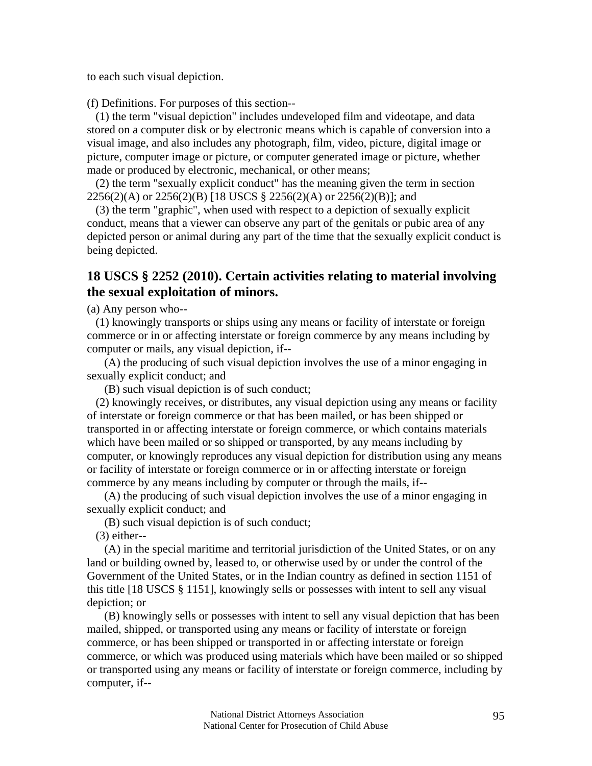to each such visual depiction.

(f) Definitions. For purposes of this section--

(1) the term "visual depiction" includes undeveloped film and videotape, and data stored on a computer disk or by electronic means which is capable of conversion into a visual image, and also includes any photograph, film, video, picture, digital image or picture, computer image or picture, or computer generated image or picture, whether made or produced by electronic, mechanical, or other means;

(2) the term "sexually explicit conduct" has the meaning given the term in section 2256(2)(A) or 2256(2)(B) [18 USCS § 2256(2)(A) or 2256(2)(B)]; and

(3) the term "graphic", when used with respect to a depiction of sexually explicit conduct, means that a viewer can observe any part of the genitals or pubic area of any depicted person or animal during any part of the time that the sexually explicit conduct is being depicted.

## 18 USCS § 2252 (2010). Certain activities relating to material involving the sexual exploitation of minors.

(a) Any person who--

(1) knowingly transports or ships using any means or facility of interstate or foreign commerce or in or affecting interstate or foreign commerce by any means including by computer or mails, any visual depiction, if--

(A) the producing of such visual depiction involves the use of a minor engaging in sexually explicit conduct; and

(B) such visual depiction is of such conduct;

(2) knowingly receives, or distributes, any visual depiction using any means or facility of interstate or foreign commerce or that has been mailed, or has been shipped or transported in or affecting interstate or foreign commerce, or which contains materials which have been mailed or so shipped or transported, by any means including by computer, or knowingly reproduces any visual depiction for distribution using any means or facility of interstate or foreign commerce or in or affecting interstate or foreign commerce by any means including by computer or through the mails, if--

(A) the producing of such visual depiction involves the use of a minor engaging in sexually explicit conduct; and

(B) such visual depiction is of such conduct;

(3) either--

(A) in the special maritime and territorial jurisdiction of the United States, or on any land or building owned by, leased to, or otherwise used by or under the control of the Government of the United States, or in the Indian country as defined in section 1151 of this title [18 USCS § 1151], knowingly sells or possesses with intent to sell any visual depiction; or

(B) knowingly sells or possesses with intent to sell any visual depiction that has been mailed, shipped, or transported using any means or facility of interstate or foreign commerce, or has been shipped or transported in or affecting interstate or foreign commerce, or which was produced using materials which have been mailed or so shipped or transported using any means or facility of interstate or foreign commerce, including by computer, if--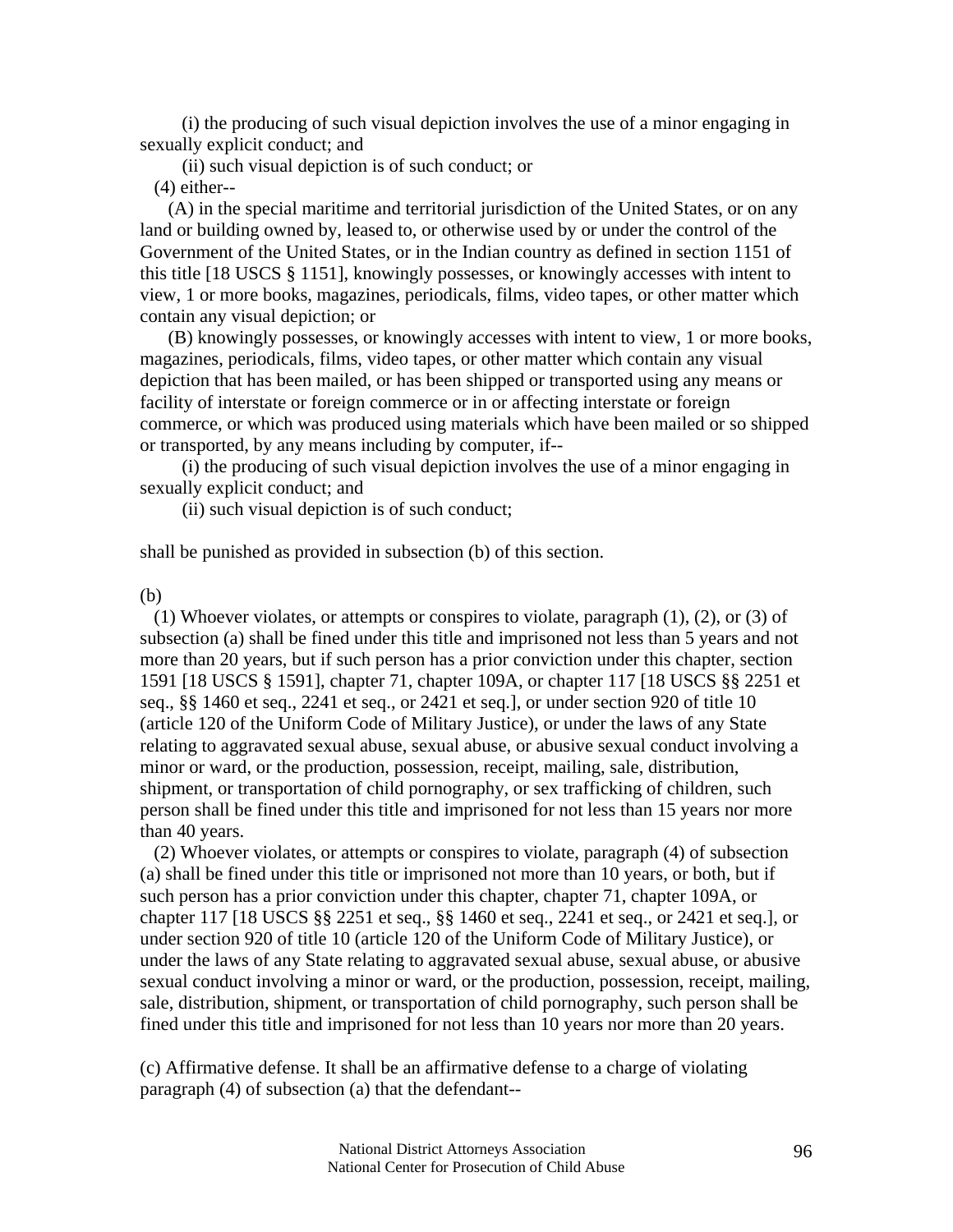(i) the producing of such visual depiction involves the use of a minor engaging in sexually explicit conduct; and

(ii) such visual depiction is of such conduct; or

(4) either--

(A) in the special maritime and territorial jurisdiction of the United States, or on any land or building owned by, leased to, or otherwise used by or under the control of the Government of the United States, or in the Indian country as defined in section 1151 of this title [18 USCS § 1151], knowingly possesses, or knowingly accesses with intent to view, 1 or more books, magazines, periodicals, films, video tapes, or other matter which contain any visual depiction; or

(B) knowingly possesses, or knowingly accesses with intent to view, 1 or more books, magazines, periodicals, films, video tapes, or other matter which contain any visual depiction that has been mailed, or has been shipped or transported using any means or facility of interstate or foreign commerce or in or affecting interstate or foreign commerce, or which was produced using materials which have been mailed or so shipped or transported, by any means including by computer, if--

(i) the producing of such visual depiction involves the use of a minor engaging in sexually explicit conduct; and

(ii) such visual depiction is of such conduct;

shall be punished as provided in subsection (b) of this section.

(b)

(1) Whoever violates, or attempts or conspires to violate, paragraph (1), (2), or (3) of subsection (a) shall be fined under this title and imprisoned not less than 5 years and not more than 20 years, but if such person has a prior conviction under this chapter, section 1591 [18 USCS § 1591], chapter 71, chapter 109A, or chapter 117 [18 USCS §§ 2251 et seq., §§ 1460 et seq., 2241 et seq., or 2421 et seq.], or under section 920 of title 10 (article 120 of the Uniform Code of Military Justice), or under the laws of any State relating to aggravated sexual abuse, sexual abuse, or abusive sexual conduct involving a minor or ward, or the production, possession, receipt, mailing, sale, distribution, shipment, or transportation of child pornography, or sex trafficking of children, such person shall be fined under this title and imprisoned for not less than 15 years nor more than 40 years.

(2) Whoever violates, or attempts or conspires to violate, paragraph (4) of subsection (a) shall be fined under this title or imprisoned not more than 10 years, or both, but if such person has a prior conviction under this chapter, chapter 71, chapter 109A, or chapter 117 [18 USCS §§ 2251 et seq., §§ 1460 et seq., 2241 et seq., or 2421 et seq.], or under section 920 of title 10 (article 120 of the Uniform Code of Military Justice), or under the laws of any State relating to aggravated sexual abuse, sexual abuse, or abusive sexual conduct involving a minor or ward, or the production, possession, receipt, mailing, sale, distribution, shipment, or transportation of child pornography, such person shall be fined under this title and imprisoned for not less than 10 years nor more than 20 years.

(c) Affirmative defense. It shall be an affirmative defense to a charge of violating paragraph (4) of subsection (a) that the defendant--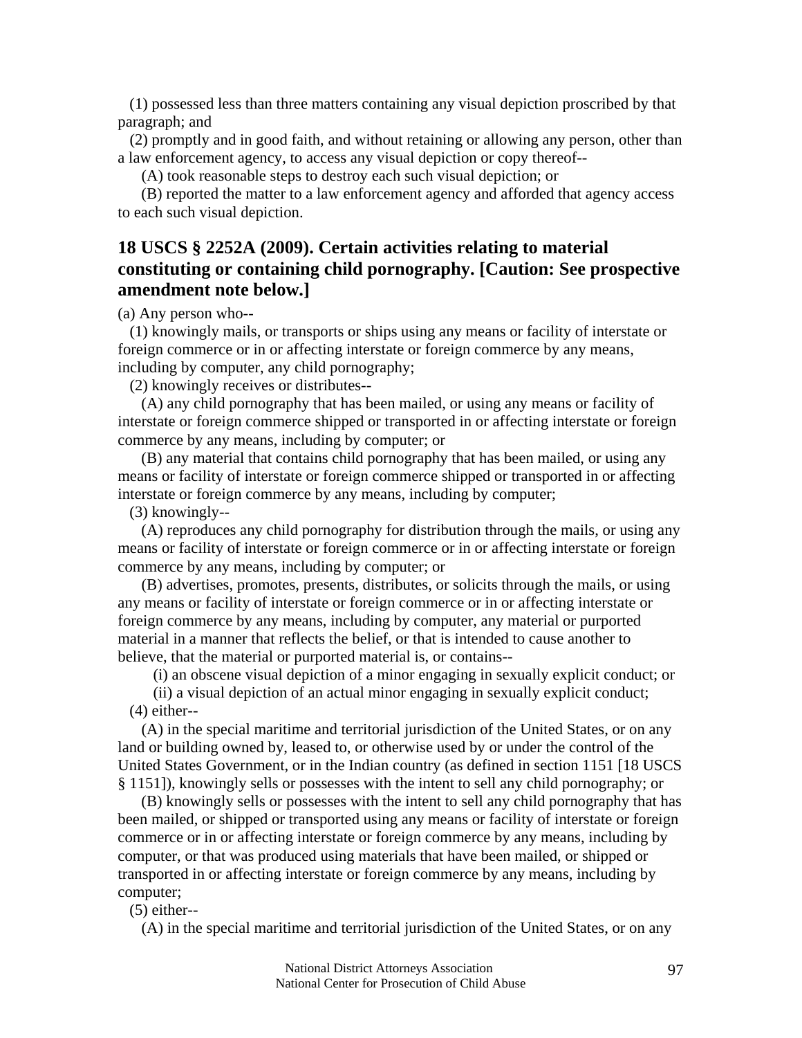(1) possessed less than three matters containing any visual depiction proscribed by that paragraph; and

(2) promptly and in good faith, and without retaining or allowing any person, other than a law enforcement agency, to access any visual depiction or copy thereof--

(A) took reasonable steps to destroy each such visual depiction; or

(B) reported the matter to a law enforcement agency and afforded that agency access to each such visual depiction.

## 18 USCS § 2252A (2009). Certain activities relating to material constituting or containing child pornography. [Caution: See prospective amendment note below.]

(a) Any person who--

(1) knowingly mails, or transports or ships using any means or facility of interstate or foreign commerce or in or affecting interstate or foreign commerce by any means, including by computer, any child pornography;

(2) knowingly receives or distributes--

(A) any child pornography that has been mailed, or using any means or facility of interstate or foreign commerce shipped or transported in or affecting interstate or foreign commerce by any means, including by computer; or

(B) any material that contains child pornography that has been mailed, or using any means or facility of interstate or foreign commerce shipped or transported in or affecting interstate or foreign commerce by any means, including by computer;

(3) knowingly--

(A) reproduces any child pornography for distribution through the mails, or using any means or facility of interstate or foreign commerce or in or affecting interstate or foreign commerce by any means, including by computer; or

(B) advertises, promotes, presents, distributes, or solicits through the mails, or using any means or facility of interstate or foreign commerce or in or affecting interstate or foreign commerce by any means, including by computer, any material or purported material in a manner that reflects the belief, or that is intended to cause another to believe, that the material or purported material is, or contains--

(i) an obscene visual depiction of a minor engaging in sexually explicit conduct; or

(ii) a visual depiction of an actual minor engaging in sexually explicit conduct;

(4) either--

(A) in the special maritime and territorial jurisdiction of the United States, or on any land or building owned by, leased to, or otherwise used by or under the control of the United States Government, or in the Indian country (as defined in section 1151 [18 USCS § 1151]), knowingly sells or possesses with the intent to sell any child pornography; or

(B) knowingly sells or possesses with the intent to sell any child pornography that has been mailed, or shipped or transported using any means or facility of interstate or foreign commerce or in or affecting interstate or foreign commerce by any means, including by computer, or that was produced using materials that have been mailed, or shipped or transported in or affecting interstate or foreign commerce by any means, including by computer;

(5) either--

(A) in the special maritime and territorial jurisdiction of the United States, or on any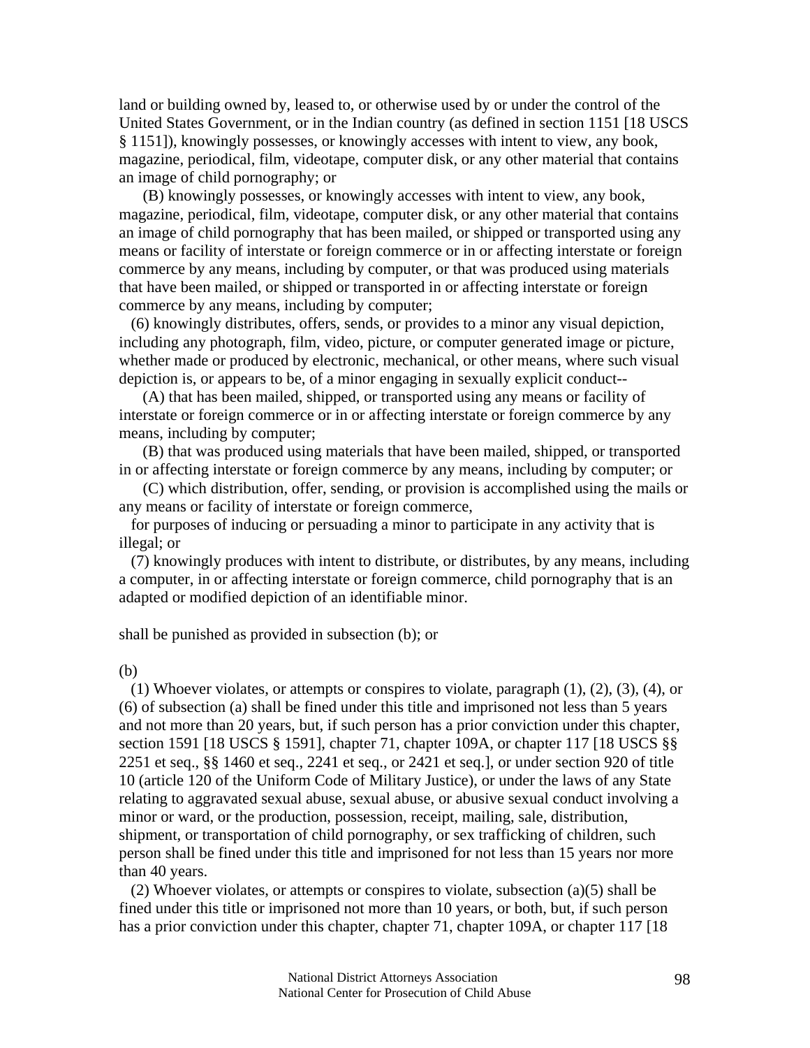land or building owned by, leased to, or otherwise used by or under the control of the United States Government, or in the Indian country (as defined in section 1151 [18 USCS § 1151]), knowingly possesses, or knowingly accesses with intent to view, any book, magazine, periodical, film, videotape, computer disk, or any other material that contains an image of child pornography; or

(B) knowingly possesses, or knowingly accesses with intent to view, any book, magazine, periodical, film, videotape, computer disk, or any other material that contains an image of child pornography that has been mailed, or shipped or transported using any means or facility of interstate or foreign commerce or in or affecting interstate or foreign commerce by any means, including by computer, or that was produced using materials that have been mailed, or shipped or transported in or affecting interstate or foreign commerce by any means, including by computer;

(6) knowingly distributes, offers, sends, or provides to a minor any visual depiction, including any photograph, film, video, picture, or computer generated image or picture, whether made or produced by electronic, mechanical, or other means, where such visual depiction is, or appears to be, of a minor engaging in sexually explicit conduct--

(A) that has been mailed, shipped, or transported using any means or facility of interstate or foreign commerce or in or affecting interstate or foreign commerce by any means, including by computer;

(B) that was produced using materials that have been mailed, shipped, or transported in or affecting interstate or foreign commerce by any means, including by computer; or

(C) which distribution, offer, sending, or provision is accomplished using the mails or any means or facility of interstate or foreign commerce,

for purposes of inducing or persuading a minor to participate in any activity that is illegal; or

(7) knowingly produces with intent to distribute, or distributes, by any means, including a computer, in or affecting interstate or foreign commerce, child pornography that is an adapted or modified depiction of an identifiable minor.

shall be punished as provided in subsection (b); or

(b)

(1) Whoever violates, or attempts or conspires to violate, paragraph (1), (2), (3), (4), or (6) of subsection (a) shall be fined under this title and imprisoned not less than 5 years and not more than 20 years, but, if such person has a prior conviction under this chapter, section 1591 [18 USCS § 1591], chapter 71, chapter 109A, or chapter 117 [18 USCS §§ 2251 et seq., §§ 1460 et seq., 2241 et seq., or 2421 et seq.], or under section 920 of title 10 (article 120 of the Uniform Code of Military Justice), or under the laws of any State relating to aggravated sexual abuse, sexual abuse, or abusive sexual conduct involving a minor or ward, or the production, possession, receipt, mailing, sale, distribution, shipment, or transportation of child pornography, or sex trafficking of children, such person shall be fined under this title and imprisoned for not less than 15 years nor more than 40 years.

(2) Whoever violates, or attempts or conspires to violate, subsection (a)(5) shall be fined under this title or imprisoned not more than 10 years, or both, but, if such person has a prior conviction under this chapter, chapter 71, chapter 109A, or chapter 117 [18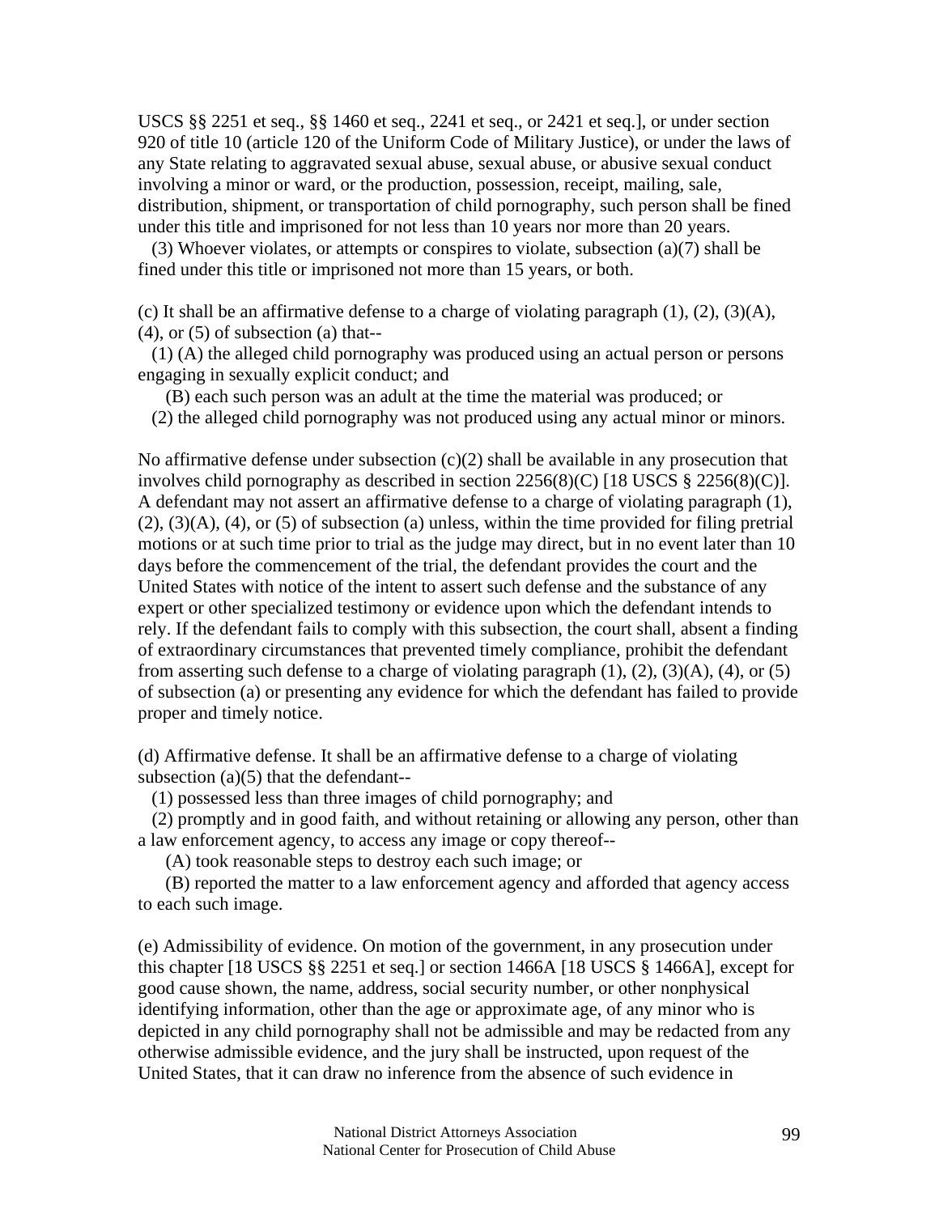USCS §§ 2251 et seq., §§ 1460 et seq., 2241 et seq., or 2421 et seq.], or under section 920 of title 10 (article 120 of the Uniform Code of Military Justice), or under the laws of any State relating to aggravated sexual abuse, sexual abuse, or abusive sexual conduct involving a minor or ward, or the production, possession, receipt, mailing, sale, distribution, shipment, or transportation of child pornography, such person shall be fined under this title and imprisoned for not less than 10 years nor more than 20 years.

(3) Whoever violates, or attempts or conspires to violate, subsection (a)(7) shall be fined under this title or imprisoned not more than 15 years, or both.

(c) It shall be an affirmative defense to a charge of violating paragraph (1), (2), (3)(A), (4), or (5) of subsection (a) that--

(1) (A) the alleged child pornography was produced using an actual person or persons engaging in sexually explicit conduct; and

(B) each such person was an adult at the time the material was produced; or

(2) the alleged child pornography was not produced using any actual minor or minors.

No affirmative defense under subsection (c)(2) shall be available in any prosecution that involves child pornography as described in section 2256(8)(C) [18 USCS § 2256(8)(C)]. A defendant may not assert an affirmative defense to a charge of violating paragraph (1), (2), (3)(A), (4), or (5) of subsection (a) unless, within the time provided for filing pretrial motions or at such time prior to trial as the judge may direct, but in no event later than 10 days before the commencement of the trial, the defendant provides the court and the United States with notice of the intent to assert such defense and the substance of any expert or other specialized testimony or evidence upon which the defendant intends to rely. If the defendant fails to comply with this subsection, the court shall, absent a finding of extraordinary circumstances that prevented timely compliance, prohibit the defendant from asserting such defense to a charge of violating paragraph (1), (2), (3)(A), (4), or (5) of subsection (a) or presenting any evidence for which the defendant has failed to provide proper and timely notice.

(d) Affirmative defense. It shall be an affirmative defense to a charge of violating subsection (a)(5) that the defendant--

(1) possessed less than three images of child pornography; and

(2) promptly and in good faith, and without retaining or allowing any person, other than a law enforcement agency, to access any image or copy thereof--

(A) took reasonable steps to destroy each such image; or

(B) reported the matter to a law enforcement agency and afforded that agency access to each such image.

(e) Admissibility of evidence. On motion of the government, in any prosecution under this chapter [18 USCS §§ 2251 et seq.] or section 1466A [18 USCS § 1466A], except for good cause shown, the name, address, social security number, or other nonphysical identifying information, other than the age or approximate age, of any minor who is depicted in any child pornography shall not be admissible and may be redacted from any otherwise admissible evidence, and the jury shall be instructed, upon request of the United States, that it can draw no inference from the absence of such evidence in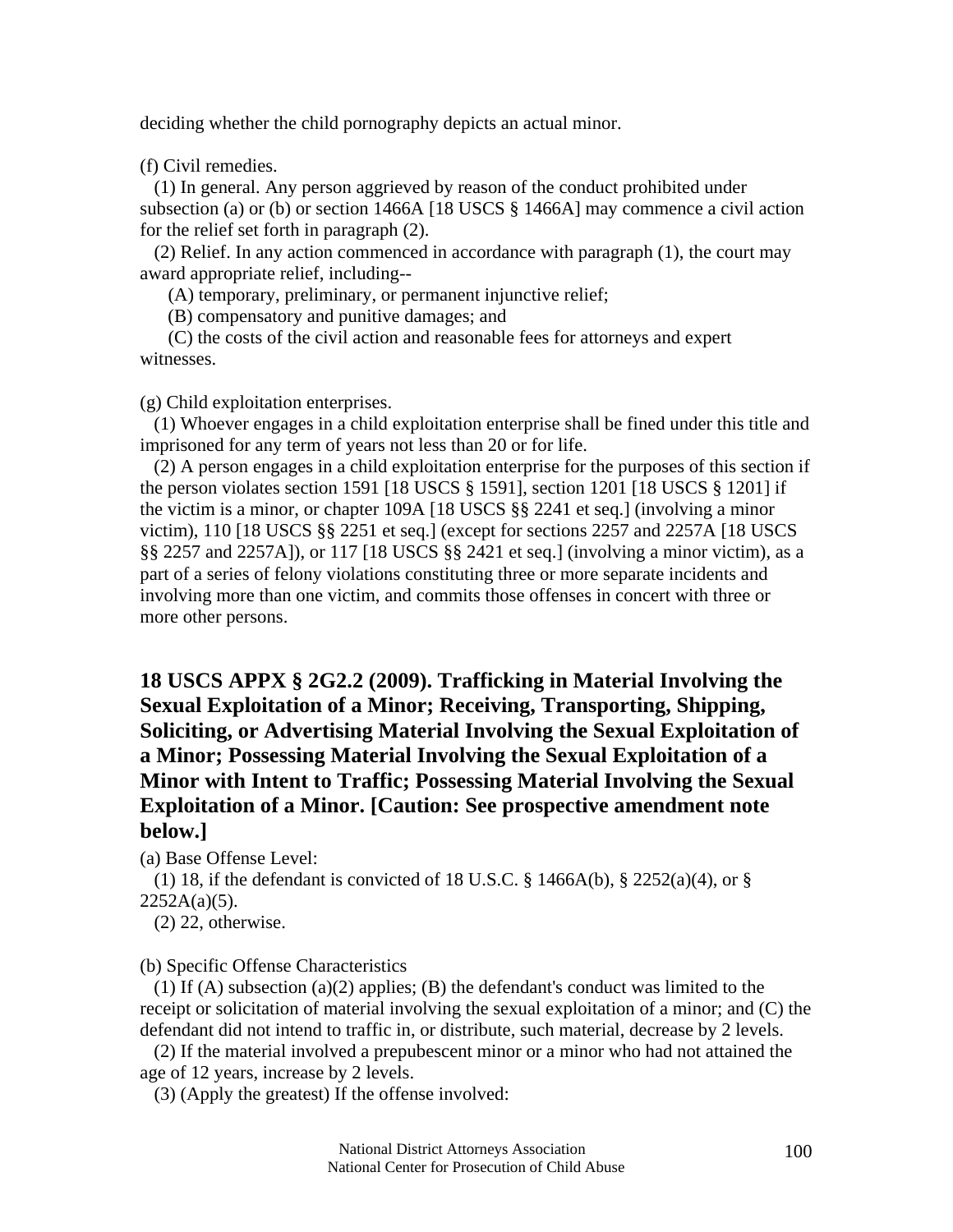deciding whether the child pornography depicts an actual minor.

(f) Civil remedies.

(1) In general. Any person aggrieved by reason of the conduct prohibited under subsection (a) or (b) or section 1466A [18 USCS § 1466A] may commence a civil action for the relief set forth in paragraph (2).

(2) Relief. In any action commenced in accordance with paragraph (1), the court may award appropriate relief, including--

(A) temporary, preliminary, or permanent injunctive relief;

(B) compensatory and punitive damages; and

(C) the costs of the civil action and reasonable fees for attorneys and expert witnesses.

(g) Child exploitation enterprises.

(1) Whoever engages in a child exploitation enterprise shall be fined under this title and imprisoned for any term of years not less than 20 or for life.

(2) A person engages in a child exploitation enterprise for the purposes of this section if the person violates section 1591 [18 USCS § 1591], section 1201 [18 USCS § 1201] if the victim is a minor, or chapter 109A [18 USCS §§ 2241 et seq.] (involving a minor victim), 110 [18 USCS §§ 2251 et seq.] (except for sections 2257 and 2257A [18 USCS §§ 2257 and 2257A]), or 117 [18 USCS §§ 2421 et seq.] (involving a minor victim), as a part of a series of felony violations constituting three or more separate incidents and involving more than one victim, and commits those offenses in concert with three or more other persons.

## 18 USCS APPX § 2G2.2 (2009). Trafficking in Material Involving the Sexual Exploitation of a Minor; Receiving, Transporting, Shipping, Soliciting, or Advertising Material Involving the Sexual Exploitation of a Minor; Possessing Material Involving the Sexual Exploitation of a Minor with Intent to Traffic; Possessing Material Involving the Sexual Exploitation of a Minor. [Caution: See prospective amendment note below.]

(a) Base Offense Level:

(1) 18, if the defendant is convicted of 18 U.S.C. § 1466A(b), § 2252(a)(4), or § 2252A(a)(5).

(2) 22, otherwise.

(b) Specific Offense Characteristics

(1) If (A) subsection (a)(2) applies; (B) the defendant's conduct was limited to the receipt or solicitation of material involving the sexual exploitation of a minor; and (C) the defendant did not intend to traffic in, or distribute, such material, decrease by 2 levels.

(2) If the material involved a prepubescent minor or a minor who had not attained the age of 12 years, increase by 2 levels.

(3) (Apply the greatest) If the offense involved: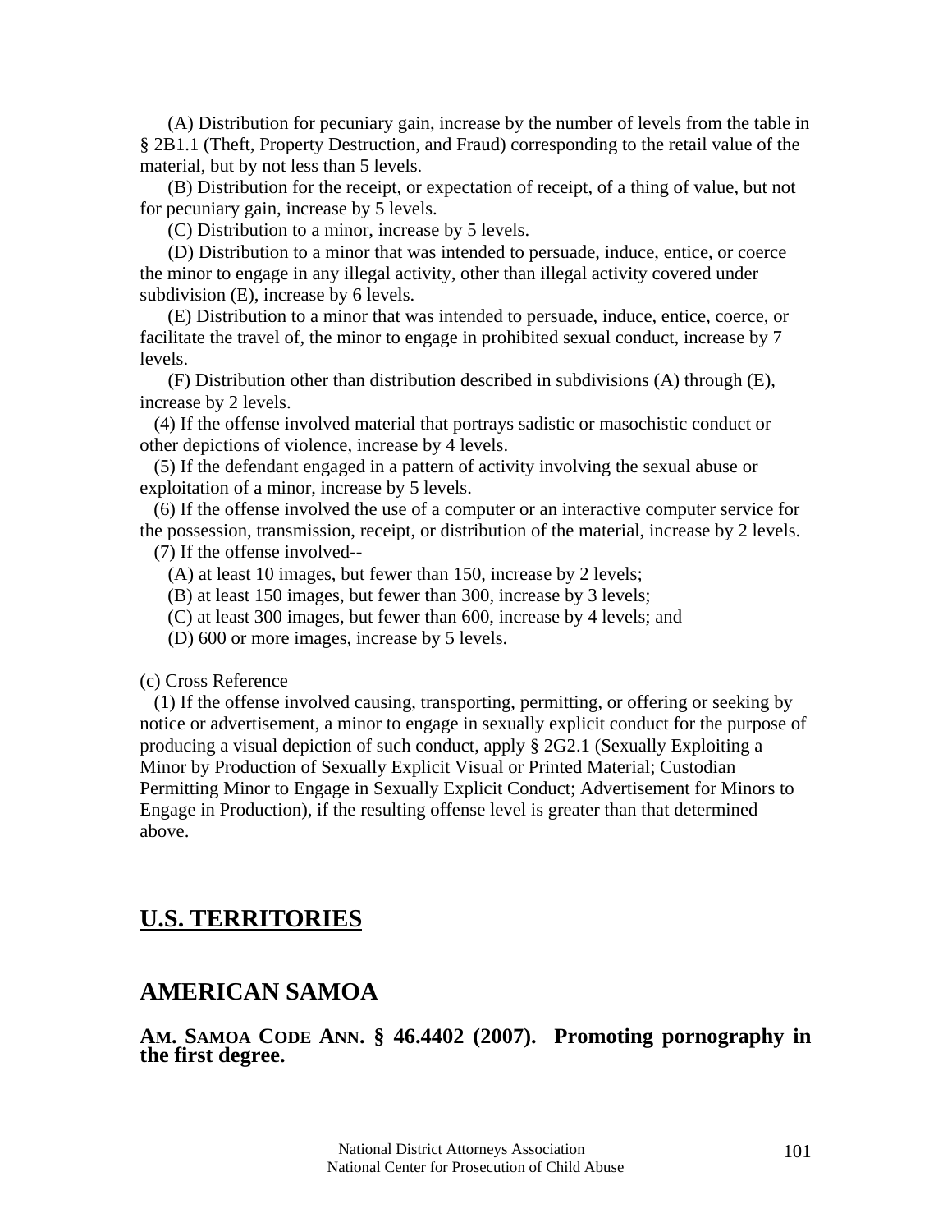(A) Distribution for pecuniary gain, increase by the number of levels from the table in § 2B1.1 (Theft, Property Destruction, and Fraud) corresponding to the retail value of the material, but by not less than 5 levels.

(B) Distribution for the receipt, or expectation of receipt, of a thing of value, but not for pecuniary gain, increase by 5 levels.

(C) Distribution to a minor, increase by 5 levels.

(D) Distribution to a minor that was intended to persuade, induce, entice, or coerce the minor to engage in any illegal activity, other than illegal activity covered under subdivision (E), increase by 6 levels.

(E) Distribution to a minor that was intended to persuade, induce, entice, coerce, or facilitate the travel of, the minor to engage in prohibited sexual conduct, increase by 7 levels.

(F) Distribution other than distribution described in subdivisions (A) through (E), increase by 2 levels.

(4) If the offense involved material that portrays sadistic or masochistic conduct or other depictions of violence, increase by 4 levels.

(5) If the defendant engaged in a pattern of activity involving the sexual abuse or exploitation of a minor, increase by 5 levels.

(6) If the offense involved the use of a computer or an interactive computer service for the possession, transmission, receipt, or distribution of the material, increase by 2 levels.

(7) If the offense involved--

(A) at least 10 images, but fewer than 150, increase by 2 levels;

(B) at least 150 images, but fewer than 300, increase by 3 levels;

(C) at least 300 images, but fewer than 600, increase by 4 levels; and

(D) 600 or more images, increase by 5 levels.

(c) Cross Reference

(1) If the offense involved causing, transporting, permitting, or offering or seeking by notice or advertisement, a minor to engage in sexually explicit conduct for the purpose of producing a visual depiction of such conduct, apply § 2G2.1 (Sexually Exploiting a Minor by Production of Sexually Explicit Visual or Printed Material; Custodian Permitting Minor to Engage in Sexually Explicit Conduct; Advertisement for Minors to Engage in Production), if the resulting offense level is greater than that determined above.

# U.S. TERRITORIES

## AMERICAN SAMOA

### AM. SAMOA CODE ANN. § 46.4402 (2007). Promoting pornography in the first degree.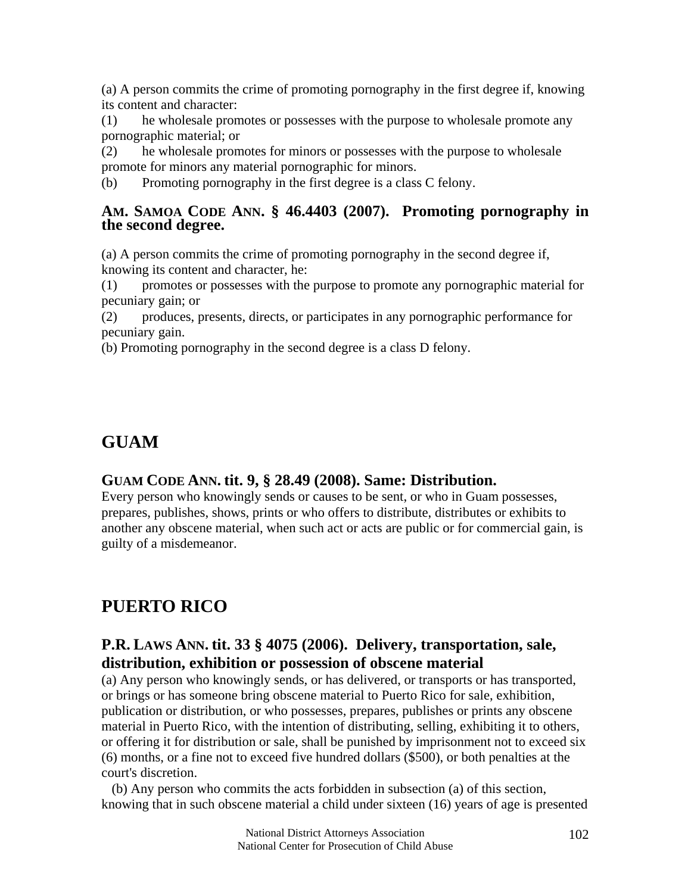(a) A person commits the crime of promoting pornography in the first degree if, knowing its content and character:

(1) he wholesale promotes or possesses with the purpose to wholesale promote any pornographic material; or

(2) he wholesale promotes for minors or possesses with the purpose to wholesale promote for minors any material pornographic for minors.

(b) Promoting pornography in the first degree is a class C felony.

### AM. SAMOA CODE ANN. § 46.4403 (2007). Promoting pornography in the second degree.

(a) A person commits the crime of promoting pornography in the second degree if, knowing its content and character, he:

(1) promotes or possesses with the purpose to promote any pornographic material for pecuniary gain; or

(2) produces, presents, directs, or participates in any pornographic performance for pecuniary gain.

(b) Promoting pornography in the second degree is a class D felony.

## GUAM

### GUAM CODE ANN. tit. 9, § 28.49 (2008). Same: Distribution.

Every person who knowingly sends or causes to be sent, or who in Guam possesses, prepares, publishes, shows, prints or who offers to distribute, distributes or exhibits to another any obscene material, when such act or acts are public or for commercial gain, is guilty of a misdemeanor.

## PUERTO RICO

### P.R. LAWS ANN. tit. 33 § 4075 (2006). Delivery, transportation, sale, distribution, exhibition or possession of obscene material

(a) Any person who knowingly sends, or has delivered, or transports or has transported, or brings or has someone bring obscene material to Puerto Rico for sale, exhibition, publication or distribution, or who possesses, prepares, publishes or prints any obscene material in Puerto Rico, with the intention of distributing, selling, exhibiting it to others, or offering it for distribution or sale, shall be punished by imprisonment not to exceed six (6) months, or a fine not to exceed five hundred dollars ($500), or both penalties at the court's discretion.

(b) Any person who commits the acts forbidden in subsection (a) of this section, knowing that in such obscene material a child under sixteen (16) years of age is presented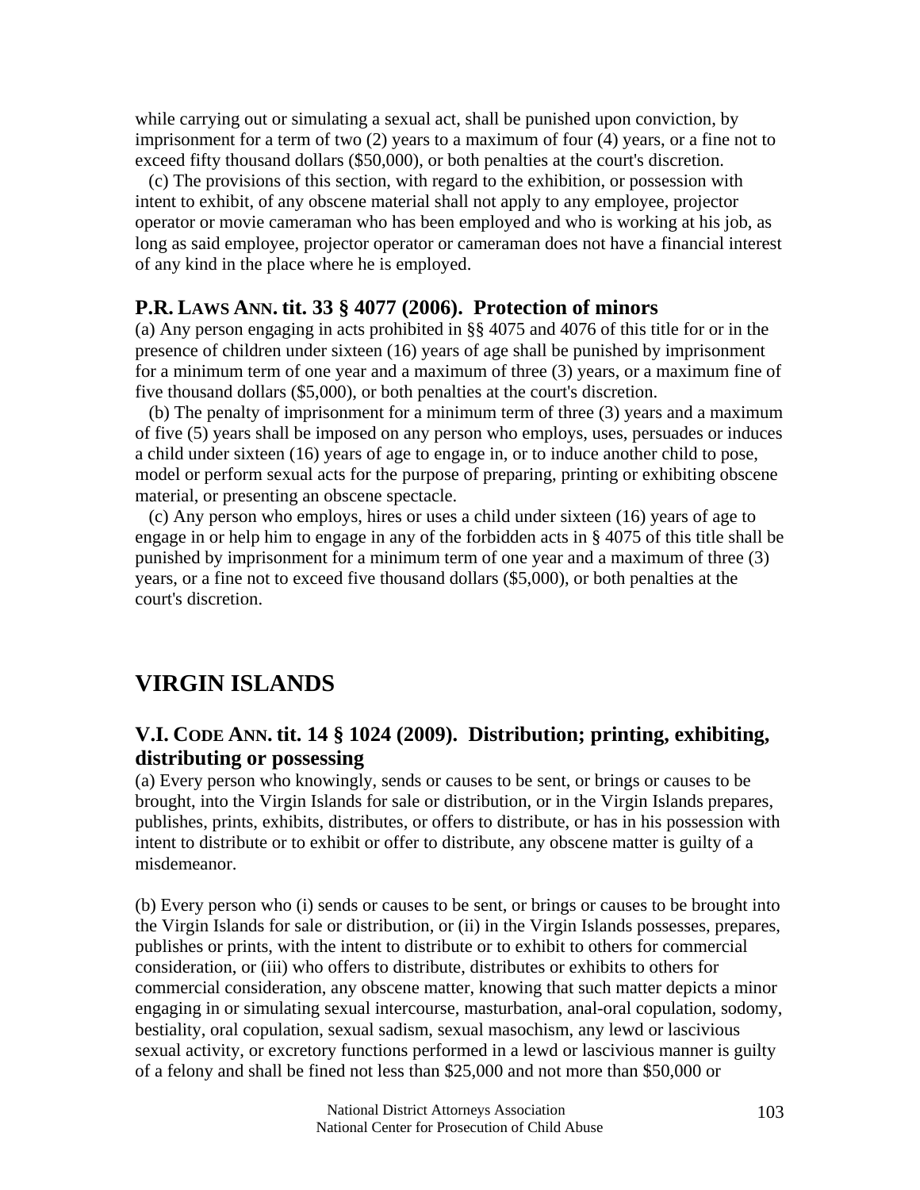while carrying out or simulating a sexual act, shall be punished upon conviction, by imprisonment for a term of two (2) years to a maximum of four (4) years, or a fine not to exceed fifty thousand dollars ($50,000), or both penalties at the court's discretion.

(c) The provisions of this section, with regard to the exhibition, or possession with intent to exhibit, of any obscene material shall not apply to any employee, projector operator or movie cameraman who has been employed and who is working at his job, as long as said employee, projector operator or cameraman does not have a financial interest of any kind in the place where he is employed.

### P.R. LAWS ANN. tit. 33 § 4077 (2006). Protection of minors

(a) Any person engaging in acts prohibited in §§ 4075 and 4076 of this title for or in the presence of children under sixteen (16) years of age shall be punished by imprisonment for a minimum term of one year and a maximum of three (3) years, or a maximum fine of five thousand dollars ($5,000), or both penalties at the court's discretion.

(b) The penalty of imprisonment for a minimum term of three (3) years and a maximum of five (5) years shall be imposed on any person who employs, uses, persuades or induces a child under sixteen (16) years of age to engage in, or to induce another child to pose, model or perform sexual acts for the purpose of preparing, printing or exhibiting obscene material, or presenting an obscene spectacle.

(c) Any person who employs, hires or uses a child under sixteen (16) years of age to engage in or help him to engage in any of the forbidden acts in § 4075 of this title shall be punished by imprisonment for a minimum term of one year and a maximum of three (3) years, or a fine not to exceed five thousand dollars ($5,000), or both penalties at the court's discretion.

## VIRGIN ISLANDS

### V.I. CODE ANN. tit. 14 § 1024 (2009). Distribution; printing, exhibiting, distributing or possessing

(a) Every person who knowingly, sends or causes to be sent, or brings or causes to be brought, into the Virgin Islands for sale or distribution, or in the Virgin Islands prepares, publishes, prints, exhibits, distributes, or offers to distribute, or has in his possession with intent to distribute or to exhibit or offer to distribute, any obscene matter is guilty of a misdemeanor.

(b) Every person who (i) sends or causes to be sent, or brings or causes to be brought into the Virgin Islands for sale or distribution, or (ii) in the Virgin Islands possesses, prepares, publishes or prints, with the intent to distribute or to exhibit to others for commercial consideration, or (iii) who offers to distribute, distributes or exhibits to others for commercial consideration, any obscene matter, knowing that such matter depicts a minor engaging in or simulating sexual intercourse, masturbation, anal-oral copulation, sodomy, bestiality, oral copulation, sexual sadism, sexual masochism, any lewd or lascivious sexual activity, or excretory functions performed in a lewd or lascivious manner is guilty of a felony and shall be fined not less than $25,000 and not more than $50,000 or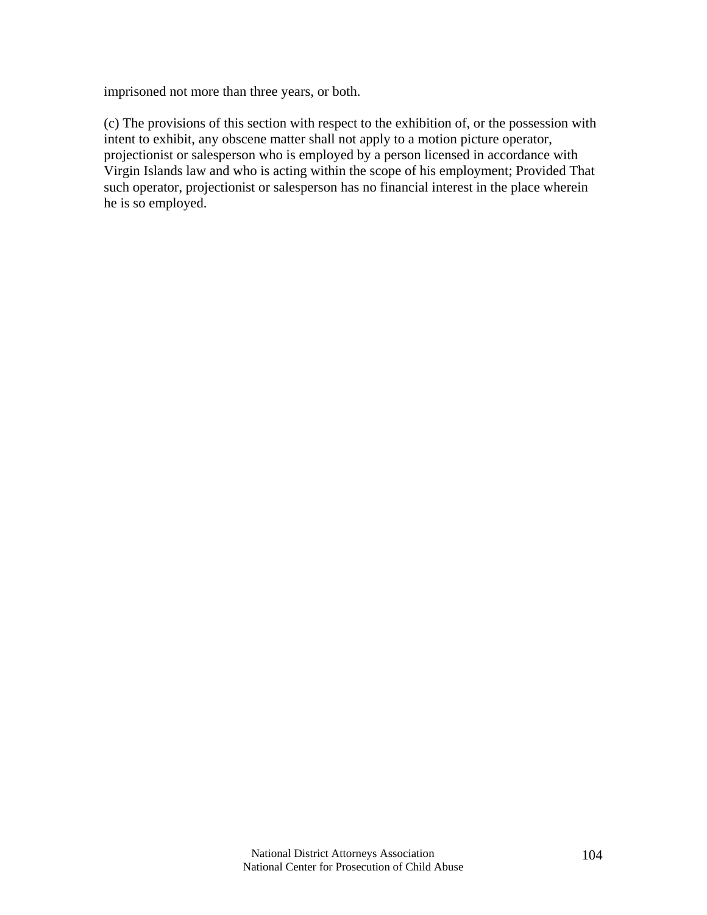imprisoned not more than three years, or both.

(c) The provisions of this section with respect to the exhibition of, or the possession with intent to exhibit, any obscene matter shall not apply to a motion picture operator, projectionist or salesperson who is employed by a person licensed in accordance with Virgin Islands law and who is acting within the scope of his employment; Provided That such operator, projectionist or salesperson has no financial interest in the place wherein he is so employed.